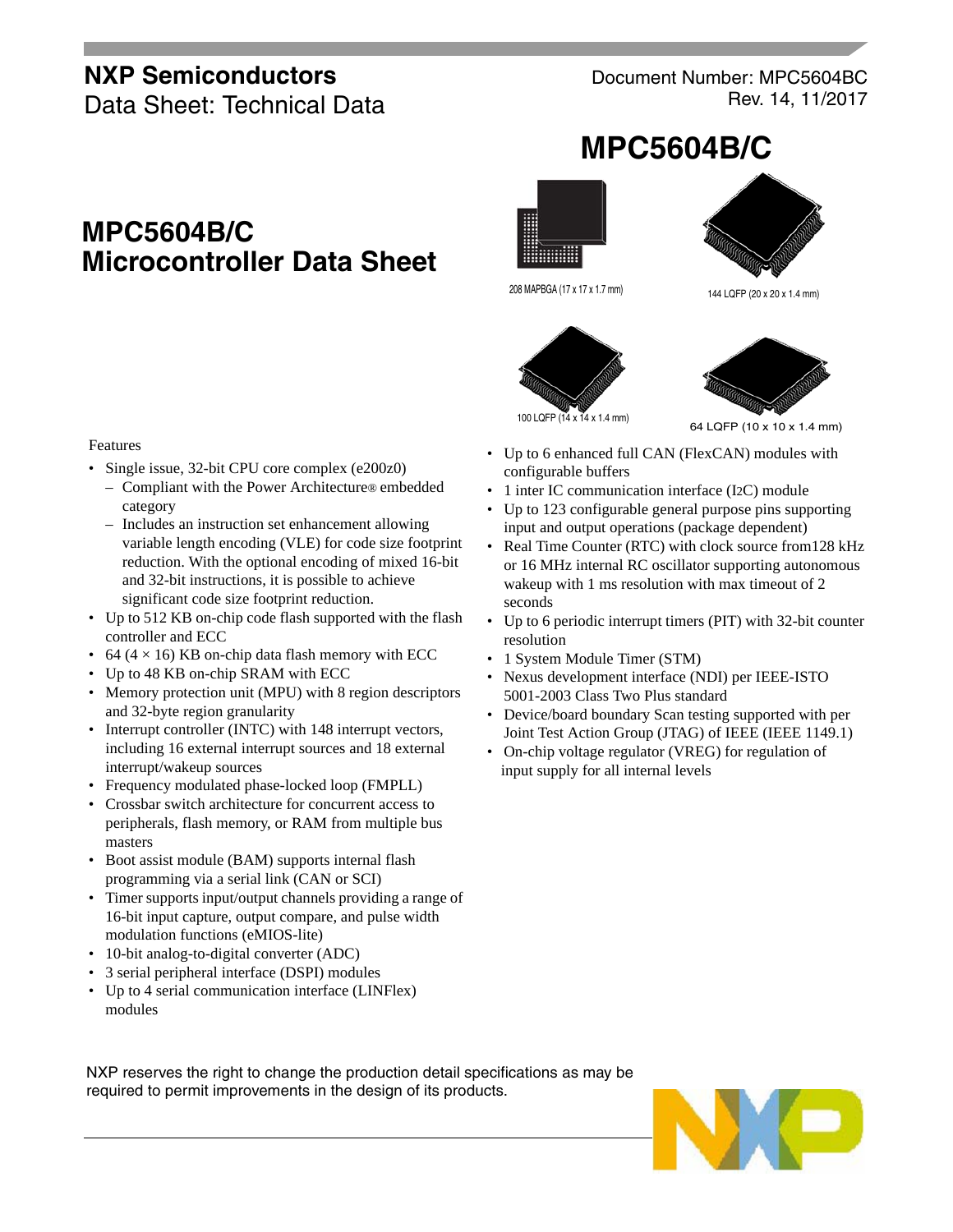# NXP Semiconductors

Data Sheet: Technical Data

Document Number: MPC5604BC
Rev. 14, 11/2017

# MPC5604B/C

## MPC5604B/C Microcontroller Data Sheet

208 MAPBGA (17 x 17 x 1.7 mm)

144 LQFP (20 x 20 x 1.4 mm)

100 LQFP (14 x 14 x 1.4 mm)

64 LQFP (10 x 10 x 1.4 mm)

Features

- Single issue, 32-bit CPU core complex (e200z0)
  - Compliant with the Power Architecture® embedded category
  - Includes an instruction set enhancement allowing variable length encoding (VLE) for code size footprint reduction. With the optional encoding of mixed 16-bit and 32-bit instructions, it is possible to achieve significant code size footprint reduction.
- Up to 512 KB on-chip code flash supported with the flash controller and ECC
- 64 (4 × 16) KB on-chip data flash memory with ECC
- Up to 48 KB on-chip SRAM with ECC
- Memory protection unit (MPU) with 8 region descriptors and 32-byte region granularity
- Interrupt controller (INTC) with 148 interrupt vectors, including 16 external interrupt sources and 18 external interrupt/wakeup sources
- Frequency modulated phase-locked loop (FMPLL)
- Crossbar switch architecture for concurrent access to peripherals, flash memory, or RAM from multiple bus masters
- Boot assist module (BAM) supports internal flash programming via a serial link (CAN or SCI)
- Timer supports input/output channels providing a range of 16-bit input capture, output compare, and pulse width modulation functions (eMIOS-lite)
- 10-bit analog-to-digital converter (ADC)
- 3 serial peripheral interface (DSPI) modules
- Up to 4 serial communication interface (LINFlex) modules
- Up to 6 enhanced full CAN (FlexCAN) modules with configurable buffers
- 1 inter IC communication interface (I2C) module
- Up to 123 configurable general purpose pins supporting input and output operations (package dependent)
- Real Time Counter (RTC) with clock source from128 kHz or 16 MHz internal RC oscillator supporting autonomous wakeup with 1 ms resolution with max timeout of 2 seconds
- Up to 6 periodic interrupt timers (PIT) with 32-bit counter resolution
- 1 System Module Timer (STM)
- Nexus development interface (NDI) per IEEE-ISTO 5001-2003 Class Two Plus standard
- Device/board boundary Scan testing supported with per Joint Test Action Group (JTAG) of IEEE (IEEE 1149.1)
- On-chip voltage regulator (VREG) for regulation of input supply for all internal levels

NXP reserves the right to change the production detail specifications as may be required to permit improvements in the design of its products.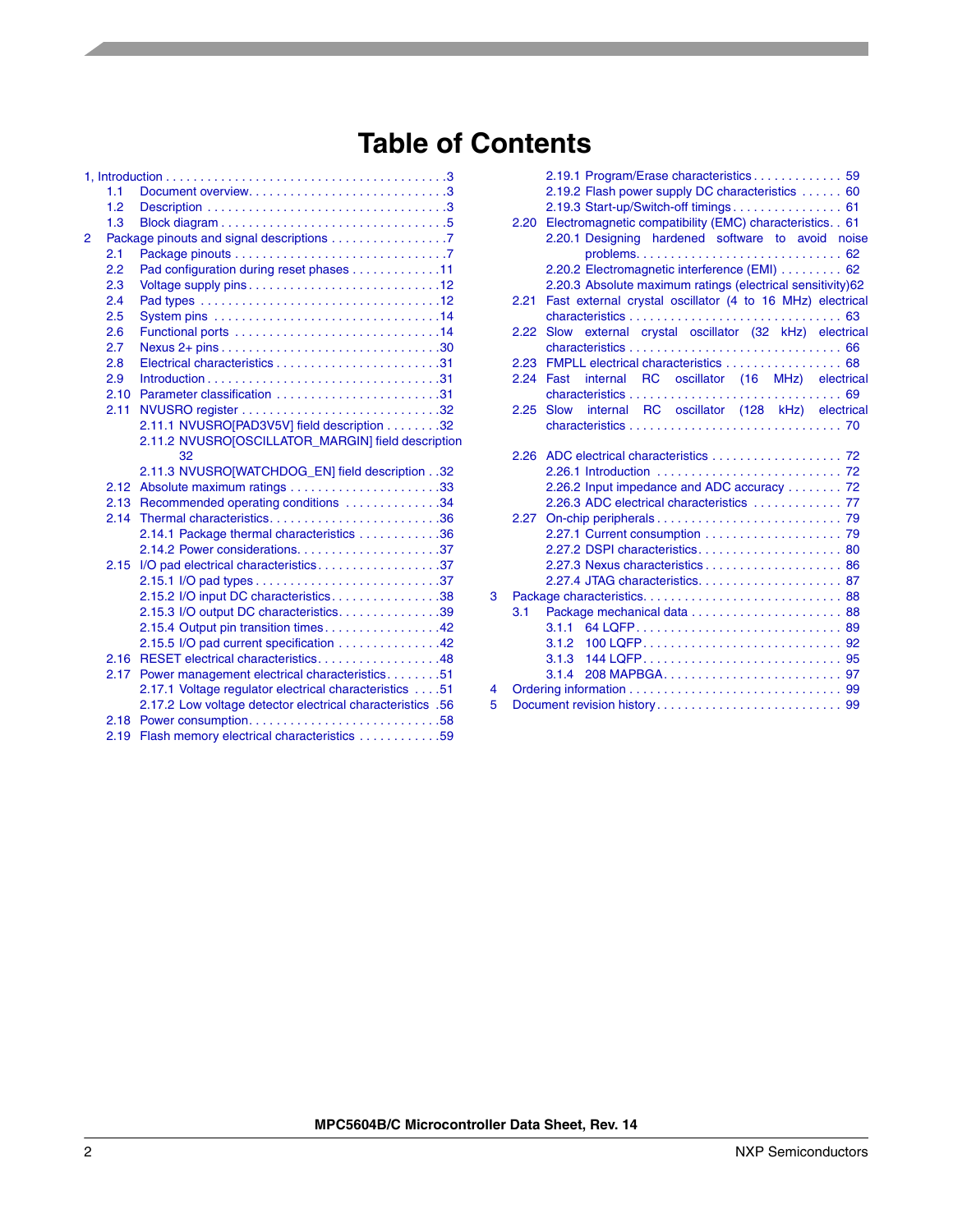# Table of Contents

1, Introduction . . . . . . . . . . . . . . . . . . . . . . . . . . . . . . . . . . . . . . . . . .3
- 1.1 Document overview. . . . . . . . . . . . . . . . . . . . . . . . . . . . .3
- 1.2 Description . . . . . . . . . . . . . . . . . . . . . . . . . . . . . . . . . . .3
- 1.3 Block diagram . . . . . . . . . . . . . . . . . . . . . . . . . . . . . . . . .5

2 Package pinouts and signal descriptions . . . . . . . . . . . . . . . . .7
- 2.1 Package pinouts . . . . . . . . . . . . . . . . . . . . . . . . . . . . . . .7
- 2.2 Pad configuration during reset phases . . . . . . . . . . . . .11
- 2.3 Voltage supply pins . . . . . . . . . . . . . . . . . . . . . . . . . . . .12
- 2.4 Pad types . . . . . . . . . . . . . . . . . . . . . . . . . . . . . . . . . . . .12
- 2.5 System pins . . . . . . . . . . . . . . . . . . . . . . . . . . . . . . . . .14
- 2.6 Functional ports . . . . . . . . . . . . . . . . . . . . . . . . . . . . . .14
- 2.7 Nexus 2+ pins . . . . . . . . . . . . . . . . . . . . . . . . . . . . . . . .30
- 2.8 Electrical characteristics . . . . . . . . . . . . . . . . . . . . . . . .31
- 2.9 Introduction . . . . . . . . . . . . . . . . . . . . . . . . . . . . . . . . . .31
- 2.10 Parameter classification . . . . . . . . . . . . . . . . . . . . . . . .31
- 2.11 NVUSRO register . . . . . . . . . . . . . . . . . . . . . . . . . . . . .32
  - 2.11.1 NVUSRO[PAD3V5V] field description . . . . . . . .32
  - 2.11.2 NVUSRO[OSCILLATOR_MARGIN] field description 32
  - 2.11.3 NVUSRO[WATCHDOG_EN] field description . .32
- 2.12 Absolute maximum ratings . . . . . . . . . . . . . . . . . . . . . .33
- 2.13 Recommended operating conditions . . . . . . . . . . . . . .34
- 2.14 Thermal characteristics. . . . . . . . . . . . . . . . . . . . . . . . .36
  - 2.14.1 Package thermal characteristics . . . . . . . . . . . .36
  - 2.14.2 Power considerations. . . . . . . . . . . . . . . . . . . . .37
- 2.15 I/O pad electrical characteristics. . . . . . . . . . . . . . . . . .37
  - 2.15.1 I/O pad types . . . . . . . . . . . . . . . . . . . . . . . . . . .37
  - 2.15.2 I/O input DC characteristics. . . . . . . . . . . . . . . .38
  - 2.15.3 I/O output DC characteristics. . . . . . . . . . . . . . .39
  - 2.15.4 Output pin transition times. . . . . . . . . . . . . . . . .42
  - 2.15.5 I/O pad current specification . . . . . . . . . . . . . . .42
- 2.16 RESET electrical characteristics. . . . . . . . . . . . . . . . . .48
- 2.17 Power management electrical characteristics. . . . . . . .51
  - 2.17.1 Voltage regulator electrical characteristics . . . .51
  - 2.17.2 Low voltage detector electrical characteristics .56
- 2.18 Power consumption. . . . . . . . . . . . . . . . . . . . . . . . . . . .58
- 2.19 Flash memory electrical characteristics . . . . . . . . . . . .59
  - 2.19.1 Program/Erase characteristics . . . . . . . . . . . . . 59
  - 2.19.2 Flash power supply DC characteristics . . . . . . 60
  - 2.19.3 Start-up/Switch-off timings . . . . . . . . . . . . . . . . 61
- 2.20 Electromagnetic compatibility (EMC) characteristics. . 61
  - 2.20.1 Designing hardened software to avoid noise problems. . . . . . . . . . . . . . . . . . . . . . . . . . . . . . . 62
  - 2.20.2 Electromagnetic interference (EMI) . . . . . . . . . 62
  - 2.20.3 Absolute maximum ratings (electrical sensitivity)62
- 2.21 Fast external crystal oscillator (4 to 16 MHz) electrical characteristics . . . . . . . . . . . . . . . . . . . . . . . . . . . . . . . 63
- 2.22 Slow external crystal oscillator (32 kHz) electrical characteristics . . . . . . . . . . . . . . . . . . . . . . . . . . . . . . . 66
- 2.23 FMPLL electrical characteristics . . . . . . . . . . . . . . . . . 68
- 2.24 Fast internal RC oscillator (16 MHz) electrical characteristics . . . . . . . . . . . . . . . . . . . . . . . . . . . . . . . 69
- 2.25 Slow internal RC oscillator (128 kHz) electrical characteristics . . . . . . . . . . . . . . . . . . . . . . . . . . . . . . . 70
- 2.26 ADC electrical characteristics . . . . . . . . . . . . . . . . . . . 72
  - 2.26.1 Introduction . . . . . . . . . . . . . . . . . . . . . . . . . . . 72
  - 2.26.2 Input impedance and ADC accuracy . . . . . . . . 72
  - 2.26.3 ADC electrical characteristics . . . . . . . . . . . . . 77
- 2.27 On-chip peripherals . . . . . . . . . . . . . . . . . . . . . . . . . . . 79
  - 2.27.1 Current consumption . . . . . . . . . . . . . . . . . . . . 79
  - 2.27.2 DSPI characteristics. . . . . . . . . . . . . . . . . . . . . 80
  - 2.27.3 Nexus characteristics . . . . . . . . . . . . . . . . . . . . 86
  - 2.27.4 JTAG characteristics. . . . . . . . . . . . . . . . . . . . . 87

3 Package characteristics. . . . . . . . . . . . . . . . . . . . . . . . . . . . . 88
- 3.1 Package mechanical data . . . . . . . . . . . . . . . . . . . . . . 88
  - 3.1.1 64 LQFP. . . . . . . . . . . . . . . . . . . . . . . . . . . . . . 89
  - 3.1.2 100 LQFP. . . . . . . . . . . . . . . . . . . . . . . . . . . . . 92
  - 3.1.3 144 LQFP. . . . . . . . . . . . . . . . . . . . . . . . . . . . . 95
  - 3.1.4 208 MAPBGA. . . . . . . . . . . . . . . . . . . . . . . . . . 97

4 Ordering information . . . . . . . . . . . . . . . . . . . . . . . . . . . . . . . 99

5 Document revision history. . . . . . . . . . . . . . . . . . . . . . . . . . . 99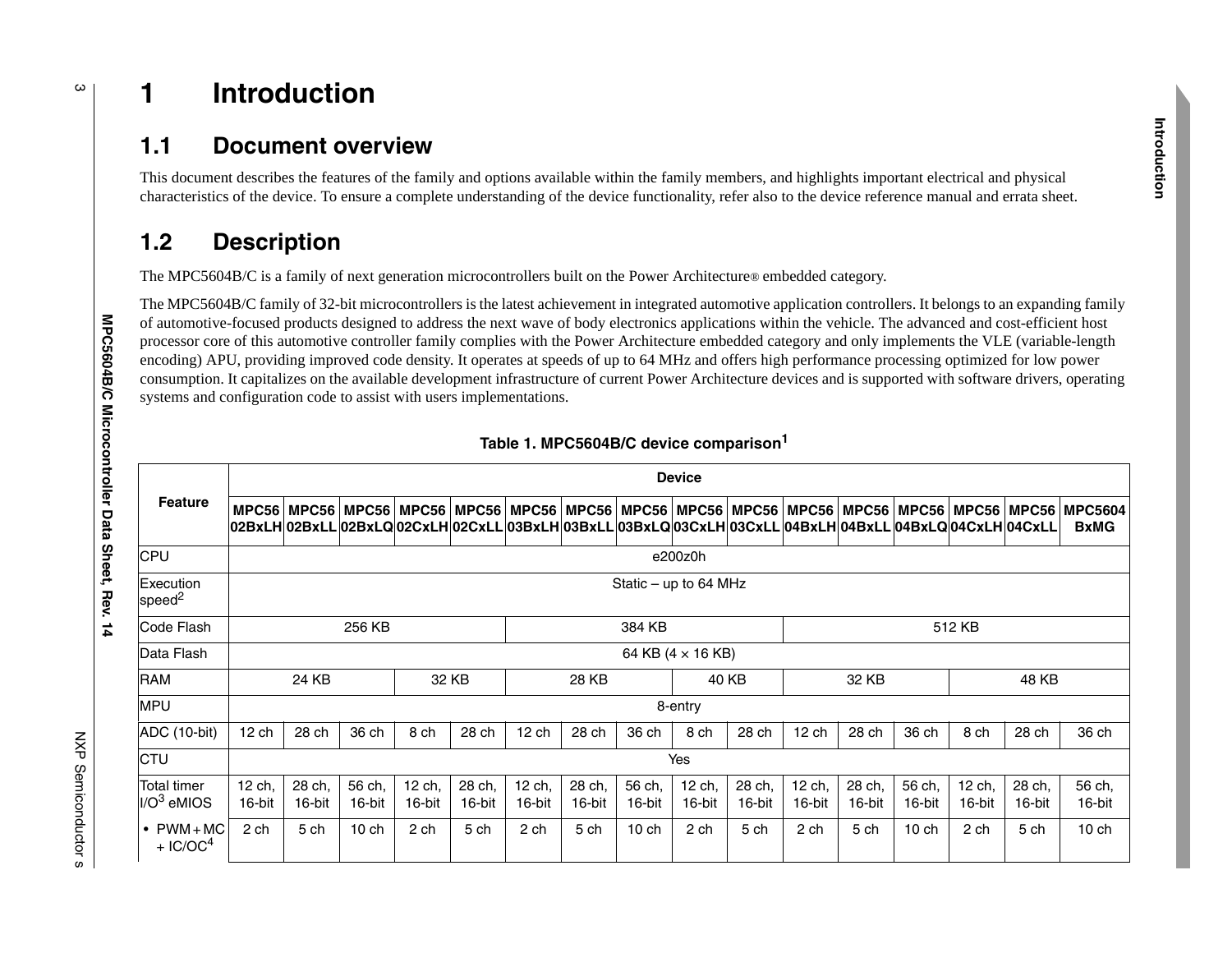# 1 Introduction

## 1.1 Document overview

This document describes the features of the family and options available within the family members, and highlights important electrical and physical characteristics of the device. To ensure a complete understanding of the device functionality, refer also to the device reference manual and errata sheet.

## 1.2 Description

The MPC5604B/C is a family of next generation microcontrollers built on the Power Architecture® embedded category.

The MPC5604B/C family of 32-bit microcontrollers is the latest achievement in integrated automotive application controllers. It belongs to an expanding family of automotive-focused products designed to address the next wave of body electronics applications within the vehicle. The advanced and cost-efficient host processor core of this automotive controller family complies with the Power Architecture embedded category and only implements the VLE (variable-length encoding) APU, providing improved code density. It operates at speeds of up to 64 MHz and offers high performance processing optimized for low power consumption. It capitalizes on the available development infrastructure of current Power Architecture devices and is supported with software drivers, operating systems and configuration code to assist with users implementations.

**Table 1. MPC5604B/C device comparison[1]**

| Feature | Device | | | | | | | | | | | | | | | |
|---|---|---|---|---|---|---|---|---|---|---|---|---|---|---|---|---|
| | MPC5602BxLH | MPC5602BxLL | MPC5602BxLQ | MPC5602CxLH | MPC5602CxLL | MPC5603BxLH | MPC5603BxLL | MPC5603BxLQ | MPC5603CxLH | MPC5603CxLL | MPC5604BxLH | MPC5604BxLL | MPC5604BxLQ | MPC5604CxLH | MPC5604CxLL | MPC5604BxMG |
| CPU | e200z0h | | | | | | | | | | | | | | | |
| Execution speed[2] | Static – up to 64 MHz | | | | | | | | | | | | | | | |
| Code Flash | 256 KB | | | | | 384 KB | | | | | 512 KB | | | | | |
| Data Flash | 64 KB (4 × 16 KB) | | | | | | | | | | | | | | | |
| RAM | 24 KB | | | 32 KB | | 28 KB | | | 40 KB | | 32 KB | | | 48 KB | | |
| MPU | 8-entry | | | | | | | | | | | | | | | |
| ADC (10-bit) | 12 ch | 28 ch | 36 ch | 8 ch | 28 ch | 12 ch | 28 ch | 36 ch | 8 ch | 28 ch | 12 ch | 28 ch | 36 ch | 8 ch | 28 ch | 36 ch |
| CTU | Yes | | | | | | | | | | | | | | | |
| Total timer I/O[3] eMIOS | 12 ch, 16-bit | 28 ch, 16-bit | 56 ch, 16-bit | 12 ch, 16-bit | 28 ch, 16-bit | 12 ch, 16-bit | 28 ch, 16-bit | 56 ch, 16-bit | 12 ch, 16-bit | 28 ch, 16-bit | 12 ch, 16-bit | 28 ch, 16-bit | 56 ch, 16-bit | 12 ch, 16-bit | 28 ch, 16-bit | 56 ch, 16-bit |
| • PWM + MC + IC/OC[4] | 2 ch | 5 ch | 10 ch | 2 ch | 5 ch | 2 ch | 5 ch | 10 ch | 2 ch | 5 ch | 2 ch | 5 ch | 10 ch | 2 ch | 5 ch | 10 ch |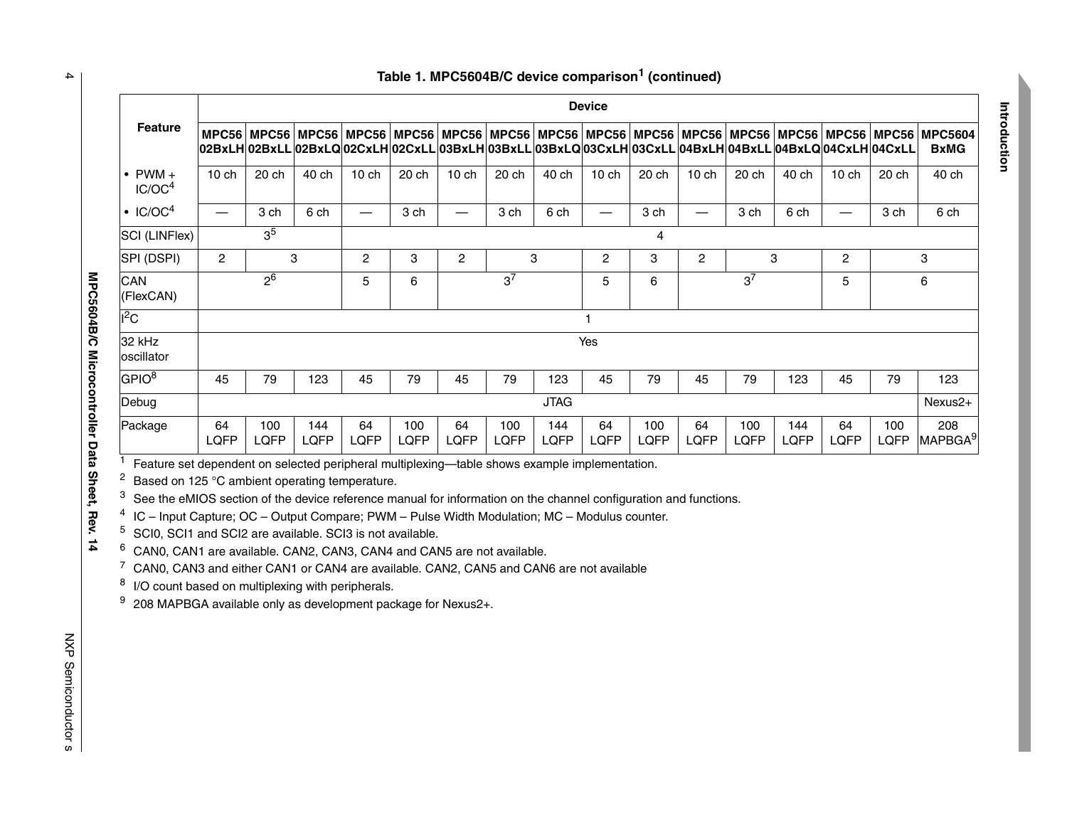**Table 1. MPC5604B/C device comparison[1] (continued)**

| Feature | Device | | | | | | | | | | | | | | | |
|---|---|---|---|---|---|---|---|---|---|---|---|---|---|---|---|---|
| | MPC5602BxLH | MPC5602BxLL | MPC5602BxLQ | MPC5602CxLH | MPC5602CxLL | MPC5603BxLH | MPC5603BxLL | MPC5603BxLQ | MPC5603CxLH | MPC5603CxLL | MPC5604BxLH | MPC5604BxLL | MPC5604BxLQ | MPC5604CxLH | MPC5604CxLL | MPC5604BxMG |
| • PWM + IC/OC[4] | 10 ch | 20 ch | 40 ch | 10 ch | 20 ch | 10 ch | 20 ch | 40 ch | 10 ch | 20 ch | 10 ch | 20 ch | 40 ch | 10 ch | 20 ch | 40 ch |
| • IC/OC[4] | — | 3 ch | 6 ch | — | 3 ch | — | 3 ch | 6 ch | — | 3 ch | — | 3 ch | 6 ch | — | 3 ch | 6 ch |
| SCI (LINFlex) | 3[5] | | | 4 | | | | | | | | | | | | |
| SPI (DSPI) | 2 | 3 | | 2 | 3 | 2 | 3 | | 2 | 3 | 2 | 3 | | 2 | 3 | |
| CAN (FlexCAN) | 2[6] | | | 5 | 6 | 3[7] | | | 5 | 6 | 3[7] | | | 5 | 6 | |
| I²C | 1 | | | | | | | | | | | | | | | |
| 32 kHz oscillator | Yes | | | | | | | | | | | | | | | |
| GPIO[8] | 45 | 79 | 123 | 45 | 79 | 45 | 79 | 123 | 45 | 79 | 45 | 79 | 123 | 45 | 79 | 123 |
| Debug | JTAG | | | | | | | | | | | | | | | Nexus2+ |
| Package | 64 LQFP | 100 LQFP | 144 LQFP | 64 LQFP | 100 LQFP | 64 LQFP | 100 LQFP | 144 LQFP | 64 LQFP | 100 LQFP | 64 LQFP | 100 LQFP | 144 LQFP | 64 LQFP | 100 LQFP | 208 MAPBGA[9] |

1 Feature set dependent on selected peripheral multiplexing—table shows example implementation.
2 Based on 125 °C ambient operating temperature.
3 See the eMIOS section of the device reference manual for information on the channel configuration and functions.
4 IC – Input Capture; OC – Output Compare; PWM – Pulse Width Modulation; MC – Modulus counter.
5 SCI0, SCI1 and SCI2 are available. SCI3 is not available.
6 CAN0, CAN1 are available. CAN2, CAN3, CAN4 and CAN5 are not available.
7 CAN0, CAN3 and either CAN1 or CAN4 are available. CAN2, CAN5 and CAN6 are not available
8 I/O count based on multiplexing with peripherals.
9 208 MAPBGA available only as development package for Nexus2+.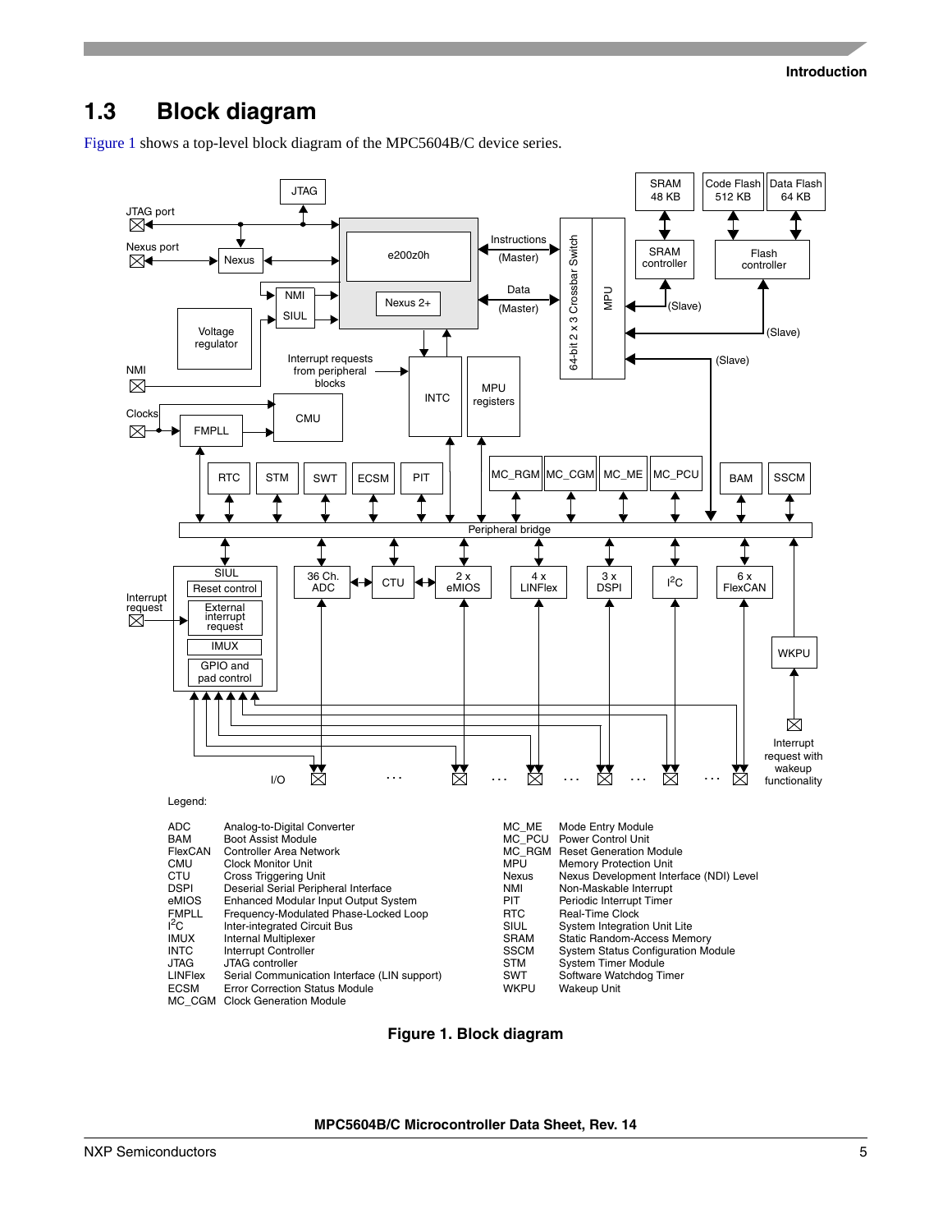## 1.3 Block diagram

Figure 1 shows a top-level block diagram of the MPC5604B/C device series.

Legend:

| | | | |
|---|---|---|---|
| ADC | Analog-to-Digital Converter | MC_ME | Mode Entry Module |
| BAM | Boot Assist Module | MC_PCU | Power Control Unit |
| FlexCAN | Controller Area Network | MC_RGM | Reset Generation Module |
| CMU | Clock Monitor Unit | MPU | Memory Protection Unit |
| CTU | Cross Triggering Unit | Nexus | Nexus Development Interface (NDI) Level |
| DSPI | Deserial Serial Peripheral Interface | NMI | Non-Maskable Interrupt |
| eMIOS | Enhanced Modular Input Output System | PIT | Periodic Interrupt Timer |
| FMPLL | Frequency-Modulated Phase-Locked Loop | RTC | Real-Time Clock |
| I²C | Inter-integrated Circuit Bus | SIUL | System Integration Unit Lite |
| IMUX | Internal Multiplexer | SRAM | Static Random-Access Memory |
| INTC | Interrupt Controller | SSCM | System Status Configuration Module |
| JTAG | JTAG controller | STM | System Timer Module |
| LINFlex | Serial Communication Interface (LIN support) | SWT | Software Watchdog Timer |
| ECSM | Error Correction Status Module | WKPU | Wakeup Unit |
| MC_CGM | Clock Generation Module | | |

**Figure 1. Block diagram**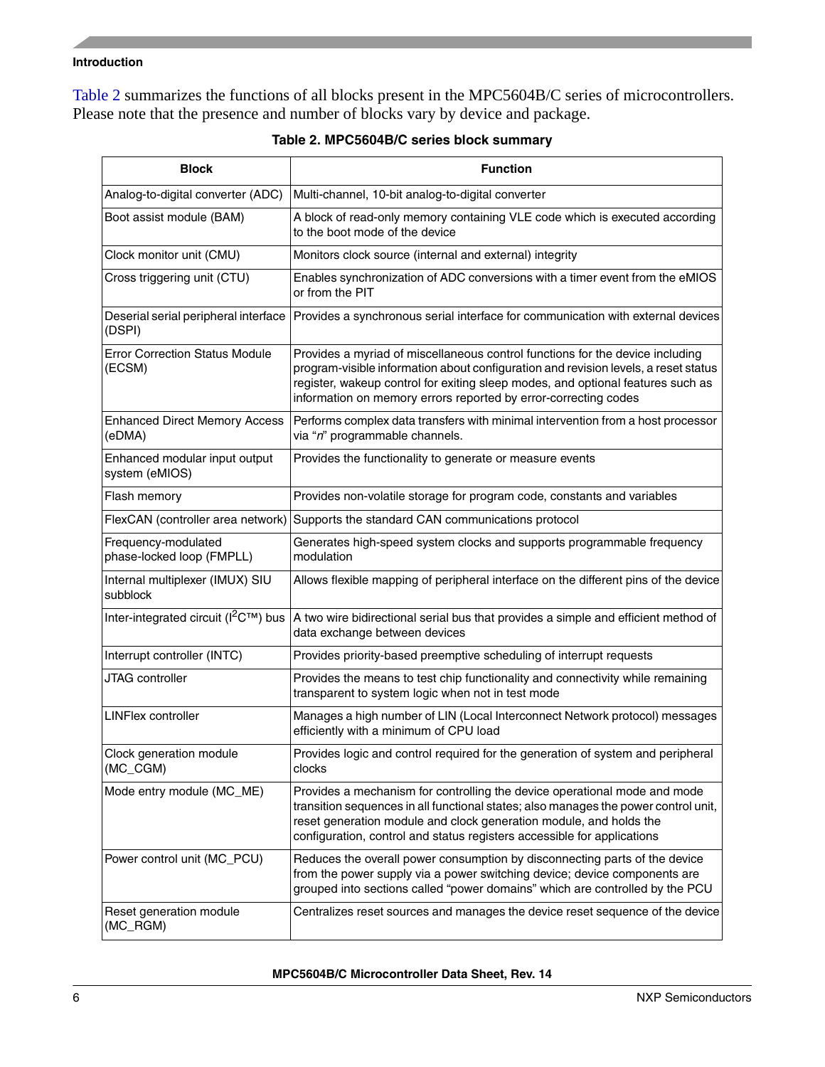Table 2 summarizes the functions of all blocks present in the MPC5604B/C series of microcontrollers. Please note that the presence and number of blocks vary by device and package.

**Table 2. MPC5604B/C series block summary**

| Block | Function |
|---|---|
| Analog-to-digital converter (ADC) | Multi-channel, 10-bit analog-to-digital converter |
| Boot assist module (BAM) | A block of read-only memory containing VLE code which is executed according to the boot mode of the device |
| Clock monitor unit (CMU) | Monitors clock source (internal and external) integrity |
| Cross triggering unit (CTU) | Enables synchronization of ADC conversions with a timer event from the eMIOS or from the PIT |
| Deserial serial peripheral interface (DSPI) | Provides a synchronous serial interface for communication with external devices |
| Error Correction Status Module (ECSM) | Provides a myriad of miscellaneous control functions for the device including program-visible information about configuration and revision levels, a reset status register, wakeup control for exiting sleep modes, and optional features such as information on memory errors reported by error-correcting codes |
| Enhanced Direct Memory Access (eDMA) | Performs complex data transfers with minimal intervention from a host processor via "*n*" programmable channels. |
| Enhanced modular input output system (eMIOS) | Provides the functionality to generate or measure events |
| Flash memory | Provides non-volatile storage for program code, constants and variables |
| FlexCAN (controller area network) | Supports the standard CAN communications protocol |
| Frequency-modulated phase-locked loop (FMPLL) | Generates high-speed system clocks and supports programmable frequency modulation |
| Internal multiplexer (IMUX) SIU subblock | Allows flexible mapping of peripheral interface on the different pins of the device |
| Inter-integrated circuit ($I^2C$™) bus | A two wire bidirectional serial bus that provides a simple and efficient method of data exchange between devices |
| Interrupt controller (INTC) | Provides priority-based preemptive scheduling of interrupt requests |
| JTAG controller | Provides the means to test chip functionality and connectivity while remaining transparent to system logic when not in test mode |
| LINFlex controller | Manages a high number of LIN (Local Interconnect Network protocol) messages efficiently with a minimum of CPU load |
| Clock generation module (MC_CGM) | Provides logic and control required for the generation of system and peripheral clocks |
| Mode entry module (MC_ME) | Provides a mechanism for controlling the device operational mode and mode transition sequences in all functional states; also manages the power control unit, reset generation module and clock generation module, and holds the configuration, control and status registers accessible for applications |
| Power control unit (MC_PCU) | Reduces the overall power consumption by disconnecting parts of the device from the power supply via a power switching device; device components are grouped into sections called "power domains" which are controlled by the PCU |
| Reset generation module (MC_RGM) | Centralizes reset sources and manages the device reset sequence of the device |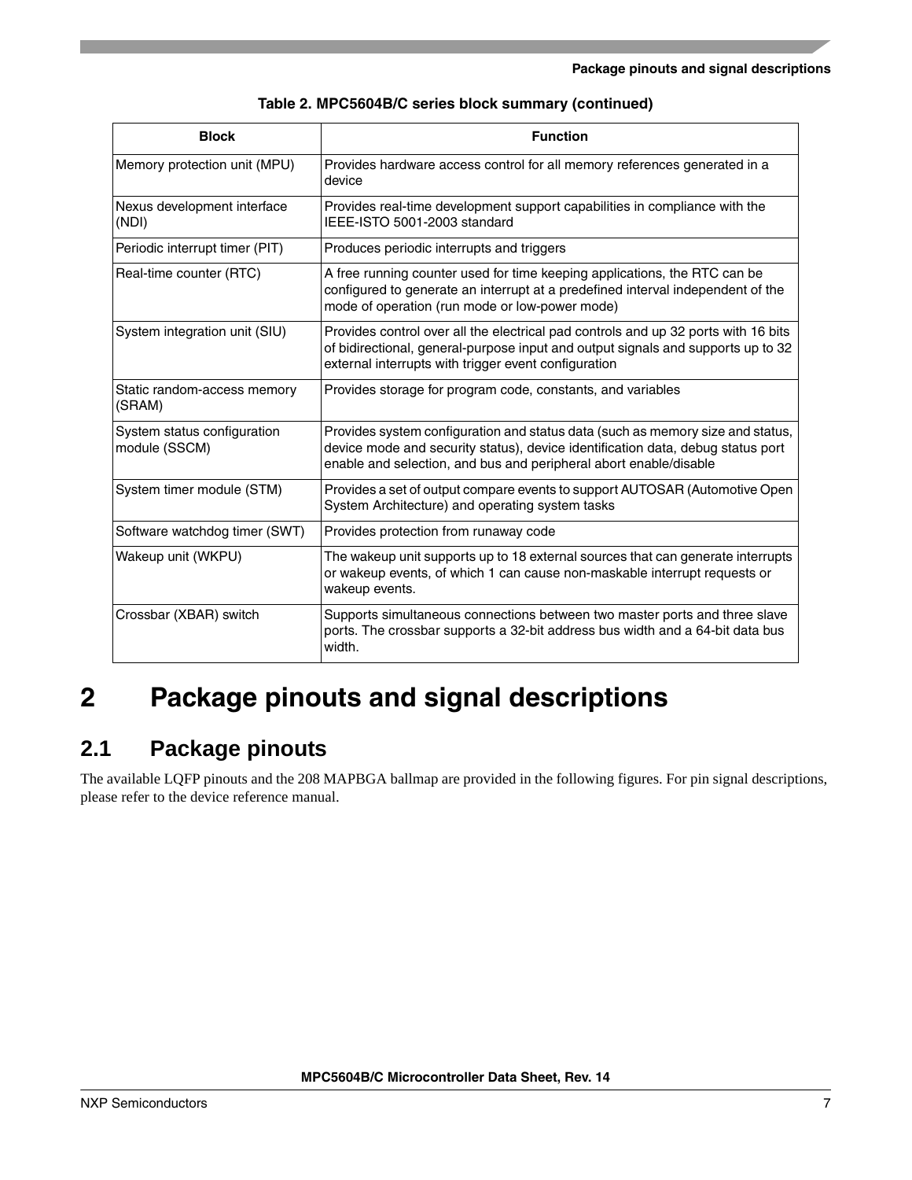Table 2. MPC5604B/C series block summary (continued)

| Block | Function |
| --- | --- |
| Memory protection unit (MPU) | Provides hardware access control for all memory references generated in a device |
| Nexus development interface (NDI) | Provides real-time development support capabilities in compliance with the IEEE-ISTO 5001-2003 standard |
| Periodic interrupt timer (PIT) | Produces periodic interrupts and triggers |
| Real-time counter (RTC) | A free running counter used for time keeping applications, the RTC can be configured to generate an interrupt at a predefined interval independent of the mode of operation (run mode or low-power mode) |
| System integration unit (SIU) | Provides control over all the electrical pad controls and up 32 ports with 16 bits of bidirectional, general-purpose input and output signals and supports up to 32 external interrupts with trigger event configuration |
| Static random-access memory (SRAM) | Provides storage for program code, constants, and variables |
| System status configuration module (SSCM) | Provides system configuration and status data (such as memory size and status, device mode and security status), device identification data, debug status port enable and selection, and bus and peripheral abort enable/disable |
| System timer module (STM) | Provides a set of output compare events to support AUTOSAR (Automotive Open System Architecture) and operating system tasks |
| Software watchdog timer (SWT) | Provides protection from runaway code |
| Wakeup unit (WKPU) | The wakeup unit supports up to 18 external sources that can generate interrupts or wakeup events, of which 1 can cause non-maskable interrupt requests or wakeup events. |
| Crossbar (XBAR) switch | Supports simultaneous connections between two master ports and three slave ports. The crossbar supports a 32-bit address bus width and a 64-bit data bus width. |

# 2 Package pinouts and signal descriptions

## 2.1 Package pinouts

The available LQFP pinouts and the 208 MAPBGA ballmap are provided in the following figures. For pin signal descriptions, please refer to the device reference manual.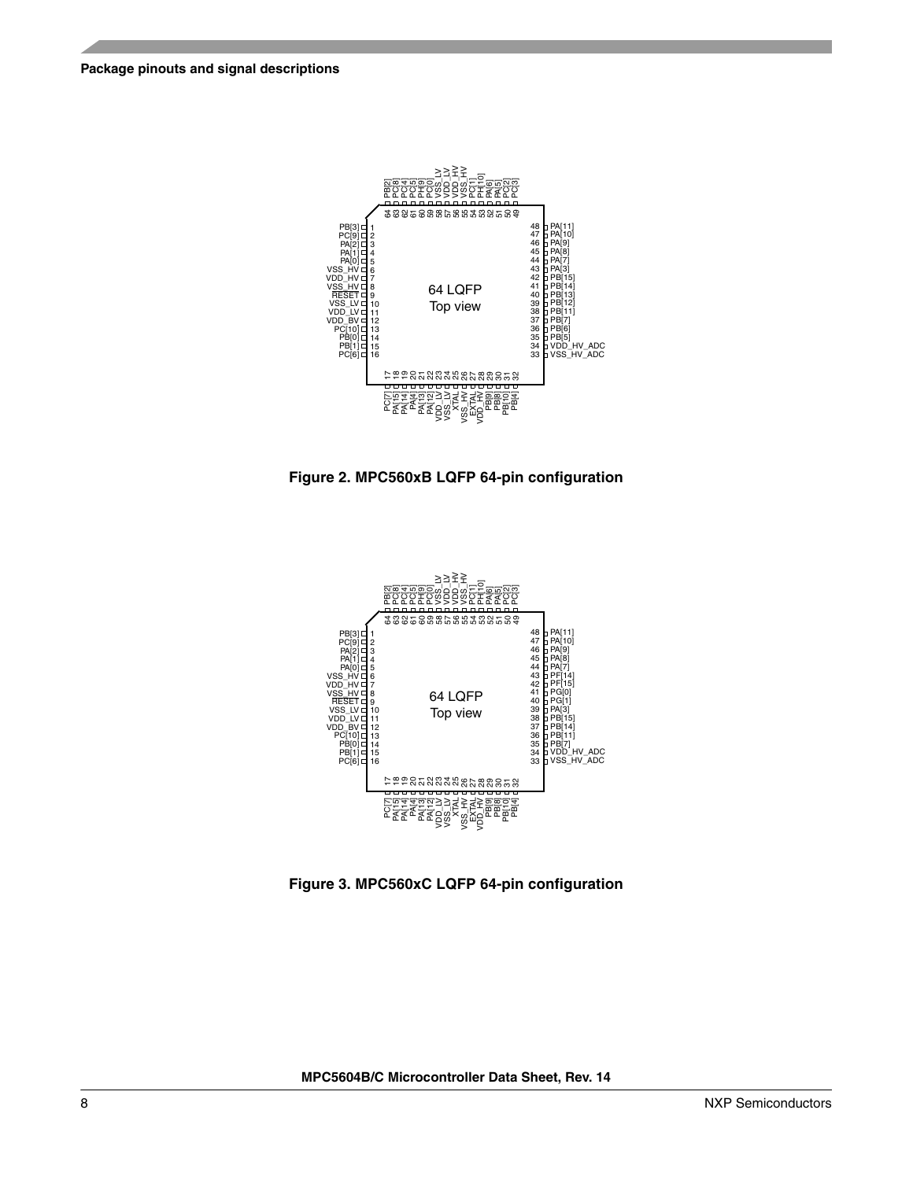Figure 2. MPC560xB LQFP 64-pin configuration

Figure 3. MPC560xC LQFP 64-pin configuration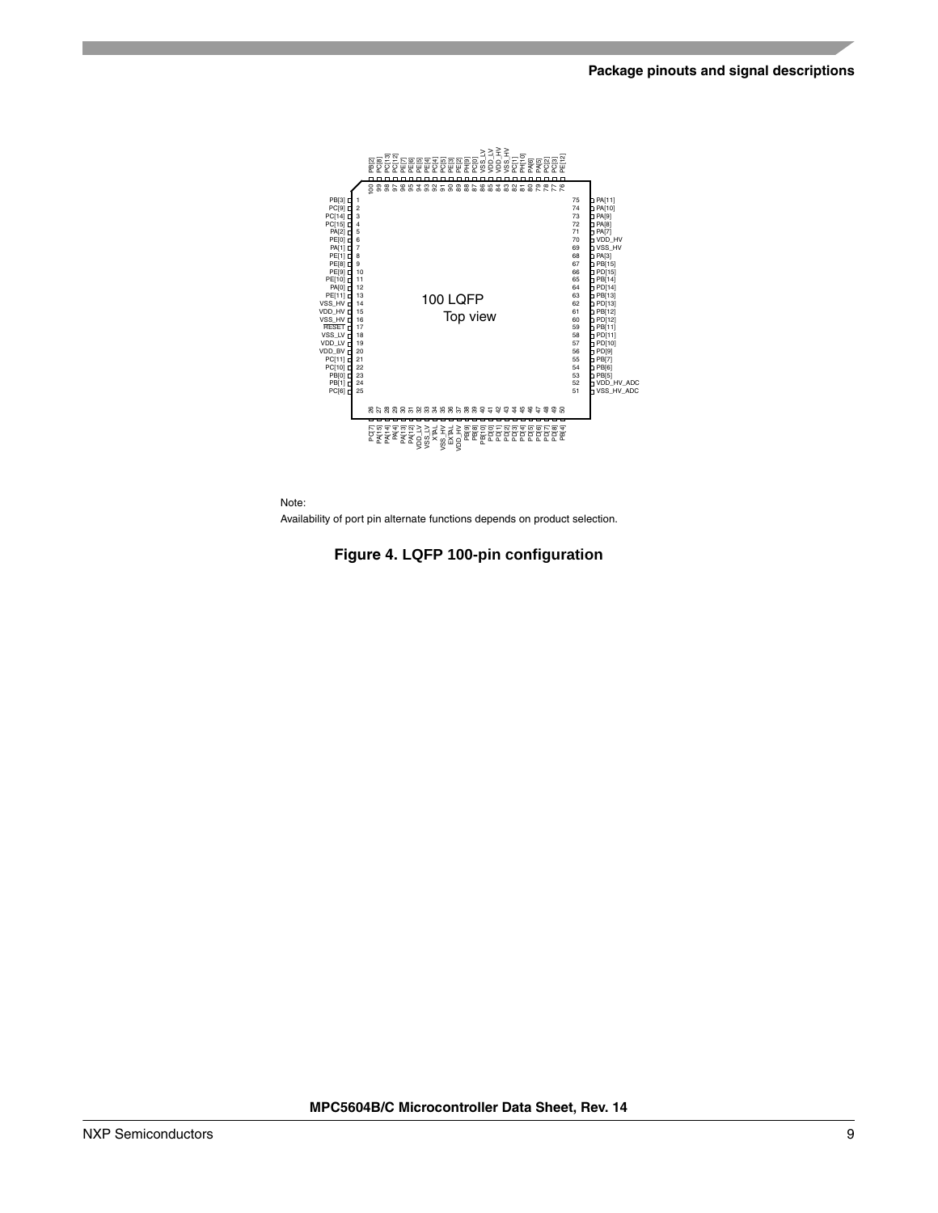Note:

Availability of port pin alternate functions depends on product selection.

**Figure 4. LQFP 100-pin configuration**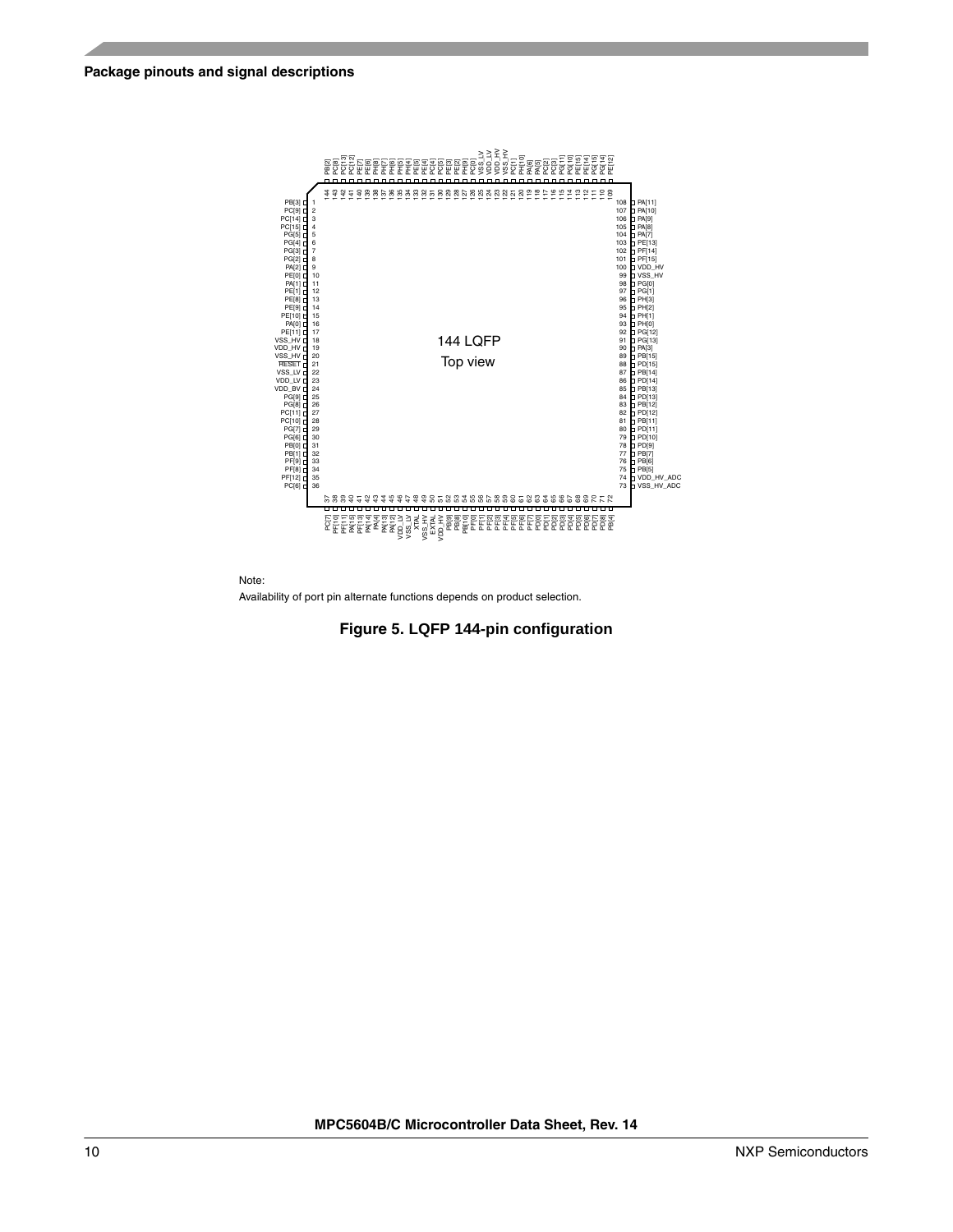| Pin | Signal | Pin | Signal | Pin | Signal | Pin | Signal |
|---|---|---|---|---|---|---|---|
| 1 | PB[3] | 37 | PC[7] | 73 | VSS_HV_ADC | 109 | PE[12] |
| 2 | PC[9] | 38 | PF[10] | 74 | VDD_HV_ADC | 110 | PG[14] |
| 3 | PC[14] | 39 | PF[11] | 75 | PB[5] | 111 | PG[15] |
| 4 | PC[15] | 40 | PA[15] | 76 | PB[6] | 112 | PE[14] |
| 5 | PG[5] | 41 | PF[13] | 77 | PB[7] | 113 | PE[15] |
| 6 | PG[4] | 42 | PA[14] | 78 | PD[9] | 114 | PG[10] |
| 7 | PG[3] | 43 | PA[4] | 79 | PD[10] | 115 | PG[11] |
| 8 | PG[2] | 44 | PA[13] | 80 | PD[11] | 116 | PC[3] |
| 9 | PA[2] | 45 | PA[12] | 81 | PB[11] | 117 | PC[2] |
| 10 | PE[0] | 46 | VDD_LV | 82 | PD[12] | 118 | PA[5] |
| 11 | PA[1] | 47 | VSS_LV | 83 | PB[12] | 119 | PA[6] |
| 12 | PE[1] | 48 | XTAL | 84 | PD[13] | 120 | PH[10] |
| 13 | PE[8] | 49 | VSS_HV | 85 | PB[13] | 121 | PC[1] |
| 14 | PE[9] | 50 | EXTAL | 86 | PD[14] | 122 | VSS_HV |
| 15 | PE[10] | 51 | VDD_HV | 87 | PB[14] | 123 | VDD_HV |
| 16 | PA[0] | 52 | PB[9] | 88 | PD[15] | 124 | VDD_LV |
| 17 | PE[11] | 53 | PB[8] | 89 | PB[15] | 125 | VSS_LV |
| 18 | VSS_HV | 54 | PB[10] | 90 | PA[3] | 126 | PC[0] |
| 19 | VDD_HV | 55 | PF[0] | 91 | PG[13] | 127 | PH[9] |
| 20 | VSS_HV | 56 | PF[1] | 92 | PG[12] | 128 | PE[2] |
| 21 | RESET | 57 | PF[2] | 93 | PH[0] | 129 | PE[3] |
| 22 | VSS_LV | 58 | PF[3] | 94 | PH[1] | 130 | PC[5] |
| 23 | VDD_LV | 59 | PF[4] | 95 | PH[2] | 131 | PC[4] |
| 24 | VDD_BV | 60 | PF[5] | 96 | PH[3] | 132 | PE[4] |
| 25 | PG[9] | 61 | PF[6] | 97 | PG[1] | 133 | PE[5] |
| 26 | PG[8] | 62 | PF[7] | 98 | PG[0] | 134 | PH[4] |
| 27 | PC[11] | 63 | PD[0] | 99 | VSS_HV | 135 | PH[5] |
| 28 | PC[10] | 64 | PD[1] | 100 | VDD_HV | 136 | PH[6] |
| 29 | PG[7] | 65 | PD[2] | 101 | PF[15] | 137 | PH[7] |
| 30 | PG[6] | 66 | PD[3] | 102 | PF[14] | 138 | PH[8] |
| 31 | PB[0] | 67 | PD[4] | 103 | PE[13] | 139 | PE[6] |
| 32 | PB[1] | 68 | PD[5] | 104 | PA[7] | 140 | PE[7] |
| 33 | PF[9] | 69 | PD[6] | 105 | PA[8] | 141 | PC[12] |
| 34 | PF[8] | 70 | PD[7] | 106 | PA[9] | 142 | PC[13] |
| 35 | PF[12] | 71 | PD[8] | 107 | PA[10] | 143 | PC[8] |
| 36 | PC[6] | 72 | PB[4] | 108 | PA[11] | 144 | PB[2] |

144 LQFP

Top view

Note:

Availability of port pin alternate functions depends on product selection.

**Figure 5. LQFP 144-pin configuration**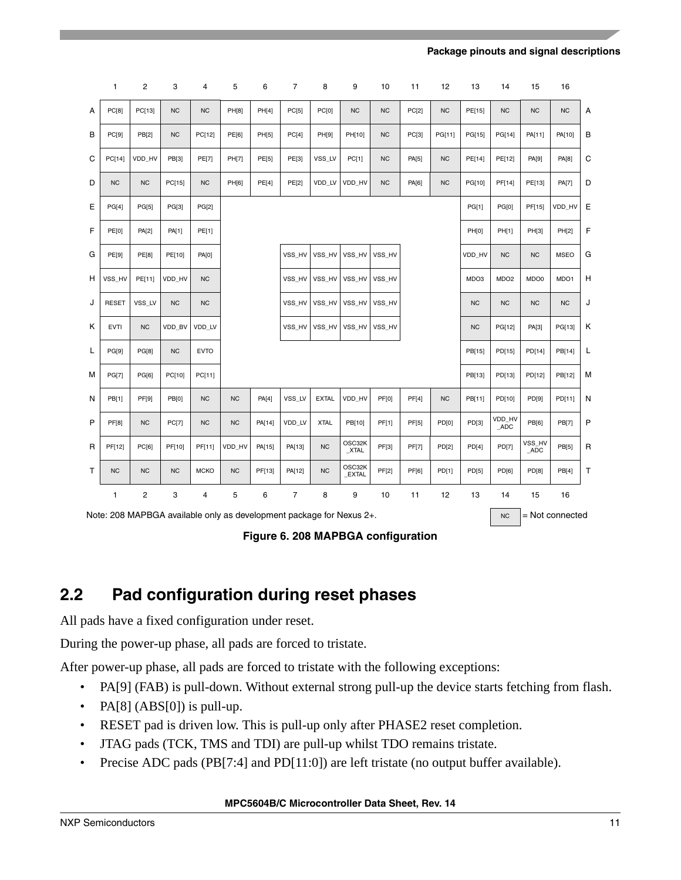|   | 1 | 2 | 3 | 4 | 5 | 6 | 7 | 8 | 9 | 10 | 11 | 12 | 13 | 14 | 15 | 16 |   |
|---|---|---|---|---|---|---|---|---|---|---|---|---|---|---|---|---|---|
| A | PC[8] | PC[13] | NC | NC | PH[8] | PH[4] | PC[5] | PC[0] | NC | NC | PC[2] | NC | PE[15] | NC | NC | NC | A |
| B | PC[9] | PB[2] | NC | PC[12] | PE[6] | PH[5] | PC[4] | PH[9] | PH[10] | NC | PC[3] | PG[11] | PG[15] | PG[14] | PA[11] | PA[10] | B |
| C | PC[14] | VDD_HV | PB[3] | PE[7] | PH[7] | PE[5] | PE[3] | VSS_LV | PC[1] | NC | PA[5] | NC | PE[14] | PE[12] | PA[9] | PA[8] | C |
| D | NC | NC | PC[15] | NC | PH[6] | PE[4] | PE[2] | VDD_LV | VDD_HV | NC | PA[6] | NC | PG[10] | PF[14] | PE[13] | PA[7] | D |
| E | PG[4] | PG[5] | PG[3] | PG[2] | | | | | | | | | PG[1] | PG[0] | PF[15] | VDD_HV | E |
| F | PE[0] | PA[2] | PA[1] | PE[1] | | | | | | | | | PH[0] | PH[1] | PH[3] | PH[2] | F |
| G | PE[9] | PE[8] | PE[10] | PA[0] | | | VSS_HV | VSS_HV | VSS_HV | VSS_HV | | | VDD_HV | NC | NC | MSEO | G |
| H | VSS_HV | PE[11] | VDD_HV | NC | | | VSS_HV | VSS_HV | VSS_HV | VSS_HV | | | MDO3 | MDO2 | MDO0 | MDO1 | H |
| J | RESET | VSS_LV | NC | NC | | | VSS_HV | VSS_HV | VSS_HV | VSS_HV | | | NC | NC | NC | NC | J |
| K | EVTI | NC | VDD_BV | VDD_LV | | | VSS_HV | VSS_HV | VSS_HV | VSS_HV | | | NC | PG[12] | PA[3] | PG[13] | K |
| L | PG[9] | PG[8] | NC | EVTO | | | | | | | | | PB[15] | PD[15] | PD[14] | PB[14] | L |
| M | PG[7] | PG[6] | PC[10] | PC[11] | | | | | | | | | PB[13] | PD[13] | PD[12] | PB[12] | M |
| N | PB[1] | PF[9] | PB[0] | NC | NC | PA[4] | VSS_LV | EXTAL | VDD_HV | PF[0] | PF[4] | NC | PB[11] | PD[10] | PD[9] | PD[11] | N |
| P | PF[8] | NC | PC[7] | NC | NC | PA[14] | VDD_LV | XTAL | PB[10] | PF[1] | PF[5] | PD[0] | PD[3] | VDD_HV_ADC | PB[6] | PB[7] | P |
| R | PF[12] | PC[6] | PF[10] | PF[11] | VDD_HV | PA[15] | PA[13] | NC | OSC32K_XTAL | PF[3] | PF[7] | PD[2] | PD[4] | PD[7] | VSS_HV_ADC | PB[5] | R |
| T | NC | NC | NC | MCKO | NC | PF[13] | PA[12] | NC | OSC32K_EXTAL | PF[2] | PF[6] | PD[1] | PD[5] | PD[6] | PD[8] | PB[4] | T |
|   | 1 | 2 | 3 | 4 | 5 | 6 | 7 | 8 | 9 | 10 | 11 | 12 | 13 | 14 | 15 | 16 |   |

Note: 208 MAPBGA available only as development package for Nexus 2+.

NC = Not connected

**Figure 6. 208 MAPBGA configuration**

## 2.2 Pad configuration during reset phases

All pads have a fixed configuration under reset.

During the power-up phase, all pads are forced to tristate.

After power-up phase, all pads are forced to tristate with the following exceptions:

- PA[9] (FAB) is pull-down. Without external strong pull-up the device starts fetching from flash.
- PA[8] (ABS[0]) is pull-up.
- RESET pad is driven low. This is pull-up only after PHASE2 reset completion.
- JTAG pads (TCK, TMS and TDI) are pull-up whilst TDO remains tristate.
- Precise ADC pads (PB[7:4] and PD[11:0]) are left tristate (no output buffer available).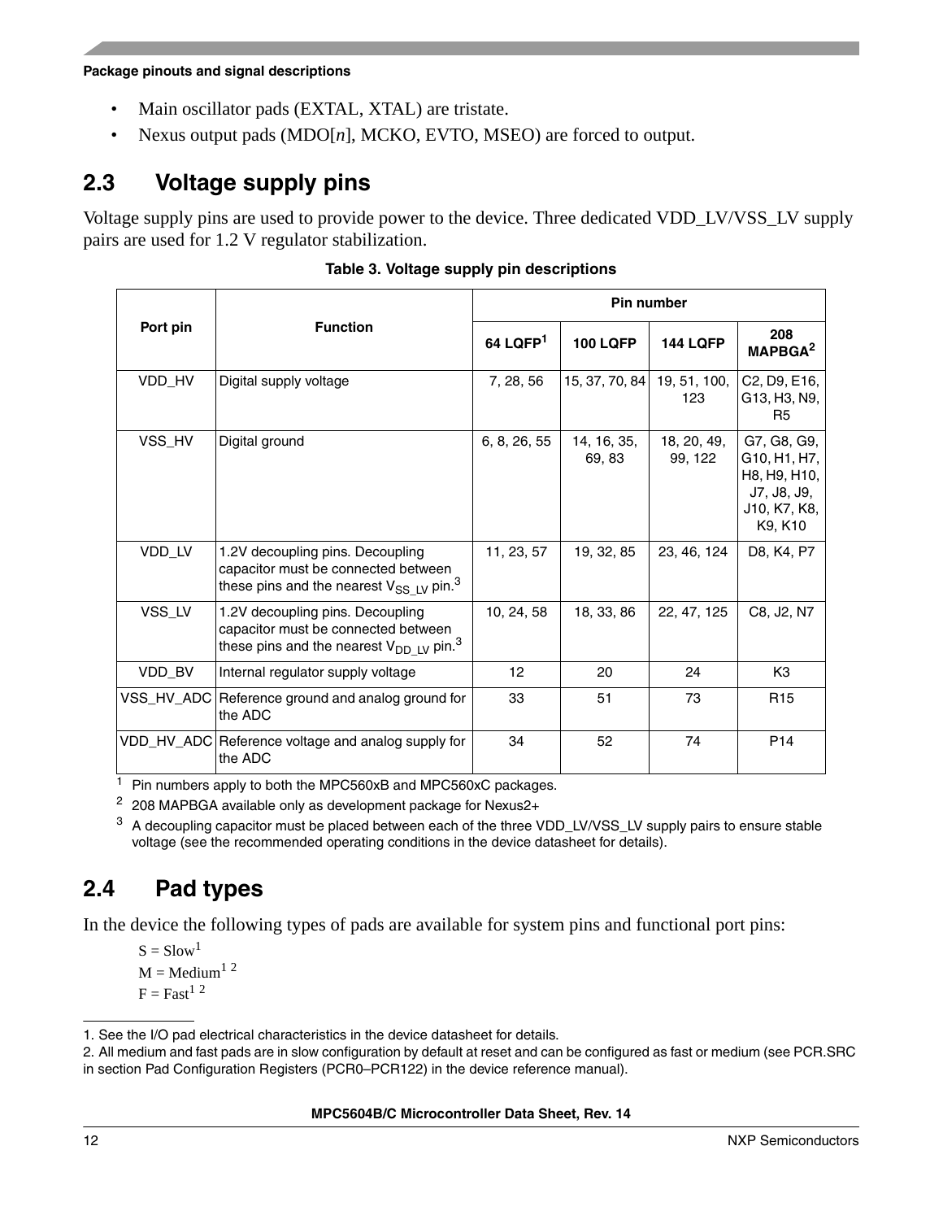- Main oscillator pads (EXTAL, XTAL) are tristate.
- Nexus output pads (MDO[*n*], MCKO, EVTO, MSEO) are forced to output.

## 2.3 Voltage supply pins

Voltage supply pins are used to provide power to the device. Three dedicated VDD_LV/VSS_LV supply pairs are used for 1.2 V regulator stabilization.

**Table 3. Voltage supply pin descriptions**

| Port pin | Function | Pin number | | | |
|---|---|---|---|---|---|
| | | 64 LQFP[1] | 100 LQFP | 144 LQFP | 208 MAPBGA[2] |
| VDD_HV | Digital supply voltage | 7, 28, 56 | 15, 37, 70, 84 | 19, 51, 100, 123 | C2, D9, E16, G13, H3, N9, R5 |
| VSS_HV | Digital ground | 6, 8, 26, 55 | 14, 16, 35, 69, 83 | 18, 20, 49, 99, 122 | G7, G8, G9, G10, H1, H7, H8, H9, H10, J7, J8, J9, J10, K7, K8, K9, K10 |
| VDD_LV | 1.2V decoupling pins. Decoupling capacitor must be connected between these pins and the nearest $V_{SS\_LV}$ pin.[3] | 11, 23, 57 | 19, 32, 85 | 23, 46, 124 | D8, K4, P7 |
| VSS_LV | 1.2V decoupling pins. Decoupling capacitor must be connected between these pins and the nearest $V_{DD\_LV}$ pin.[3] | 10, 24, 58 | 18, 33, 86 | 22, 47, 125 | C8, J2, N7 |
| VDD_BV | Internal regulator supply voltage | 12 | 20 | 24 | K3 |
| VSS_HV_ADC | Reference ground and analog ground for the ADC | 33 | 51 | 73 | R15 |
| VDD_HV_ADC | Reference voltage and analog supply for the ADC | 34 | 52 | 74 | P14 |

[1] Pin numbers apply to both the MPC560xB and MPC560xC packages.

[2] 208 MAPBGA available only as development package for Nexus2+

[3] A decoupling capacitor must be placed between each of the three VDD_LV/VSS_LV supply pairs to ensure stable voltage (see the recommended operating conditions in the device datasheet for details).

## 2.4 Pad types

In the device the following types of pads are available for system pins and functional port pins:

S = Slow[1]
M = Medium[1 2]
F = Fast[1 2]

1. See the I/O pad electrical characteristics in the device datasheet for details.

2. All medium and fast pads are in slow configuration by default at reset and can be configured as fast or medium (see PCR.SRC in section Pad Configuration Registers (PCR0–PCR122) in the device reference manual).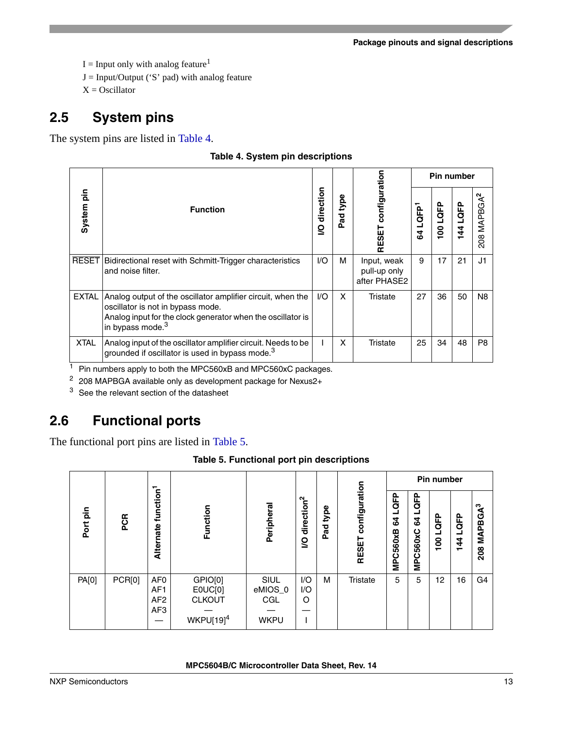I = Input only with analog feature[1]
J = Input/Output (‘S’ pad) with analog feature
X = Oscillator

## 2.5 System pins

The system pins are listed in Table 4.

**Table 4. System pin descriptions**

| System pin | Function | I/O direction | Pad type | RESET configuration | Pin number | | | |
|---|---|---|---|---|---|---|---|---|
| | | | | | 64 LQFP[1] | 100 LQFP | 144 LQFP | 208 MAPBGA[2] |
| RESET | Bidirectional reset with Schmitt-Trigger characteristics and noise filter. | I/O | M | Input, weak pull-up only after PHASE2 | 9 | 17 | 21 | J1 |
| EXTAL | Analog output of the oscillator amplifier circuit, when the oscillator is not in bypass mode.<br>Analog input for the clock generator when the oscillator is in bypass mode.[3] | I/O | X | Tristate | 27 | 36 | 50 | N8 |
| XTAL | Analog input of the oscillator amplifier circuit. Needs to be grounded if oscillator is used in bypass mode.[3] | I | X | Tristate | 25 | 34 | 48 | P8 |

[1] Pin numbers apply to both the MPC560xB and MPC560xC packages.
[2] 208 MAPBGA available only as development package for Nexus2+
[3] See the relevant section of the datasheet

## 2.6 Functional ports

The functional port pins are listed in Table 5.

**Table 5. Functional port pin descriptions**

| Port pin | PCR | Alternate function[1] | Function | Peripheral | I/O direction[2] | Pad type | RESET configuration | Pin number | | | | |
|---|---|---|---|---|---|---|---|---|---|---|---|---|
| | | | | | | | | MPC560xB 64 LQFP | MPC560xC 64 LQFP | 100 LQFP | 144 LQFP | 208 MAPBGA[3] |
| PA[0] | PCR[0] | AF0<br>AF1<br>AF2<br>AF3<br>— | GPIO[0]<br>E0UC[0]<br>CLKOUT<br>—<br>WKPU[19][4] | SIUL<br>eMIOS_0<br>CGL<br>—<br>WKPU | I/O<br>I/O<br>O<br>—<br>I | M | Tristate | 5 | 5 | 12 | 16 | G4 |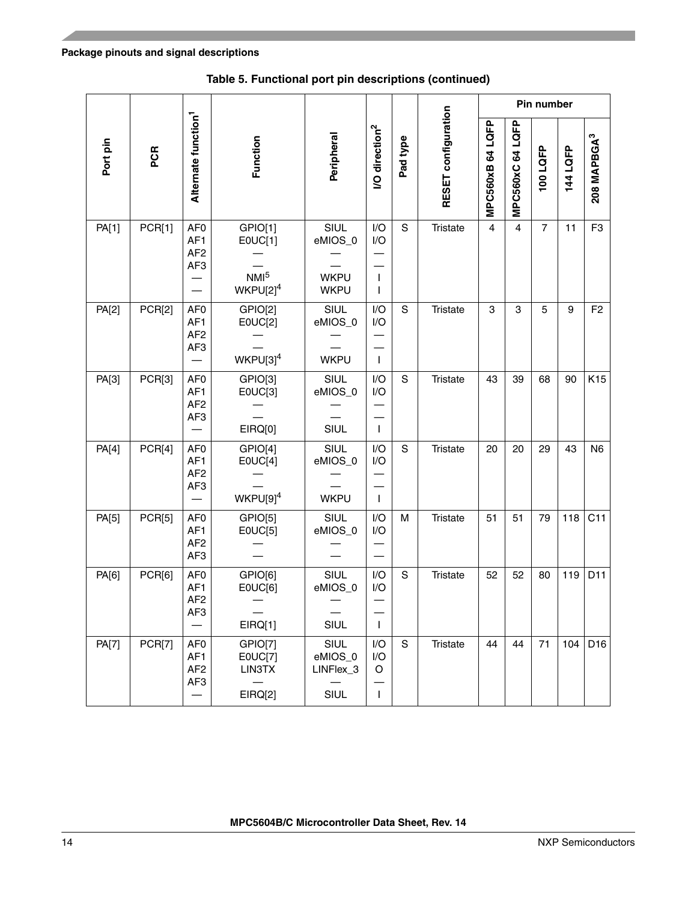**Table 5. Functional port pin descriptions (continued)**

| Port pin | PCR | Alternate function[1] | Function | Peripheral | I/O direction[2] | Pad type | RESET configuration | Pin number | | | | |
|---|---|---|---|---|---|---|---|---|---|---|---|---|
| | | | | | | | | MPC560xB 64 LQFP | MPC560xC 64 LQFP | 100 LQFP | 144 LQFP | 208 MAPBGA[3] |
| PA[1] | PCR[1] | AF0<br>AF1<br>AF2<br>AF3<br>—<br>— | GPIO[1]<br>E0UC[1]<br>—<br>—<br>NMI[5]<br>WKPU[2][4] | SIUL<br>eMIOS_0<br>—<br>—<br>WKPU<br>WKPU | I/O<br>I/O<br>—<br>—<br>I<br>I | S | Tristate | 4 | 4 | 7 | 11 | F3 |
| PA[2] | PCR[2] | AF0<br>AF1<br>AF2<br>AF3<br>— | GPIO[2]<br>E0UC[2]<br>—<br>—<br>WKPU[3][4] | SIUL<br>eMIOS_0<br>—<br>—<br>WKPU | I/O<br>I/O<br>—<br>—<br>I | S | Tristate | 3 | 3 | 5 | 9 | F2 |
| PA[3] | PCR[3] | AF0<br>AF1<br>AF2<br>AF3<br>— | GPIO[3]<br>E0UC[3]<br>—<br>—<br>EIRQ[0] | SIUL<br>eMIOS_0<br>—<br>—<br>SIUL | I/O<br>I/O<br>—<br>—<br>I | S | Tristate | 43 | 39 | 68 | 90 | K15 |
| PA[4] | PCR[4] | AF0<br>AF1<br>AF2<br>AF3<br>— | GPIO[4]<br>E0UC[4]<br>—<br>—<br>WKPU[9][4] | SIUL<br>eMIOS_0<br>—<br>—<br>WKPU | I/O<br>I/O<br>—<br>—<br>I | S | Tristate | 20 | 20 | 29 | 43 | N6 |
| PA[5] | PCR[5] | AF0<br>AF1<br>AF2<br>AF3 | GPIO[5]<br>E0UC[5]<br>—<br>— | SIUL<br>eMIOS_0<br>—<br>— | I/O<br>I/O<br>—<br>— | M | Tristate | 51 | 51 | 79 | 118 | C11 |
| PA[6] | PCR[6] | AF0<br>AF1<br>AF2<br>AF3<br>— | GPIO[6]<br>E0UC[6]<br>—<br>—<br>EIRQ[1] | SIUL<br>eMIOS_0<br>—<br>—<br>SIUL | I/O<br>I/O<br>—<br>—<br>I | S | Tristate | 52 | 52 | 80 | 119 | D11 |
| PA[7] | PCR[7] | AF0<br>AF1<br>AF2<br>AF3<br>— | GPIO[7]<br>E0UC[7]<br>LIN3TX<br>—<br>EIRQ[2] | SIUL<br>eMIOS_0<br>LINFlex_3<br>—<br>SIUL | I/O<br>I/O<br>O<br>—<br>I | S | Tristate | 44 | 44 | 71 | 104 | D16 |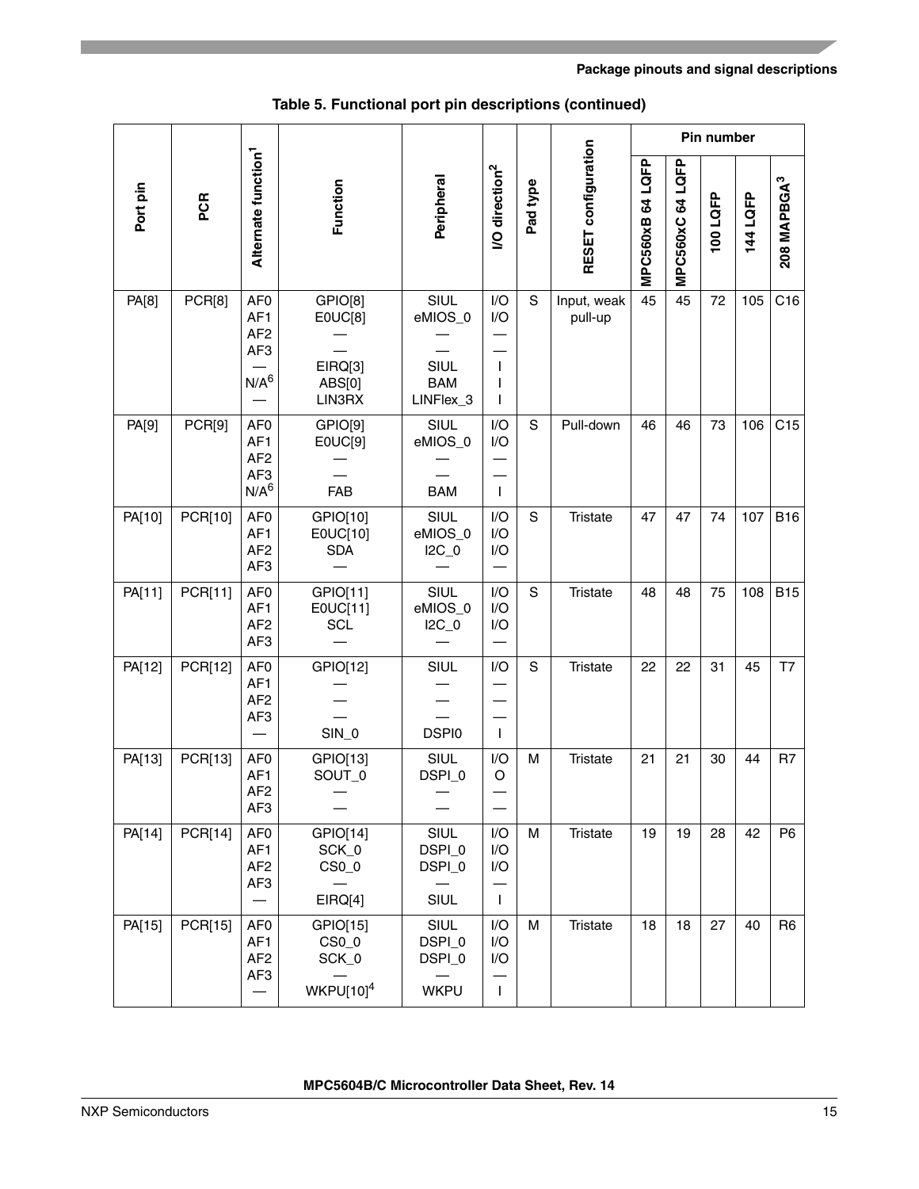**Table 5. Functional port pin descriptions (continued)**

| Port pin | PCR | Alternate function[1] | Function | Peripheral | I/O direction[2] | Pad type | RESET configuration | Pin number | | | | |
|---|---|---|---|---|---|---|---|---|---|---|---|---|
| | | | | | | | | MPC560xB 64 LQFP | MPC560xC 64 LQFP | 100 LQFP | 144 LQFP | 208 MAPBGA[3] |
| PA[8] | PCR[8] | AF0<br>AF1<br>AF2<br>AF3<br>—<br>N/A[6]<br>— | GPIO[8]<br>E0UC[8]<br>—<br>—<br>EIRQ[3]<br>ABS[0]<br>LIN3RX | SIUL<br>eMIOS_0<br>—<br>—<br>SIUL<br>BAM<br>LINFlex_3 | I/O<br>I/O<br>—<br>—<br>I<br>I<br>I | S | Input, weak pull-up | 45 | 45 | 72 | 105 | C16 |
| PA[9] | PCR[9] | AF0<br>AF1<br>AF2<br>AF3<br>N/A[6] | GPIO[9]<br>E0UC[9]<br>—<br>—<br>FAB | SIUL<br>eMIOS_0<br>—<br>—<br>BAM | I/O<br>I/O<br>—<br>—<br>I | S | Pull-down | 46 | 46 | 73 | 106 | C15 |
| PA[10] | PCR[10] | AF0<br>AF1<br>AF2<br>AF3 | GPIO[10]<br>E0UC[10]<br>SDA<br>— | SIUL<br>eMIOS_0<br>I2C_0<br>— | I/O<br>I/O<br>I/O<br>— | S | Tristate | 47 | 47 | 74 | 107 | B16 |
| PA[11] | PCR[11] | AF0<br>AF1<br>AF2<br>AF3 | GPIO[11]<br>E0UC[11]<br>SCL<br>— | SIUL<br>eMIOS_0<br>I2C_0<br>— | I/O<br>I/O<br>I/O<br>— | S | Tristate | 48 | 48 | 75 | 108 | B15 |
| PA[12] | PCR[12] | AF0<br>AF1<br>AF2<br>AF3<br>— | GPIO[12]<br>—<br>—<br>—<br>SIN_0 | SIUL<br>—<br>—<br>—<br>DSPI0 | I/O<br>—<br>—<br>—<br>I | S | Tristate | 22 | 22 | 31 | 45 | T7 |
| PA[13] | PCR[13] | AF0<br>AF1<br>AF2<br>AF3 | GPIO[13]<br>SOUT_0<br>—<br>— | SIUL<br>DSPI_0<br>—<br>— | I/O<br>O<br>—<br>— | M | Tristate | 21 | 21 | 30 | 44 | R7 |
| PA[14] | PCR[14] | AF0<br>AF1<br>AF2<br>AF3<br>— | GPIO[14]<br>SCK_0<br>CS0_0<br>—<br>EIRQ[4] | SIUL<br>DSPI_0<br>DSPI_0<br>—<br>SIUL | I/O<br>I/O<br>I/O<br>—<br>I | M | Tristate | 19 | 19 | 28 | 42 | P6 |
| PA[15] | PCR[15] | AF0<br>AF1<br>AF2<br>AF3<br>— | GPIO[15]<br>CS0_0<br>SCK_0<br>—<br>WKPU[10][4] | SIUL<br>DSPI_0<br>DSPI_0<br>—<br>WKPU | I/O<br>I/O<br>I/O<br>—<br>I | M | Tristate | 18 | 18 | 27 | 40 | R6 |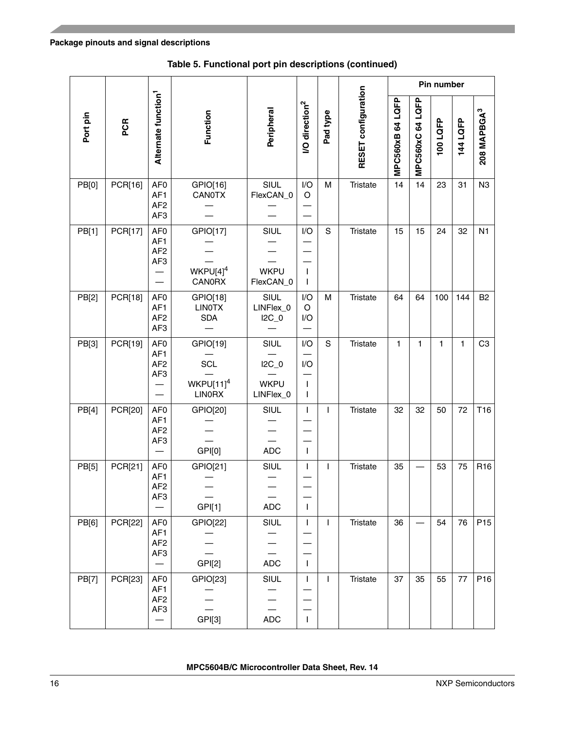**Table 5. Functional port pin descriptions (continued)**

| Port pin | PCR | Alternate function[1] | Function | Peripheral | I/O direction[2] | Pad type | RESET configuration | Pin number | | | | |
|---|---|---|---|---|---|---|---|---|---|---|---|---|
| | | | | | | | | MPC560xB 64 LQFP | MPC560xC 64 LQFP | 100 LQFP | 144 LQFP | 208 MAPBGA[3] |
| PB[0] | PCR[16] | AF0<br>AF1<br>AF2<br>AF3 | GPIO[16]<br>CAN0TX<br>—<br>— | SIUL<br>FlexCAN_0<br>—<br>— | I/O<br>O<br>—<br>— | M | Tristate | 14 | 14 | 23 | 31 | N3 |
| PB[1] | PCR[17] | AF0<br>AF1<br>AF2<br>AF3<br>—<br>— | GPIO[17]<br>—<br>—<br>—<br>WKPU[4][4]<br>CAN0RX | SIUL<br>—<br>—<br>—<br>WKPU<br>FlexCAN_0 | I/O<br>—<br>—<br>—<br>I<br>I | S | Tristate | 15 | 15 | 24 | 32 | N1 |
| PB[2] | PCR[18] | AF0<br>AF1<br>AF2<br>AF3 | GPIO[18]<br>LIN0TX<br>SDA<br>— | SIUL<br>LINFlex_0<br>I2C_0<br>— | I/O<br>O<br>I/O<br>— | M | Tristate | 64 | 64 | 100 | 144 | B2 |
| PB[3] | PCR[19] | AF0<br>AF1<br>AF2<br>AF3<br>—<br>— | GPIO[19]<br>—<br>SCL<br>—<br>WKPU[11][4]<br>LIN0RX | SIUL<br>—<br>I2C_0<br>—<br>WKPU<br>LINFlex_0 | I/O<br>—<br>I/O<br>—<br>I<br>I | S | Tristate | 1 | 1 | 1 | 1 | C3 |
| PB[4] | PCR[20] | AF0<br>AF1<br>AF2<br>AF3<br>— | GPIO[20]<br>—<br>—<br>—<br>GPI[0] | SIUL<br>—<br>—<br>—<br>ADC | I<br>—<br>—<br>—<br>I | I | Tristate | 32 | 32 | 50 | 72 | T16 |
| PB[5] | PCR[21] | AF0<br>AF1<br>AF2<br>AF3<br>— | GPIO[21]<br>—<br>—<br>—<br>GPI[1] | SIUL<br>—<br>—<br>—<br>ADC | I<br>—<br>—<br>—<br>I | I | Tristate | 35 | — | 53 | 75 | R16 |
| PB[6] | PCR[22] | AF0<br>AF1<br>AF2<br>AF3<br>— | GPIO[22]<br>—<br>—<br>—<br>GPI[2] | SIUL<br>—<br>—<br>—<br>ADC | I<br>—<br>—<br>—<br>I | I | Tristate | 36 | — | 54 | 76 | P15 |
| PB[7] | PCR[23] | AF0<br>AF1<br>AF2<br>AF3<br>— | GPIO[23]<br>—<br>—<br>—<br>GPI[3] | SIUL<br>—<br>—<br>—<br>ADC | I<br>—<br>—<br>—<br>I | I | Tristate | 37 | 35 | 55 | 77 | P16 |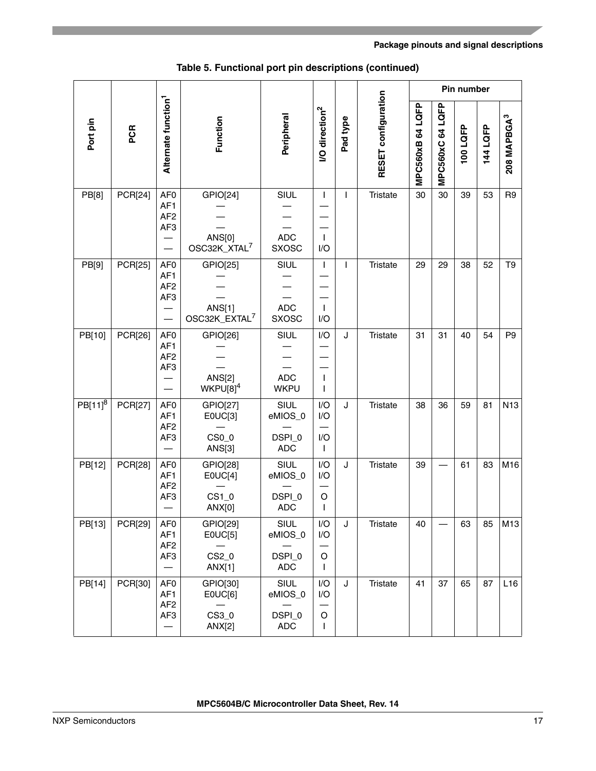**Table 5. Functional port pin descriptions (continued)**

| Port pin | PCR | Alternate function[1] | Function | Peripheral | I/O direction[2] | Pad type | RESET configuration | Pin number | | | | |
|---|---|---|---|---|---|---|---|---|---|---|---|---|
| | | | | | | | | MPC560xB 64 LQFP | MPC560xC 64 LQFP | 100 LQFP | 144 LQFP | 208 MAPBGA[3] |
| PB[8] | PCR[24] | AF0<br>AF1<br>AF2<br>AF3<br>—<br>— | GPIO[24]<br>—<br>—<br>—<br>ANS[0]<br>OSC32K_XTAL[7] | SIUL<br>—<br>—<br>—<br>ADC<br>SXOSC | I<br>—<br>—<br>—<br>I<br>I/O | I | Tristate | 30 | 30 | 39 | 53 | R9 |
| PB[9] | PCR[25] | AF0<br>AF1<br>AF2<br>AF3<br>—<br>— | GPIO[25]<br>—<br>—<br>—<br>ANS[1]<br>OSC32K_EXTAL[7] | SIUL<br>—<br>—<br>—<br>ADC<br>SXOSC | I<br>—<br>—<br>—<br>I<br>I/O | I | Tristate | 29 | 29 | 38 | 52 | T9 |
| PB[10] | PCR[26] | AF0<br>AF1<br>AF2<br>AF3<br>—<br>— | GPIO[26]<br>—<br>—<br>—<br>ANS[2]<br>WKPU[8][4] | SIUL<br>—<br>—<br>—<br>ADC<br>WKPU | I/O<br>—<br>—<br>—<br>I<br>I | J | Tristate | 31 | 31 | 40 | 54 | P9 |
| PB[11][8] | PCR[27] | AF0<br>AF1<br>AF2<br>AF3<br>— | GPIO[27]<br>E0UC[3]<br>—<br>CS0_0<br>ANS[3] | SIUL<br>eMIOS_0<br>—<br>DSPI_0<br>ADC | I/O<br>I/O<br>—<br>I/O<br>I | J | Tristate | 38 | 36 | 59 | 81 | N13 |
| PB[12] | PCR[28] | AF0<br>AF1<br>AF2<br>AF3<br>— | GPIO[28]<br>E0UC[4]<br>—<br>CS1_0<br>ANX[0] | SIUL<br>eMIOS_0<br>—<br>DSPI_0<br>ADC | I/O<br>I/O<br>—<br>O<br>I | J | Tristate | 39 | — | 61 | 83 | M16 |
| PB[13] | PCR[29] | AF0<br>AF1<br>AF2<br>AF3<br>— | GPIO[29]<br>E0UC[5]<br>—<br>CS2_0<br>ANX[1] | SIUL<br>eMIOS_0<br>—<br>DSPI_0<br>ADC | I/O<br>I/O<br>—<br>O<br>I | J | Tristate | 40 | — | 63 | 85 | M13 |
| PB[14] | PCR[30] | AF0<br>AF1<br>AF2<br>AF3<br>— | GPIO[30]<br>E0UC[6]<br>—<br>CS3_0<br>ANX[2] | SIUL<br>eMIOS_0<br>—<br>DSPI_0<br>ADC | I/O<br>I/O<br>—<br>O<br>I | J | Tristate | 41 | 37 | 65 | 87 | L16 |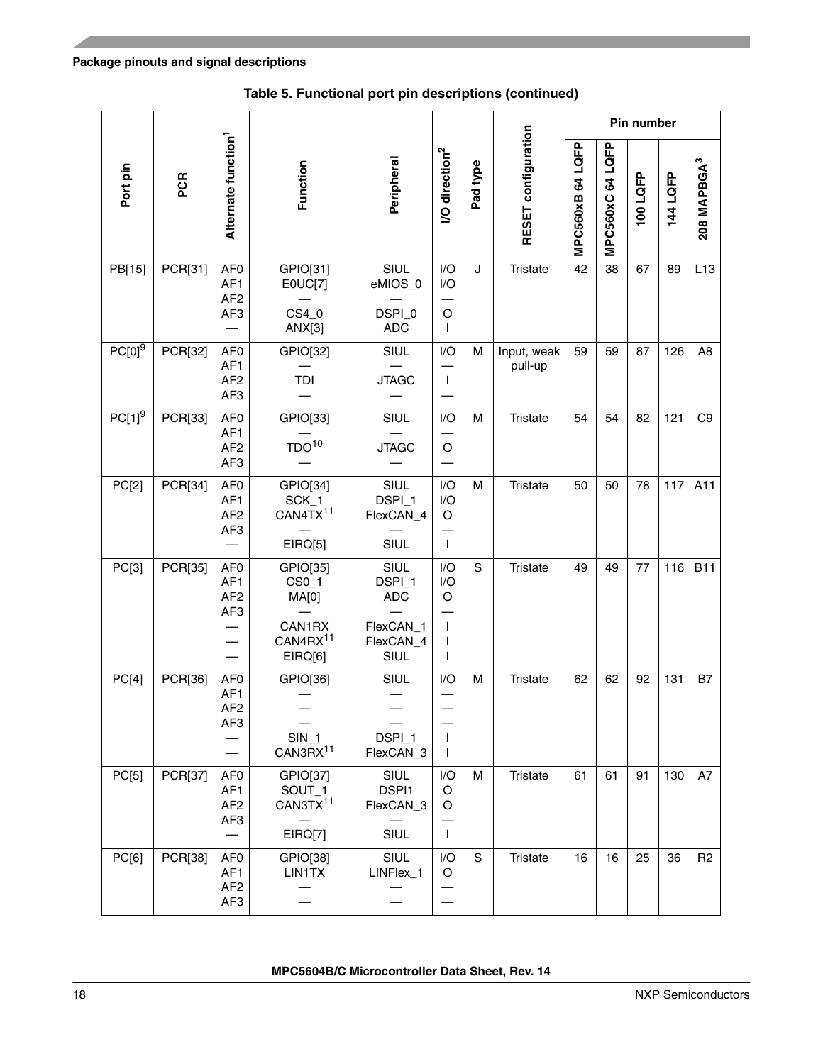**Table 5. Functional port pin descriptions (continued)**

| Port pin | PCR | Alternate function[1] | Function | Peripheral | I/O direction[2] | Pad type | RESET configuration | Pin number | | | | |
|---|---|---|---|---|---|---|---|---|---|---|---|---|
| | | | | | | | | MPC560xB 64 LQFP | MPC560xC 64 LQFP | 100 LQFP | 144 LQFP | 208 MAPBGA[3] |
| PB[15] | PCR[31] | AF0<br>AF1<br>AF2<br>AF3<br>— | GPIO[31]<br>E0UC[7]<br>—<br>CS4_0<br>ANX[3] | SIUL<br>eMIOS_0<br>—<br>DSPI_0<br>ADC | I/O<br>I/O<br>—<br>O<br>I | J | Tristate | 42 | 38 | 67 | 89 | L13 |
| PC[0][9] | PCR[32] | AF0<br>AF1<br>AF2<br>AF3 | GPIO[32]<br>—<br>TDI<br>— | SIUL<br>—<br>JTAGC<br>— | I/O<br>—<br>I<br>— | M | Input, weak pull-up | 59 | 59 | 87 | 126 | A8 |
| PC[1][9] | PCR[33] | AF0<br>AF1<br>AF2<br>AF3 | GPIO[33]<br>—<br>TDO[10]<br>— | SIUL<br>—<br>JTAGC<br>— | I/O<br>—<br>O<br>— | M | Tristate | 54 | 54 | 82 | 121 | C9 |
| PC[2] | PCR[34] | AF0<br>AF1<br>AF2<br>AF3<br>— | GPIO[34]<br>SCK_1<br>CAN4TX[11]<br>—<br>EIRQ[5] | SIUL<br>DSPI_1<br>FlexCAN_4<br>—<br>SIUL | I/O<br>I/O<br>O<br>—<br>I | M | Tristate | 50 | 50 | 78 | 117 | A11 |
| PC[3] | PCR[35] | AF0<br>AF1<br>AF2<br>AF3<br>—<br>—<br>— | GPIO[35]<br>CS0_1<br>MA[0]<br>—<br>CAN1RX<br>CAN4RX[11]<br>EIRQ[6] | SIUL<br>DSPI_1<br>ADC<br>—<br>FlexCAN_1<br>FlexCAN_4<br>SIUL | I/O<br>I/O<br>O<br>—<br>I<br>I<br>I | S | Tristate | 49 | 49 | 77 | 116 | B11 |
| PC[4] | PCR[36] | AF0<br>AF1<br>AF2<br>AF3<br>—<br>— | GPIO[36]<br>—<br>—<br>—<br>SIN_1<br>CAN3RX[11] | SIUL<br>—<br>—<br>—<br>DSPI_1<br>FlexCAN_3 | I/O<br>—<br>—<br>—<br>I<br>I | M | Tristate | 62 | 62 | 92 | 131 | B7 |
| PC[5] | PCR[37] | AF0<br>AF1<br>AF2<br>AF3<br>— | GPIO[37]<br>SOUT_1<br>CAN3TX[11]<br>—<br>EIRQ[7] | SIUL<br>DSPI1<br>FlexCAN_3<br>—<br>SIUL | I/O<br>O<br>O<br>—<br>I | M | Tristate | 61 | 61 | 91 | 130 | A7 |
| PC[6] | PCR[38] | AF0<br>AF1<br>AF2<br>AF3 | GPIO[38]<br>LIN1TX<br>—<br>— | SIUL<br>LINFlex_1<br>—<br>— | I/O<br>O<br>—<br>— | S | Tristate | 16 | 16 | 25 | 36 | R2 |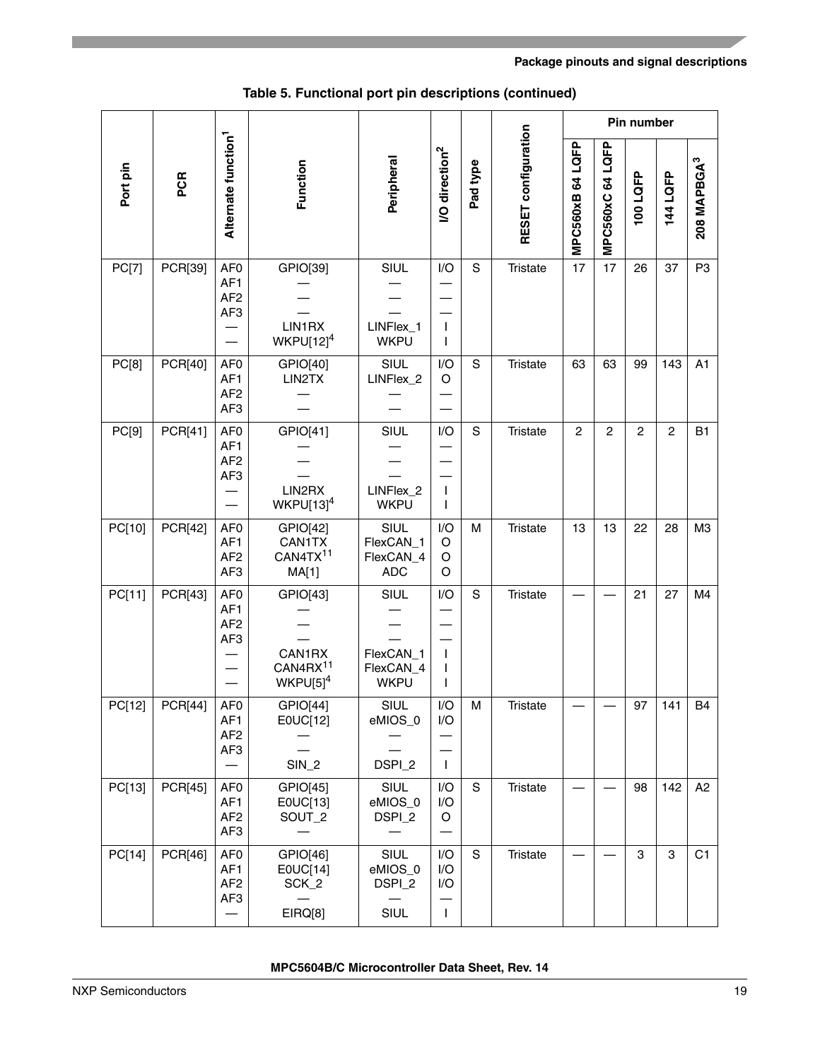**Table 5. Functional port pin descriptions (continued)**

| Port pin | PCR | Alternate function[1] | Function | Peripheral | I/O direction[2] | Pad type | RESET configuration | Pin number | | | | |
|---|---|---|---|---|---|---|---|---|---|---|---|---|
| | | | | | | | | MPC560xB 64 LQFP | MPC560xC 64 LQFP | 100 LQFP | 144 LQFP | 208 MAPBGA[3] |
| PC[7] | PCR[39] | AF0<br>AF1<br>AF2<br>AF3<br>—<br>— | GPIO[39]<br>—<br>—<br>—<br>LIN1RX<br>WKPU[12][4] | SIUL<br>—<br>—<br>—<br>LINFlex_1<br>WKPU | I/O<br>—<br>—<br>—<br>I<br>I | S | Tristate | 17 | 17 | 26 | 37 | P3 |
| PC[8] | PCR[40] | AF0<br>AF1<br>AF2<br>AF3 | GPIO[40]<br>LIN2TX<br>—<br>— | SIUL<br>LINFlex_2<br>—<br>— | I/O<br>O<br>—<br>— | S | Tristate | 63 | 63 | 99 | 143 | A1 |
| PC[9] | PCR[41] | AF0<br>AF1<br>AF2<br>AF3<br>—<br>— | GPIO[41]<br>—<br>—<br>—<br>LIN2RX<br>WKPU[13][4] | SIUL<br>—<br>—<br>—<br>LINFlex_2<br>WKPU | I/O<br>—<br>—<br>—<br>I<br>I | S | Tristate | 2 | 2 | 2 | 2 | B1 |
| PC[10] | PCR[42] | AF0<br>AF1<br>AF2<br>AF3 | GPIO[42]<br>CAN1TX<br>CAN4TX[11]<br>MA[1] | SIUL<br>FlexCAN_1<br>FlexCAN_4<br>ADC | I/O<br>O<br>O<br>O | M | Tristate | 13 | 13 | 22 | 28 | M3 |
| PC[11] | PCR[43] | AF0<br>AF1<br>AF2<br>AF3<br>—<br>—<br>— | GPIO[43]<br>—<br>—<br>—<br>CAN1RX<br>CAN4RX[11]<br>WKPU[5][4] | SIUL<br>—<br>—<br>—<br>FlexCAN_1<br>FlexCAN_4<br>WKPU | I/O<br>—<br>—<br>—<br>I<br>I<br>I | S | Tristate | — | — | 21 | 27 | M4 |
| PC[12] | PCR[44] | AF0<br>AF1<br>AF2<br>AF3<br>— | GPIO[44]<br>E0UC[12]<br>—<br>—<br>SIN_2 | SIUL<br>eMIOS_0<br>—<br>—<br>DSPI_2 | I/O<br>I/O<br>—<br>—<br>I | M | Tristate | — | — | 97 | 141 | B4 |
| PC[13] | PCR[45] | AF0<br>AF1<br>AF2<br>AF3 | GPIO[45]<br>E0UC[13]<br>SOUT_2<br>— | SIUL<br>eMIOS_0<br>DSPI_2<br>— | I/O<br>I/O<br>O<br>— | S | Tristate | — | — | 98 | 142 | A2 |
| PC[14] | PCR[46] | AF0<br>AF1<br>AF2<br>AF3<br>— | GPIO[46]<br>E0UC[14]<br>SCK_2<br>—<br>EIRQ[8] | SIUL<br>eMIOS_0<br>DSPI_2<br>—<br>SIUL | I/O<br>I/O<br>I/O<br>—<br>I | S | Tristate | — | — | 3 | 3 | C1 |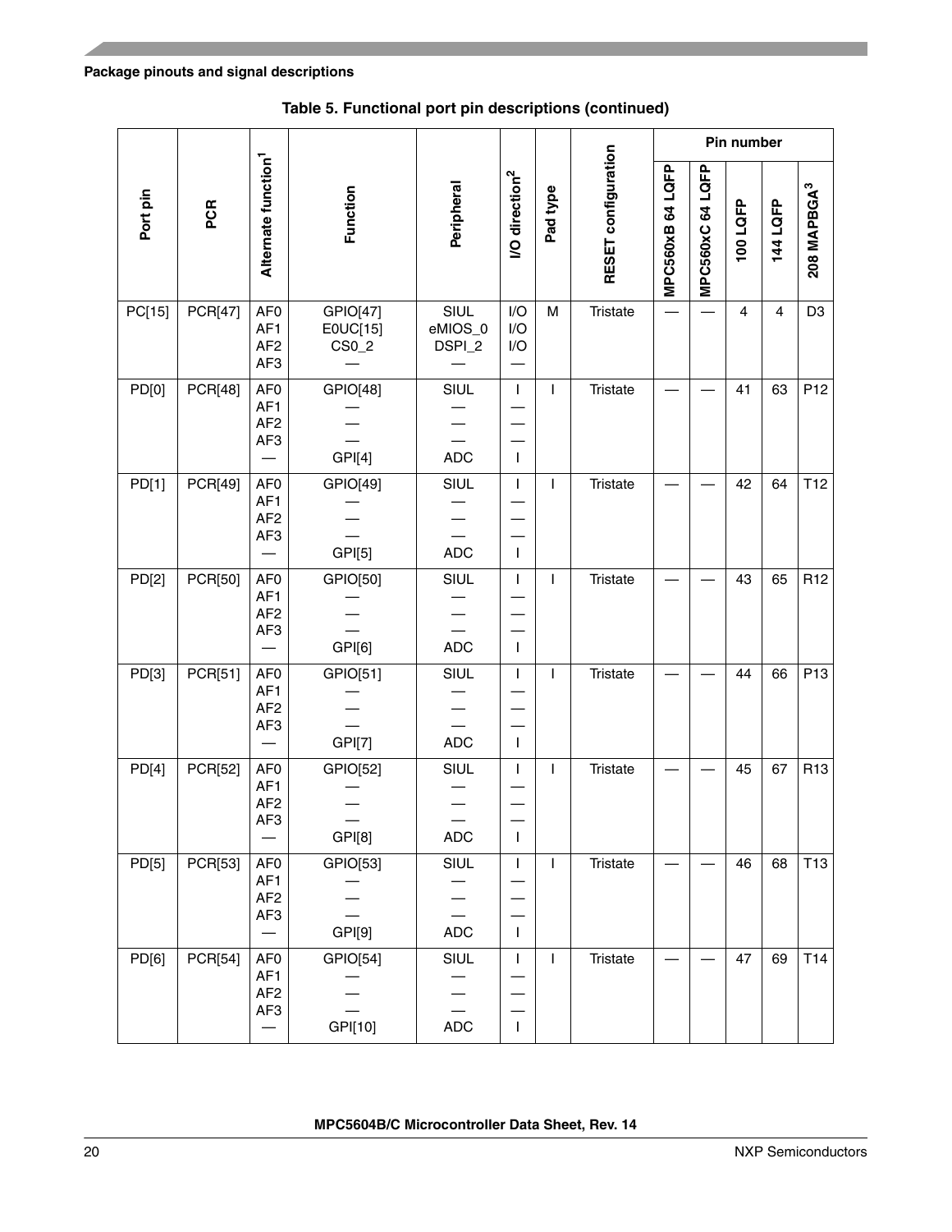## Package pinouts and signal descriptions

**Table 5. Functional port pin descriptions (continued)**

| Port pin | PCR | Alternate function[1] | Function | Peripheral | I/O direction[2] | Pad type | RESET configuration | Pin number | | | | |
|---|---|---|---|---|---|---|---|---|---|---|---|---|
| | | | | | | | | MPC560xB 64 LQFP | MPC560xC 64 LQFP | 100 LQFP | 144 LQFP | 208 MAPBGA[3] |
| PC[15] | PCR[47] | AF0<br>AF1<br>AF2<br>AF3 | GPIO[47]<br>E0UC[15]<br>CS0_2<br>— | SIUL<br>eMIOS_0<br>DSPI_2<br>— | I/O<br>I/O<br>I/O<br>— | M | Tristate | — | — | 4 | 4 | D3 |
| PD[0] | PCR[48] | AF0<br>AF1<br>AF2<br>AF3<br>— | GPIO[48]<br>—<br>—<br>—<br>GPI[4] | SIUL<br>—<br>—<br>—<br>ADC | I<br>—<br>—<br>—<br>I | I | Tristate | — | — | 41 | 63 | P12 |
| PD[1] | PCR[49] | AF0<br>AF1<br>AF2<br>AF3<br>— | GPIO[49]<br>—<br>—<br>—<br>GPI[5] | SIUL<br>—<br>—<br>—<br>ADC | I<br>—<br>—<br>—<br>I | I | Tristate | — | — | 42 | 64 | T12 |
| PD[2] | PCR[50] | AF0<br>AF1<br>AF2<br>AF3<br>— | GPIO[50]<br>—<br>—<br>—<br>GPI[6] | SIUL<br>—<br>—<br>—<br>ADC | I<br>—<br>—<br>—<br>I | I | Tristate | — | — | 43 | 65 | R12 |
| PD[3] | PCR[51] | AF0<br>AF1<br>AF2<br>AF3<br>— | GPIO[51]<br>—<br>—<br>—<br>GPI[7] | SIUL<br>—<br>—<br>—<br>ADC | I<br>—<br>—<br>—<br>I | I | Tristate | — | — | 44 | 66 | P13 |
| PD[4] | PCR[52] | AF0<br>AF1<br>AF2<br>AF3<br>— | GPIO[52]<br>—<br>—<br>—<br>GPI[8] | SIUL<br>—<br>—<br>—<br>ADC | I<br>—<br>—<br>—<br>I | I | Tristate | — | — | 45 | 67 | R13 |
| PD[5] | PCR[53] | AF0<br>AF1<br>AF2<br>AF3<br>— | GPIO[53]<br>—<br>—<br>—<br>GPI[9] | SIUL<br>—<br>—<br>—<br>ADC | I<br>—<br>—<br>—<br>I | I | Tristate | — | — | 46 | 68 | T13 |
| PD[6] | PCR[54] | AF0<br>AF1<br>AF2<br>AF3<br>— | GPIO[54]<br>—<br>—<br>—<br>GPI[10] | SIUL<br>—<br>—<br>—<br>ADC | I<br>—<br>—<br>—<br>I | I | Tristate | — | — | 47 | 69 | T14 |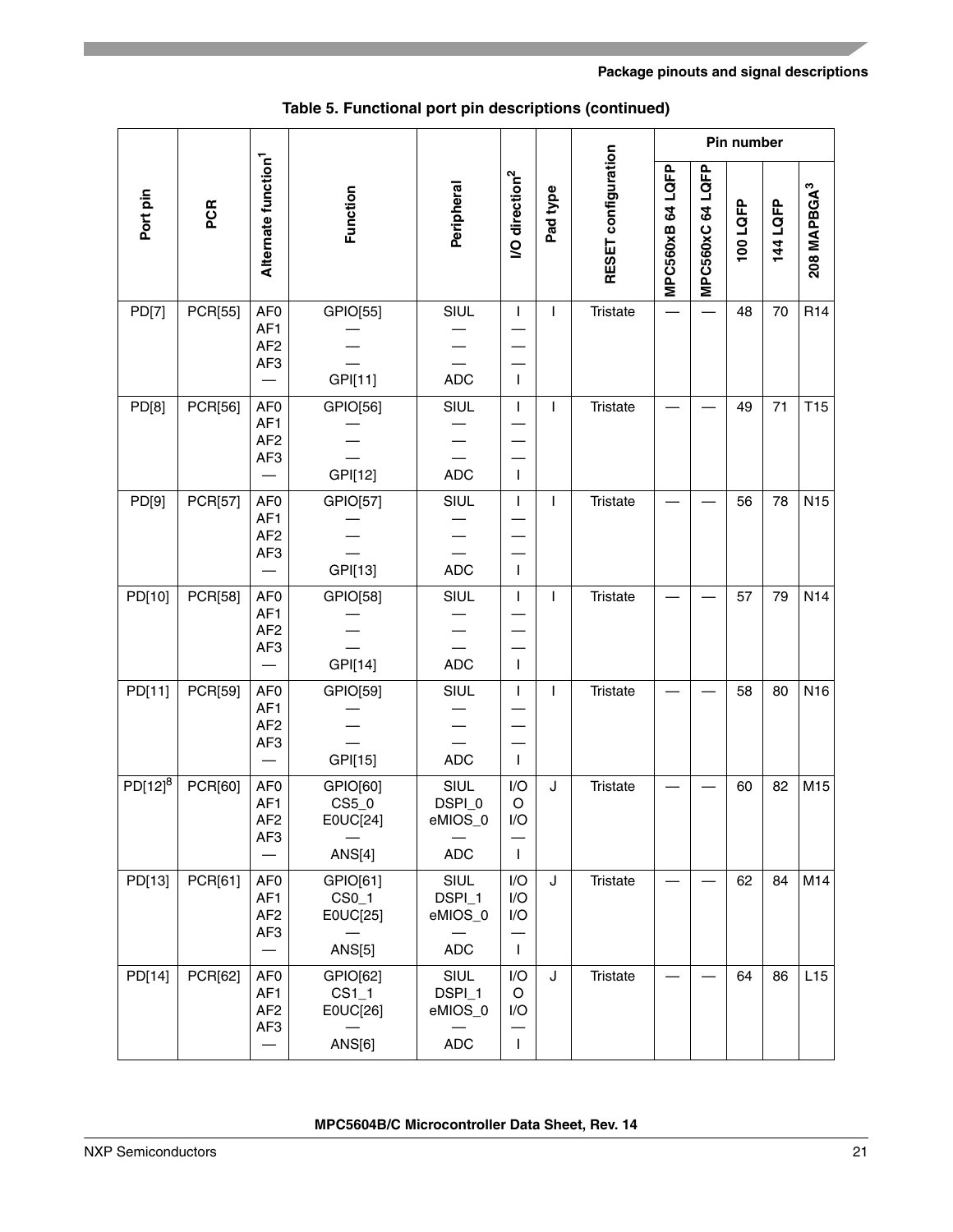**Table 5. Functional port pin descriptions (continued)**

| Port pin | PCR | Alternate function[1] | Function | Peripheral | I/O direction[2] | Pad type | RESET configuration | Pin number | | | | |
|---|---|---|---|---|---|---|---|---|---|---|---|---|
| | | | | | | | | MPC560xB 64 LQFP | MPC560xC 64 LQFP | 100 LQFP | 144 LQFP | 208 MAPBGA[3] |
| PD[7] | PCR[55] | AF0<br>AF1<br>AF2<br>AF3<br>— | GPIO[55]<br>—<br>—<br>—<br>GPI[11] | SIUL<br>—<br>—<br>—<br>ADC | I<br>—<br>—<br>—<br>I | I | Tristate | — | — | 48 | 70 | R14 |
| PD[8] | PCR[56] | AF0<br>AF1<br>AF2<br>AF3<br>— | GPIO[56]<br>—<br>—<br>—<br>GPI[12] | SIUL<br>—<br>—<br>—<br>ADC | I<br>—<br>—<br>—<br>I | I | Tristate | — | — | 49 | 71 | T15 |
| PD[9] | PCR[57] | AF0<br>AF1<br>AF2<br>AF3<br>— | GPIO[57]<br>—<br>—<br>—<br>GPI[13] | SIUL<br>—<br>—<br>—<br>ADC | I<br>—<br>—<br>—<br>I | I | Tristate | — | — | 56 | 78 | N15 |
| PD[10] | PCR[58] | AF0<br>AF1<br>AF2<br>AF3<br>— | GPIO[58]<br>—<br>—<br>—<br>GPI[14] | SIUL<br>—<br>—<br>—<br>ADC | I<br>—<br>—<br>—<br>I | I | Tristate | — | — | 57 | 79 | N14 |
| PD[11] | PCR[59] | AF0<br>AF1<br>AF2<br>AF3<br>— | GPIO[59]<br>—<br>—<br>—<br>GPI[15] | SIUL<br>—<br>—<br>—<br>ADC | I<br>—<br>—<br>—<br>I | I | Tristate | — | — | 58 | 80 | N16 |
| PD[12][8] | PCR[60] | AF0<br>AF1<br>AF2<br>AF3<br>— | GPIO[60]<br>CS5_0<br>E0UC[24]<br>—<br>ANS[4] | SIUL<br>DSPI_0<br>eMIOS_0<br>—<br>ADC | I/O<br>O<br>I/O<br>—<br>I | J | Tristate | — | — | 60 | 82 | M15 |
| PD[13] | PCR[61] | AF0<br>AF1<br>AF2<br>AF3<br>— | GPIO[61]<br>CS0_1<br>E0UC[25]<br>—<br>ANS[5] | SIUL<br>DSPI_1<br>eMIOS_0<br>—<br>ADC | I/O<br>I/O<br>I/O<br>—<br>I | J | Tristate | — | — | 62 | 84 | M14 |
| PD[14] | PCR[62] | AF0<br>AF1<br>AF2<br>AF3<br>— | GPIO[62]<br>CS1_1<br>E0UC[26]<br>—<br>ANS[6] | SIUL<br>DSPI_1<br>eMIOS_0<br>—<br>ADC | I/O<br>O<br>I/O<br>—<br>I | J | Tristate | — | — | 64 | 86 | L15 |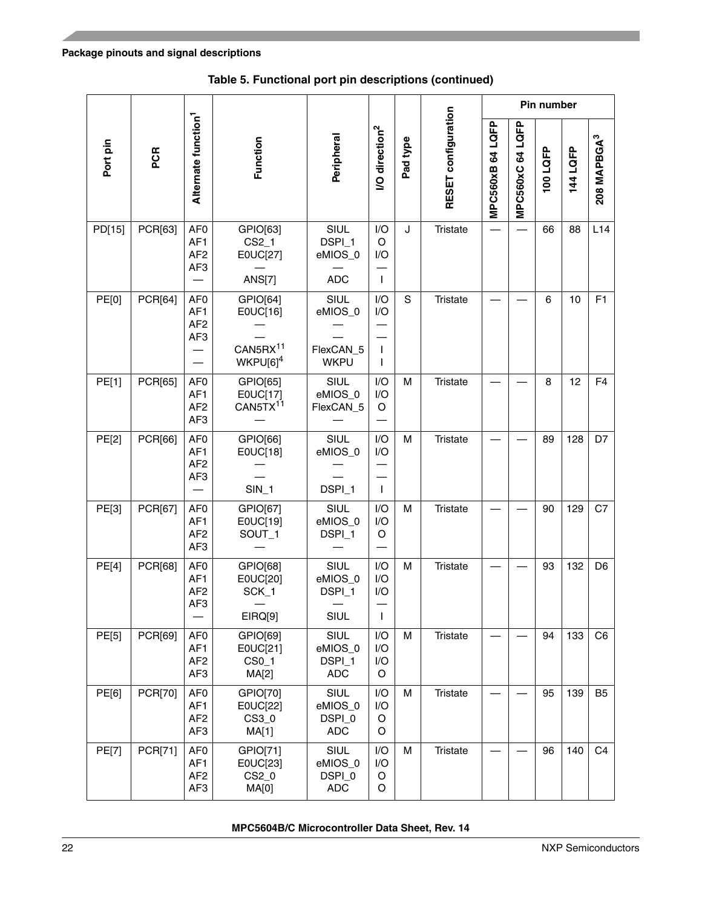**Table 5. Functional port pin descriptions (continued)**

| Port pin | PCR | Alternate function[1] | Function | Peripheral | I/O direction[2] | Pad type | RESET configuration | Pin number | | | | |
|---|---|---|---|---|---|---|---|---|---|---|---|---|
| | | | | | | | | MPC560xB 64 LQFP | MPC560xC 64 LQFP | 100 LQFP | 144 LQFP | 208 MAPBGA[3] |
| PD[15] | PCR[63] | AF0<br>AF1<br>AF2<br>AF3<br>— | GPIO[63]<br>CS2_1<br>E0UC[27]<br>—<br>ANS[7] | SIUL<br>DSPI_1<br>eMIOS_0<br>—<br>ADC | I/O<br>O<br>I/O<br>—<br>I | J | Tristate | — | — | 66 | 88 | L14 |
| PE[0] | PCR[64] | AF0<br>AF1<br>AF2<br>AF3<br>—<br>— | GPIO[64]<br>E0UC[16]<br>—<br>—<br>CAN5RX[11]<br>WKPU[6][4] | SIUL<br>eMIOS_0<br>—<br>—<br>FlexCAN_5<br>WKPU | I/O<br>I/O<br>—<br>—<br>I<br>I | S | Tristate | — | — | 6 | 10 | F1 |
| PE[1] | PCR[65] | AF0<br>AF1<br>AF2<br>AF3 | GPIO[65]<br>E0UC[17]<br>CAN5TX[11]<br>— | SIUL<br>eMIOS_0<br>FlexCAN_5<br>— | I/O<br>I/O<br>O<br>— | M | Tristate | — | — | 8 | 12 | F4 |
| PE[2] | PCR[66] | AF0<br>AF1<br>AF2<br>AF3<br>— | GPIO[66]<br>E0UC[18]<br>—<br>—<br>SIN_1 | SIUL<br>eMIOS_0<br>—<br>—<br>DSPI_1 | I/O<br>I/O<br>—<br>—<br>I | M | Tristate | — | — | 89 | 128 | D7 |
| PE[3] | PCR[67] | AF0<br>AF1<br>AF2<br>AF3 | GPIO[67]<br>E0UC[19]<br>SOUT_1<br>— | SIUL<br>eMIOS_0<br>DSPI_1<br>— | I/O<br>I/O<br>O<br>— | M | Tristate | — | — | 90 | 129 | C7 |
| PE[4] | PCR[68] | AF0<br>AF1<br>AF2<br>AF3<br>— | GPIO[68]<br>E0UC[20]<br>SCK_1<br>—<br>EIRQ[9] | SIUL<br>eMIOS_0<br>DSPI_1<br>—<br>SIUL | I/O<br>I/O<br>I/O<br>—<br>I | M | Tristate | — | — | 93 | 132 | D6 |
| PE[5] | PCR[69] | AF0<br>AF1<br>AF2<br>AF3 | GPIO[69]<br>E0UC[21]<br>CS0_1<br>MA[2] | SIUL<br>eMIOS_0<br>DSPI_1<br>ADC | I/O<br>I/O<br>I/O<br>O | M | Tristate | — | — | 94 | 133 | C6 |
| PE[6] | PCR[70] | AF0<br>AF1<br>AF2<br>AF3 | GPIO[70]<br>E0UC[22]<br>CS3_0<br>MA[1] | SIUL<br>eMIOS_0<br>DSPI_0<br>ADC | I/O<br>I/O<br>O<br>O | M | Tristate | — | — | 95 | 139 | B5 |
| PE[7] | PCR[71] | AF0<br>AF1<br>AF2<br>AF3 | GPIO[71]<br>E0UC[23]<br>CS2_0<br>MA[0] | SIUL<br>eMIOS_0<br>DSPI_0<br>ADC | I/O<br>I/O<br>O<br>O | M | Tristate | — | — | 96 | 140 | C4 |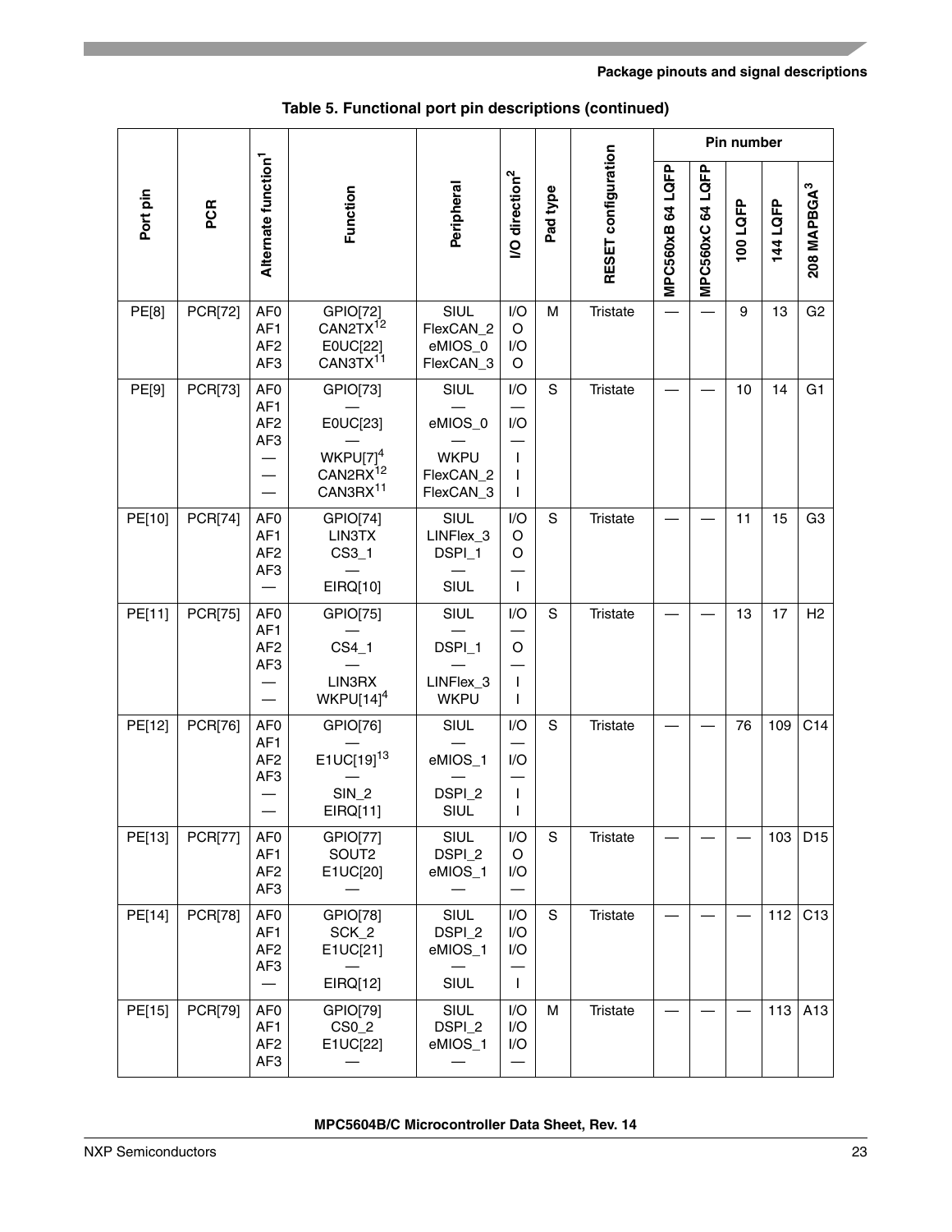**Table 5. Functional port pin descriptions (continued)**

| Port pin | PCR | Alternate function[1] | Function | Peripheral | I/O direction[2] | Pad type | RESET configuration | Pin number | | | | |
|---|---|---|---|---|---|---|---|---|---|---|---|---|
| | | | | | | | | MPC560xB 64 LQFP | MPC560xC 64 LQFP | 100 LQFP | 144 LQFP | 208 MAPBGA[3] |
| PE[8] | PCR[72] | AF0<br>AF1<br>AF2<br>AF3 | GPIO[72]<br>CAN2TX[12]<br>E0UC[22]<br>CAN3TX[11] | SIUL<br>FlexCAN_2<br>eMIOS_0<br>FlexCAN_3 | I/O<br>O<br>I/O<br>O | M | Tristate | — | — | 9 | 13 | G2 |
| PE[9] | PCR[73] | AF0<br>AF1<br>AF2<br>AF3<br>—<br>—<br>— | GPIO[73]<br>—<br>E0UC[23]<br>—<br>WKPU[7][4]<br>CAN2RX[12]<br>CAN3RX[11] | SIUL<br>—<br>eMIOS_0<br>—<br>WKPU<br>FlexCAN_2<br>FlexCAN_3 | I/O<br>—<br>I/O<br>—<br>I<br>I<br>I | S | Tristate | — | — | 10 | 14 | G1 |
| PE[10] | PCR[74] | AF0<br>AF1<br>AF2<br>AF3<br>— | GPIO[74]<br>LIN3TX<br>CS3_1<br>—<br>EIRQ[10] | SIUL<br>LINFlex_3<br>DSPI_1<br>—<br>SIUL | I/O<br>O<br>O<br>—<br>I | S | Tristate | — | — | 11 | 15 | G3 |
| PE[11] | PCR[75] | AF0<br>AF1<br>AF2<br>AF3<br>—<br>— | GPIO[75]<br>—<br>CS4_1<br>—<br>LIN3RX<br>WKPU[14][4] | SIUL<br>—<br>DSPI_1<br>—<br>LINFlex_3<br>WKPU | I/O<br>—<br>O<br>—<br>I<br>I | S | Tristate | — | — | 13 | 17 | H2 |
| PE[12] | PCR[76] | AF0<br>AF1<br>AF2<br>AF3<br>—<br>— | GPIO[76]<br>—<br>E1UC[19][13]<br>—<br>SIN_2<br>EIRQ[11] | SIUL<br>—<br>eMIOS_1<br>—<br>DSPI_2<br>SIUL | I/O<br>—<br>I/O<br>—<br>I<br>I | S | Tristate | — | — | 76 | 109 | C14 |
| PE[13] | PCR[77] | AF0<br>AF1<br>AF2<br>AF3 | GPIO[77]<br>SOUT2<br>E1UC[20]<br>— | SIUL<br>DSPI_2<br>eMIOS_1<br>— | I/O<br>O<br>I/O<br>— | S | Tristate | — | — | — | 103 | D15 |
| PE[14] | PCR[78] | AF0<br>AF1<br>AF2<br>AF3<br>— | GPIO[78]<br>SCK_2<br>E1UC[21]<br>—<br>EIRQ[12] | SIUL<br>DSPI_2<br>eMIOS_1<br>—<br>SIUL | I/O<br>I/O<br>I/O<br>—<br>I | S | Tristate | — | — | — | 112 | C13 |
| PE[15] | PCR[79] | AF0<br>AF1<br>AF2<br>AF3 | GPIO[79]<br>CS0_2<br>E1UC[22]<br>— | SIUL<br>DSPI_2<br>eMIOS_1<br>— | I/O<br>I/O<br>I/O<br>— | M | Tristate | — | — | — | 113 | A13 |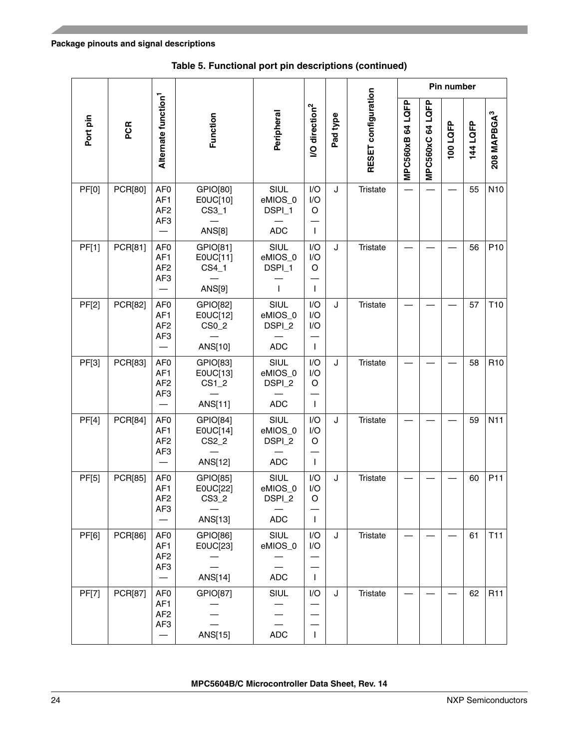Table 5. Functional port pin descriptions (continued)

| Port pin | PCR | Alternate function[1] | Function | Peripheral | I/O direction[2] | Pad type | RESET configuration | Pin number | | | | |
|---|---|---|---|---|---|---|---|---|---|---|---|---|
| | | | | | | | | MPC560xB 64 LQFP | MPC560xC 64 LQFP | 100 LQFP | 144 LQFP | 208 MAPBGA[3] |
| PF[0] | PCR[80] | AF0<br>AF1<br>AF2<br>AF3<br>— | GPIO[80]<br>E0UC[10]<br>CS3_1<br>—<br>ANS[8] | SIUL<br>eMIOS_0<br>DSPI_1<br>—<br>ADC | I/O<br>I/O<br>O<br>—<br>I | J | Tristate | — | — | — | 55 | N10 |
| PF[1] | PCR[81] | AF0<br>AF1<br>AF2<br>AF3<br>— | GPIO[81]<br>E0UC[11]<br>CS4_1<br>—<br>ANS[9] | SIUL<br>eMIOS_0<br>DSPI_1<br>—<br>I | I/O<br>I/O<br>O<br>—<br>I | J | Tristate | — | — | — | 56 | P10 |
| PF[2] | PCR[82] | AF0<br>AF1<br>AF2<br>AF3<br>— | GPIO[82]<br>E0UC[12]<br>CS0_2<br>—<br>ANS[10] | SIUL<br>eMIOS_0<br>DSPI_2<br>—<br>ADC | I/O<br>I/O<br>I/O<br>—<br>I | J | Tristate | — | — | — | 57 | T10 |
| PF[3] | PCR[83] | AF0<br>AF1<br>AF2<br>AF3<br>— | GPIO[83]<br>E0UC[13]<br>CS1_2<br>—<br>ANS[11] | SIUL<br>eMIOS_0<br>DSPI_2<br>—<br>ADC | I/O<br>I/O<br>O<br>—<br>I | J | Tristate | — | — | — | 58 | R10 |
| PF[4] | PCR[84] | AF0<br>AF1<br>AF2<br>AF3<br>— | GPIO[84]<br>E0UC[14]<br>CS2_2<br>—<br>ANS[12] | SIUL<br>eMIOS_0<br>DSPI_2<br>—<br>ADC | I/O<br>I/O<br>O<br>—<br>I | J | Tristate | — | — | — | 59 | N11 |
| PF[5] | PCR[85] | AF0<br>AF1<br>AF2<br>AF3<br>— | GPIO[85]<br>E0UC[22]<br>CS3_2<br>—<br>ANS[13] | SIUL<br>eMIOS_0<br>DSPI_2<br>—<br>ADC | I/O<br>I/O<br>O<br>—<br>I | J | Tristate | — | — | — | 60 | P11 |
| PF[6] | PCR[86] | AF0<br>AF1<br>AF2<br>AF3<br>— | GPIO[86]<br>E0UC[23]<br>—<br>—<br>ANS[14] | SIUL<br>eMIOS_0<br>—<br>—<br>ADC | I/O<br>I/O<br>—<br>—<br>I | J | Tristate | — | — | — | 61 | T11 |
| PF[7] | PCR[87] | AF0<br>AF1<br>AF2<br>AF3<br>— | GPIO[87]<br>—<br>—<br>—<br>ANS[15] | SIUL<br>—<br>—<br>—<br>ADC | I/O<br>—<br>—<br>—<br>I | J | Tristate | — | — | — | 62 | R11 |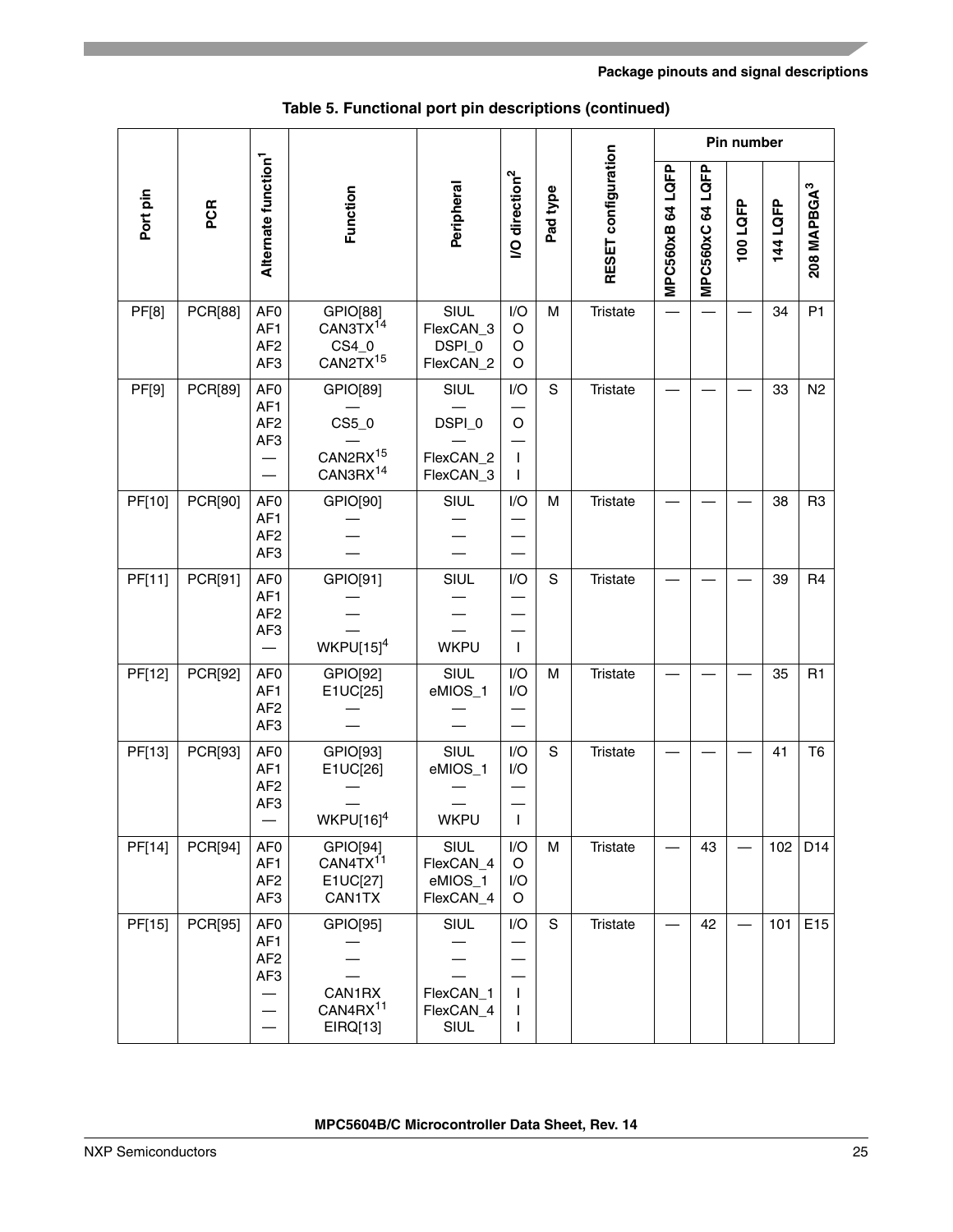**Table 5. Functional port pin descriptions (continued)**

| Port pin | PCR | Alternate function[1] | Function | Peripheral | I/O direction[2] | Pad type | RESET configuration | Pin number | | | | |
|---|---|---|---|---|---|---|---|---|---|---|---|---|
| | | | | | | | | MPC560xB 64 LQFP | MPC560xC 64 LQFP | 100 LQFP | 144 LQFP | 208 MAPBGA[3] |
| PF[8] | PCR[88] | AF0<br>AF1<br>AF2<br>AF3 | GPIO[88]<br>CAN3TX[14]<br>CS4_0<br>CAN2TX[15] | SIUL<br>FlexCAN_3<br>DSPI_0<br>FlexCAN_2 | I/O<br>O<br>O<br>O | M | Tristate | — | — | — | 34 | P1 |
| PF[9] | PCR[89] | AF0<br>AF1<br>AF2<br>AF3<br>—<br>— | GPIO[89]<br>—<br>CS5_0<br>—<br>CAN2RX[15]<br>CAN3RX[14] | SIUL<br>—<br>DSPI_0<br>—<br>FlexCAN_2<br>FlexCAN_3 | I/O<br>—<br>O<br>—<br>I<br>I | S | Tristate | — | — | — | 33 | N2 |
| PF[10] | PCR[90] | AF0<br>AF1<br>AF2<br>AF3 | GPIO[90]<br>—<br>—<br>— | SIUL<br>—<br>—<br>— | I/O<br>—<br>—<br>— | M | Tristate | — | — | — | 38 | R3 |
| PF[11] | PCR[91] | AF0<br>AF1<br>AF2<br>AF3<br>— | GPIO[91]<br>—<br>—<br>—<br>WKPU[15][4] | SIUL<br>—<br>—<br>—<br>WKPU | I/O<br>—<br>—<br>—<br>I | S | Tristate | — | — | — | 39 | R4 |
| PF[12] | PCR[92] | AF0<br>AF1<br>AF2<br>AF3 | GPIO[92]<br>E1UC[25]<br>—<br>— | SIUL<br>eMIOS_1<br>—<br>— | I/O<br>I/O<br>—<br>— | M | Tristate | — | — | — | 35 | R1 |
| PF[13] | PCR[93] | AF0<br>AF1<br>AF2<br>AF3<br>— | GPIO[93]<br>E1UC[26]<br>—<br>—<br>WKPU[16][4] | SIUL<br>eMIOS_1<br>—<br>—<br>WKPU | I/O<br>I/O<br>—<br>—<br>I | S | Tristate | — | — | — | 41 | T6 |
| PF[14] | PCR[94] | AF0<br>AF1<br>AF2<br>AF3 | GPIO[94]<br>CAN4TX[11]<br>E1UC[27]<br>CAN1TX | SIUL<br>FlexCAN_4<br>eMIOS_1<br>FlexCAN_4 | I/O<br>O<br>I/O<br>O | M | Tristate | — | 43 | — | 102 | D14 |
| PF[15] | PCR[95] | AF0<br>AF1<br>AF2<br>AF3<br>—<br>—<br>— | GPIO[95]<br>—<br>—<br>—<br>CAN1RX<br>CAN4RX[11]<br>EIRQ[13] | SIUL<br>—<br>—<br>—<br>FlexCAN_1<br>FlexCAN_4<br>SIUL | I/O<br>—<br>—<br>—<br>I<br>I<br>I | S | Tristate | — | 42 | — | 101 | E15 |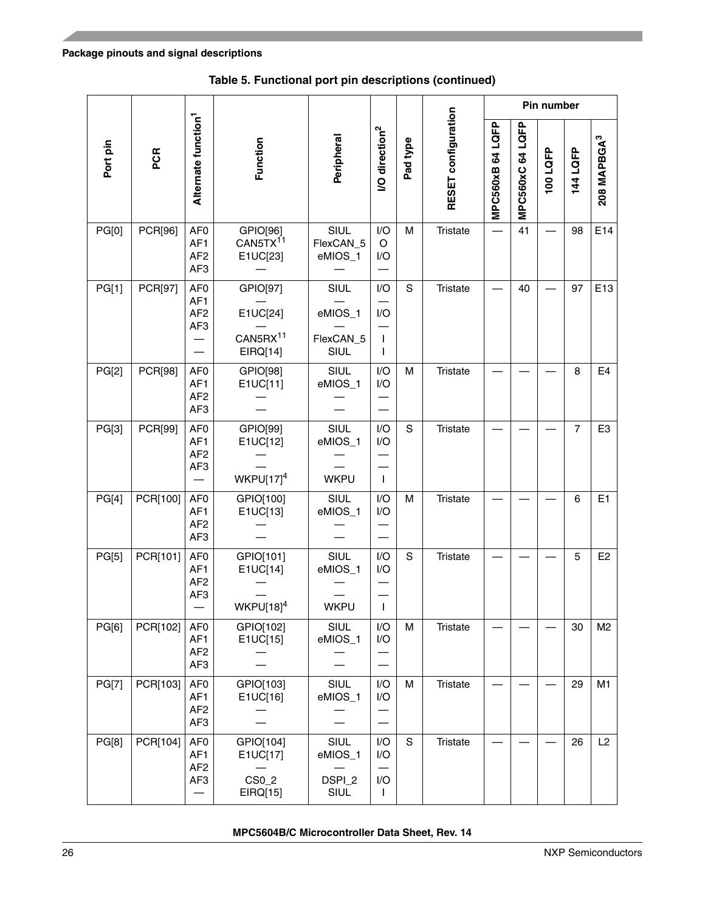**Table 5. Functional port pin descriptions (continued)**

| Port pin | PCR | Alternate function[1] | Function | Peripheral | I/O direction[2] | Pad type | RESET configuration | Pin number | | | | |
|---|---|---|---|---|---|---|---|---|---|---|---|---|
| | | | | | | | | MPC560xB 64 LQFP | MPC560xC 64 LQFP | 100 LQFP | 144 LQFP | 208 MAPBGA[3] |
| PG[0] | PCR[96] | AF0<br>AF1<br>AF2<br>AF3 | GPIO[96]<br>CAN5TX[11]<br>E1UC[23]<br>— | SIUL<br>FlexCAN_5<br>eMIOS_1<br>— | I/O<br>O<br>I/O<br>— | M | Tristate | — | 41 | — | 98 | E14 |
| PG[1] | PCR[97] | AF0<br>AF1<br>AF2<br>AF3<br>—<br>— | GPIO[97]<br>—<br>E1UC[24]<br>—<br>CAN5RX[11]<br>EIRQ[14] | SIUL<br>—<br>eMIOS_1<br>—<br>FlexCAN_5<br>SIUL | I/O<br>—<br>I/O<br>—<br>I<br>I | S | Tristate | — | 40 | — | 97 | E13 |
| PG[2] | PCR[98] | AF0<br>AF1<br>AF2<br>AF3 | GPIO[98]<br>E1UC[11]<br>—<br>— | SIUL<br>eMIOS_1<br>—<br>— | I/O<br>I/O<br>—<br>— | M | Tristate | — | — | — | 8 | E4 |
| PG[3] | PCR[99] | AF0<br>AF1<br>AF2<br>AF3<br>— | GPIO[99]<br>E1UC[12]<br>—<br>—<br>WKPU[17][4] | SIUL<br>eMIOS_1<br>—<br>—<br>WKPU | I/O<br>I/O<br>—<br>—<br>I | S | Tristate | — | — | — | 7 | E3 |
| PG[4] | PCR[100] | AF0<br>AF1<br>AF2<br>AF3 | GPIO[100]<br>E1UC[13]<br>—<br>— | SIUL<br>eMIOS_1<br>—<br>— | I/O<br>I/O<br>—<br>— | M | Tristate | — | — | — | 6 | E1 |
| PG[5] | PCR[101] | AF0<br>AF1<br>AF2<br>AF3<br>— | GPIO[101]<br>E1UC[14]<br>—<br>—<br>WKPU[18][4] | SIUL<br>eMIOS_1<br>—<br>—<br>WKPU | I/O<br>I/O<br>—<br>—<br>I | S | Tristate | — | — | — | 5 | E2 |
| PG[6] | PCR[102] | AF0<br>AF1<br>AF2<br>AF3 | GPIO[102]<br>E1UC[15]<br>—<br>— | SIUL<br>eMIOS_1<br>—<br>— | I/O<br>I/O<br>—<br>— | M | Tristate | — | — | — | 30 | M2 |
| PG[7] | PCR[103] | AF0<br>AF1<br>AF2<br>AF3 | GPIO[103]<br>E1UC[16]<br>—<br>— | SIUL<br>eMIOS_1<br>—<br>— | I/O<br>I/O<br>—<br>— | M | Tristate | — | — | — | 29 | M1 |
| PG[8] | PCR[104] | AF0<br>AF1<br>AF2<br>AF3<br>— | GPIO[104]<br>E1UC[17]<br>—<br>CS0_2<br>EIRQ[15] | SIUL<br>eMIOS_1<br>—<br>DSPI_2<br>SIUL | I/O<br>I/O<br>—<br>I/O<br>I | S | Tristate | — | — | — | 26 | L2 |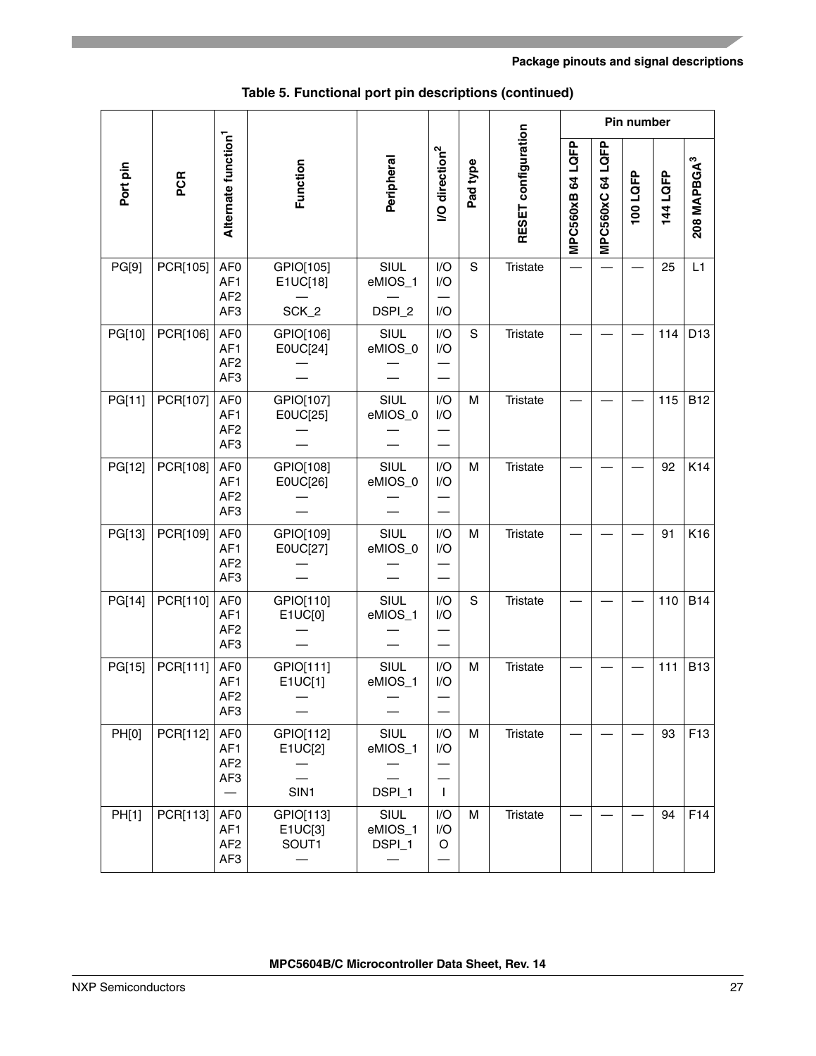**Table 5. Functional port pin descriptions (continued)**

| Port pin | PCR | Alternate function[1] | Function | Peripheral | I/O direction[2] | Pad type | RESET configuration | Pin number | | | | |
|---|---|---|---|---|---|---|---|---|---|---|---|---|
| | | | | | | | | MPC560xB 64 LQFP | MPC560xC 64 LQFP | 100 LQFP | 144 LQFP | 208 MAPBGA[3] |
| PG[9] | PCR[105] | AF0<br>AF1<br>AF2<br>AF3 | GPIO[105]<br>E1UC[18]<br>—<br>SCK_2 | SIUL<br>eMIOS_1<br>—<br>DSPI_2 | I/O<br>I/O<br>—<br>I/O | S | Tristate | — | — | — | 25 | L1 |
| PG[10] | PCR[106] | AF0<br>AF1<br>AF2<br>AF3 | GPIO[106]<br>E0UC[24]<br>—<br>— | SIUL<br>eMIOS_0<br>—<br>— | I/O<br>I/O<br>—<br>— | S | Tristate | — | — | — | 114 | D13 |
| PG[11] | PCR[107] | AF0<br>AF1<br>AF2<br>AF3 | GPIO[107]<br>E0UC[25]<br>—<br>— | SIUL<br>eMIOS_0<br>—<br>— | I/O<br>I/O<br>—<br>— | M | Tristate | — | — | — | 115 | B12 |
| PG[12] | PCR[108] | AF0<br>AF1<br>AF2<br>AF3 | GPIO[108]<br>E0UC[26]<br>—<br>— | SIUL<br>eMIOS_0<br>—<br>— | I/O<br>I/O<br>—<br>— | M | Tristate | — | — | — | 92 | K14 |
| PG[13] | PCR[109] | AF0<br>AF1<br>AF2<br>AF3 | GPIO[109]<br>E0UC[27]<br>—<br>— | SIUL<br>eMIOS_0<br>—<br>— | I/O<br>I/O<br>—<br>— | M | Tristate | — | — | — | 91 | K16 |
| PG[14] | PCR[110] | AF0<br>AF1<br>AF2<br>AF3 | GPIO[110]<br>E1UC[0]<br>—<br>— | SIUL<br>eMIOS_1<br>—<br>— | I/O<br>I/O<br>—<br>— | S | Tristate | — | — | — | 110 | B14 |
| PG[15] | PCR[111] | AF0<br>AF1<br>AF2<br>AF3 | GPIO[111]<br>E1UC[1]<br>—<br>— | SIUL<br>eMIOS_1<br>—<br>— | I/O<br>I/O<br>—<br>— | M | Tristate | — | — | — | 111 | B13 |
| PH[0] | PCR[112] | AF0<br>AF1<br>AF2<br>AF3<br>— | GPIO[112]<br>E1UC[2]<br>—<br>—<br>SIN1 | SIUL<br>eMIOS_1<br>—<br>—<br>DSPI_1 | I/O<br>I/O<br>—<br>—<br>I | M | Tristate | — | — | — | 93 | F13 |
| PH[1] | PCR[113] | AF0<br>AF1<br>AF2<br>AF3 | GPIO[113]<br>E1UC[3]<br>SOUT1<br>— | SIUL<br>eMIOS_1<br>DSPI_1<br>— | I/O<br>I/O<br>O<br>— | M | Tristate | — | — | — | 94 | F14 |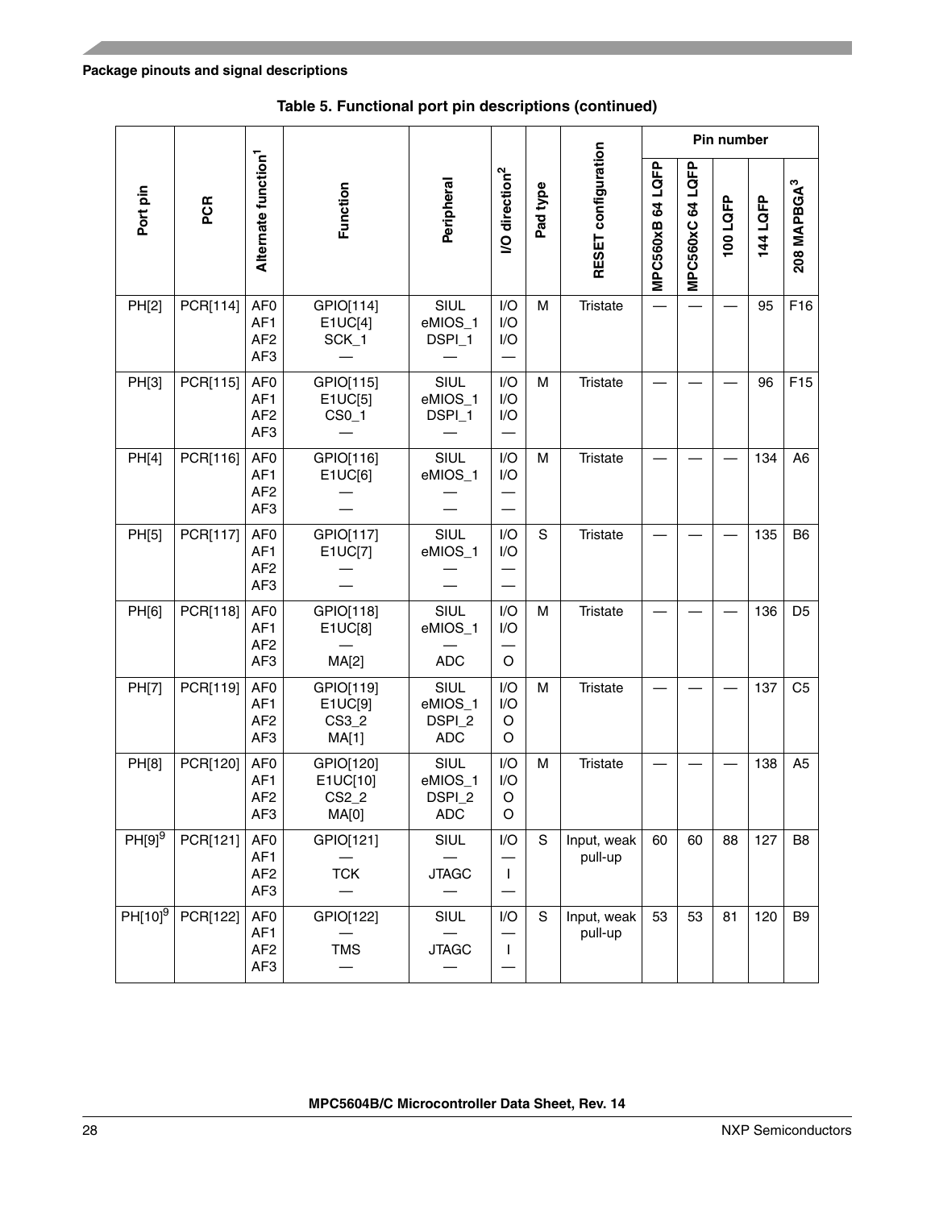**Table 5. Functional port pin descriptions (continued)**

| Port pin | PCR | Alternate function[1] | Function | Peripheral | I/O direction[2] | Pad type | RESET configuration | Pin number | | | | |
|---|---|---|---|---|---|---|---|---|---|---|---|---|
| | | | | | | | | MPC560xB 64 LQFP | MPC560xC 64 LQFP | 100 LQFP | 144 LQFP | 208 MAPBGA[3] |
| PH[2] | PCR[114] | AF0<br>AF1<br>AF2<br>AF3 | GPIO[114]<br>E1UC[4]<br>SCK_1<br>— | SIUL<br>eMIOS_1<br>DSPI_1<br>— | I/O<br>I/O<br>I/O<br>— | M | Tristate | — | — | — | 95 | F16 |
| PH[3] | PCR[115] | AF0<br>AF1<br>AF2<br>AF3 | GPIO[115]<br>E1UC[5]<br>CS0_1<br>— | SIUL<br>eMIOS_1<br>DSPI_1<br>— | I/O<br>I/O<br>I/O<br>— | M | Tristate | — | — | — | 96 | F15 |
| PH[4] | PCR[116] | AF0<br>AF1<br>AF2<br>AF3 | GPIO[116]<br>E1UC[6]<br>—<br>— | SIUL<br>eMIOS_1<br>—<br>— | I/O<br>I/O<br>—<br>— | M | Tristate | — | — | — | 134 | A6 |
| PH[5] | PCR[117] | AF0<br>AF1<br>AF2<br>AF3 | GPIO[117]<br>E1UC[7]<br>—<br>— | SIUL<br>eMIOS_1<br>—<br>— | I/O<br>I/O<br>—<br>— | S | Tristate | — | — | — | 135 | B6 |
| PH[6] | PCR[118] | AF0<br>AF1<br>AF2<br>AF3 | GPIO[118]<br>E1UC[8]<br>—<br>MA[2] | SIUL<br>eMIOS_1<br>—<br>ADC | I/O<br>I/O<br>—<br>O | M | Tristate | — | — | — | 136 | D5 |
| PH[7] | PCR[119] | AF0<br>AF1<br>AF2<br>AF3 | GPIO[119]<br>E1UC[9]<br>CS3_2<br>MA[1] | SIUL<br>eMIOS_1<br>DSPI_2<br>ADC | I/O<br>I/O<br>O<br>O | M | Tristate | — | — | — | 137 | C5 |
| PH[8] | PCR[120] | AF0<br>AF1<br>AF2<br>AF3 | GPIO[120]<br>E1UC[10]<br>CS2_2<br>MA[0] | SIUL<br>eMIOS_1<br>DSPI_2<br>ADC | I/O<br>I/O<br>O<br>O | M | Tristate | — | — | — | 138 | A5 |
| PH[9][9] | PCR[121] | AF0<br>AF1<br>AF2<br>AF3 | GPIO[121]<br>—<br>TCK<br>— | SIUL<br>—<br>JTAGC<br>— | I/O<br>—<br>I<br>— | S | Input, weak pull-up | 60 | 60 | 88 | 127 | B8 |
| PH[10][9] | PCR[122] | AF0<br>AF1<br>AF2<br>AF3 | GPIO[122]<br>—<br>TMS<br>— | SIUL<br>—<br>JTAGC<br>— | I/O<br>—<br>I<br>— | S | Input, weak pull-up | 53 | 53 | 81 | 120 | B9 |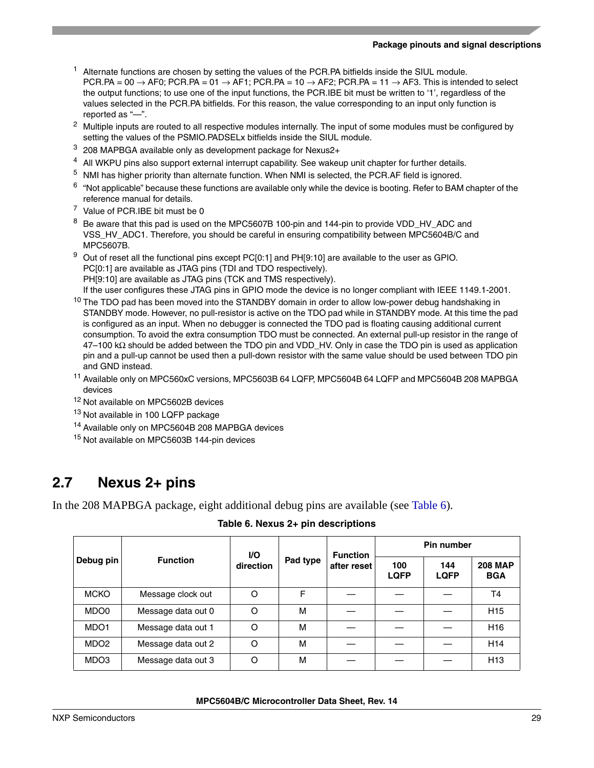1. Alternate functions are chosen by setting the values of the PCR.PA bitfields inside the SIUL module. PCR.PA = 00 → AF0; PCR.PA = 01 → AF1; PCR.PA = 10 → AF2; PCR.PA = 11 → AF3. This is intended to select the output functions; to use one of the input functions, the PCR.IBE bit must be written to ‘1’, regardless of the values selected in the PCR.PA bitfields. For this reason, the value corresponding to an input only function is reported as “—”.
2. Multiple inputs are routed to all respective modules internally. The input of some modules must be configured by setting the values of the PSMIO.PADSELx bitfields inside the SIUL module.
3. 208 MAPBGA available only as development package for Nexus2+
4. All WKPU pins also support external interrupt capability. See wakeup unit chapter for further details.
5. NMI has higher priority than alternate function. When NMI is selected, the PCR.AF field is ignored.
6. “Not applicable” because these functions are available only while the device is booting. Refer to BAM chapter of the reference manual for details.
7. Value of PCR.IBE bit must be 0
8. Be aware that this pad is used on the MPC5607B 100-pin and 144-pin to provide VDD_HV_ADC and VSS_HV_ADC1. Therefore, you should be careful in ensuring compatibility between MPC5604B/C and MPC5607B.
9. Out of reset all the functional pins except PC[0:1] and PH[9:10] are available to the user as GPIO.
   PC[0:1] are available as JTAG pins (TDI and TDO respectively).
   PH[9:10] are available as JTAG pins (TCK and TMS respectively).
   If the user configures these JTAG pins in GPIO mode the device is no longer compliant with IEEE 1149.1-2001.
10. The TDO pad has been moved into the STANDBY domain in order to allow low-power debug handshaking in STANDBY mode. However, no pull-resistor is active on the TDO pad while in STANDBY mode. At this time the pad is configured as an input. When no debugger is connected the TDO pad is floating causing additional current consumption. To avoid the extra consumption TDO must be connected. An external pull-up resistor in the range of 47–100 kΩ should be added between the TDO pin and VDD_HV. Only in case the TDO pin is used as application pin and a pull-up cannot be used then a pull-down resistor with the same value should be used between TDO pin and GND instead.
11. Available only on MPC560xC versions, MPC5603B 64 LQFP, MPC5604B 64 LQFP and MPC5604B 208 MAPBGA devices
12. Not available on MPC5602B devices
13. Not available in 100 LQFP package
14. Available only on MPC5604B 208 MAPBGA devices
15. Not available on MPC5603B 144-pin devices

## 2.7 Nexus 2+ pins

In the 208 MAPBGA package, eight additional debug pins are available (see Table 6).

**Table 6. Nexus 2+ pin descriptions**

| Debug pin | Function | I/O direction | Pad type | Function after reset | Pin number | | |
|---|---|---|---|---|---|---|---|
| | | | | | 100 LQFP | 144 LQFP | 208 MAP BGA |
| MCKO | Message clock out | O | F | — | — | — | T4 |
| MDO0 | Message data out 0 | O | M | — | — | — | H15 |
| MDO1 | Message data out 1 | O | M | — | — | — | H16 |
| MDO2 | Message data out 2 | O | M | — | — | — | H14 |
| MDO3 | Message data out 3 | O | M | — | — | — | H13 |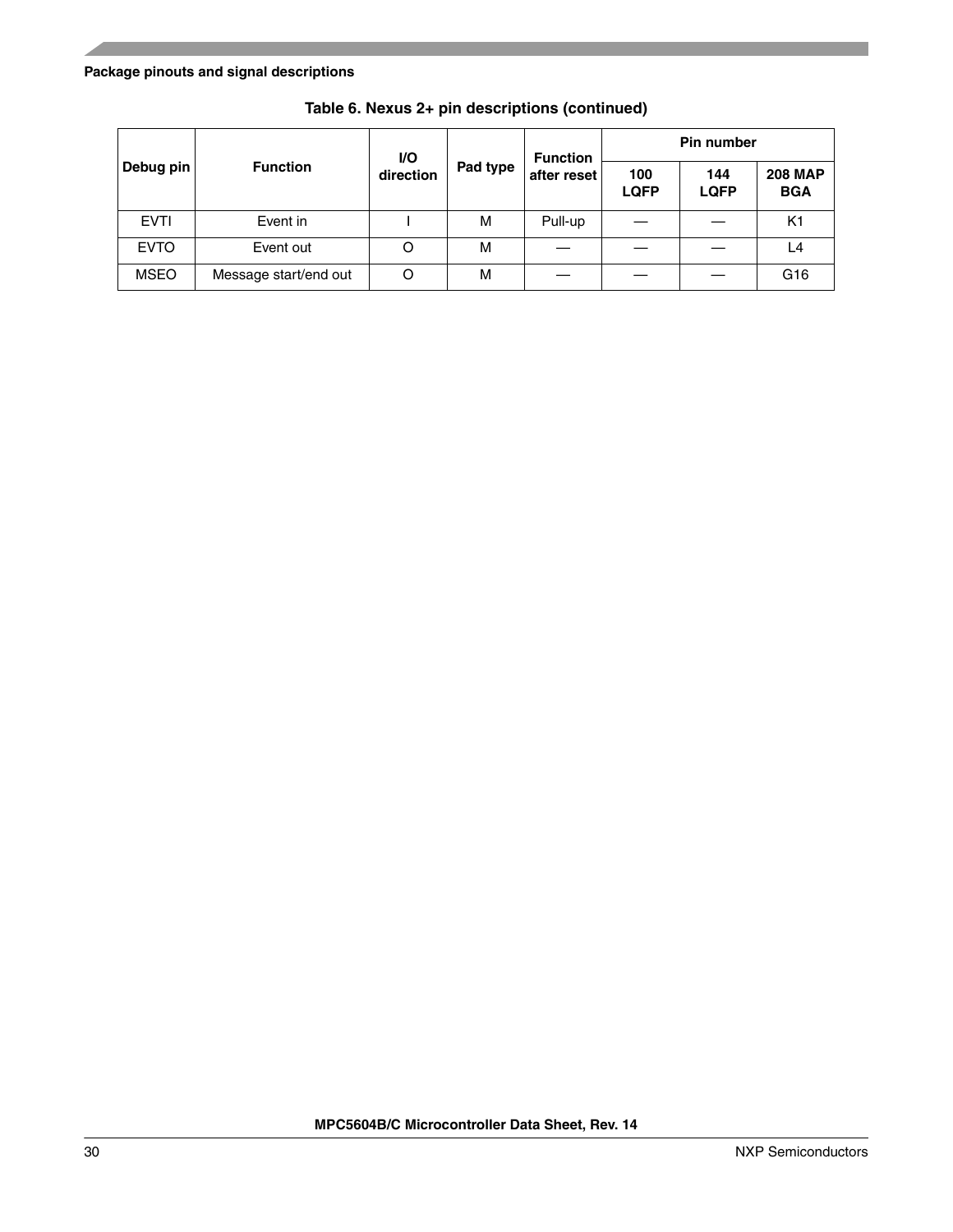**Table 6. Nexus 2+ pin descriptions (continued)**

| Debug pin | Function | I/O direction | Pad type | Function after reset | Pin number | | |
|---|---|---|---|---|---|---|---|
| | | | | | 100 LQFP | 144 LQFP | 208 MAP BGA |
| EVTI | Event in | I | M | Pull-up | — | — | K1 |
| EVTO | Event out | O | M | — | — | — | L4 |
| MSEO | Message start/end out | O | M | — | — | — | G16 |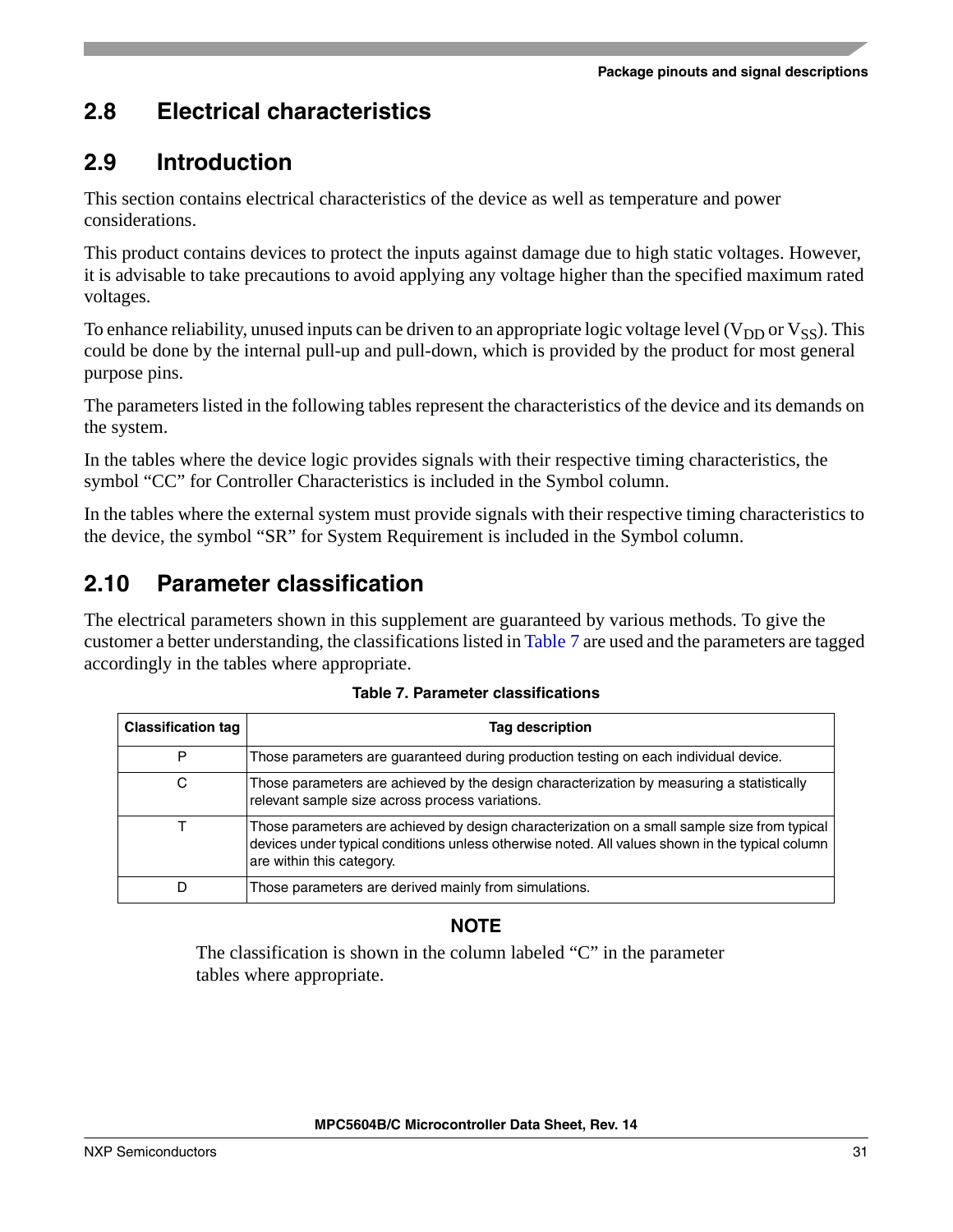## 2.8 Electrical characteristics

## 2.9 Introduction

This section contains electrical characteristics of the device as well as temperature and power considerations.

This product contains devices to protect the inputs against damage due to high static voltages. However, it is advisable to take precautions to avoid applying any voltage higher than the specified maximum rated voltages.

To enhance reliability, unused inputs can be driven to an appropriate logic voltage level ($V_{DD}$ or $V_{SS}$). This could be done by the internal pull-up and pull-down, which is provided by the product for most general purpose pins.

The parameters listed in the following tables represent the characteristics of the device and its demands on the system.

In the tables where the device logic provides signals with their respective timing characteristics, the symbol "CC" for Controller Characteristics is included in the Symbol column.

In the tables where the external system must provide signals with their respective timing characteristics to the device, the symbol "SR" for System Requirement is included in the Symbol column.

## 2.10 Parameter classification

The electrical parameters shown in this supplement are guaranteed by various methods. To give the customer a better understanding, the classifications listed in Table 7 are used and the parameters are tagged accordingly in the tables where appropriate.

**Table 7. Parameter classifications**

| Classification tag | Tag description |
|---|---|
| P | Those parameters are guaranteed during production testing on each individual device. |
| C | Those parameters are achieved by the design characterization by measuring a statistically relevant sample size across process variations. |
| T | Those parameters are achieved by design characterization on a small sample size from typical devices under typical conditions unless otherwise noted. All values shown in the typical column are within this category. |
| D | Those parameters are derived mainly from simulations. |

**NOTE**

The classification is shown in the column labeled "C" in the parameter tables where appropriate.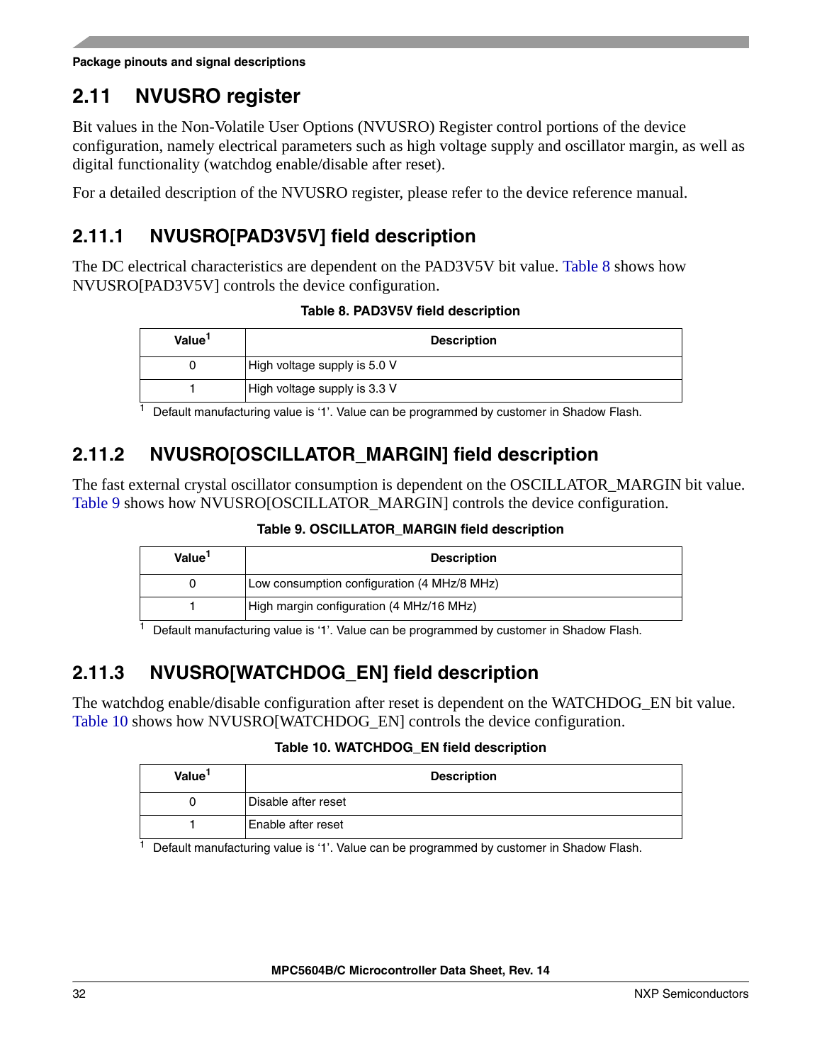## 2.11 NVUSRO register

Bit values in the Non-Volatile User Options (NVUSRO) Register control portions of the device configuration, namely electrical parameters such as high voltage supply and oscillator margin, as well as digital functionality (watchdog enable/disable after reset).

For a detailed description of the NVUSRO register, please refer to the device reference manual.

### 2.11.1 NVUSRO[PAD3V5V] field description

The DC electrical characteristics are dependent on the PAD3V5V bit value. Table 8 shows how NVUSRO[PAD3V5V] controls the device configuration.

**Table 8. PAD3V5V field description**

| Value[1] | Description |
|---|---|
| 0 | High voltage supply is 5.0 V |
| 1 | High voltage supply is 3.3 V |

[1] Default manufacturing value is '1'. Value can be programmed by customer in Shadow Flash.

### 2.11.2 NVUSRO[OSCILLATOR_MARGIN] field description

The fast external crystal oscillator consumption is dependent on the OSCILLATOR_MARGIN bit value. Table 9 shows how NVUSRO[OSCILLATOR_MARGIN] controls the device configuration.

**Table 9. OSCILLATOR_MARGIN field description**

| Value[1] | Description |
|---|---|
| 0 | Low consumption configuration (4 MHz/8 MHz) |
| 1 | High margin configuration (4 MHz/16 MHz) |

[1] Default manufacturing value is '1'. Value can be programmed by customer in Shadow Flash.

### 2.11.3 NVUSRO[WATCHDOG_EN] field description

The watchdog enable/disable configuration after reset is dependent on the WATCHDOG_EN bit value. Table 10 shows how NVUSRO[WATCHDOG_EN] controls the device configuration.

**Table 10. WATCHDOG_EN field description**

| Value[1] | Description |
|---|---|
| 0 | Disable after reset |
| 1 | Enable after reset |

[1] Default manufacturing value is '1'. Value can be programmed by customer in Shadow Flash.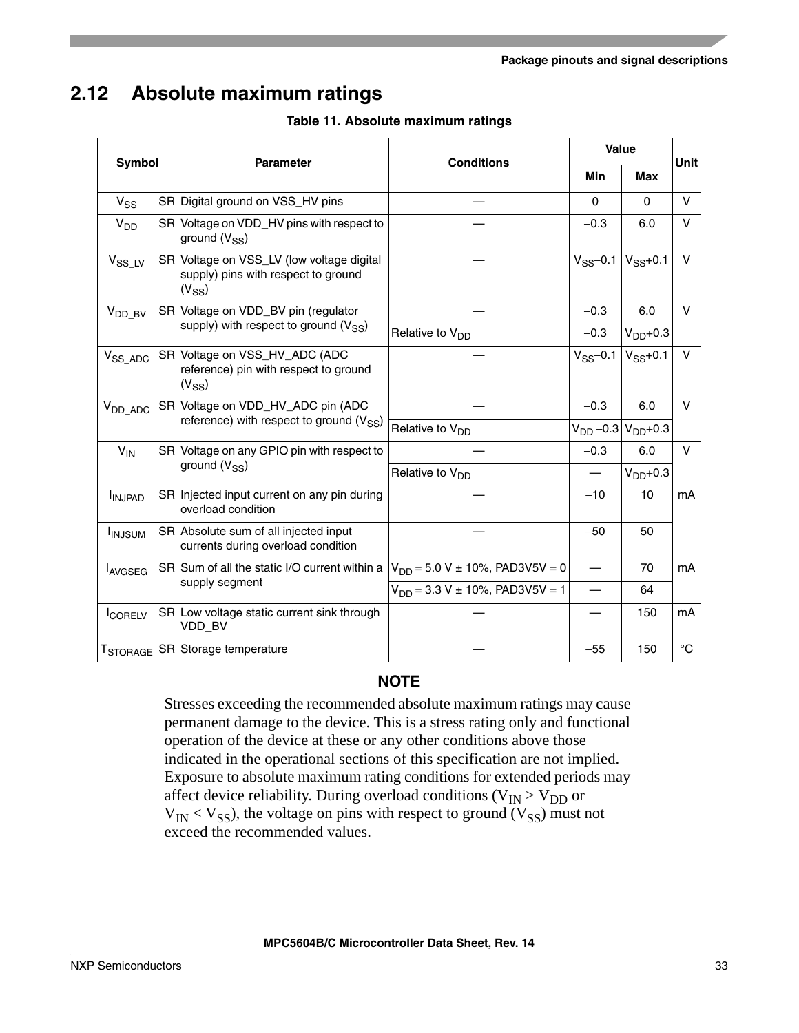## 2.12 Absolute maximum ratings

**Table 11. Absolute maximum ratings**

| Symbol | | Parameter | Conditions | Value | | Unit |
|---|---|---|---|---|---|---|
| | | | | Min | Max | |
| $V_{SS}$ | SR | Digital ground on VSS_HV pins | — | 0 | 0 | V |
| $V_{DD}$ | SR | Voltage on VDD_HV pins with respect to ground ($V_{SS}$) | — | −0.3 | 6.0 | V |
| $V_{SS\_LV}$ | SR | Voltage on VSS_LV (low voltage digital supply) pins with respect to ground ($V_{SS}$) | — | $V_{SS}$−0.1 | $V_{SS}$+0.1 | V |
| $V_{DD\_BV}$ | SR | Voltage on VDD_BV pin (regulator supply) with respect to ground ($V_{SS}$) | — | −0.3 | 6.0 | V |
| | | | Relative to $V_{DD}$ | −0.3 | $V_{DD}$+0.3 | |
| $V_{SS\_ADC}$ | SR | Voltage on VSS_HV_ADC (ADC reference) pin with respect to ground ($V_{SS}$) | — | $V_{SS}$−0.1 | $V_{SS}$+0.1 | V |
| $V_{DD\_ADC}$ | SR | Voltage on VDD_HV_ADC pin (ADC reference) with respect to ground ($V_{SS}$) | — | −0.3 | 6.0 | V |
| | | | Relative to $V_{DD}$ | $V_{DD}$ −0.3 | $V_{DD}$+0.3 | |
| $V_{IN}$ | SR | Voltage on any GPIO pin with respect to ground ($V_{SS}$) | — | −0.3 | 6.0 | V |
| | | | Relative to $V_{DD}$ | — | $V_{DD}$+0.3 | |
| $I_{INJPAD}$ | SR | Injected input current on any pin during overload condition | — | −10 | 10 | mA |
| $I_{INJSUM}$ | SR | Absolute sum of all injected input currents during overload condition | — | −50 | 50 | |
| $I_{AVGSEG}$ | SR | Sum of all the static I/O current within a supply segment | $V_{DD}$ = 5.0 V ± 10%, PAD3V5V = 0 | — | 70 | mA |
| | | | $V_{DD}$ = 3.3 V ± 10%, PAD3V5V = 1 | — | 64 | |
| $I_{CORELV}$ | SR | Low voltage static current sink through VDD_BV | — | — | 150 | mA |
| $T_{STORAGE}$ | SR | Storage temperature | — | −55 | 150 | °C |

**NOTE**

Stresses exceeding the recommended absolute maximum ratings may cause permanent damage to the device. This is a stress rating only and functional operation of the device at these or any other conditions above those indicated in the operational sections of this specification are not implied. Exposure to absolute maximum rating conditions for extended periods may affect device reliability. During overload conditions ($V_{IN} > V_{DD}$ or $V_{IN} < V_{SS}$), the voltage on pins with respect to ground ($V_{SS}$) must not exceed the recommended values.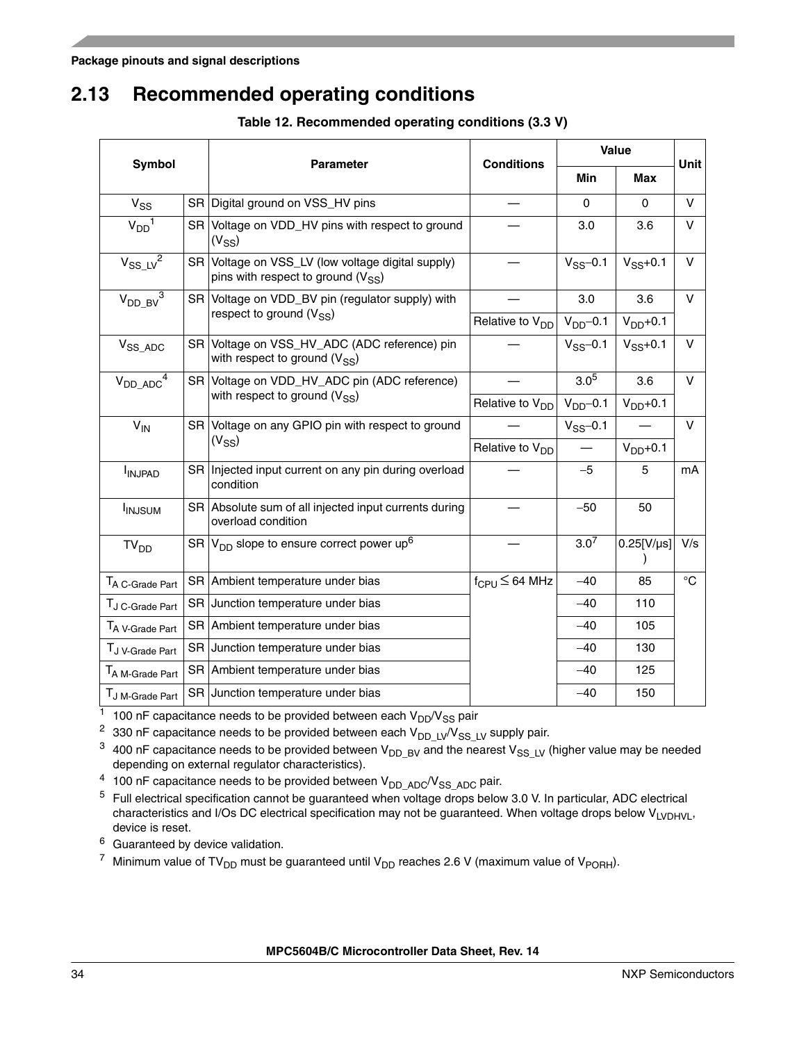## 2.13 Recommended operating conditions

**Table 12. Recommended operating conditions (3.3 V)**

| Symbol | | Parameter | Conditions | Value | | Unit |
|---|---|---|---|---|---|---|
| | | | | Min | Max | |
| $V_{SS}$ | SR | Digital ground on VSS_HV pins | — | 0 | 0 | V |
| $V_{DD}$[1] | SR | Voltage on VDD_HV pins with respect to ground ($V_{SS}$) | — | 3.0 | 3.6 | V |
| $V_{SS\_LV}$[2] | SR | Voltage on VSS_LV (low voltage digital supply) pins with respect to ground ($V_{SS}$) | — | $V_{SS}$–0.1 | $V_{SS}$+0.1 | V |
| $V_{DD\_BV}$[3] | SR | Voltage on VDD_BV pin (regulator supply) with respect to ground ($V_{SS}$) | — | 3.0 | 3.6 | V |
| | | | Relative to $V_{DD}$ | $V_{DD}$–0.1 | $V_{DD}$+0.1 | |
| $V_{SS\_ADC}$ | SR | Voltage on VSS_HV_ADC (ADC reference) pin with respect to ground ($V_{SS}$) | — | $V_{SS}$–0.1 | $V_{SS}$+0.1 | V |
| $V_{DD\_ADC}$[4] | SR | Voltage on VDD_HV_ADC pin (ADC reference) with respect to ground ($V_{SS}$) | — | 3.0[5] | 3.6 | V |
| | | | Relative to $V_{DD}$ | $V_{DD}$–0.1 | $V_{DD}$+0.1 | |
| $V_{IN}$ | SR | Voltage on any GPIO pin with respect to ground ($V_{SS}$) | — | $V_{SS}$–0.1 | — | V |
| | | | Relative to $V_{DD}$ | — | $V_{DD}$+0.1 | |
| $I_{INJPAD}$ | SR | Injected input current on any pin during overload condition | — | −5 | 5 | mA |
| $I_{INJSUM}$ | SR | Absolute sum of all injected input currents during overload condition | — | −50 | 50 | |
| $TV_{DD}$ | SR | $V_{DD}$ slope to ensure correct power up[6] | — | 3.0[7] | 0.25[V/µs] | V/s |
| $T_{A\ C\text{-}Grade\ Part}$ | SR | Ambient temperature under bias | $f_{CPU} \leq 64$ MHz | −40 | 85 | °C |
| $T_{J\ C\text{-}Grade\ Part}$ | SR | Junction temperature under bias | | −40 | 110 | |
| $T_{A\ V\text{-}Grade\ Part}$ | SR | Ambient temperature under bias | | −40 | 105 | |
| $T_{J\ V\text{-}Grade\ Part}$ | SR | Junction temperature under bias | | −40 | 130 | |
| $T_{A\ M\text{-}Grade\ Part}$ | SR | Ambient temperature under bias | | −40 | 125 | |
| $T_{J\ M\text{-}Grade\ Part}$ | SR | Junction temperature under bias | | −40 | 150 | |

[1] 100 nF capacitance needs to be provided between each $V_{DD}$/$V_{SS}$ pair

[2] 330 nF capacitance needs to be provided between each $V_{DD\_LV}$/$V_{SS\_LV}$ supply pair.

[3] 400 nF capacitance needs to be provided between $V_{DD\_BV}$ and the nearest $V_{SS\_LV}$ (higher value may be needed depending on external regulator characteristics).

[4] 100 nF capacitance needs to be provided between $V_{DD\_ADC}$/$V_{SS\_ADC}$ pair.

[5] Full electrical specification cannot be guaranteed when voltage drops below 3.0 V. In particular, ADC electrical characteristics and I/Os DC electrical specification may not be guaranteed. When voltage drops below $V_{LVDHVL}$, device is reset.

[6] Guaranteed by device validation.

[7] Minimum value of $TV_{DD}$ must be guaranteed until $V_{DD}$ reaches 2.6 V (maximum value of $V_{PORH}$).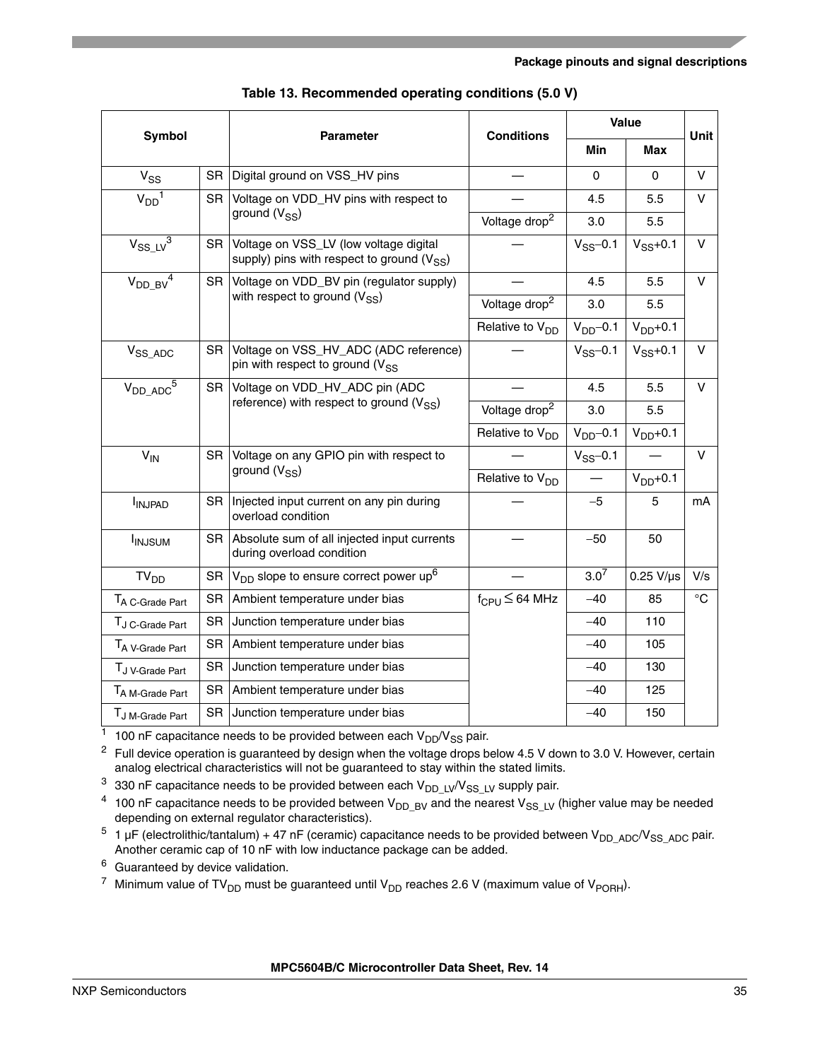**Table 13. Recommended operating conditions (5.0 V)**

| Symbol | | Parameter | Conditions | Value | | Unit |
|---|---|---|---|---|---|---|
| | | | | Min | Max | |
| $V_{SS}$ | SR | Digital ground on VSS_HV pins | — | 0 | 0 | V |
| $V_{DD}$[1] | SR | Voltage on VDD_HV pins with respect to ground ($V_{SS}$) | — | 4.5 | 5.5 | V |
| | | | Voltage drop[2] | 3.0 | 5.5 | |
| $V_{SS\_LV}$[3] | SR | Voltage on VSS_LV (low voltage digital supply) pins with respect to ground ($V_{SS}$) | — | $V_{SS}$–0.1 | $V_{SS}$+0.1 | V |
| $V_{DD\_BV}$[4] | SR | Voltage on VDD_BV pin (regulator supply) with respect to ground ($V_{SS}$) | — | 4.5 | 5.5 | V |
| | | | Voltage drop[2] | 3.0 | 5.5 | |
| | | | Relative to $V_{DD}$ | $V_{DD}$–0.1 | $V_{DD}$+0.1 | |
| $V_{SS\_ADC}$ | SR | Voltage on VSS_HV_ADC (ADC reference) pin with respect to ground ($V_{SS}$ | — | $V_{SS}$–0.1 | $V_{SS}$+0.1 | V |
| $V_{DD\_ADC}$[5] | SR | Voltage on VDD_HV_ADC pin (ADC reference) with respect to ground ($V_{SS}$) | — | 4.5 | 5.5 | V |
| | | | Voltage drop[2] | 3.0 | 5.5 | |
| | | | Relative to $V_{DD}$ | $V_{DD}$–0.1 | $V_{DD}$+0.1 | |
| $V_{IN}$ | SR | Voltage on any GPIO pin with respect to ground ($V_{SS}$) | — | $V_{SS}$–0.1 | — | V |
| | | | Relative to $V_{DD}$ | — | $V_{DD}$+0.1 | |
| $I_{INJPAD}$ | SR | Injected input current on any pin during overload condition | — | –5 | 5 | mA |
| $I_{INJSUM}$ | SR | Absolute sum of all injected input currents during overload condition | — | –50 | 50 | |
| $TV_{DD}$ | SR | $V_{DD}$ slope to ensure correct power up[6] | — | 3.0[7] | 0.25 V/µs | V/s |
| $T_{A\ C\text{-}Grade\ Part}$ | SR | Ambient temperature under bias | $f_{CPU} \leq 64$ MHz | –40 | 85 | °C |
| $T_{J\ C\text{-}Grade\ Part}$ | SR | Junction temperature under bias | | –40 | 110 | |
| $T_{A\ V\text{-}Grade\ Part}$ | SR | Ambient temperature under bias | | –40 | 105 | |
| $T_{J\ V\text{-}Grade\ Part}$ | SR | Junction temperature under bias | | –40 | 130 | |
| $T_{A\ M\text{-}Grade\ Part}$ | SR | Ambient temperature under bias | | –40 | 125 | |
| $T_{J\ M\text{-}Grade\ Part}$ | SR | Junction temperature under bias | | –40 | 150 | |

1. 100 nF capacitance needs to be provided between each $V_{DD}/V_{SS}$ pair.
2. Full device operation is guaranteed by design when the voltage drops below 4.5 V down to 3.0 V. However, certain analog electrical characteristics will not be guaranteed to stay within the stated limits.
3. 330 nF capacitance needs to be provided between each $V_{DD\_LV}/V_{SS\_LV}$ supply pair.
4. 100 nF capacitance needs to be provided between $V_{DD\_BV}$ and the nearest $V_{SS\_LV}$ (higher value may be needed depending on external regulator characteristics).
5. 1 µF (electrolithic/tantalum) + 47 nF (ceramic) capacitance needs to be provided between $V_{DD\_ADC}/V_{SS\_ADC}$ pair. Another ceramic cap of 10 nF with low inductance package can be added.
6. Guaranteed by device validation.
7. Minimum value of $TV_{DD}$ must be guaranteed until $V_{DD}$ reaches 2.6 V (maximum value of $V_{PORH}$).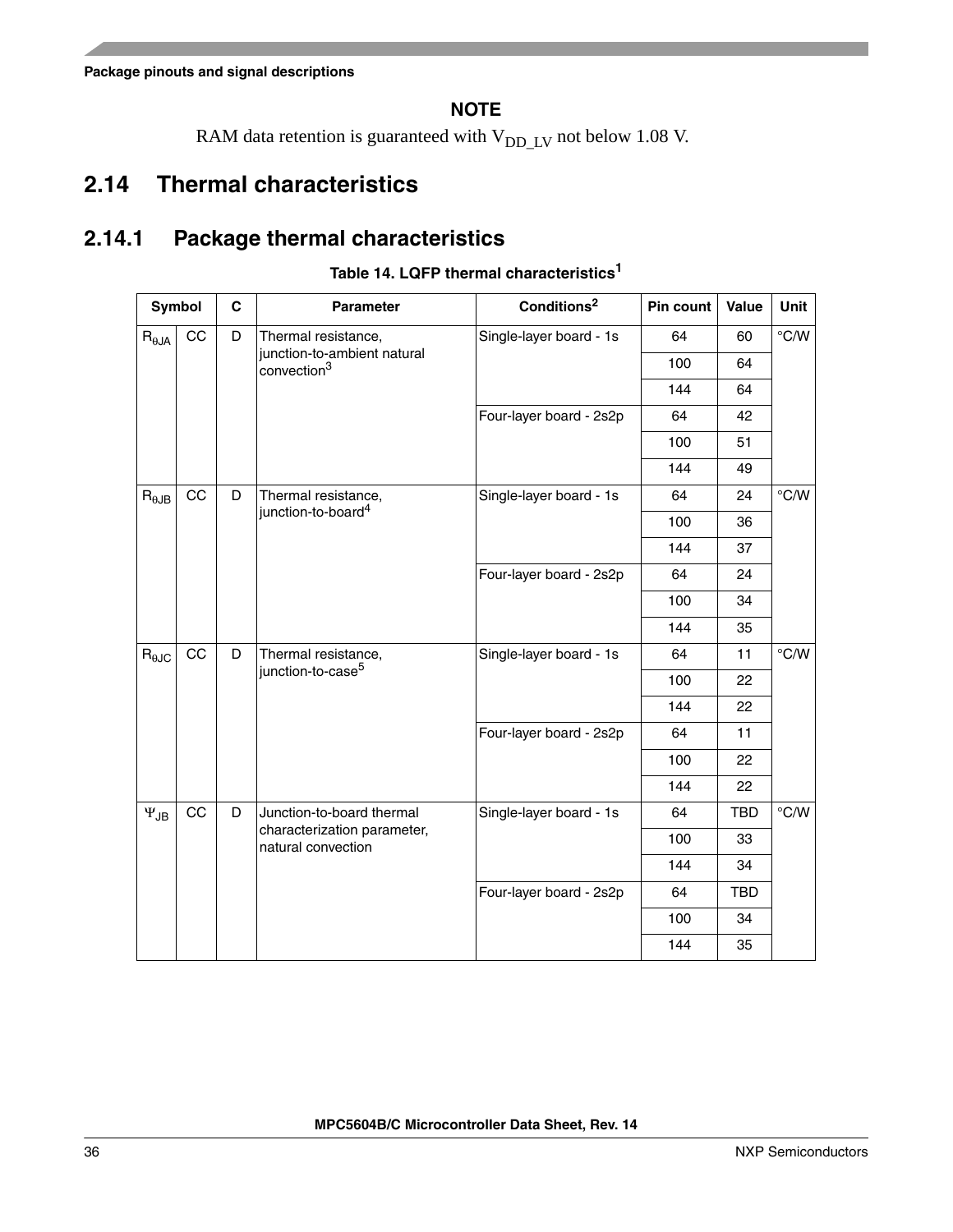**NOTE**

RAM data retention is guaranteed with $V_{DD\_LV}$ not below 1.08 V.

## 2.14 Thermal characteristics

### 2.14.1 Package thermal characteristics

**Table 14. LQFP thermal characteristics[1]**

| Symbol | | C | Parameter | Conditions[2] | Pin count | Value | Unit |
|---|---|---|---|---|---|---|---|
| $R_{\theta JA}$ | CC | D | Thermal resistance, junction-to-ambient natural convection[3] | Single-layer board - 1s | 64 | 60 | °C/W |
| | | | | | 100 | 64 | |
| | | | | | 144 | 64 | |
| | | | | Four-layer board - 2s2p | 64 | 42 | |
| | | | | | 100 | 51 | |
| | | | | | 144 | 49 | |
| $R_{\theta JB}$ | CC | D | Thermal resistance, junction-to-board[4] | Single-layer board - 1s | 64 | 24 | °C/W |
| | | | | | 100 | 36 | |
| | | | | | 144 | 37 | |
| | | | | Four-layer board - 2s2p | 64 | 24 | |
| | | | | | 100 | 34 | |
| | | | | | 144 | 35 | |
| $R_{\theta JC}$ | CC | D | Thermal resistance, junction-to-case[5] | Single-layer board - 1s | 64 | 11 | °C/W |
| | | | | | 100 | 22 | |
| | | | | | 144 | 22 | |
| | | | | Four-layer board - 2s2p | 64 | 11 | |
| | | | | | 100 | 22 | |
| | | | | | 144 | 22 | |
| $\Psi_{JB}$ | CC | D | Junction-to-board thermal characterization parameter, natural convection | Single-layer board - 1s | 64 | TBD | °C/W |
| | | | | | 100 | 33 | |
| | | | | | 144 | 34 | |
| | | | | Four-layer board - 2s2p | 64 | TBD | |
| | | | | | 100 | 34 | |
| | | | | | 144 | 35 | |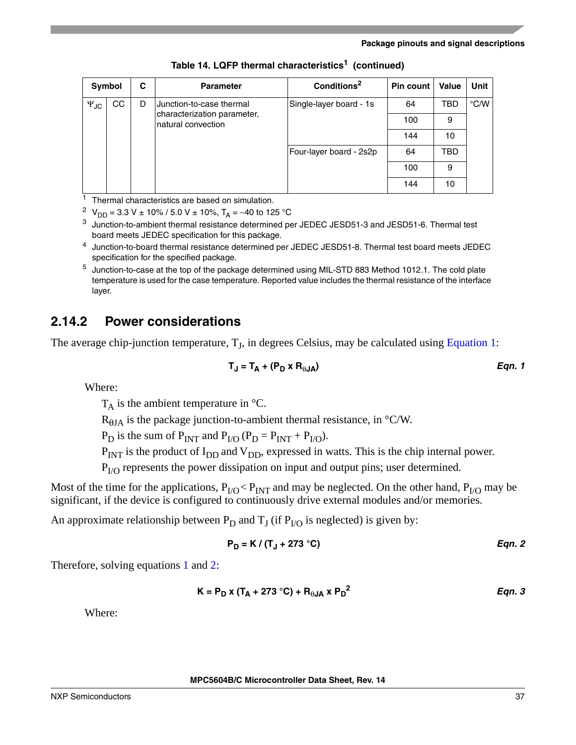Table 14. LQFP thermal characteristics[1] (continued)

| Symbol | | C | Parameter | Conditions[2] | Pin count | Value | Unit |
|---|---|---|---|---|---|---|---|
| $\Psi_{JC}$ | CC | D | Junction-to-case thermal characterization parameter, natural convection | Single-layer board - 1s | 64 | TBD | °C/W |
| | | | | | 100 | 9 | |
| | | | | | 144 | 10 | |
| | | | | Four-layer board - 2s2p | 64 | TBD | |
| | | | | | 100 | 9 | |
| | | | | | 144 | 10 | |

1 Thermal characteristics are based on simulation.

2 $V_{DD}$ = 3.3 V ± 10% / 5.0 V ± 10%, $T_A$ = –40 to 125 °C

3 Junction-to-ambient thermal resistance determined per JEDEC JESD51-3 and JESD51-6. Thermal test board meets JEDEC specification for this package.

4 Junction-to-board thermal resistance determined per JEDEC JESD51-8. Thermal test board meets JEDEC specification for the specified package.

5 Junction-to-case at the top of the package determined using MIL-STD 883 Method 1012.1. The cold plate temperature is used for the case temperature. Reported value includes the thermal resistance of the interface layer.

### 2.14.2 Power considerations

The average chip-junction temperature, $T_J$, in degrees Celsius, may be calculated using Equation 1:

$$T_J = T_A + (P_D \times R_{\theta JA}) \qquad \textit{Eqn. 1}$$

Where:

$T_A$ is the ambient temperature in °C.

$R_{\theta JA}$ is the package junction-to-ambient thermal resistance, in °C/W.

$P_D$ is the sum of $P_{INT}$ and $P_{I/O}$ ($P_D = P_{INT} + P_{I/O}$).

$P_{INT}$ is the product of $I_{DD}$ and $V_{DD}$, expressed in watts. This is the chip internal power.

$P_{I/O}$ represents the power dissipation on input and output pins; user determined.

Most of the time for the applications, $P_{I/O} < P_{INT}$ and may be neglected. On the other hand, $P_{I/O}$ may be significant, if the device is configured to continuously drive external modules and/or memories.

An approximate relationship between $P_D$ and $T_J$ (if $P_{I/O}$ is neglected) is given by:

$$P_D = K / (T_J + 273\ °C) \qquad \textit{Eqn. 2}$$

Therefore, solving equations 1 and 2:

$$K = P_D \times (T_A + 273\ °C) + R_{\theta JA} \times P_D^2 \qquad \textit{Eqn. 3}$$

Where: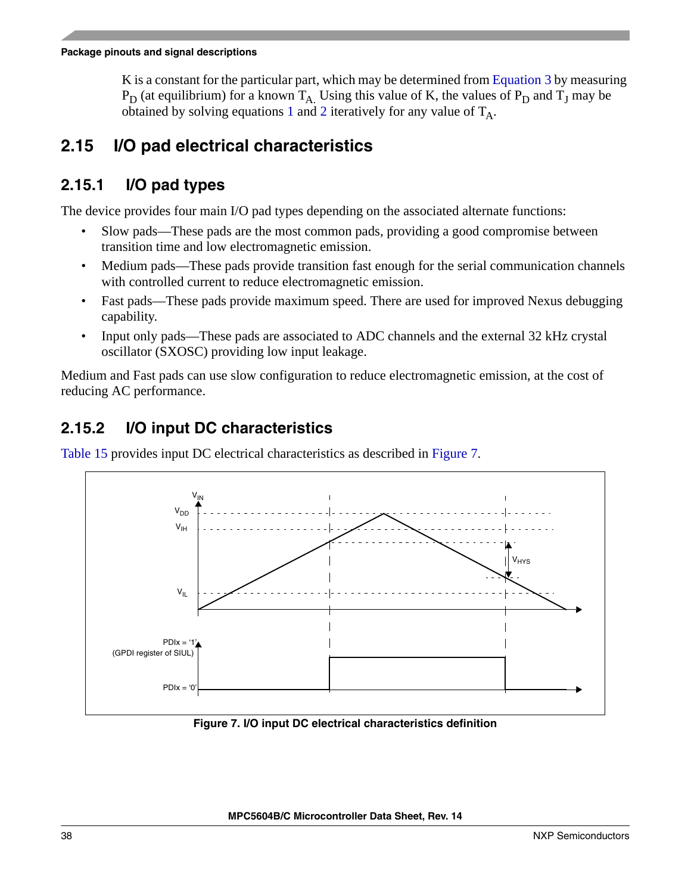K is a constant for the particular part, which may be determined from Equation 3 by measuring $P_D$ (at equilibrium) for a known $T_A$. Using this value of K, the values of $P_D$ and $T_J$ may be obtained by solving equations 1 and 2 iteratively for any value of $T_A$.

## 2.15 I/O pad electrical characteristics

### 2.15.1 I/O pad types

The device provides four main I/O pad types depending on the associated alternate functions:

- Slow pads—These pads are the most common pads, providing a good compromise between transition time and low electromagnetic emission.
- Medium pads—These pads provide transition fast enough for the serial communication channels with controlled current to reduce electromagnetic emission.
- Fast pads—These pads provide maximum speed. There are used for improved Nexus debugging capability.
- Input only pads—These pads are associated to ADC channels and the external 32 kHz crystal oscillator (SXOSC) providing low input leakage.

Medium and Fast pads can use slow configuration to reduce electromagnetic emission, at the cost of reducing AC performance.

### 2.15.2 I/O input DC characteristics

Table 15 provides input DC electrical characteristics as described in Figure 7.

**Figure 7. I/O input DC electrical characteristics definition**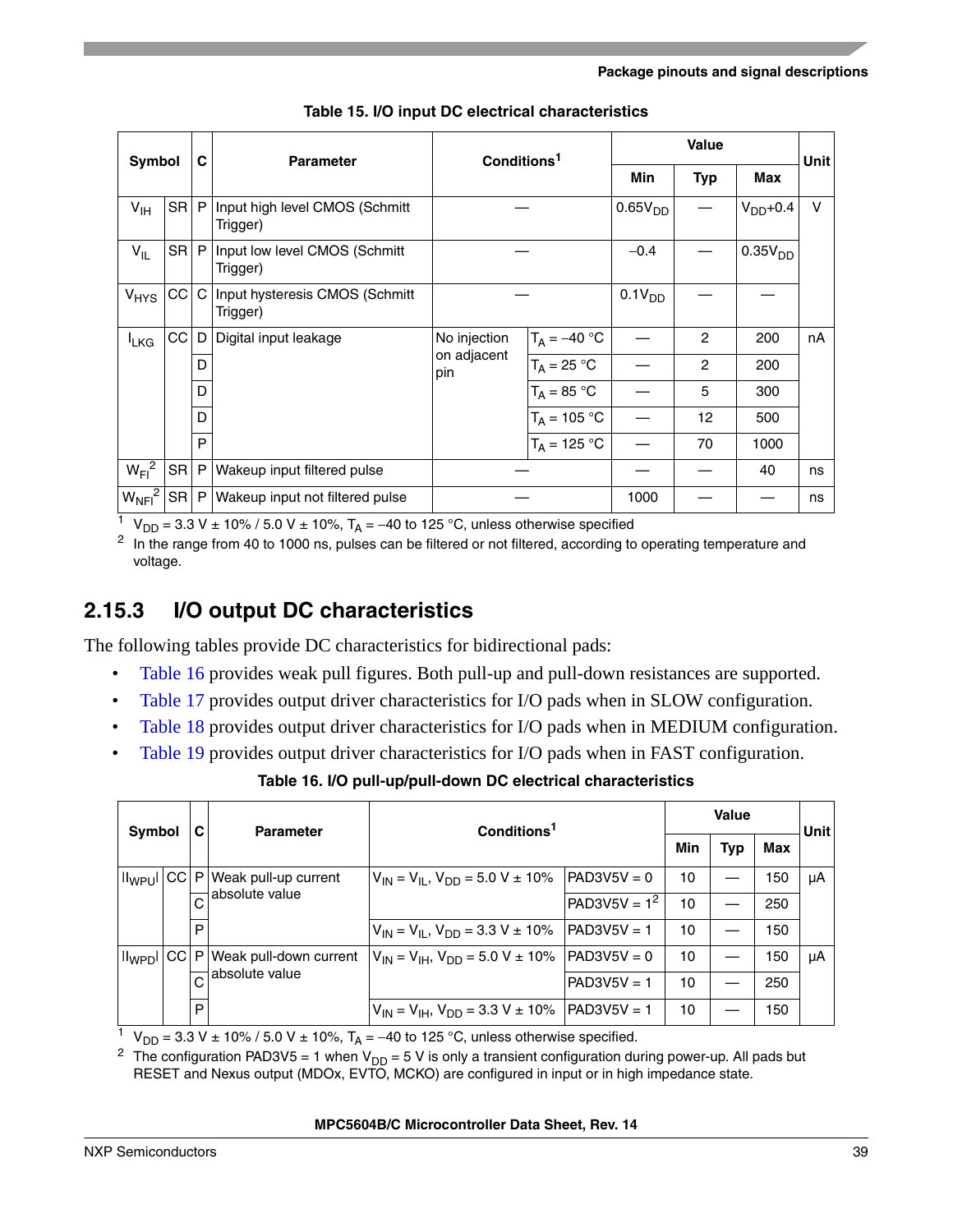**Table 15. I/O input DC electrical characteristics**

| Symbol | | C | Parameter | Conditions[1] | | Value | | | Unit |
|---|---|---|---|---|---|---|---|---|---|
| | | | | | | Min | Typ | Max | |
| $V_{IH}$ | SR | P | Input high level CMOS (Schmitt Trigger) | — | | $0.65V_{DD}$ | — | $V_{DD}+0.4$ | V |
| $V_{IL}$ | SR | P | Input low level CMOS (Schmitt Trigger) | — | | –0.4 | — | $0.35V_{DD}$ | |
| $V_{HYS}$ | CC | C | Input hysteresis CMOS (Schmitt Trigger) | — | | $0.1V_{DD}$ | — | — | |
| $I_{LKG}$ | CC | D | Digital input leakage | No injection on adjacent pin | $T_A$ = –40 °C | — | 2 | 200 | nA |
| | | D | | | $T_A$ = 25 °C | — | 2 | 200 | |
| | | D | | | $T_A$ = 85 °C | — | 5 | 300 | |
| | | D | | | $T_A$ = 105 °C | — | 12 | 500 | |
| | | P | | | $T_A$ = 125 °C | — | 70 | 1000 | |
| $W_{FI}$[2] | SR | P | Wakeup input filtered pulse | — | | — | — | 40 | ns |
| $W_{NFI}$[2] | SR | P | Wakeup input not filtered pulse | — | | 1000 | — | — | ns |

1. $V_{DD}$ = 3.3 V ± 10% / 5.0 V ± 10%, $T_A$ = –40 to 125 °C, unless otherwise specified
2. In the range from 40 to 1000 ns, pulses can be filtered or not filtered, according to operating temperature and voltage.

### 2.15.3 I/O output DC characteristics

The following tables provide DC characteristics for bidirectional pads:

- Table 16 provides weak pull figures. Both pull-up and pull-down resistances are supported.
- Table 17 provides output driver characteristics for I/O pads when in SLOW configuration.
- Table 18 provides output driver characteristics for I/O pads when in MEDIUM configuration.
- Table 19 provides output driver characteristics for I/O pads when in FAST configuration.

**Table 16. I/O pull-up/pull-down DC electrical characteristics**

| Symbol | | C | Parameter | Conditions[1] | | Value | | | Unit |
|---|---|---|---|---|---|---|---|---|---|
| | | | | | | Min | Typ | Max | |
| $\|I_{WPU}\|$ | CC | P | Weak pull-up current absolute value | $V_{IN} = V_{IL}$, $V_{DD}$ = 5.0 V ± 10% | PAD3V5V = 0 | 10 | — | 150 | µA |
| | | C | | | PAD3V5V = 1[2] | 10 | — | 250 | |
| | | P | | $V_{IN} = V_{IL}$, $V_{DD}$ = 3.3 V ± 10% | PAD3V5V = 1 | 10 | — | 150 | |
| $\|I_{WPD}\|$ | CC | P | Weak pull-down current absolute value | $V_{IN} = V_{IH}$, $V_{DD}$ = 5.0 V ± 10% | PAD3V5V = 0 | 10 | — | 150 | µA |
| | | C | | | PAD3V5V = 1 | 10 | — | 250 | |
| | | P | | $V_{IN} = V_{IH}$, $V_{DD}$ = 3.3 V ± 10% | PAD3V5V = 1 | 10 | — | 150 | |

1. $V_{DD}$ = 3.3 V ± 10% / 5.0 V ± 10%, $T_A$ = –40 to 125 °C, unless otherwise specified.
2. The configuration PAD3V5 = 1 when $V_{DD}$ = 5 V is only a transient configuration during power-up. All pads but RESET and Nexus output (MDOx, EVTO, MCKO) are configured in input or in high impedance state.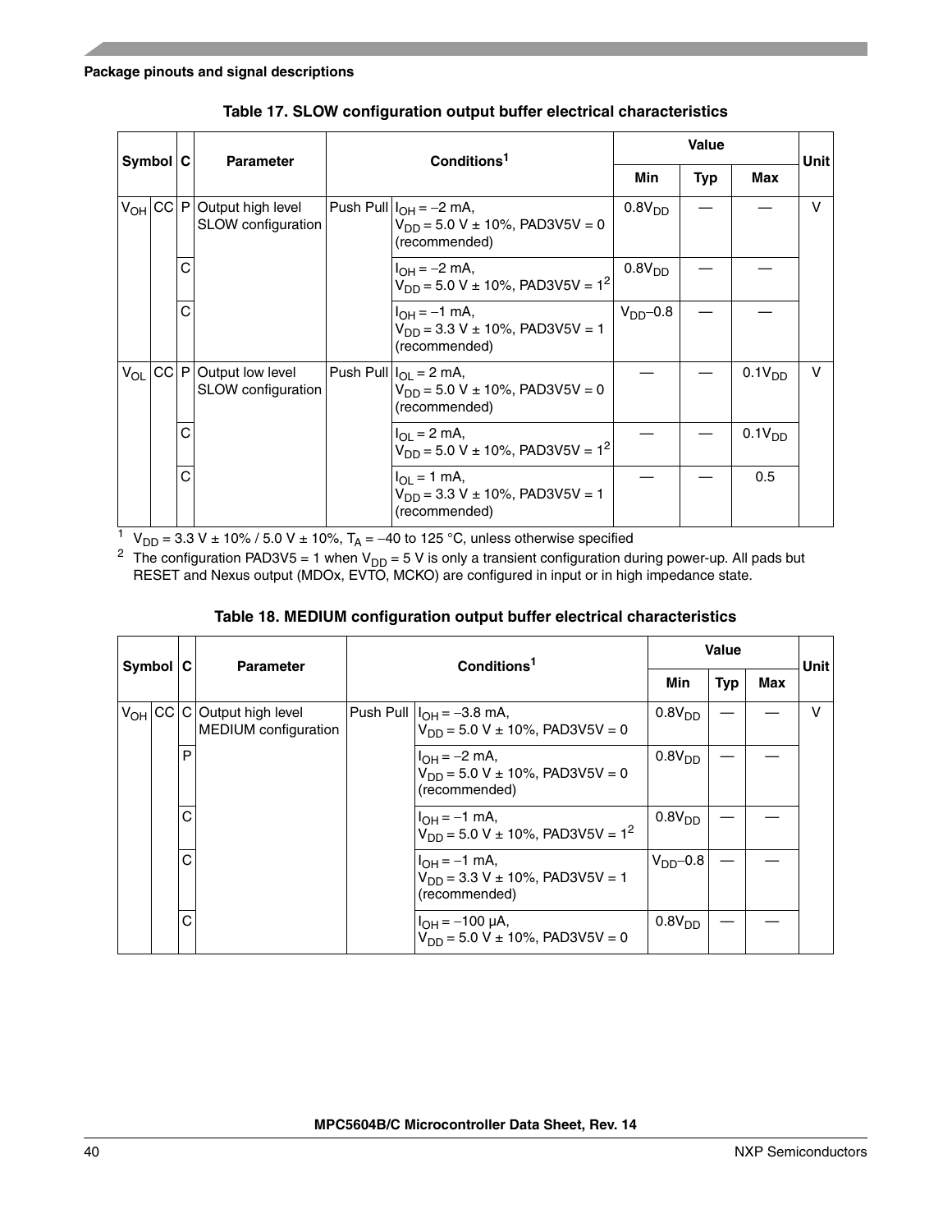**Table 17. SLOW configuration output buffer electrical characteristics**

| Symbol | | C | Parameter | Conditions[1] | | Value | | | Unit |
|---|---|---|---|---|---|---|---|---|---|
| | | | | | | Min | Typ | Max | |
| $V_{OH}$ | CC | P | Output high level SLOW configuration | Push Pull | $I_{OH}$ = –2 mA, $V_{DD}$ = 5.0 V ± 10%, PAD3V5V = 0 (recommended) | $0.8V_{DD}$ | — | — | V |
| | | C | | | $I_{OH}$ = –2 mA, $V_{DD}$ = 5.0 V ± 10%, PAD3V5V = 1[2] | $0.8V_{DD}$ | — | — | |
| | | C | | | $I_{OH}$ = –1 mA, $V_{DD}$ = 3.3 V ± 10%, PAD3V5V = 1 (recommended) | $V_{DD}$–0.8 | — | — | |
| $V_{OL}$ | CC | P | Output low level SLOW configuration | Push Pull | $I_{OL}$ = 2 mA, $V_{DD}$ = 5.0 V ± 10%, PAD3V5V = 0 (recommended) | — | — | $0.1V_{DD}$ | V |
| | | C | | | $I_{OL}$ = 2 mA, $V_{DD}$ = 5.0 V ± 10%, PAD3V5V = 1[2] | — | — | $0.1V_{DD}$ | |
| | | C | | | $I_{OL}$ = 1 mA, $V_{DD}$ = 3.3 V ± 10%, PAD3V5V = 1 (recommended) | — | — | 0.5 | |

[1] $V_{DD}$ = 3.3 V ± 10% / 5.0 V ± 10%, $T_A$ = –40 to 125 °C, unless otherwise specified

[2] The configuration PAD3V5 = 1 when $V_{DD}$ = 5 V is only a transient configuration during power-up. All pads but RESET and Nexus output (MDOx, EVTO, MCKO) are configured in input or in high impedance state.

**Table 18. MEDIUM configuration output buffer electrical characteristics**

| Symbol | | C | Parameter | Conditions[1] | | Value | | | Unit |
|---|---|---|---|---|---|---|---|---|---|
| | | | | | | Min | Typ | Max | |
| $V_{OH}$ | CC | C | Output high level MEDIUM configuration | Push Pull | $I_{OH}$ = –3.8 mA, $V_{DD}$ = 5.0 V ± 10%, PAD3V5V = 0 | $0.8V_{DD}$ | — | — | V |
| | | P | | | $I_{OH}$ = –2 mA, $V_{DD}$ = 5.0 V ± 10%, PAD3V5V = 0 (recommended) | $0.8V_{DD}$ | — | — | |
| | | C | | | $I_{OH}$ = –1 mA, $V_{DD}$ = 5.0 V ± 10%, PAD3V5V = 1[2] | $0.8V_{DD}$ | — | — | |
| | | C | | | $I_{OH}$ = –1 mA, $V_{DD}$ = 3.3 V ± 10%, PAD3V5V = 1 (recommended) | $V_{DD}$–0.8 | — | — | |
| | | C | | | $I_{OH}$ = –100 µA, $V_{DD}$ = 5.0 V ± 10%, PAD3V5V = 0 | $0.8V_{DD}$ | — | — | |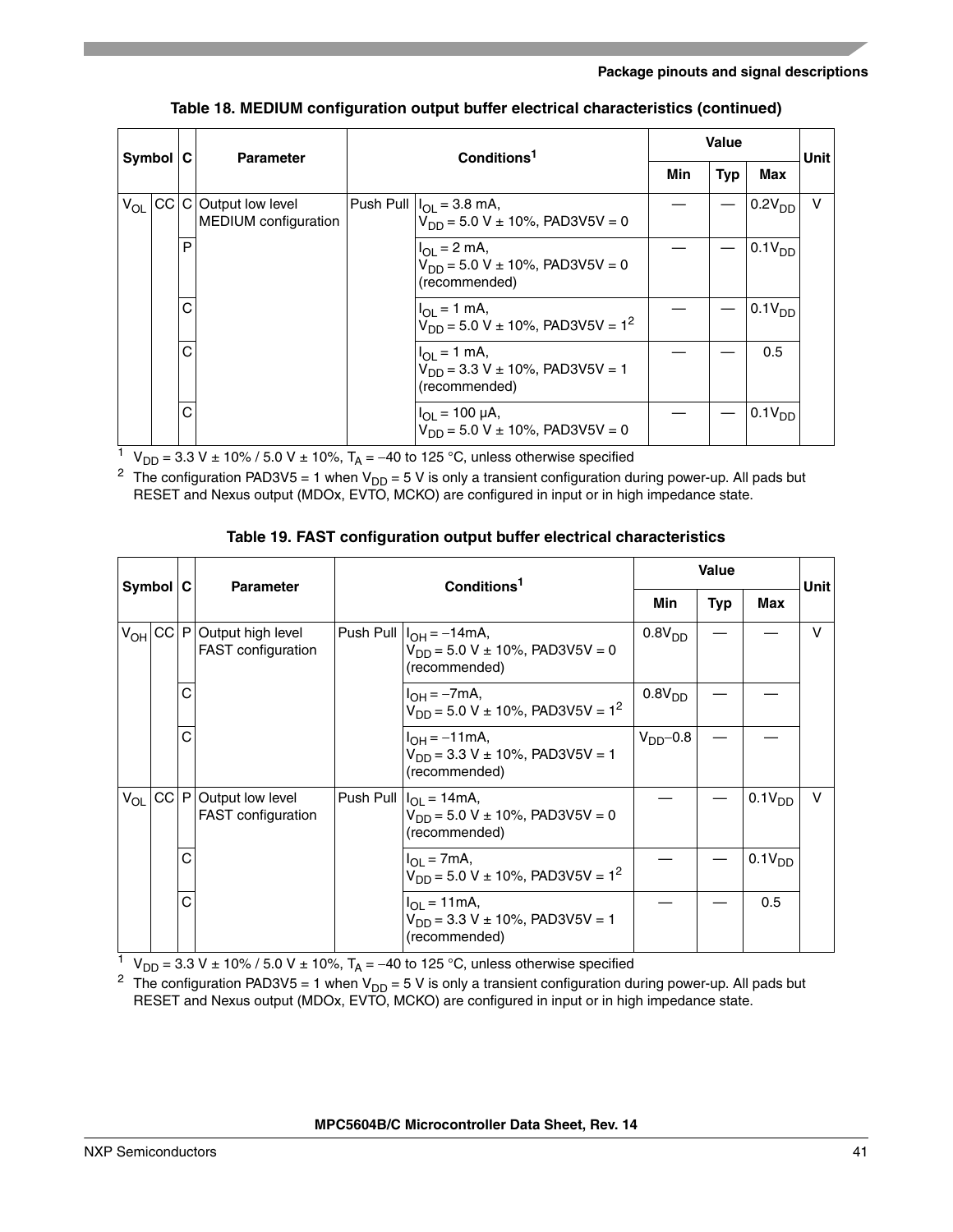**Table 18. MEDIUM configuration output buffer electrical characteristics (continued)**

| Symbol | | C | Parameter | Conditions[1] | | Value | | | Unit |
|---|---|---|---|---|---|---|---|---|---|
| | | | | | | Min | Typ | Max | |
| $V_{OL}$ | CC | C | Output low level MEDIUM configuration | Push Pull | $I_{OL}$ = 3.8 mA, $V_{DD}$ = 5.0 V ± 10%, PAD3V5V = 0 | — | — | $0.2V_{DD}$ | V |
| | | P | | | $I_{OL}$ = 2 mA, $V_{DD}$ = 5.0 V ± 10%, PAD3V5V = 0 (recommended) | — | — | $0.1V_{DD}$ | |
| | | C | | | $I_{OL}$ = 1 mA, $V_{DD}$ = 5.0 V ± 10%, PAD3V5V = 1[2] | — | — | $0.1V_{DD}$ | |
| | | C | | | $I_{OL}$ = 1 mA, $V_{DD}$ = 3.3 V ± 10%, PAD3V5V = 1 (recommended) | — | — | 0.5 | |
| | | C | | | $I_{OL}$ = 100 µA, $V_{DD}$ = 5.0 V ± 10%, PAD3V5V = 0 | — | — | $0.1V_{DD}$ | |

[1] $V_{DD}$ = 3.3 V ± 10% / 5.0 V ± 10%, $T_A$ = –40 to 125 °C, unless otherwise specified

[2] The configuration PAD3V5 = 1 when $V_{DD}$ = 5 V is only a transient configuration during power-up. All pads but RESET and Nexus output (MDOx, EVTO, MCKO) are configured in input or in high impedance state.

**Table 19. FAST configuration output buffer electrical characteristics**

| Symbol | | C | Parameter | Conditions[1] | | Value | | | Unit |
|---|---|---|---|---|---|---|---|---|---|
| | | | | | | Min | Typ | Max | |
| $V_{OH}$ | CC | P | Output high level FAST configuration | Push Pull | $I_{OH}$ = –14mA, $V_{DD}$ = 5.0 V ± 10%, PAD3V5V = 0 (recommended) | $0.8V_{DD}$ | — | — | V |
| | | C | | | $I_{OH}$ = –7mA, $V_{DD}$ = 5.0 V ± 10%, PAD3V5V = 1[2] | $0.8V_{DD}$ | — | — | |
| | | C | | | $I_{OH}$ = –11mA, $V_{DD}$ = 3.3 V ± 10%, PAD3V5V = 1 (recommended) | $V_{DD}$–0.8 | — | — | |
| $V_{OL}$ | CC | P | Output low level FAST configuration | Push Pull | $I_{OL}$ = 14mA, $V_{DD}$ = 5.0 V ± 10%, PAD3V5V = 0 (recommended) | — | — | $0.1V_{DD}$ | V |
| | | C | | | $I_{OL}$ = 7mA, $V_{DD}$ = 5.0 V ± 10%, PAD3V5V = 1[2] | — | — | $0.1V_{DD}$ | |
| | | C | | | $I_{OL}$ = 11mA, $V_{DD}$ = 3.3 V ± 10%, PAD3V5V = 1 (recommended) | — | — | 0.5 | |

[1] $V_{DD}$ = 3.3 V ± 10% / 5.0 V ± 10%, $T_A$ = –40 to 125 °C, unless otherwise specified

[2] The configuration PAD3V5 = 1 when $V_{DD}$ = 5 V is only a transient configuration during power-up. All pads but RESET and Nexus output (MDOx, EVTO, MCKO) are configured in input or in high impedance state.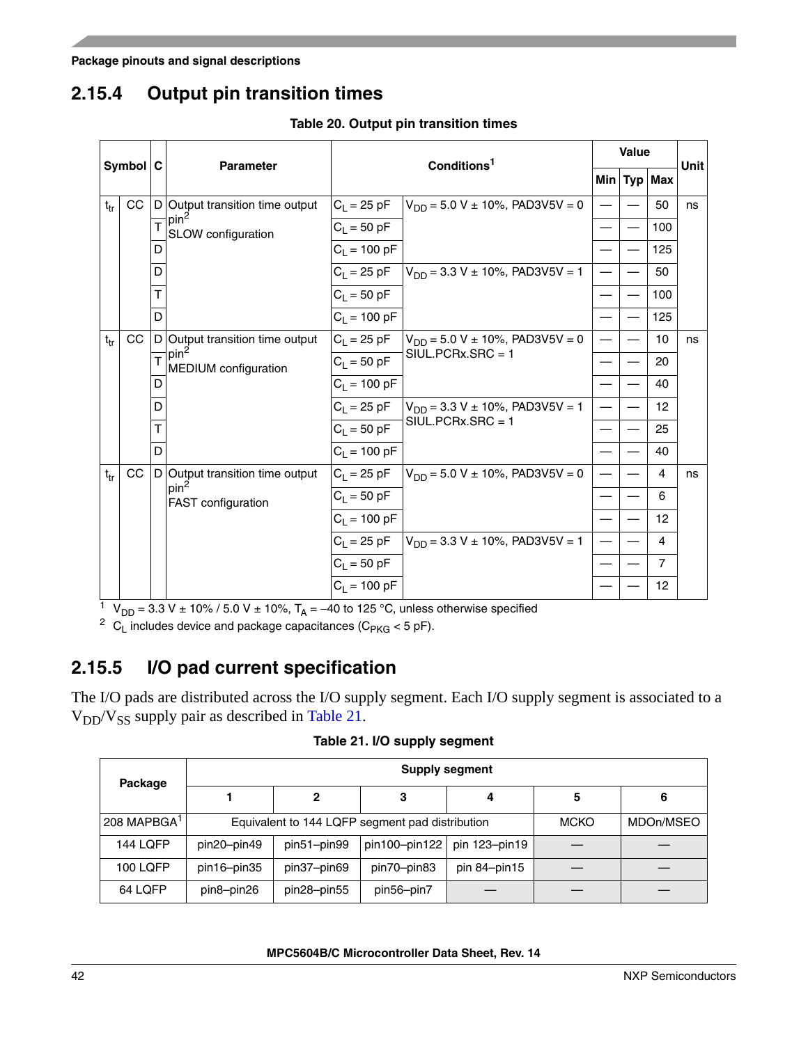## 2.15.4 Output pin transition times

**Table 20. Output pin transition times**

| Symbol | | C | Parameter | Conditions[1] | | Value | | | Unit |
|---|---|---|---|---|---|---|---|---|---|
| | | | | | | Min | Typ | Max | |
| $t_{tr}$ | CC | D | Output transition time output pin[2] SLOW configuration | $C_L$ = 25 pF | $V_{DD}$ = 5.0 V ± 10%, PAD3V5V = 0 | — | — | 50 | ns |
| | | T | | $C_L$ = 50 pF | | — | — | 100 | |
| | | D | | $C_L$ = 100 pF | | — | — | 125 | |
| | | D | | $C_L$ = 25 pF | $V_{DD}$ = 3.3 V ± 10%, PAD3V5V = 1 | — | — | 50 | |
| | | T | | $C_L$ = 50 pF | | — | — | 100 | |
| | | D | | $C_L$ = 100 pF | | — | — | 125 | |
| $t_{tr}$ | CC | D | Output transition time output pin[2] MEDIUM configuration | $C_L$ = 25 pF | $V_{DD}$ = 5.0 V ± 10%, PAD3V5V = 0 SIUL.PCRx.SRC = 1 | — | — | 10 | ns |
| | | T | | $C_L$ = 50 pF | | — | — | 20 | |
| | | D | | $C_L$ = 100 pF | | — | — | 40 | |
| | | D | | $C_L$ = 25 pF | $V_{DD}$ = 3.3 V ± 10%, PAD3V5V = 1 SIUL.PCRx.SRC = 1 | — | — | 12 | |
| | | T | | $C_L$ = 50 pF | | — | — | 25 | |
| | | D | | $C_L$ = 100 pF | | — | — | 40 | |
| $t_{tr}$ | CC | D | Output transition time output pin[2] FAST configuration | $C_L$ = 25 pF | $V_{DD}$ = 5.0 V ± 10%, PAD3V5V = 0 | — | — | 4 | ns |
| | | | | $C_L$ = 50 pF | | — | — | 6 | |
| | | | | $C_L$ = 100 pF | | — | — | 12 | |
| | | | | $C_L$ = 25 pF | $V_{DD}$ = 3.3 V ± 10%, PAD3V5V = 1 | — | — | 4 | |
| | | | | $C_L$ = 50 pF | | — | — | 7 | |
| | | | | $C_L$ = 100 pF | | — | — | 12 | |

[1] $V_{DD}$ = 3.3 V ± 10% / 5.0 V ± 10%, $T_A$ = –40 to 125 °C, unless otherwise specified

[2] $C_L$ includes device and package capacitances ($C_{PKG}$ < 5 pF).

## 2.15.5 I/O pad current specification

The I/O pads are distributed across the I/O supply segment. Each I/O supply segment is associated to a $V_{DD}/V_{SS}$ supply pair as described in Table 21.

**Table 21. I/O supply segment**

| Package | Supply segment | | | | | |
|---|---|---|---|---|---|---|
| | 1 | 2 | 3 | 4 | 5 | 6 |
| 208 MAPBGA[1] | Equivalent to 144 LQFP segment pad distribution | | | | MCKO | MDOn/MSEO |
| 144 LQFP | pin20–pin49 | pin51–pin99 | pin100–pin122 | pin 123–pin19 | — | — |
| 100 LQFP | pin16–pin35 | pin37–pin69 | pin70–pin83 | pin 84–pin15 | — | — |
| 64 LQFP | pin8–pin26 | pin28–pin55 | pin56–pin7 | — | — | — |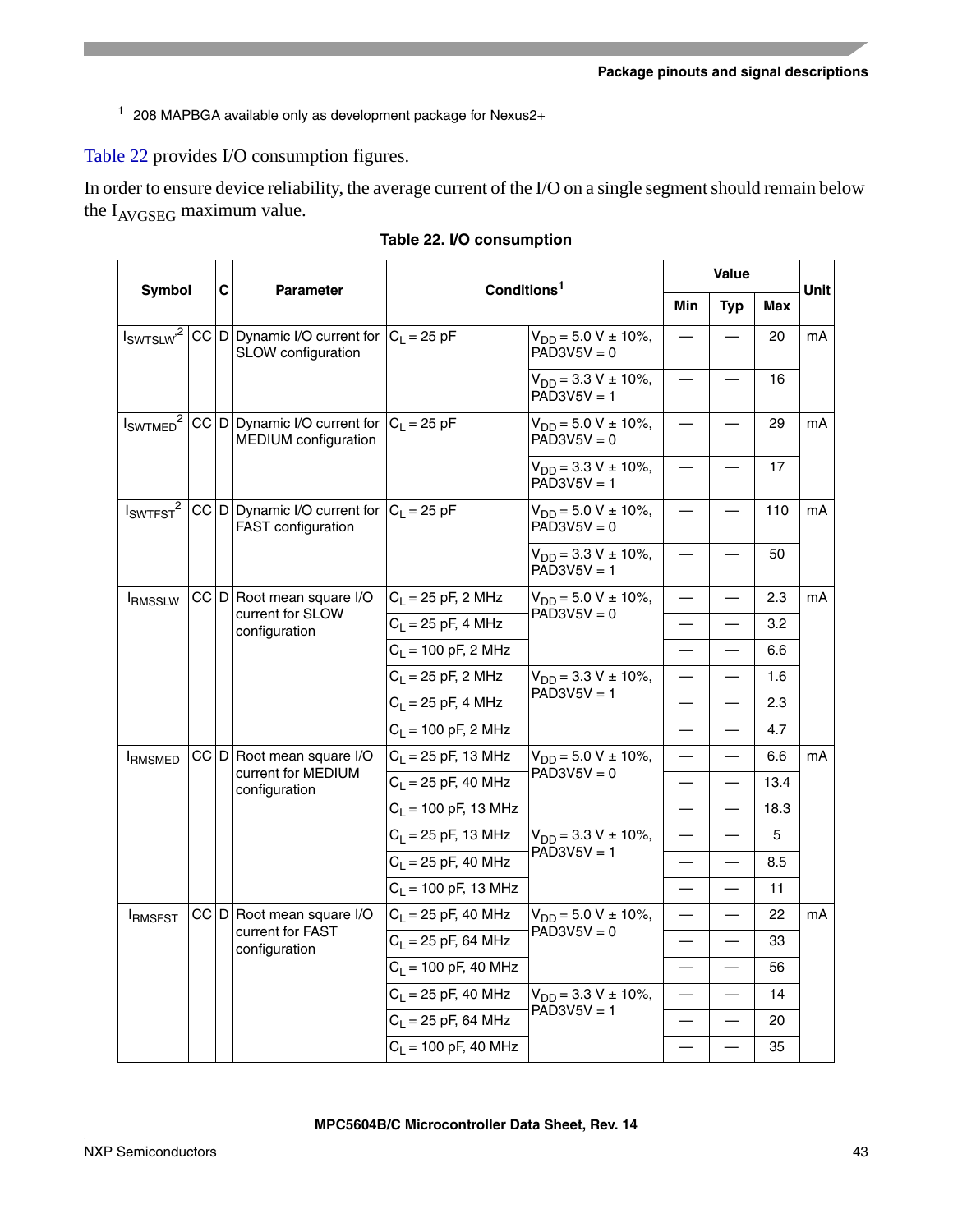[1] 208 MAPBGA available only as development package for Nexus2+

Table 22 provides I/O consumption figures.

In order to ensure device reliability, the average current of the I/O on a single segment should remain below the $I_{AVGSEG}$ maximum value.

**Table 22. I/O consumption**

| Symbol | | C | Parameter | Conditions[1] | | Value | | | Unit |
|---|---|---|---|---|---|---|---|---|---|
| | | | | | | Min | Typ | Max | |
| $I_{SWTSLW}$[2] | CC | D | Dynamic I/O current for SLOW configuration | $C_L$ = 25 pF | $V_{DD}$ = 5.0 V ± 10%, PAD3V5V = 0 | — | — | 20 | mA |
| | | | | | $V_{DD}$ = 3.3 V ± 10%, PAD3V5V = 1 | — | — | 16 | |
| $I_{SWTMED}$[2] | CC | D | Dynamic I/O current for MEDIUM configuration | $C_L$ = 25 pF | $V_{DD}$ = 5.0 V ± 10%, PAD3V5V = 0 | — | — | 29 | mA |
| | | | | | $V_{DD}$ = 3.3 V ± 10%, PAD3V5V = 1 | — | — | 17 | |
| $I_{SWTFST}$[2] | CC | D | Dynamic I/O current for FAST configuration | $C_L$ = 25 pF | $V_{DD}$ = 5.0 V ± 10%, PAD3V5V = 0 | — | — | 110 | mA |
| | | | | | $V_{DD}$ = 3.3 V ± 10%, PAD3V5V = 1 | — | — | 50 | |
| $I_{RMSSLW}$ | CC | D | Root mean square I/O current for SLOW configuration | $C_L$ = 25 pF, 2 MHz | $V_{DD}$ = 5.0 V ± 10%, PAD3V5V = 0 | — | — | 2.3 | mA |
| | | | | $C_L$ = 25 pF, 4 MHz | | — | — | 3.2 | |
| | | | | $C_L$ = 100 pF, 2 MHz | | — | — | 6.6 | |
| | | | | $C_L$ = 25 pF, 2 MHz | $V_{DD}$ = 3.3 V ± 10%, PAD3V5V = 1 | — | — | 1.6 | |
| | | | | $C_L$ = 25 pF, 4 MHz | | — | — | 2.3 | |
| | | | | $C_L$ = 100 pF, 2 MHz | | — | — | 4.7 | |
| $I_{RMSMED}$ | CC | D | Root mean square I/O current for MEDIUM configuration | $C_L$ = 25 pF, 13 MHz | $V_{DD}$ = 5.0 V ± 10%, PAD3V5V = 0 | — | — | 6.6 | mA |
| | | | | $C_L$ = 25 pF, 40 MHz | | — | — | 13.4 | |
| | | | | $C_L$ = 100 pF, 13 MHz | | — | — | 18.3 | |
| | | | | $C_L$ = 25 pF, 13 MHz | $V_{DD}$ = 3.3 V ± 10%, PAD3V5V = 1 | — | — | 5 | |
| | | | | $C_L$ = 25 pF, 40 MHz | | — | — | 8.5 | |
| | | | | $C_L$ = 100 pF, 13 MHz | | — | — | 11 | |
| $I_{RMSFST}$ | CC | D | Root mean square I/O current for FAST configuration | $C_L$ = 25 pF, 40 MHz | $V_{DD}$ = 5.0 V ± 10%, PAD3V5V = 0 | — | — | 22 | mA |
| | | | | $C_L$ = 25 pF, 64 MHz | | — | — | 33 | |
| | | | | $C_L$ = 100 pF, 40 MHz | | — | — | 56 | |
| | | | | $C_L$ = 25 pF, 40 MHz | $V_{DD}$ = 3.3 V ± 10%, PAD3V5V = 1 | — | — | 14 | |
| | | | | $C_L$ = 25 pF, 64 MHz | | — | — | 20 | |
| | | | | $C_L$ = 100 pF, 40 MHz | | — | — | 35 | |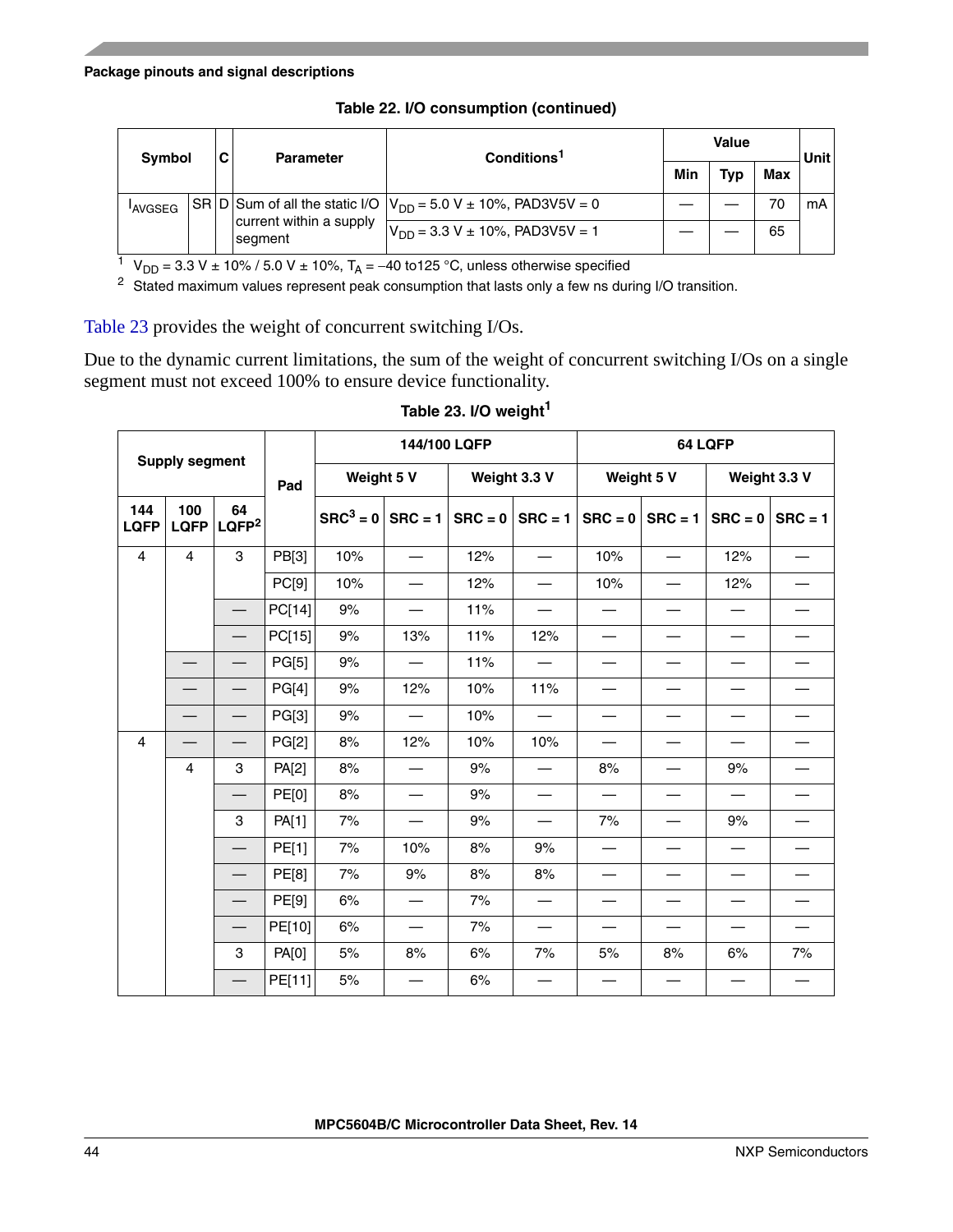Package pinouts and signal descriptions

**Table 22. I/O consumption (continued)**

| Symbol | | C | Parameter | Conditions[1] | Value | | | Unit |
|---|---|---|---|---|---|---|---|---|
| | | | | | Min | Typ | Max | |
| $I_{AVGSEG}$ | SR | D | Sum of all the static I/O current within a supply segment | $V_{DD}$ = 5.0 V ± 10%, PAD3V5V = 0 | — | — | 70 | mA |
| | | | | $V_{DD}$ = 3.3 V ± 10%, PAD3V5V = 1 | — | — | 65 | |

[1] $V_{DD}$ = 3.3 V ± 10% / 5.0 V ± 10%, $T_A$ = –40 to125 °C, unless otherwise specified

[2] Stated maximum values represent peak consumption that lasts only a few ns during I/O transition.

Table 23 provides the weight of concurrent switching I/Os.

Due to the dynamic current limitations, the sum of the weight of concurrent switching I/Os on a single segment must not exceed 100% to ensure device functionality.

**Table 23. I/O weight[1]**

| Supply segment | | | Pad | 144/100 LQFP | | | | 64 LQFP | | | |
|---|---|---|---|---|---|---|---|---|---|---|---|
| | | | | Weight 5 V | | Weight 3.3 V | | Weight 5 V | | Weight 3.3 V | |
| 144 LQFP | 100 LQFP | 64 LQFP[2] | | SRC[3] = 0 | SRC = 1 | SRC = 0 | SRC = 1 | SRC = 0 | SRC = 1 | SRC = 0 | SRC = 1 |
| 4 | 4 | 3 | PB[3] | 10% | — | 12% | — | 10% | — | 12% | — |
| | | | PC[9] | 10% | — | 12% | — | 10% | — | 12% | — |
| | | — | PC[14] | 9% | — | 11% | — | — | — | — | — |
| | | — | PC[15] | 9% | 13% | 11% | 12% | — | — | — | — |
| | — | — | PG[5] | 9% | — | 11% | — | — | — | — | — |
| | — | — | PG[4] | 9% | 12% | 10% | 11% | — | — | — | — |
| | — | — | PG[3] | 9% | — | 10% | — | — | — | — | — |
| 4 | — | — | PG[2] | 8% | 12% | 10% | 10% | — | — | — | — |
| | 4 | 3 | PA[2] | 8% | — | 9% | — | 8% | — | 9% | — |
| | | — | PE[0] | 8% | — | 9% | — | — | — | — | — |
| | | 3 | PA[1] | 7% | — | 9% | — | 7% | — | 9% | — |
| | | — | PE[1] | 7% | 10% | 8% | 9% | — | — | — | — |
| | | — | PE[8] | 7% | 9% | 8% | 8% | — | — | — | — |
| | | — | PE[9] | 6% | — | 7% | — | — | — | — | — |
| | | — | PE[10] | 6% | — | 7% | — | — | — | — | — |
| | | 3 | PA[0] | 5% | 8% | 6% | 7% | 5% | 8% | 6% | 7% |
| | | — | PE[11] | 5% | — | 6% | — | — | — | — | — |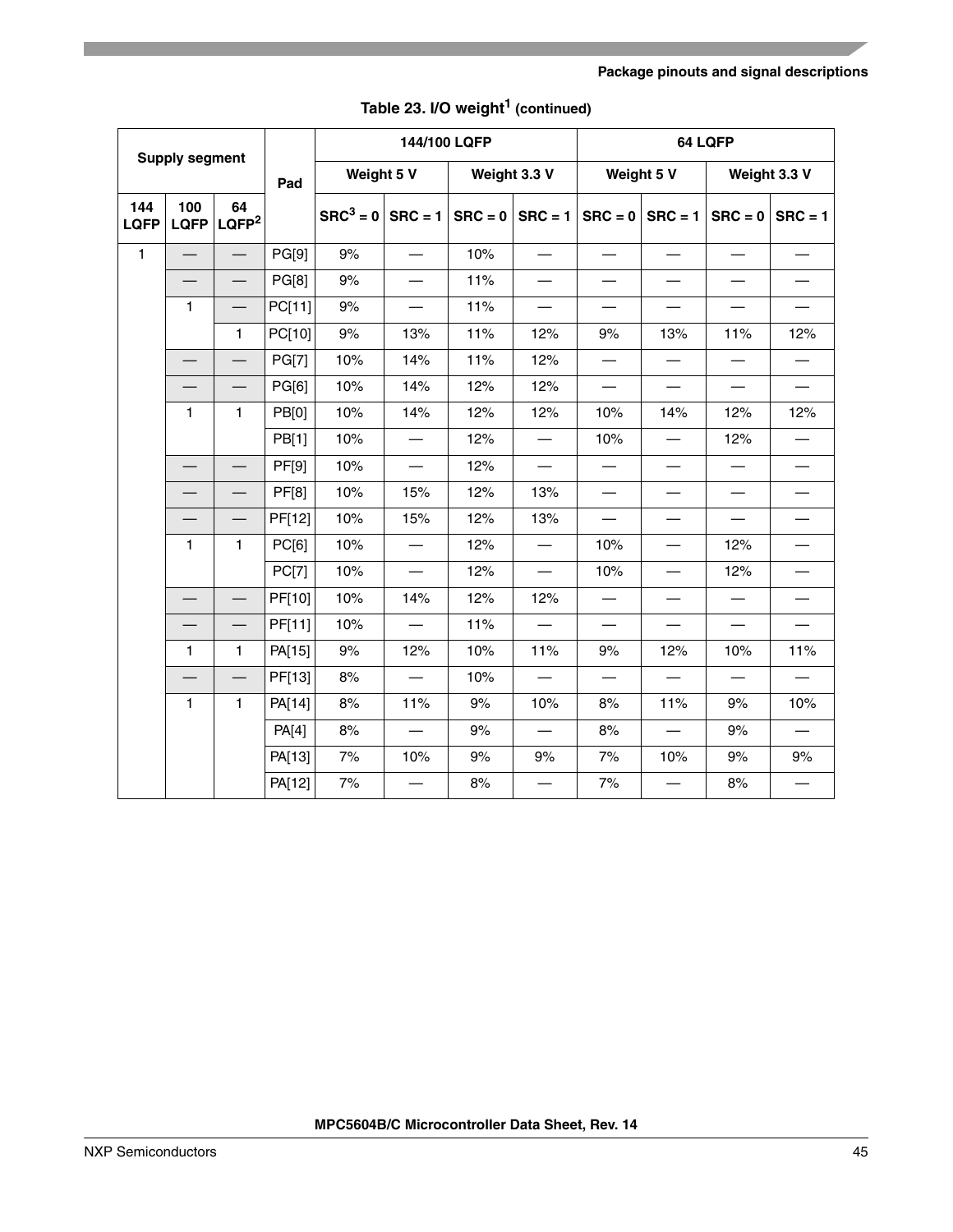Table 23. I/O weight[1] (continued)

| Supply segment | | | Pad | 144/100 LQFP | | | | 64 LQFP | | | |
|---|---|---|---|---|---|---|---|---|---|---|---|
| | | | | Weight 5 V | | Weight 3.3 V | | Weight 5 V | | Weight 3.3 V | |
| 144 LQFP | 100 LQFP | 64 LQFP[2] | | SRC[3] = 0 | SRC = 1 | SRC = 0 | SRC = 1 | SRC = 0 | SRC = 1 | SRC = 0 | SRC = 1 |
| 1 | — | — | PG[9] | 9% | — | 10% | — | — | — | — | — |
| | — | — | PG[8] | 9% | — | 11% | — | — | — | — | — |
| | 1 | — | PC[11] | 9% | — | 11% | — | — | — | — | — |
| | | 1 | PC[10] | 9% | 13% | 11% | 12% | 9% | 13% | 11% | 12% |
| | — | — | PG[7] | 10% | 14% | 11% | 12% | — | — | — | — |
| | — | — | PG[6] | 10% | 14% | 12% | 12% | — | — | — | — |
| | 1 | 1 | PB[0] | 10% | 14% | 12% | 12% | 10% | 14% | 12% | 12% |
| | | | PB[1] | 10% | — | 12% | — | 10% | — | 12% | — |
| | — | — | PF[9] | 10% | — | 12% | — | — | — | — | — |
| | — | — | PF[8] | 10% | 15% | 12% | 13% | — | — | — | — |
| | — | — | PF[12] | 10% | 15% | 12% | 13% | — | — | — | — |
| | 1 | 1 | PC[6] | 10% | — | 12% | — | 10% | — | 12% | — |
| | | | PC[7] | 10% | — | 12% | — | 10% | — | 12% | — |
| | — | — | PF[10] | 10% | 14% | 12% | 12% | — | — | — | — |
| | — | — | PF[11] | 10% | — | 11% | — | — | — | — | — |
| | 1 | 1 | PA[15] | 9% | 12% | 10% | 11% | 9% | 12% | 10% | 11% |
| | — | — | PF[13] | 8% | — | 10% | — | — | — | — | — |
| | 1 | 1 | PA[14] | 8% | 11% | 9% | 10% | 8% | 11% | 9% | 10% |
| | | | PA[4] | 8% | — | 9% | — | 8% | — | 9% | — |
| | | | PA[13] | 7% | 10% | 9% | 9% | 7% | 10% | 9% | 9% |
| | | | PA[12] | 7% | — | 8% | — | 7% | — | 8% | — |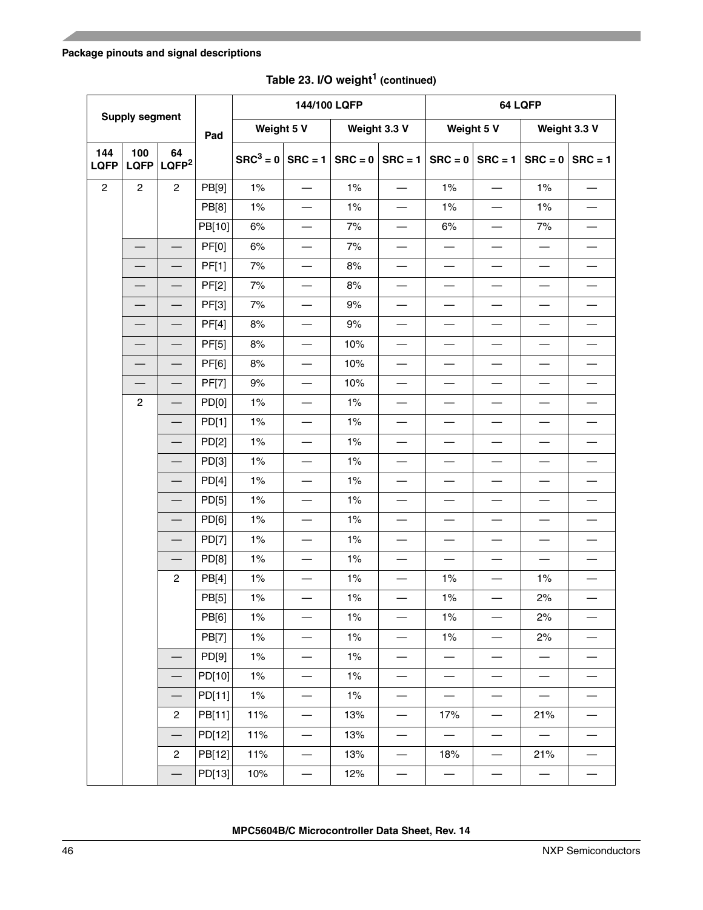**Table 23. I/O weight[1] (continued)**

| Supply segment | | | Pad | 144/100 LQFP | | | | 64 LQFP | | | |
|---|---|---|---|---|---|---|---|---|---|---|---|
| | | | | Weight 5 V | | Weight 3.3 V | | Weight 5 V | | Weight 3.3 V | |
| 144 LQFP | 100 LQFP | 64 LQFP[2] | | SRC[3] = 0 | SRC = 1 | SRC = 0 | SRC = 1 | SRC = 0 | SRC = 1 | SRC = 0 | SRC = 1 |
| 2 | 2 | 2 | PB[9] | 1% | — | 1% | — | 1% | — | 1% | — |
| | | | PB[8] | 1% | — | 1% | — | 1% | — | 1% | — |
| | | | PB[10] | 6% | — | 7% | — | 6% | — | 7% | — |
| | — | — | PF[0] | 6% | — | 7% | — | — | — | — | — |
| | — | — | PF[1] | 7% | — | 8% | — | — | — | — | — |
| | — | — | PF[2] | 7% | — | 8% | — | — | — | — | — |
| | — | — | PF[3] | 7% | — | 9% | — | — | — | — | — |
| | — | — | PF[4] | 8% | — | 9% | — | — | — | — | — |
| | — | — | PF[5] | 8% | — | 10% | — | — | — | — | — |
| | — | — | PF[6] | 8% | — | 10% | — | — | — | — | — |
| | — | — | PF[7] | 9% | — | 10% | — | — | — | — | — |
| | 2 | — | PD[0] | 1% | — | 1% | — | — | — | — | — |
| | | — | PD[1] | 1% | — | 1% | — | — | — | — | — |
| | | — | PD[2] | 1% | — | 1% | — | — | — | — | — |
| | | — | PD[3] | 1% | — | 1% | — | — | — | — | — |
| | | — | PD[4] | 1% | — | 1% | — | — | — | — | — |
| | | — | PD[5] | 1% | — | 1% | — | — | — | — | — |
| | | — | PD[6] | 1% | — | 1% | — | — | — | — | — |
| | | — | PD[7] | 1% | — | 1% | — | — | — | — | — |
| | | — | PD[8] | 1% | — | 1% | — | — | — | — | — |
| | | 2 | PB[4] | 1% | — | 1% | — | 1% | — | 1% | — |
| | | | PB[5] | 1% | — | 1% | — | 1% | — | 2% | — |
| | | | PB[6] | 1% | — | 1% | — | 1% | — | 2% | — |
| | | | PB[7] | 1% | — | 1% | — | 1% | — | 2% | — |
| | | — | PD[9] | 1% | — | 1% | — | — | — | — | — |
| | | — | PD[10] | 1% | — | 1% | — | — | — | — | — |
| | | — | PD[11] | 1% | — | 1% | — | — | — | — | — |
| | | 2 | PB[11] | 11% | — | 13% | — | 17% | — | 21% | — |
| | | — | PD[12] | 11% | — | 13% | — | — | — | — | — |
| | | 2 | PB[12] | 11% | — | 13% | — | 18% | — | 21% | — |
| | | — | PD[13] | 10% | — | 12% | — | — | — | — | — |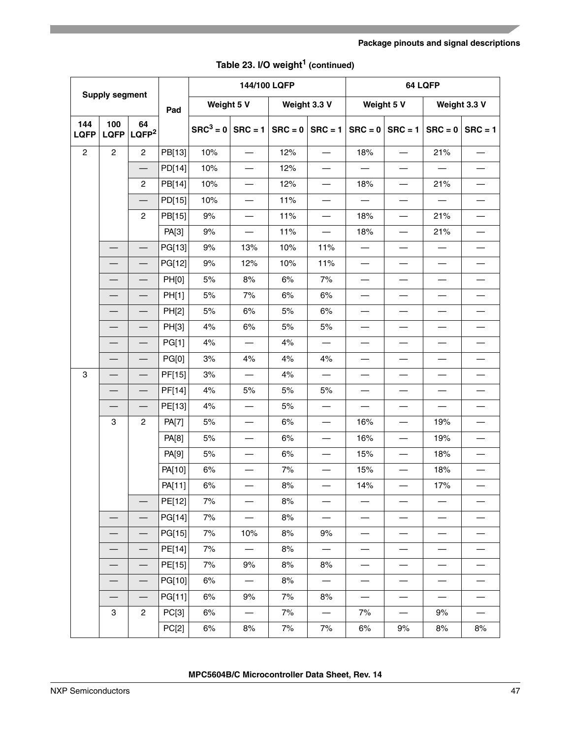**Table 23. I/O weight[1] (continued)**

| Supply segment | | | Pad | 144/100 LQFP | | | | 64 LQFP | | | |
|---|---|---|---|---|---|---|---|---|---|---|---|
| | | | | Weight 5 V | | Weight 3.3 V | | Weight 5 V | | Weight 3.3 V | |
| 144 LQFP | 100 LQFP | 64 LQFP[2] | | SRC[3] = 0 | SRC = 1 | SRC = 0 | SRC = 1 | SRC = 0 | SRC = 1 | SRC = 0 | SRC = 1 |
| 2 | 2 | 2 | PB[13] | 10% | — | 12% | — | 18% | — | 21% | — |
| | | — | PD[14] | 10% | — | 12% | — | — | — | — | — |
| | | 2 | PB[14] | 10% | — | 12% | — | 18% | — | 21% | — |
| | | — | PD[15] | 10% | — | 11% | — | — | — | — | — |
| | | 2 | PB[15] | 9% | — | 11% | — | 18% | — | 21% | — |
| | | | PA[3] | 9% | — | 11% | — | 18% | — | 21% | — |
| | — | — | PG[13] | 9% | 13% | 10% | 11% | — | — | — | — |
| | — | — | PG[12] | 9% | 12% | 10% | 11% | — | — | — | — |
| | — | — | PH[0] | 5% | 8% | 6% | 7% | — | — | — | — |
| | — | — | PH[1] | 5% | 7% | 6% | 6% | — | — | — | — |
| | — | — | PH[2] | 5% | 6% | 5% | 6% | — | — | — | — |
| | — | — | PH[3] | 4% | 6% | 5% | 5% | — | — | — | — |
| | — | — | PG[1] | 4% | — | 4% | — | — | — | — | — |
| | — | — | PG[0] | 3% | 4% | 4% | 4% | — | — | — | — |
| 3 | — | — | PF[15] | 3% | — | 4% | — | — | — | — | — |
| | — | — | PF[14] | 4% | 5% | 5% | 5% | — | — | — | — |
| | — | — | PE[13] | 4% | — | 5% | — | — | — | — | — |
| | 3 | 2 | PA[7] | 5% | — | 6% | — | 16% | — | 19% | — |
| | | | PA[8] | 5% | — | 6% | — | 16% | — | 19% | — |
| | | | PA[9] | 5% | — | 6% | — | 15% | — | 18% | — |
| | | | PA[10] | 6% | — | 7% | — | 15% | — | 18% | — |
| | | | PA[11] | 6% | — | 8% | — | 14% | — | 17% | — |
| | | — | PE[12] | 7% | — | 8% | — | — | — | — | — |
| | — | — | PG[14] | 7% | — | 8% | — | — | — | — | — |
| | — | — | PG[15] | 7% | 10% | 8% | 9% | — | — | — | — |
| | — | — | PE[14] | 7% | — | 8% | — | — | — | — | — |
| | — | — | PE[15] | 7% | 9% | 8% | 8% | — | — | — | — |
| | — | — | PG[10] | 6% | — | 8% | — | — | — | — | — |
| | — | — | PG[11] | 6% | 9% | 7% | 8% | — | — | — | — |
| | 3 | 2 | PC[3] | 6% | — | 7% | — | 7% | — | 9% | — |
| | | | PC[2] | 6% | 8% | 7% | 7% | 6% | 9% | 8% | 8% |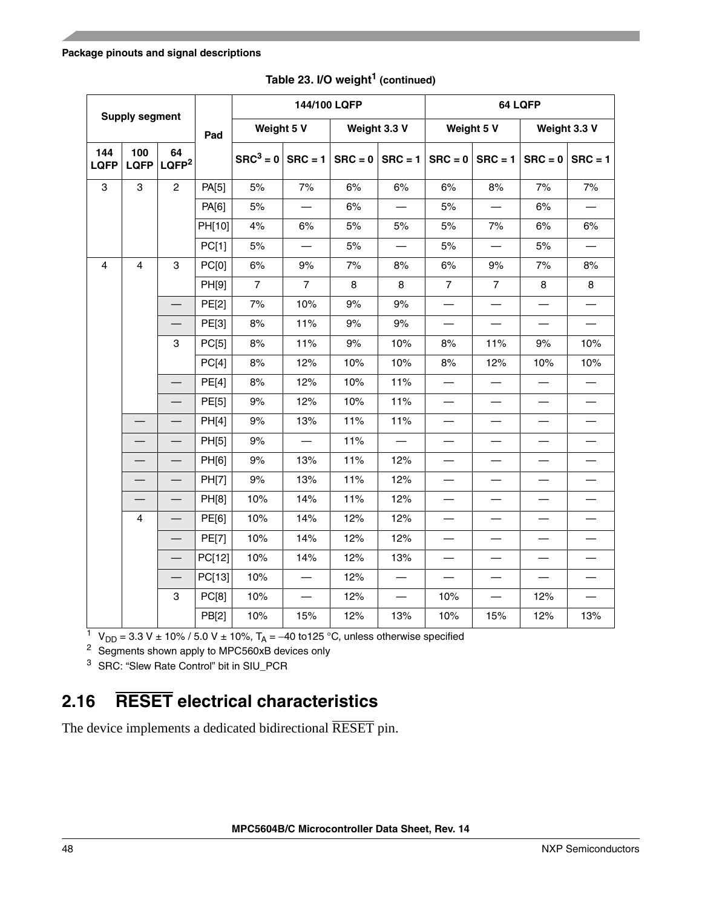Table 23. I/O weight[1] (continued)

| Supply segment | | | Pad | 144/100 LQFP | | | | 64 LQFP | | | |
|---|---|---|---|---|---|---|---|---|---|---|---|
| | | | | Weight 5 V | | Weight 3.3 V | | Weight 5 V | | Weight 3.3 V | |
| 144 LQFP | 100 LQFP | 64 LQFP[2] | | SRC[3] = 0 | SRC = 1 | SRC = 0 | SRC = 1 | SRC = 0 | SRC = 1 | SRC = 0 | SRC = 1 |
| 3 | 3 | 2 | PA[5] | 5% | 7% | 6% | 6% | 6% | 8% | 7% | 7% |
| | | | PA[6] | 5% | — | 6% | — | 5% | — | 6% | — |
| | | | PH[10] | 4% | 6% | 5% | 5% | 5% | 7% | 6% | 6% |
| | | | PC[1] | 5% | — | 5% | — | 5% | — | 5% | — |
| 4 | 4 | 3 | PC[0] | 6% | 9% | 7% | 8% | 6% | 9% | 7% | 8% |
| | | | PH[9] | 7 | 7 | 8 | 8 | 7 | 7 | 8 | 8 |
| | | — | PE[2] | 7% | 10% | 9% | 9% | — | — | — | — |
| | | — | PE[3] | 8% | 11% | 9% | 9% | — | — | — | — |
| | | 3 | PC[5] | 8% | 11% | 9% | 10% | 8% | 11% | 9% | 10% |
| | | | PC[4] | 8% | 12% | 10% | 10% | 8% | 12% | 10% | 10% |
| | | — | PE[4] | 8% | 12% | 10% | 11% | — | — | — | — |
| | | — | PE[5] | 9% | 12% | 10% | 11% | — | — | — | — |
| | — | — | PH[4] | 9% | 13% | 11% | 11% | — | — | — | — |
| | — | — | PH[5] | 9% | — | 11% | — | — | — | — | — |
| | — | — | PH[6] | 9% | 13% | 11% | 12% | — | — | — | — |
| | — | — | PH[7] | 9% | 13% | 11% | 12% | — | — | — | — |
| | — | — | PH[8] | 10% | 14% | 11% | 12% | — | — | — | — |
| | 4 | — | PE[6] | 10% | 14% | 12% | 12% | — | — | — | — |
| | | — | PE[7] | 10% | 14% | 12% | 12% | — | — | — | — |
| | | — | PC[12] | 10% | 14% | 12% | 13% | — | — | — | — |
| | | — | PC[13] | 10% | — | 12% | — | — | — | — | — |
| | | 3 | PC[8] | 10% | — | 12% | — | 10% | — | 12% | — |
| | | | PB[2] | 10% | 15% | 12% | 13% | 10% | 15% | 12% | 13% |

1 $V_{DD}$ = 3.3 V ± 10% / 5.0 V ± 10%, $T_A$ = –40 to125 °C, unless otherwise specified

2 Segments shown apply to MPC560xB devices only

3 SRC: "Slew Rate Control" bit in SIU_PCR

## 2.16 $\overline{\text{RESET}}$ electrical characteristics

The device implements a dedicated bidirectional $\overline{\text{RESET}}$ pin.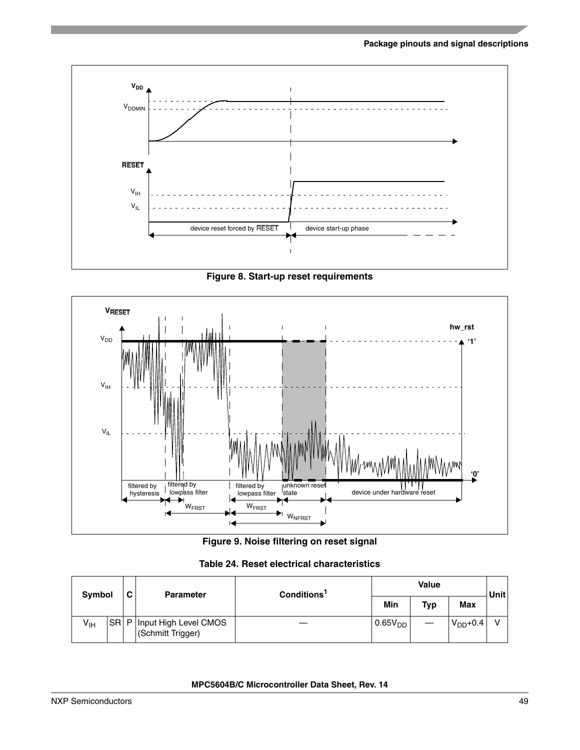Figure 8. Start-up reset requirements

Figure 9. Noise filtering on reset signal

Table 24. Reset electrical characteristics

| Symbol | | C | Parameter | Conditions[1] | Value | | | Unit |
|---|---|---|---|---|---|---|---|---|
| | | | | | Min | Typ | Max | |
| $V_{IH}$ | SR | P | Input High Level CMOS (Schmitt Trigger) | — | $0.65V_{DD}$ | — | $V_{DD}$+0.4 | V |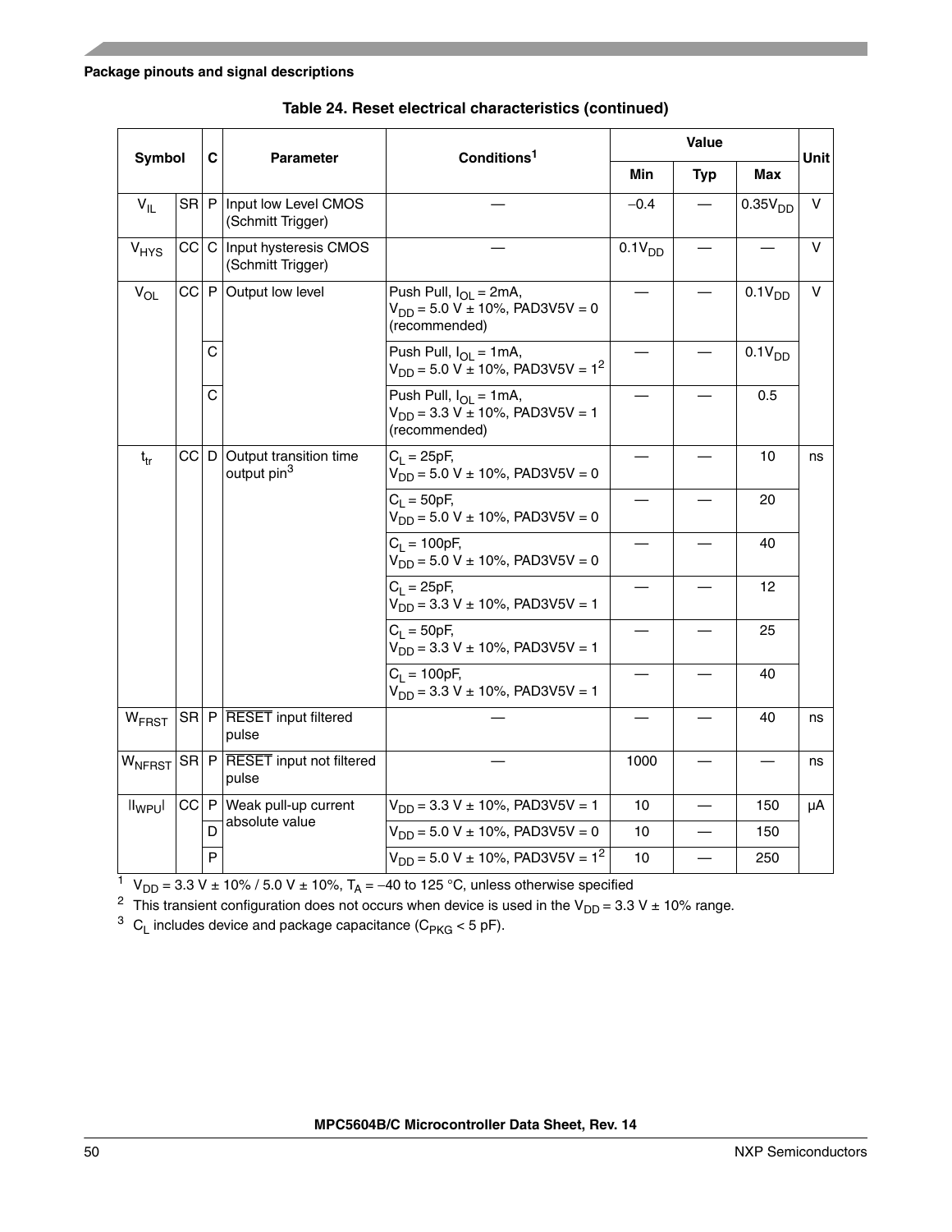**Table 24. Reset electrical characteristics (continued)**

| Symbol | | C | Parameter | Conditions[1] | Value | | | Unit |
|---|---|---|---|---|---|---|---|---|
| | | | | | Min | Typ | Max | |
| $V_{IL}$ | SR | P | Input low Level CMOS (Schmitt Trigger) | — | –0.4 | — | $0.35V_{DD}$ | V |
| $V_{HYS}$ | CC | C | Input hysteresis CMOS (Schmitt Trigger) | — | $0.1V_{DD}$ | — | — | V |
| $V_{OL}$ | CC | P | Output low level | Push Pull, $I_{OL}$ = 2mA, $V_{DD}$ = 5.0 V ± 10%, PAD3V5V = 0 (recommended) | — | — | $0.1V_{DD}$ | V |
| | | C | | Push Pull, $I_{OL}$ = 1mA, $V_{DD}$ = 5.0 V ± 10%, PAD3V5V = 1[2] | — | — | $0.1V_{DD}$ | |
| | | C | | Push Pull, $I_{OL}$ = 1mA, $V_{DD}$ = 3.3 V ± 10%, PAD3V5V = 1 (recommended) | — | — | 0.5 | |
| $t_{tr}$ | CC | D | Output transition time output pin[3] | $C_L$ = 25pF, $V_{DD}$ = 5.0 V ± 10%, PAD3V5V = 0 | — | — | 10 | ns |
| | | | | $C_L$ = 50pF, $V_{DD}$ = 5.0 V ± 10%, PAD3V5V = 0 | — | — | 20 | |
| | | | | $C_L$ = 100pF, $V_{DD}$ = 5.0 V ± 10%, PAD3V5V = 0 | — | — | 40 | |
| | | | | $C_L$ = 25pF, $V_{DD}$ = 3.3 V ± 10%, PAD3V5V = 1 | — | — | 12 | |
| | | | | $C_L$ = 50pF, $V_{DD}$ = 3.3 V ± 10%, PAD3V5V = 1 | — | — | 25 | |
| | | | | $C_L$ = 100pF, $V_{DD}$ = 3.3 V ± 10%, PAD3V5V = 1 | — | — | 40 | |
| $W_{FRST}$ | SR | P | RESET input filtered pulse | — | — | — | 40 | ns |
| $W_{NFRST}$ | SR | P | RESET input not filtered pulse | — | 1000 | — | — | ns |
| $\|I_{WPU}\|$ | CC | P | Weak pull-up current absolute value | $V_{DD}$ = 3.3 V ± 10%, PAD3V5V = 1 | 10 | — | 150 | µA |
| | | D | | $V_{DD}$ = 5.0 V ± 10%, PAD3V5V = 0 | 10 | — | 150 | |
| | | P | | $V_{DD}$ = 5.0 V ± 10%, PAD3V5V = 1[2] | 10 | — | 250 | |

[1] $V_{DD}$ = 3.3 V ± 10% / 5.0 V ± 10%, $T_A$ = –40 to 125 °C, unless otherwise specified

[2] This transient configuration does not occurs when device is used in the $V_{DD}$ = 3.3 V ± 10% range.

[3] $C_L$ includes device and package capacitance ($C_{PKG}$ < 5 pF).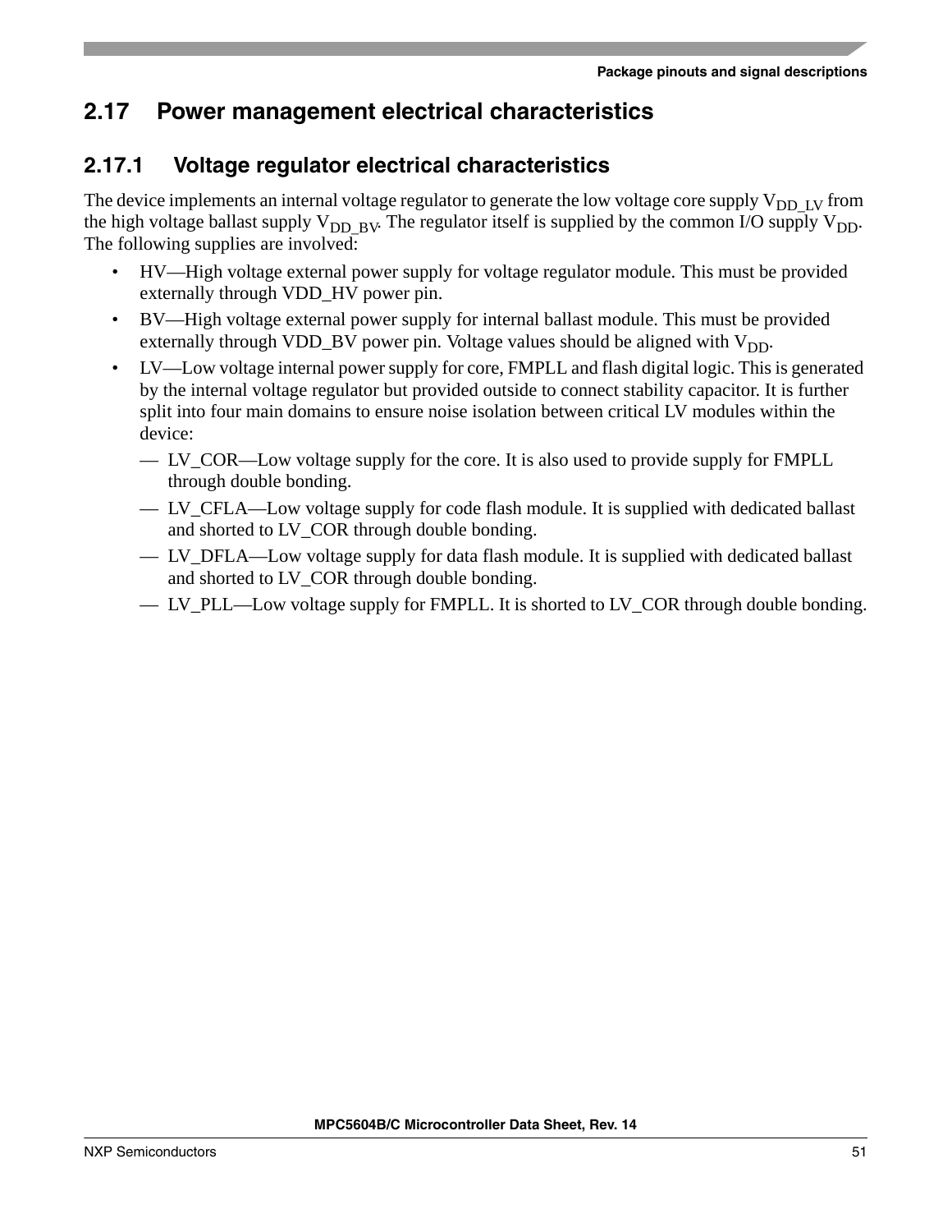## 2.17 Power management electrical characteristics

### 2.17.1 Voltage regulator electrical characteristics

The device implements an internal voltage regulator to generate the low voltage core supply $V_{DD\_LV}$ from the high voltage ballast supply $V_{DD\_BV}$. The regulator itself is supplied by the common I/O supply $V_{DD}$. The following supplies are involved:

- HV—High voltage external power supply for voltage regulator module. This must be provided externally through VDD_HV power pin.
- BV—High voltage external power supply for internal ballast module. This must be provided externally through VDD_BV power pin. Voltage values should be aligned with $V_{DD}$.
- LV—Low voltage internal power supply for core, FMPLL and flash digital logic. This is generated by the internal voltage regulator but provided outside to connect stability capacitor. It is further split into four main domains to ensure noise isolation between critical LV modules within the device:
  - LV_COR—Low voltage supply for the core. It is also used to provide supply for FMPLL through double bonding.
  - LV_CFLA—Low voltage supply for code flash module. It is supplied with dedicated ballast and shorted to LV_COR through double bonding.
  - LV_DFLA—Low voltage supply for data flash module. It is supplied with dedicated ballast and shorted to LV_COR through double bonding.
  - LV_PLL—Low voltage supply for FMPLL. It is shorted to LV_COR through double bonding.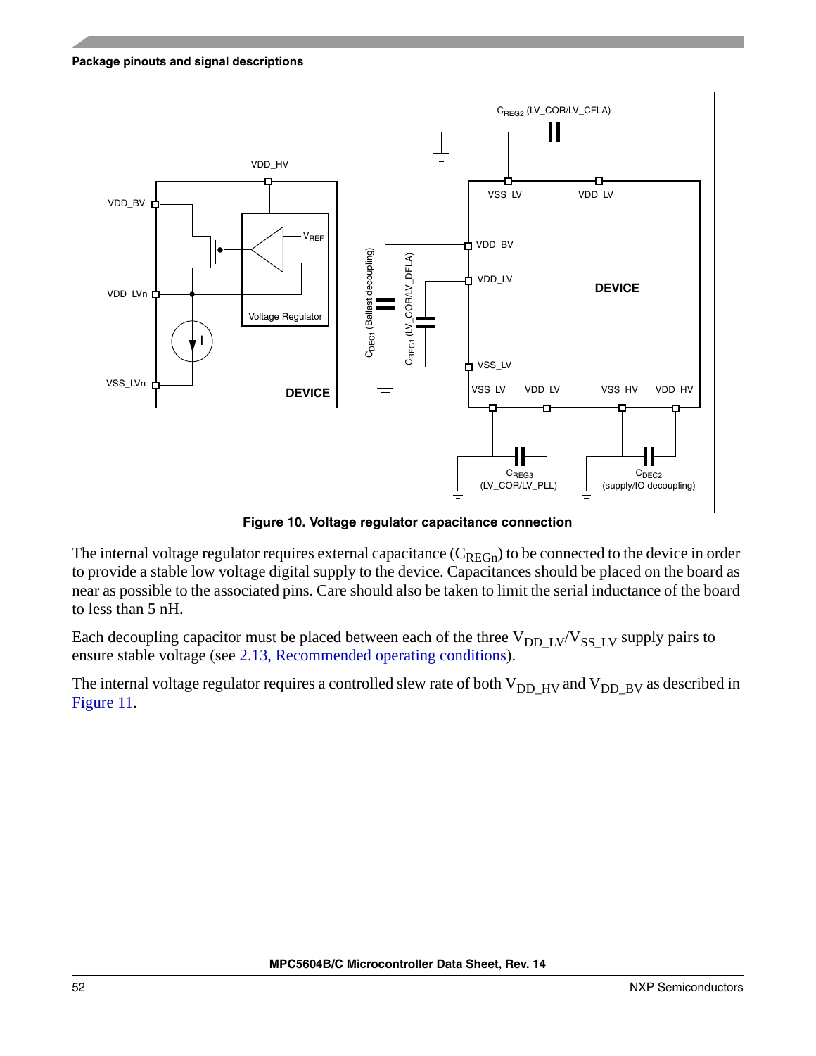Figure 10. Voltage regulator capacitance connection

The internal voltage regulator requires external capacitance ($C_{REGn}$) to be connected to the device in order to provide a stable low voltage digital supply to the device. Capacitances should be placed on the board as near as possible to the associated pins. Care should also be taken to limit the serial inductance of the board to less than 5 nH.

Each decoupling capacitor must be placed between each of the three $V_{DD\_LV}$/$V_{SS\_LV}$ supply pairs to ensure stable voltage (see 2.13, Recommended operating conditions).

The internal voltage regulator requires a controlled slew rate of both $V_{DD\_HV}$ and $V_{DD\_BV}$ as described in Figure 11.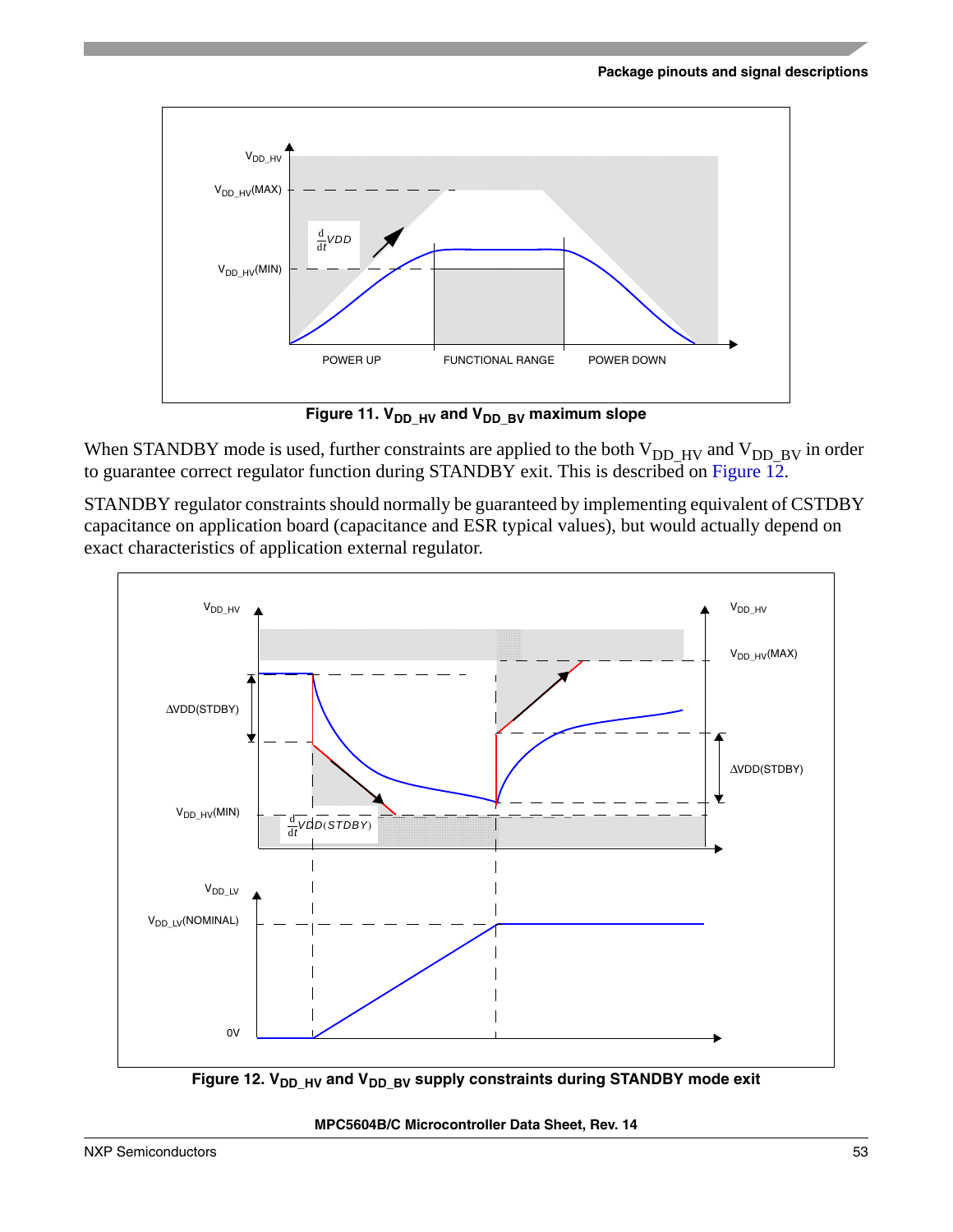Figure 11. $V_{DD\_HV}$ and $V_{DD\_BV}$ maximum slope

When STANDBY mode is used, further constraints are applied to the both $V_{DD\_HV}$ and $V_{DD\_BV}$ in order to guarantee correct regulator function during STANDBY exit. This is described on Figure 12.

STANDBY regulator constraints should normally be guaranteed by implementing equivalent of CSTDBY capacitance on application board (capacitance and ESR typical values), but would actually depend on exact characteristics of application external regulator.

Figure 12. $V_{DD\_HV}$ and $V_{DD\_BV}$ supply constraints during STANDBY mode exit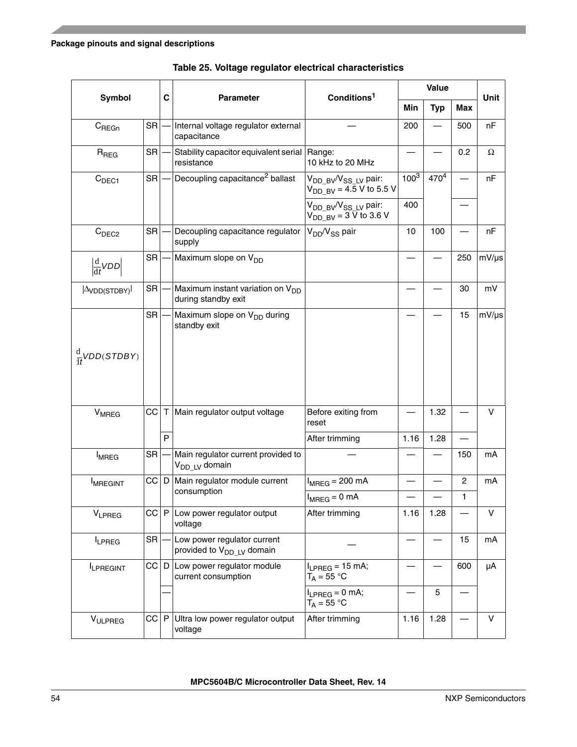**Table 25. Voltage regulator electrical characteristics**

| Symbol | | C | Parameter | Conditions[1] | Value | | | Unit |
|---|---|---|---|---|---|---|---|---|
| | | | | | Min | Typ | Max | |
| $C_{REGn}$ | SR | — | Internal voltage regulator external capacitance | — | 200 | — | 500 | nF |
| $R_{REG}$ | SR | — | Stability capacitor equivalent serial resistance | Range: 10 kHz to 20 MHz | — | — | 0.2 | Ω |
| $C_{DEC1}$ | SR | — | Decoupling capacitance[2] ballast | $V_{DD\_BV}$/$V_{SS\_LV}$ pair: $V_{DD\_BV}$ = 4.5 V to 5.5 V | 100[3] | 470[4] | — | nF |
| | | | | $V_{DD\_BV}$/$V_{SS\_LV}$ pair: $V_{DD\_BV}$ = 3 V to 3.6 V | 400 | | — | |
| $C_{DEC2}$ | SR | — | Decoupling capacitance regulator supply | $V_{DD}$/$V_{SS}$ pair | 10 | 100 | — | nF |
| $\left\lvert\frac{d}{dt}VDD\right\rvert$ | SR | — | Maximum slope on $V_{DD}$ | | — | — | 250 | mV/µs |
| $\lvert\Delta_{VDD(STDBY)}\rvert$ | SR | — | Maximum instant variation on $V_{DD}$ during standby exit | | — | — | 30 | mV |
| $\frac{d}{dt}VDD(STDBY)$ | SR | — | Maximum slope on $V_{DD}$ during standby exit | | — | — | 15 | mV/µs |
| $V_{MREG}$ | CC | T | Main regulator output voltage | Before exiting from reset | — | 1.32 | — | V |
| | | P | | After trimming | 1.16 | 1.28 | — | |
| $I_{MREG}$ | SR | — | Main regulator current provided to $V_{DD\_LV}$ domain | — | — | — | 150 | mA |
| $I_{MREGINT}$ | CC | D | Main regulator module current consumption | $I_{MREG}$ = 200 mA | — | — | 2 | mA |
| | | | | $I_{MREG}$ = 0 mA | — | — | 1 | |
| $V_{LPREG}$ | CC | P | Low power regulator output voltage | After trimming | 1.16 | 1.28 | — | V |
| $I_{LPREG}$ | SR | — | Low power regulator current provided to $V_{DD\_LV}$ domain | — | — | — | 15 | mA |
| $I_{LPREGINT}$ | CC | D | Low power regulator module current consumption | $I_{LPREG}$ = 15 mA; $T_A$ = 55 °C | — | — | 600 | µA |
| | | — | | $I_{LPREG}$ = 0 mA; $T_A$ = 55 °C | — | 5 | — | |
| $V_{ULPREG}$ | CC | P | Ultra low power regulator output voltage | After trimming | 1.16 | 1.28 | — | V |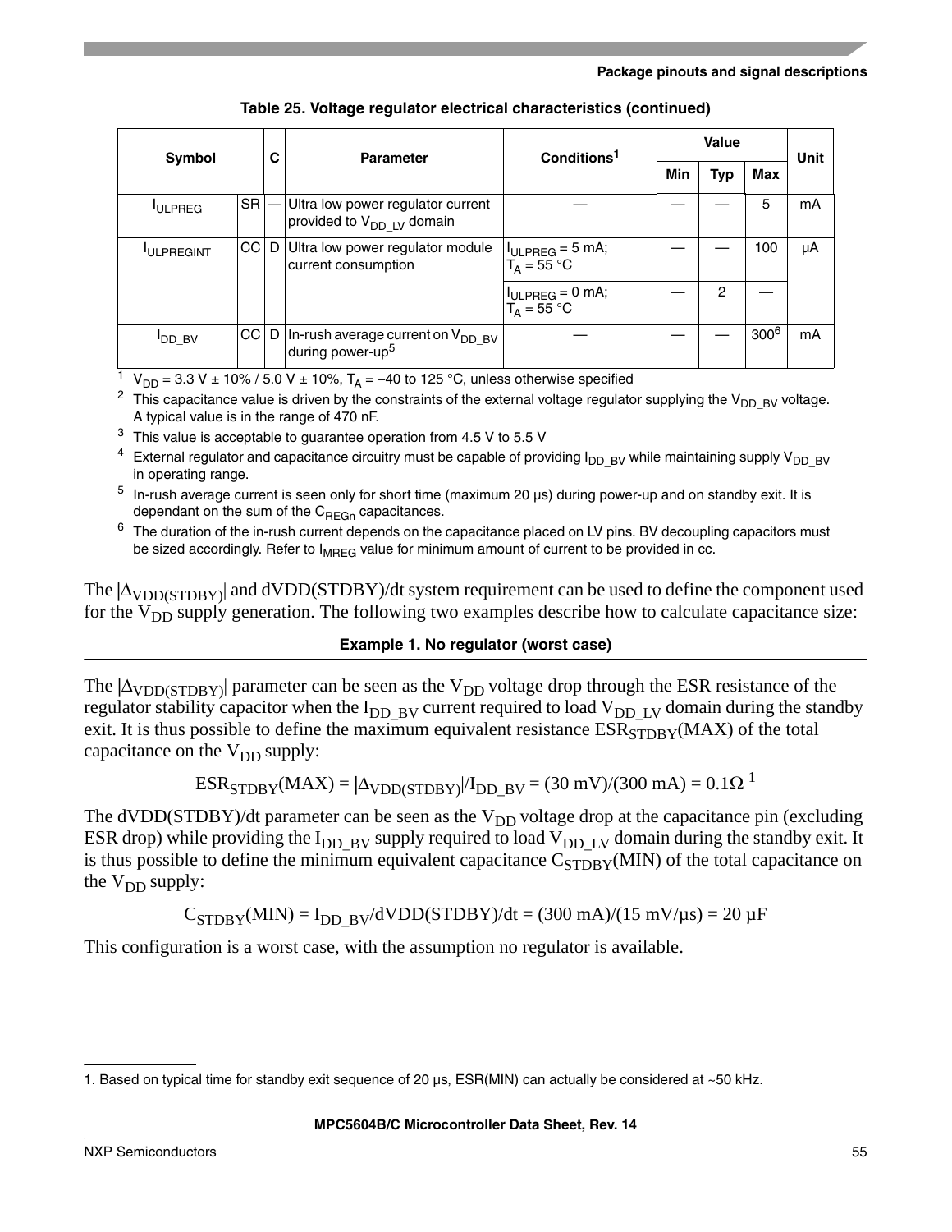**Table 25. Voltage regulator electrical characteristics (continued)**

| Symbol | | C | Parameter | Conditions[1] | Value | | | Unit |
|---|---|---|---|---|---|---|---|---|
| | | | | | Min | Typ | Max | |
| $I_{ULPREG}$ | SR | — | Ultra low power regulator current provided to $V_{DD\_LV}$ domain | — | — | — | 5 | mA |
| $I_{ULPREGINT}$ | CC | D | Ultra low power regulator module current consumption | $I_{ULPREG}$ = 5 mA; $T_A$ = 55 °C | — | — | 100 | µA |
| | | | | $I_{ULPREG}$ = 0 mA; $T_A$ = 55 °C | — | 2 | — | |
| $I_{DD\_BV}$ | CC | D | In-rush average current on $V_{DD\_BV}$ during power-up[5] | — | — | — | 300[6] | mA |

1 $V_{DD}$ = 3.3 V ± 10% / 5.0 V ± 10%, $T_A$ = –40 to 125 °C, unless otherwise specified

2 This capacitance value is driven by the constraints of the external voltage regulator supplying the $V_{DD\_BV}$ voltage. A typical value is in the range of 470 nF.

3 This value is acceptable to guarantee operation from 4.5 V to 5.5 V

4 External regulator and capacitance circuitry must be capable of providing $I_{DD\_BV}$ while maintaining supply $V_{DD\_BV}$ in operating range.

5 In-rush average current is seen only for short time (maximum 20 µs) during power-up and on standby exit. It is dependant on the sum of the $C_{REGn}$ capacitances.

6 The duration of the in-rush current depends on the capacitance placed on LV pins. BV decoupling capacitors must be sized accordingly. Refer to $I_{MREG}$ value for minimum amount of current to be provided in cc.

The $|\Delta_{VDD(STDBY)}|$ and dVDD(STDBY)/dt system requirement can be used to define the component used for the $V_{DD}$ supply generation. The following two examples describe how to calculate capacitance size:

**Example 1. No regulator (worst case)**

The $|\Delta_{VDD(STDBY)}|$ parameter can be seen as the $V_{DD}$ voltage drop through the ESR resistance of the regulator stability capacitor when the $I_{DD\_BV}$ current required to load $V_{DD\_LV}$ domain during the standby exit. It is thus possible to define the maximum equivalent resistance $ESR_{STDBY}$(MAX) of the total capacitance on the $V_{DD}$ supply:

$$ESR_{STDBY}(MAX) = |\Delta_{VDD(STDBY)}|/I_{DD\_BV} = (30\text{ mV})/(300\text{ mA}) = 0.1\Omega$$ [1]

The dVDD(STDBY)/dt parameter can be seen as the $V_{DD}$ voltage drop at the capacitance pin (excluding ESR drop) while providing the $I_{DD\_BV}$ supply required to load $V_{DD\_LV}$ domain during the standby exit. It is thus possible to define the minimum equivalent capacitance $C_{STDBY}$(MIN) of the total capacitance on the $V_{DD}$ supply:

$$C_{STDBY}(MIN) = I_{DD\_BV}/dVDD(STDBY)/dt = (300\text{ mA})/(15\text{ mV/µs}) = 20\text{ µF}$$

This configuration is a worst case, with the assumption no regulator is available.

1. Based on typical time for standby exit sequence of 20 µs, ESR(MIN) can actually be considered at ~50 kHz.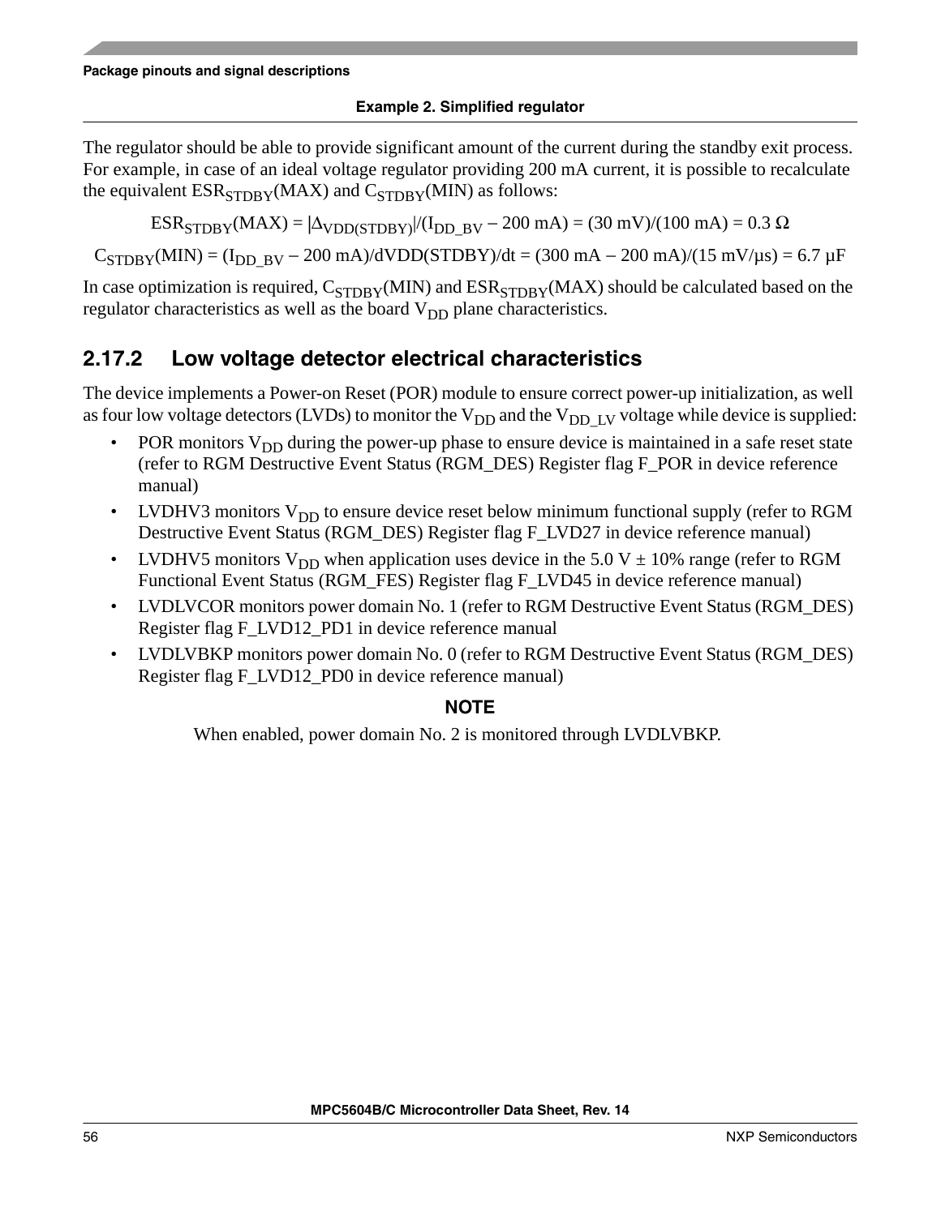**Example 2. Simplified regulator**

The regulator should be able to provide significant amount of the current during the standby exit process. For example, in case of an ideal voltage regulator providing 200 mA current, it is possible to recalculate the equivalent $ESR_{STDBY}$(MAX) and $C_{STDBY}$(MIN) as follows:

$$ESR_{STDBY}(MAX) = |\Delta_{VDD(STDBY)}|/(I_{DD\_BV} - 200\text{ mA}) = (30\text{ mV})/(100\text{ mA}) = 0.3\ \Omega$$

$$C_{STDBY}(MIN) = (I_{DD\_BV} - 200\text{ mA})/dVDD(STDBY)/dt = (300\text{ mA} - 200\text{ mA})/(15\text{ mV}/\mu s) = 6.7\ \mu F$$

In case optimization is required, $C_{STDBY}$(MIN) and $ESR_{STDBY}$(MAX) should be calculated based on the regulator characteristics as well as the board $V_{DD}$ plane characteristics.

## 2.17.2 Low voltage detector electrical characteristics

The device implements a Power-on Reset (POR) module to ensure correct power-up initialization, as well as four low voltage detectors (LVDs) to monitor the $V_{DD}$ and the $V_{DD\_LV}$ voltage while device is supplied:

- POR monitors $V_{DD}$ during the power-up phase to ensure device is maintained in a safe reset state (refer to RGM Destructive Event Status (RGM_DES) Register flag F_POR in device reference manual)
- LVDHV3 monitors $V_{DD}$ to ensure device reset below minimum functional supply (refer to RGM Destructive Event Status (RGM_DES) Register flag F_LVD27 in device reference manual)
- LVDHV5 monitors $V_{DD}$ when application uses device in the 5.0 V ± 10% range (refer to RGM Functional Event Status (RGM_FES) Register flag F_LVD45 in device reference manual)
- LVDLVCOR monitors power domain No. 1 (refer to RGM Destructive Event Status (RGM_DES) Register flag F_LVD12_PD1 in device reference manual
- LVDLVBKP monitors power domain No. 0 (refer to RGM Destructive Event Status (RGM_DES) Register flag F_LVD12_PD0 in device reference manual)

**NOTE**

When enabled, power domain No. 2 is monitored through LVDLVBKP.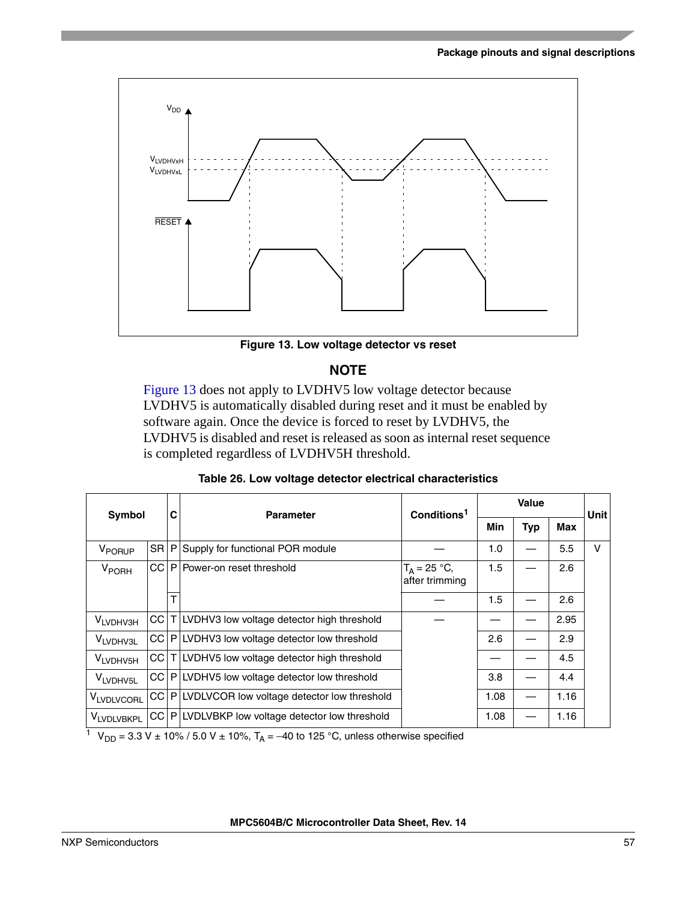Figure 13. Low voltage detector vs reset

**NOTE**

Figure 13 does not apply to LVDHV5 low voltage detector because LVDHV5 is automatically disabled during reset and it must be enabled by software again. Once the device is forced to reset by LVDHV5, the LVDHV5 is disabled and reset is released as soon as internal reset sequence is completed regardless of LVDHV5H threshold.

**Table 26. Low voltage detector electrical characteristics**

| Symbol | | C | Parameter | Conditions[1] | Value | | | Unit |
|---|---|---|---|---|---|---|---|---|
| | | | | | Min | Typ | Max | |
| $V_{PORUP}$ | SR | P | Supply for functional POR module | — | 1.0 | — | 5.5 | V |
| $V_{PORH}$ | CC | P | Power-on reset threshold | $T_A$ = 25 °C, after trimming | 1.5 | — | 2.6 | |
| | | T | | — | 1.5 | — | 2.6 | |
| $V_{LVDHV3H}$ | CC | T | LVDHV3 low voltage detector high threshold | — | — | — | 2.95 | |
| $V_{LVDHV3L}$ | CC | P | LVDHV3 low voltage detector low threshold | | 2.6 | — | 2.9 | |
| $V_{LVDHV5H}$ | CC | T | LVDHV5 low voltage detector high threshold | | — | — | 4.5 | |
| $V_{LVDHV5L}$ | CC | P | LVDHV5 low voltage detector low threshold | | 3.8 | — | 4.4 | |
| $V_{LVDLVCORL}$ | CC | P | LVDLVCOR low voltage detector low threshold | | 1.08 | — | 1.16 | |
| $V_{LVDLVBKPL}$ | CC | P | LVDLVBKP low voltage detector low threshold | | 1.08 | — | 1.16 | |

[1] $V_{DD}$ = 3.3 V ± 10% / 5.0 V ± 10%, $T_A$ = –40 to 125 °C, unless otherwise specified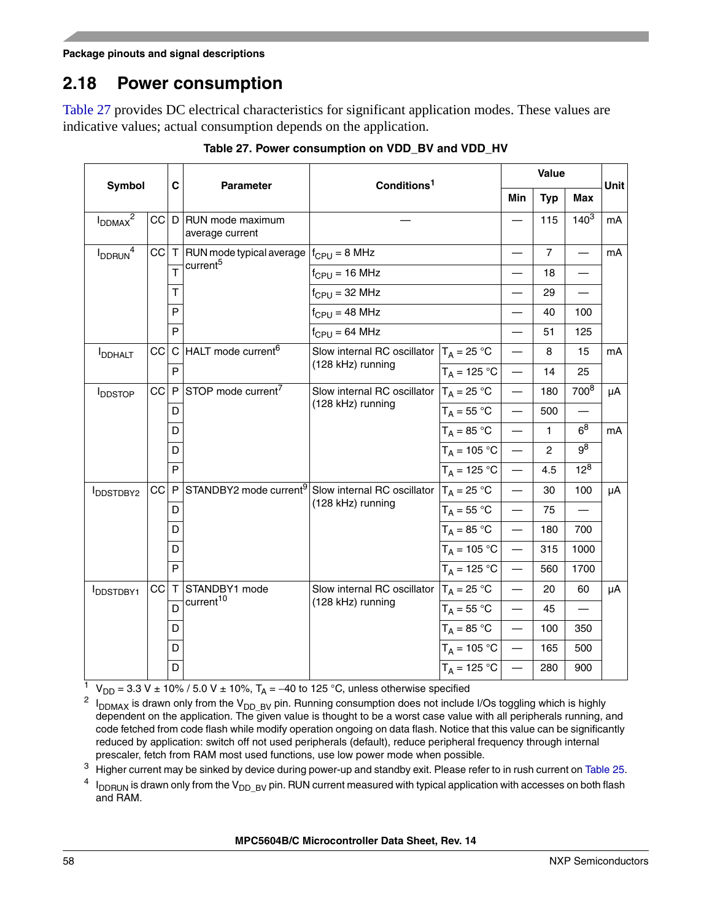## 2.18 Power consumption

Table 27 provides DC electrical characteristics for significant application modes. These values are indicative values; actual consumption depends on the application.

**Table 27. Power consumption on VDD_BV and VDD_HV**

| Symbol | | C | Parameter | Conditions[1] | | Value | | | Unit |
|---|---|---|---|---|---|---|---|---|---|
| | | | | | | Min | Typ | Max | |
| $I_{DDMAX}$[2] | CC | D | RUN mode maximum average current | — | | — | 115 | 140[3] | mA |
| $I_{DDRUN}$[4] | CC | T | RUN mode typical average current[5] | $f_{CPU}$ = 8 MHz | | — | 7 | — | mA |
| | | T | | $f_{CPU}$ = 16 MHz | | — | 18 | — | |
| | | T | | $f_{CPU}$ = 32 MHz | | — | 29 | — | |
| | | P | | $f_{CPU}$ = 48 MHz | | — | 40 | 100 | |
| | | P | | $f_{CPU}$ = 64 MHz | | — | 51 | 125 | |
| $I_{DDHALT}$ | CC | C | HALT mode current[6] | Slow internal RC oscillator (128 kHz) running | $T_A$ = 25 °C | — | 8 | 15 | mA |
| | | P | | | $T_A$ = 125 °C | — | 14 | 25 | |
| $I_{DDSTOP}$ | CC | P | STOP mode current[7] | Slow internal RC oscillator (128 kHz) running | $T_A$ = 25 °C | — | 180 | 700[8] | µA |
| | | D | | | $T_A$ = 55 °C | — | 500 | — | |
| | | D | | | $T_A$ = 85 °C | — | 1 | 6[8] | mA |
| | | D | | | $T_A$ = 105 °C | — | 2 | 9[8] | |
| | | P | | | $T_A$ = 125 °C | — | 4.5 | 12[8] | |
| $I_{DDSTDBY2}$ | CC | P | STANDBY2 mode current[9] | Slow internal RC oscillator (128 kHz) running | $T_A$ = 25 °C | — | 30 | 100 | µA |
| | | D | | | $T_A$ = 55 °C | — | 75 | — | |
| | | D | | | $T_A$ = 85 °C | — | 180 | 700 | |
| | | D | | | $T_A$ = 105 °C | — | 315 | 1000 | |
| | | P | | | $T_A$ = 125 °C | — | 560 | 1700 | |
| $I_{DDSTDBY1}$ | CC | T | STANDBY1 mode current[10] | Slow internal RC oscillator (128 kHz) running | $T_A$ = 25 °C | — | 20 | 60 | µA |
| | | D | | | $T_A$ = 55 °C | — | 45 | — | |
| | | D | | | $T_A$ = 85 °C | — | 100 | 350 | |
| | | D | | | $T_A$ = 105 °C | — | 165 | 500 | |
| | | D | | | $T_A$ = 125 °C | — | 280 | 900 | |

1. $V_{DD}$ = 3.3 V ± 10% / 5.0 V ± 10%, $T_A$ = –40 to 125 °C, unless otherwise specified
2. $I_{DDMAX}$ is drawn only from the $V_{DD\_BV}$ pin. Running consumption does not include I/Os toggling which is highly dependent on the application. The given value is thought to be a worst case value with all peripherals running, and code fetched from code flash while modify operation ongoing on data flash. Notice that this value can be significantly reduced by application: switch off not used peripherals (default), reduce peripheral frequency through internal prescaler, fetch from RAM most used functions, use low power mode when possible.
3. Higher current may be sinked by device during power-up and standby exit. Please refer to in rush current on Table 25.
4. $I_{DDRUN}$ is drawn only from the $V_{DD\_BV}$ pin. RUN current measured with typical application with accesses on both flash and RAM.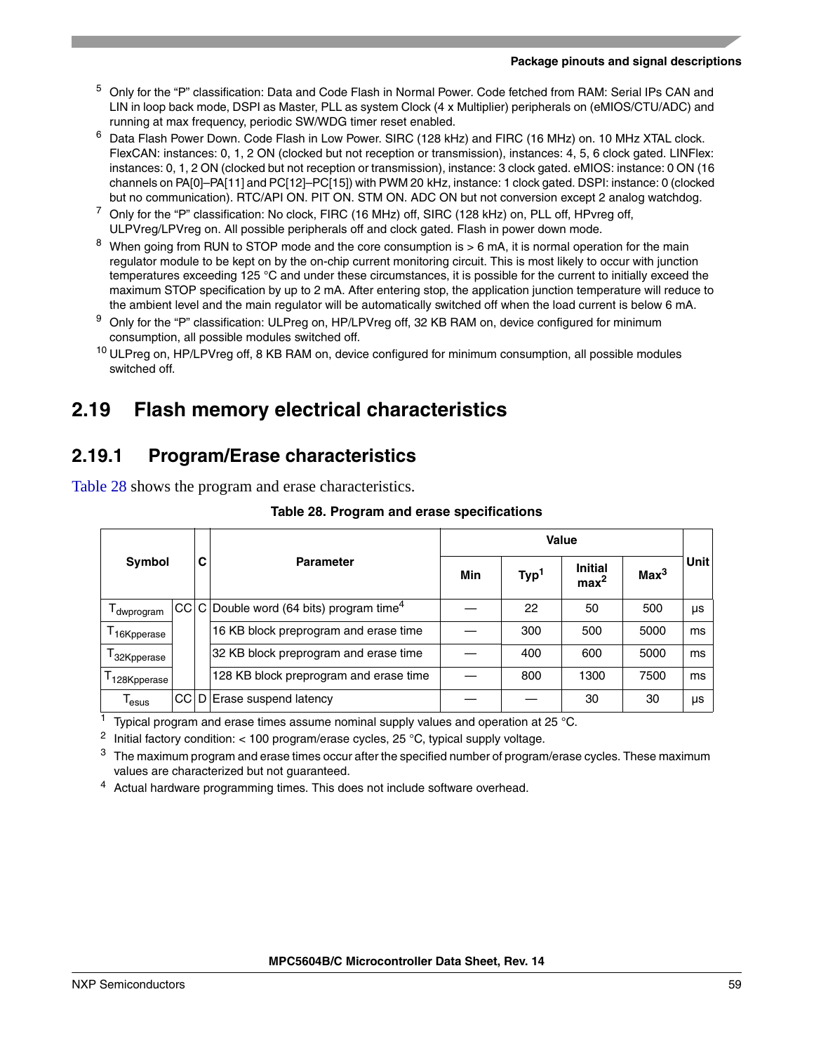5 Only for the “P” classification: Data and Code Flash in Normal Power. Code fetched from RAM: Serial IPs CAN and LIN in loop back mode, DSPI as Master, PLL as system Clock (4 x Multiplier) peripherals on (eMIOS/CTU/ADC) and running at max frequency, periodic SW/WDG timer reset enabled.

6 Data Flash Power Down. Code Flash in Low Power. SIRC (128 kHz) and FIRC (16 MHz) on. 10 MHz XTAL clock. FlexCAN: instances: 0, 1, 2 ON (clocked but not reception or transmission), instances: 4, 5, 6 clock gated. LINFlex: instances: 0, 1, 2 ON (clocked but not reception or transmission), instance: 3 clock gated. eMIOS: instance: 0 ON (16 channels on PA[0]–PA[11] and PC[12]–PC[15]) with PWM 20 kHz, instance: 1 clock gated. DSPI: instance: 0 (clocked but no communication). RTC/API ON. PIT ON. STM ON. ADC ON but not conversion except 2 analog watchdog.

7 Only for the “P” classification: No clock, FIRC (16 MHz) off, SIRC (128 kHz) on, PLL off, HPvreg off, ULPVreg/LPVreg on. All possible peripherals off and clock gated. Flash in power down mode.

8 When going from RUN to STOP mode and the core consumption is > 6 mA, it is normal operation for the main regulator module to be kept on by the on-chip current monitoring circuit. This is most likely to occur with junction temperatures exceeding 125 °C and under these circumstances, it is possible for the current to initially exceed the maximum STOP specification by up to 2 mA. After entering stop, the application junction temperature will reduce to the ambient level and the main regulator will be automatically switched off when the load current is below 6 mA.

9 Only for the “P” classification: ULPreg on, HP/LPVreg off, 32 KB RAM on, device configured for minimum consumption, all possible modules switched off.

10 ULPreg on, HP/LPVreg off, 8 KB RAM on, device configured for minimum consumption, all possible modules switched off.

## 2.19 Flash memory electrical characteristics

### 2.19.1 Program/Erase characteristics

Table 28 shows the program and erase characteristics.

**Table 28. Program and erase specifications**

| Symbol | | C | Parameter | Value | | | | Unit |
|---|---|---|---|---|---|---|---|---|
| | | | | Min | Typ[1] | Initial max[2] | Max[3] | |
| $T_{dwprogram}$ | CC | C | Double word (64 bits) program time[4] | — | 22 | 50 | 500 | μs |
| $T_{16Kpperase}$ | | | 16 KB block preprogram and erase time | — | 300 | 500 | 5000 | ms |
| $T_{32Kpperase}$ | | | 32 KB block preprogram and erase time | — | 400 | 600 | 5000 | ms |
| $T_{128Kpperase}$ | | | 128 KB block preprogram and erase time | — | 800 | 1300 | 7500 | ms |
| $T_{esus}$ | CC | D | Erase suspend latency | — | — | 30 | 30 | μs |

1 Typical program and erase times assume nominal supply values and operation at 25 °C.

2 Initial factory condition: < 100 program/erase cycles, 25 °C, typical supply voltage.

3 The maximum program and erase times occur after the specified number of program/erase cycles. These maximum values are characterized but not guaranteed.

4 Actual hardware programming times. This does not include software overhead.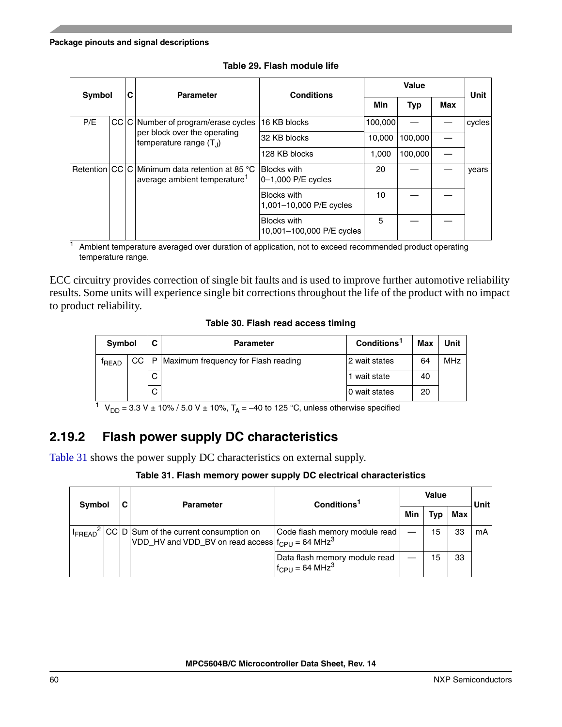**Table 29. Flash module life**

| Symbol | | C | Parameter | Conditions | Value | | | Unit |
|---|---|---|---|---|---|---|---|---|
| | | | | | Min | Typ | Max | |
| P/E | CC | C | Number of program/erase cycles per block over the operating temperature range ($T_J$) | 16 KB blocks | 100,000 | — | — | cycles |
| | | | | 32 KB blocks | 10,000 | 100,000 | — | |
| | | | | 128 KB blocks | 1,000 | 100,000 | — | |
| Retention | CC | C | Minimum data retention at 85 °C average ambient temperature[1] | Blocks with 0–1,000 P/E cycles | 20 | — | — | years |
| | | | | Blocks with 1,001–10,000 P/E cycles | 10 | — | — | |
| | | | | Blocks with 10,001–100,000 P/E cycles | 5 | — | — | |

1 Ambient temperature averaged over duration of application, not to exceed recommended product operating temperature range.

ECC circuitry provides correction of single bit faults and is used to improve further automotive reliability results. Some units will experience single bit corrections throughout the life of the product with no impact to product reliability.

**Table 30. Flash read access timing**

| Symbol | | C | Parameter | Conditions[1] | Max | Unit |
|---|---|---|---|---|---|---|
| $f_{READ}$ | CC | P | Maximum frequency for Flash reading | 2 wait states | 64 | MHz |
| | | C | | 1 wait state | 40 | |
| | | C | | 0 wait states | 20 | |

1 $V_{DD}$ = 3.3 V ± 10% / 5.0 V ± 10%, $T_A$ = –40 to 125 °C, unless otherwise specified

## 2.19.2 Flash power supply DC characteristics

Table 31 shows the power supply DC characteristics on external supply.

**Table 31. Flash memory power supply DC electrical characteristics**

| Symbol | | C | Parameter | Conditions[1] | Value | | | Unit |
|---|---|---|---|---|---|---|---|---|
| | | | | | Min | Typ | Max | |
| $I_{FREAD}$[2] | CC | D | Sum of the current consumption on VDD_HV and VDD_BV on read access | Code flash memory module read $f_{CPU}$ = 64 MHz[3] | — | 15 | 33 | mA |
| | | | | Data flash memory module read $f_{CPU}$ = 64 MHz[3] | — | 15 | 33 | |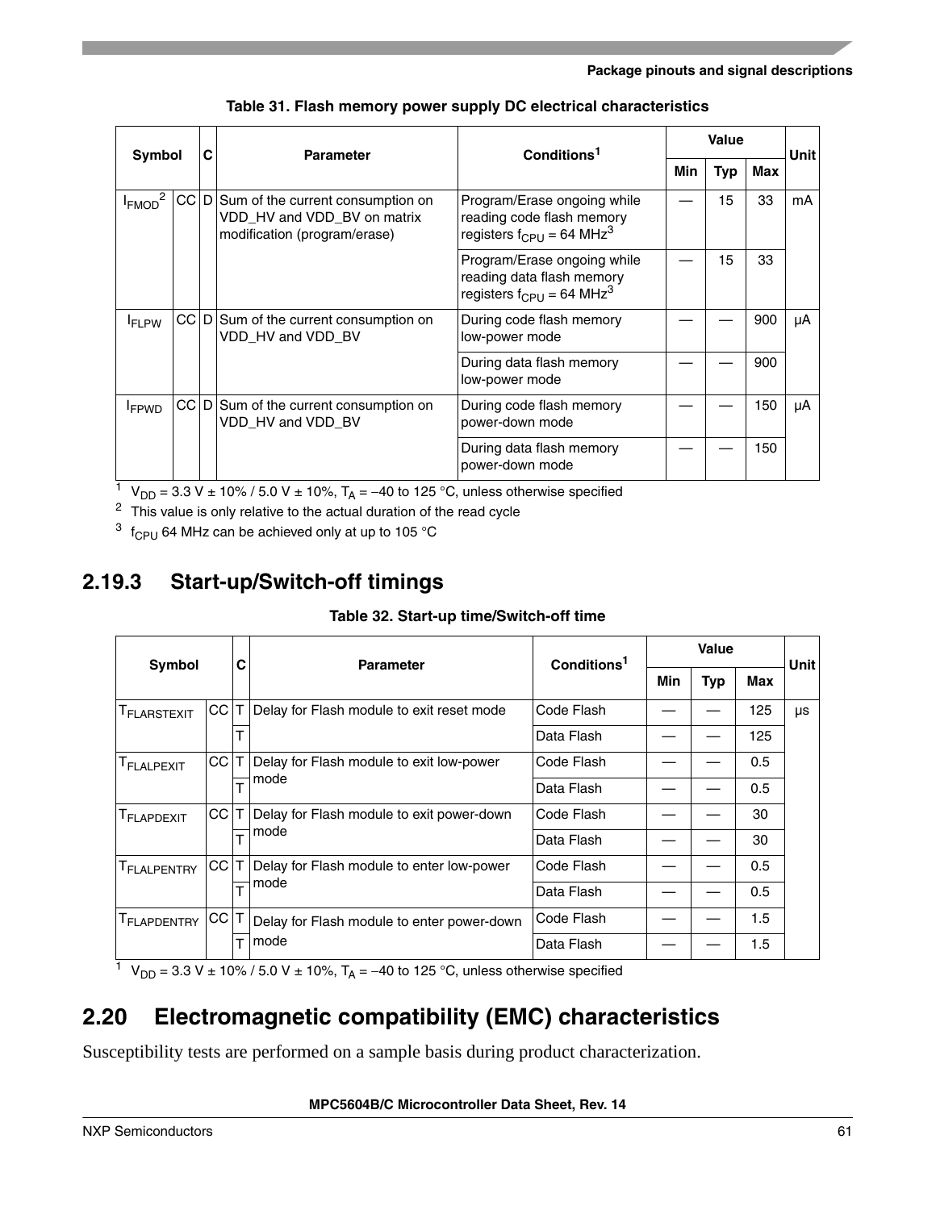**Table 31. Flash memory power supply DC electrical characteristics**

| Symbol | | C | Parameter | Conditions[1] | Value | | | Unit |
|---|---|---|---|---|---|---|---|---|
| | | | | | Min | Typ | Max | |
| $I_{FMOD}$[2] | CC | D | Sum of the current consumption on VDD_HV and VDD_BV on matrix modification (program/erase) | Program/Erase ongoing while reading code flash memory registers $f_{CPU}$ = 64 MHz[3] | — | 15 | 33 | mA |
| | | | | Program/Erase ongoing while reading data flash memory registers $f_{CPU}$ = 64 MHz[3] | — | 15 | 33 | |
| $I_{FLPW}$ | CC | D | Sum of the current consumption on VDD_HV and VDD_BV | During code flash memory low-power mode | — | — | 900 | µA |
| | | | | During data flash memory low-power mode | — | — | 900 | |
| $I_{FPWD}$ | CC | D | Sum of the current consumption on VDD_HV and VDD_BV | During code flash memory power-down mode | — | — | 150 | µA |
| | | | | During data flash memory power-down mode | — | — | 150 | |

[1] $V_{DD}$ = 3.3 V ± 10% / 5.0 V ± 10%, $T_A$ = –40 to 125 °C, unless otherwise specified

[2] This value is only relative to the actual duration of the read cycle

[3] $f_{CPU}$ 64 MHz can be achieved only at up to 105 °C

### 2.19.3 Start-up/Switch-off timings

**Table 32. Start-up time/Switch-off time**

| Symbol | | C | Parameter | Conditions[1] | Value | | | Unit |
|---|---|---|---|---|---|---|---|---|
| | | | | | Min | Typ | Max | |
| $T_{FLARSTEXIT}$ | CC | T | Delay for Flash module to exit reset mode | Code Flash | — | — | 125 | µs |
| | | T | | Data Flash | — | — | 125 | |
| $T_{FLALPEXIT}$ | CC | T | Delay for Flash module to exit low-power mode | Code Flash | — | — | 0.5 | |
| | | T | | Data Flash | — | — | 0.5 | |
| $T_{FLAPDEXIT}$ | CC | T | Delay for Flash module to exit power-down mode | Code Flash | — | — | 30 | |
| | | T | | Data Flash | — | — | 30 | |
| $T_{FLALPENTRY}$ | CC | T | Delay for Flash module to enter low-power mode | Code Flash | — | — | 0.5 | |
| | | T | | Data Flash | — | — | 0.5 | |
| $T_{FLAPDENTRY}$ | CC | T | Delay for Flash module to enter power-down mode | Code Flash | — | — | 1.5 | |
| | | T | | Data Flash | — | — | 1.5 | |

[1] $V_{DD}$ = 3.3 V ± 10% / 5.0 V ± 10%, $T_A$ = –40 to 125 °C, unless otherwise specified

## 2.20 Electromagnetic compatibility (EMC) characteristics

Susceptibility tests are performed on a sample basis during product characterization.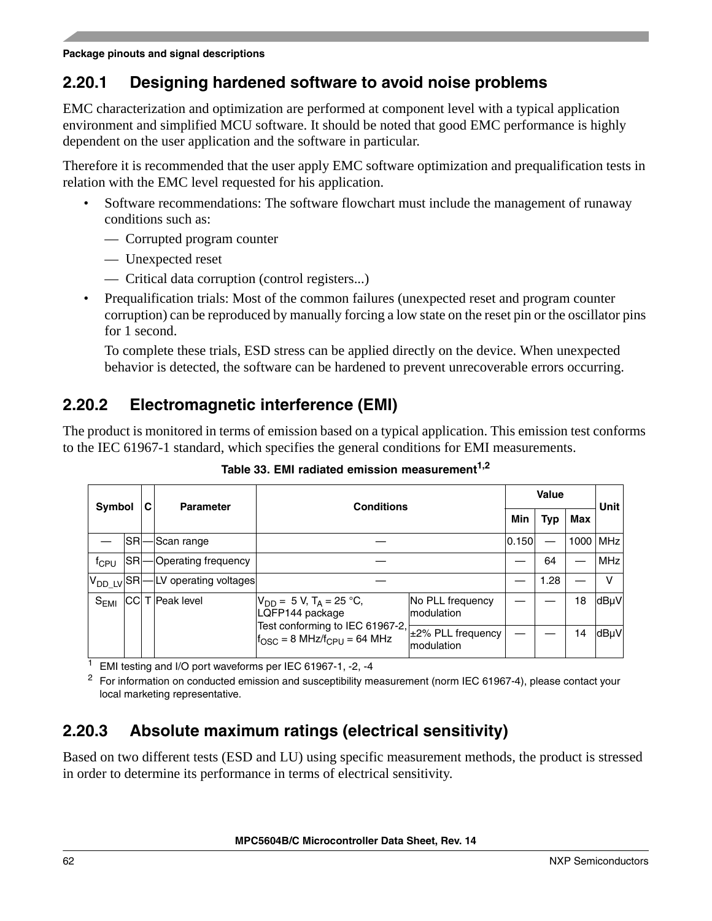### 2.20.1 Designing hardened software to avoid noise problems

EMC characterization and optimization are performed at component level with a typical application environment and simplified MCU software. It should be noted that good EMC performance is highly dependent on the user application and the software in particular.

Therefore it is recommended that the user apply EMC software optimization and prequalification tests in relation with the EMC level requested for his application.

- Software recommendations: The software flowchart must include the management of runaway conditions such as:
  - Corrupted program counter
  - Unexpected reset
  - Critical data corruption (control registers...)
- Prequalification trials: Most of the common failures (unexpected reset and program counter corruption) can be reproduced by manually forcing a low state on the reset pin or the oscillator pins for 1 second.

  To complete these trials, ESD stress can be applied directly on the device. When unexpected behavior is detected, the software can be hardened to prevent unrecoverable errors occurring.

### 2.20.2 Electromagnetic interference (EMI)

The product is monitored in terms of emission based on a typical application. This emission test conforms to the IEC 61967-1 standard, which specifies the general conditions for EMI measurements.

**Table 33. EMI radiated emission measurement[1,2]**

| Symbol | | C | Parameter | Conditions | | Value | | | Unit |
|---|---|---|---|---|---|---|---|---|---|
| | | | | | | Min | Typ | Max | |
| — | SR | — | Scan range | — | | 0.150 | — | 1000 | MHz |
| $f_{CPU}$ | SR | — | Operating frequency | — | | — | 64 | — | MHz |
| $V_{DD\_LV}$ | SR | — | LV operating voltages | — | | — | 1.28 | — | V |
| $S_{EMI}$ | CC | T | Peak level | $V_{DD}$ = 5 V, $T_A$ = 25 °C, LQFP144 package Test conforming to IEC 61967-2, $f_{OSC}$ = 8 MHz/$f_{CPU}$ = 64 MHz | No PLL frequency modulation | — | — | 18 | dBµV |
| | | | | | ±2% PLL frequency modulation | — | — | 14 | dBµV |

1 EMI testing and I/O port waveforms per IEC 61967-1, -2, -4

2 For information on conducted emission and susceptibility measurement (norm IEC 61967-4), please contact your local marketing representative.

### 2.20.3 Absolute maximum ratings (electrical sensitivity)

Based on two different tests (ESD and LU) using specific measurement methods, the product is stressed in order to determine its performance in terms of electrical sensitivity.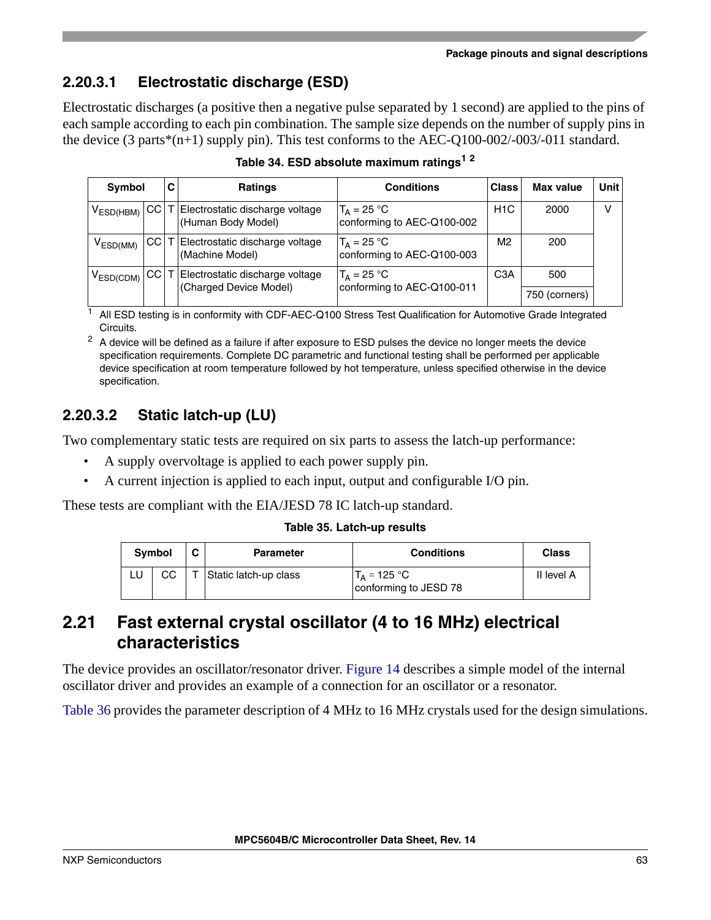#### 2.20.3.1 Electrostatic discharge (ESD)

Electrostatic discharges (a positive then a negative pulse separated by 1 second) are applied to the pins of each sample according to each pin combination. The sample size depends on the number of supply pins in the device (3 parts*(n+1) supply pin). This test conforms to the AEC-Q100-002/-003/-011 standard.

**Table 34. ESD absolute maximum ratings[1] [2]**

| Symbol | | C | Ratings | Conditions | Class | Max value | Unit |
|---|---|---|---|---|---|---|---|
| $V_{ESD(HBM)}$ | CC | T | Electrostatic discharge voltage (Human Body Model) | $T_A$ = 25 °C conforming to AEC-Q100-002 | H1C | 2000 | V |
| $V_{ESD(MM)}$ | CC | T | Electrostatic discharge voltage (Machine Model) | $T_A$ = 25 °C conforming to AEC-Q100-003 | M2 | 200 | |
| $V_{ESD(CDM)}$ | CC | T | Electrostatic discharge voltage (Charged Device Model) | $T_A$ = 25 °C conforming to AEC-Q100-011 | C3A | 500 | |
| | | | | | | 750 (corners) | |

[1] All ESD testing is in conformity with CDF-AEC-Q100 Stress Test Qualification for Automotive Grade Integrated Circuits.

[2] A device will be defined as a failure if after exposure to ESD pulses the device no longer meets the device specification requirements. Complete DC parametric and functional testing shall be performed per applicable device specification at room temperature followed by hot temperature, unless specified otherwise in the device specification.

#### 2.20.3.2 Static latch-up (LU)

Two complementary static tests are required on six parts to assess the latch-up performance:

- A supply overvoltage is applied to each power supply pin.
- A current injection is applied to each input, output and configurable I/O pin.

These tests are compliant with the EIA/JESD 78 IC latch-up standard.

**Table 35. Latch-up results**

| Symbol | | C | Parameter | Conditions | Class |
|---|---|---|---|---|---|
| LU | CC | T | Static latch-up class | $T_A$ = 125 °C conforming to JESD 78 | II level A |

## 2.21 Fast external crystal oscillator (4 to 16 MHz) electrical characteristics

The device provides an oscillator/resonator driver. Figure 14 describes a simple model of the internal oscillator driver and provides an example of a connection for an oscillator or a resonator.

Table 36 provides the parameter description of 4 MHz to 16 MHz crystals used for the design simulations.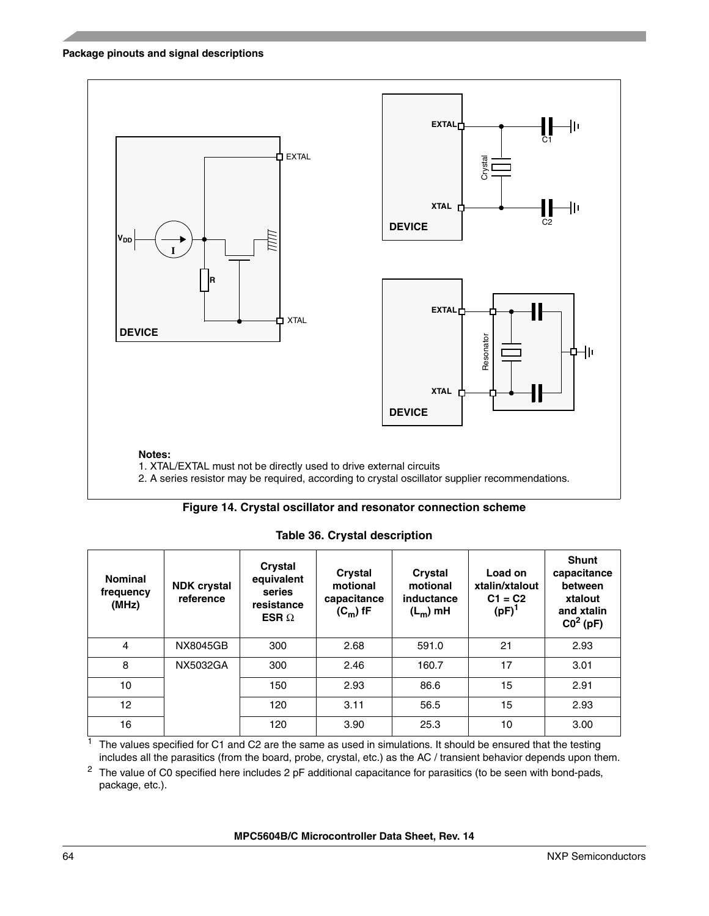Notes:
1. XTAL/EXTAL must not be directly used to drive external circuits
2. A series resistor may be required, according to crystal oscillator supplier recommendations.

**Figure 14. Crystal oscillator and resonator connection scheme**

**Table 36. Crystal description**

| Nominal frequency (MHz) | NDK crystal reference | Crystal equivalent series resistance ESR Ω | Crystal motional capacitance ($C_m$) fF | Crystal motional inductance ($L_m$) mH | Load on xtalin/xtalout C1 = C2 (pF)[1] | Shunt capacitance between xtalout and xtalin C0[2] (pF) |
|---|---|---|---|---|---|---|
| 4 | NX8045GB | 300 | 2.68 | 591.0 | 21 | 2.93 |
| 8 | NX5032GA | 300 | 2.46 | 160.7 | 17 | 3.01 |
| 10 | | 150 | 2.93 | 86.6 | 15 | 2.91 |
| 12 | | 120 | 3.11 | 56.5 | 15 | 2.93 |
| 16 | | 120 | 3.90 | 25.3 | 10 | 3.00 |

[1] The values specified for C1 and C2 are the same as used in simulations. It should be ensured that the testing includes all the parasitics (from the board, probe, crystal, etc.) as the AC / transient behavior depends upon them.

[2] The value of C0 specified here includes 2 pF additional capacitance for parasitics (to be seen with bond-pads, package, etc.).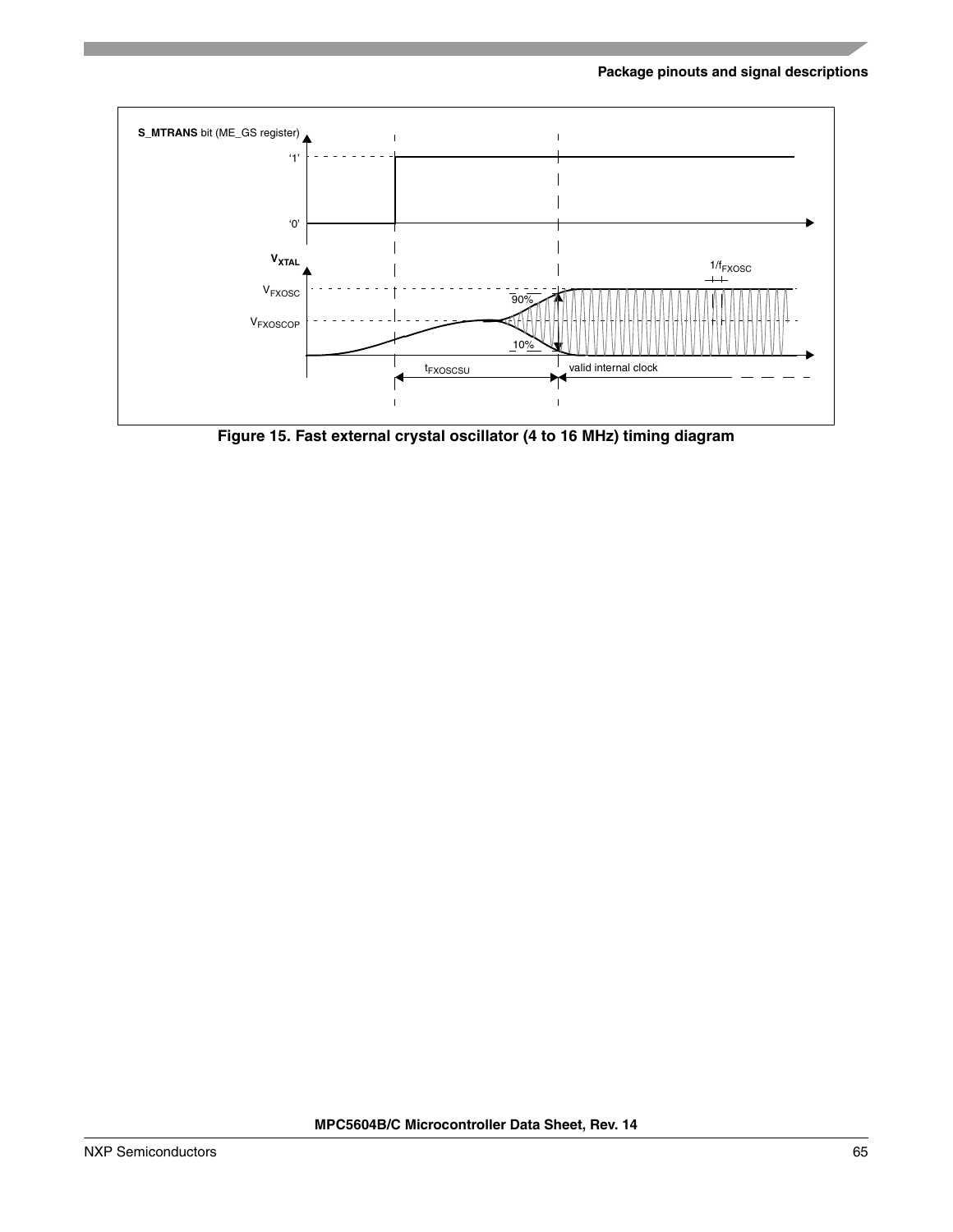Figure 15. Fast external crystal oscillator (4 to 16 MHz) timing diagram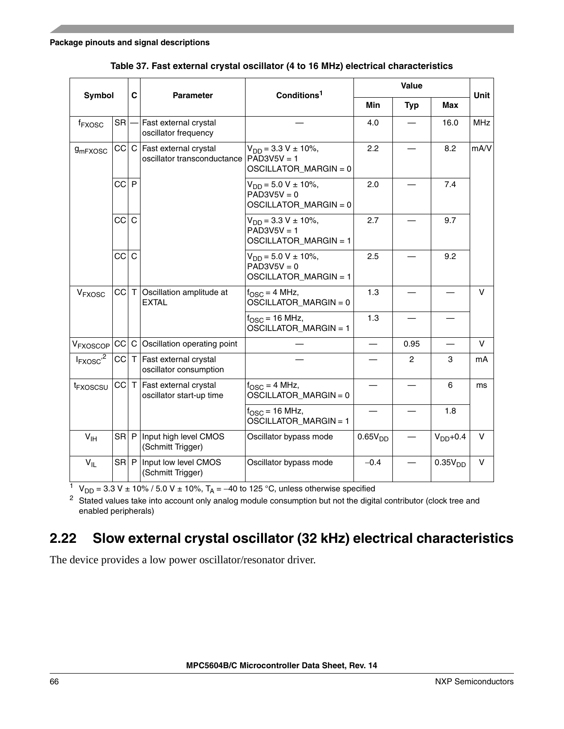Table 37. Fast external crystal oscillator (4 to 16 MHz) electrical characteristics

| Symbol | | C | Parameter | Conditions[1] | Value | | | Unit |
|---|---|---|---|---|---|---|---|---|
| | | | | | Min | Typ | Max | |
| $f_{FXOSC}$ | SR | — | Fast external crystal oscillator frequency | — | 4.0 | — | 16.0 | MHz |
| $g_{mFXOSC}$ | CC | C | Fast external crystal oscillator transconductance | $V_{DD}$ = 3.3 V ± 10%, PAD3V5V = 1 OSCILLATOR_MARGIN = 0 | 2.2 | — | 8.2 | mA/V |
| | CC | P | | $V_{DD}$ = 5.0 V ± 10%, PAD3V5V = 0 OSCILLATOR_MARGIN = 0 | 2.0 | — | 7.4 | |
| | CC | C | | $V_{DD}$ = 3.3 V ± 10%, PAD3V5V = 1 OSCILLATOR_MARGIN = 1 | 2.7 | — | 9.7 | |
| | CC | C | | $V_{DD}$ = 5.0 V ± 10%, PAD3V5V = 0 OSCILLATOR_MARGIN = 1 | 2.5 | — | 9.2 | |
| $V_{FXOSC}$ | CC | T | Oscillation amplitude at EXTAL | $f_{OSC}$ = 4 MHz, OSCILLATOR_MARGIN = 0 | 1.3 | — | — | V |
| | | | | $f_{OSC}$ = 16 MHz, OSCILLATOR_MARGIN = 1 | 1.3 | — | — | |
| $V_{FXOSCOP}$ | CC | C | Oscillation operating point | — | — | 0.95 | — | V |
| $I_{FXOSC}$[2] | CC | T | Fast external crystal oscillator consumption | — | — | 2 | 3 | mA |
| $t_{FXOSCSU}$ | CC | T | Fast external crystal oscillator start-up time | $f_{OSC}$ = 4 MHz, OSCILLATOR_MARGIN = 0 | — | — | 6 | ms |
| | | | | $f_{OSC}$ = 16 MHz, OSCILLATOR_MARGIN = 1 | — | — | 1.8 | |
| $V_{IH}$ | SR | P | Input high level CMOS (Schmitt Trigger) | Oscillator bypass mode | $0.65V_{DD}$ | — | $V_{DD}$+0.4 | V |
| $V_{IL}$ | SR | P | Input low level CMOS (Schmitt Trigger) | Oscillator bypass mode | −0.4 | — | $0.35V_{DD}$ | V |

1. $V_{DD}$ = 3.3 V ± 10% / 5.0 V ± 10%, $T_A$ = −40 to 125 °C, unless otherwise specified
2. Stated values take into account only analog module consumption but not the digital contributor (clock tree and enabled peripherals)

## 2.22 Slow external crystal oscillator (32 kHz) electrical characteristics

The device provides a low power oscillator/resonator driver.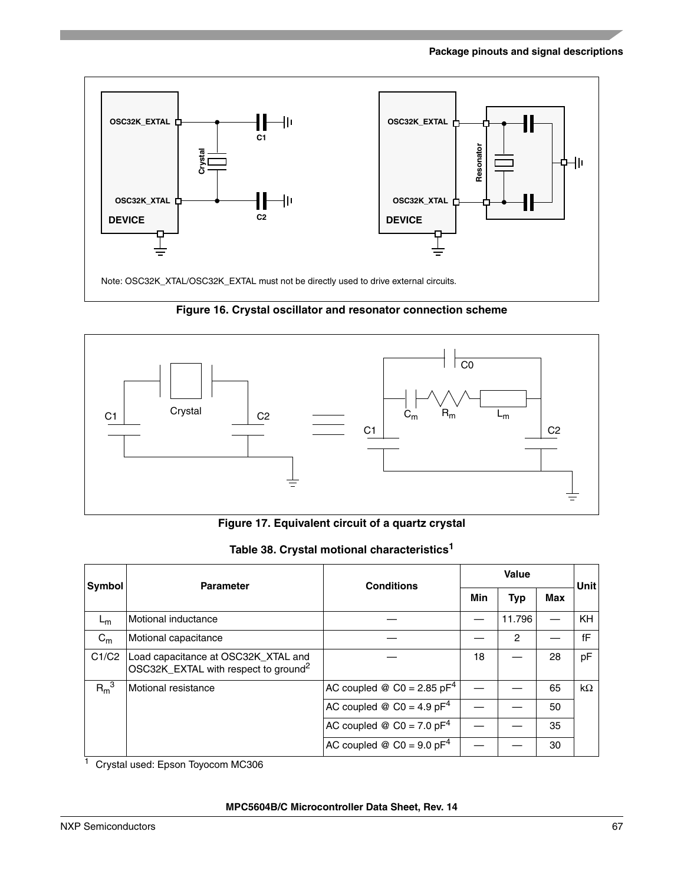Note: OSC32K_XTAL/OSC32K_EXTAL must not be directly used to drive external circuits.

**Figure 16. Crystal oscillator and resonator connection scheme**

**Figure 17. Equivalent circuit of a quartz crystal**

**Table 38. Crystal motional characteristics[1]**

| Symbol | Parameter | Conditions | Value | | | Unit |
|---|---|---|---|---|---|---|
| | | | Min | Typ | Max | |
| $L_m$ | Motional inductance | — | — | 11.796 | — | KH |
| $C_m$ | Motional capacitance | — | — | 2 | — | fF |
| C1/C2 | Load capacitance at OSC32K_XTAL and OSC32K_EXTAL with respect to ground[2] | — | 18 | — | 28 | pF |
| $R_m$[3] | Motional resistance | AC coupled @ C0 = 2.85 pF[4] | — | — | 65 | kΩ |
| | | AC coupled @ C0 = 4.9 pF[4] | — | — | 50 | |
| | | AC coupled @ C0 = 7.0 pF[4] | — | — | 35 | |
| | | AC coupled @ C0 = 9.0 pF[4] | — | — | 30 | |

[1] Crystal used: Epson Toyocom MC306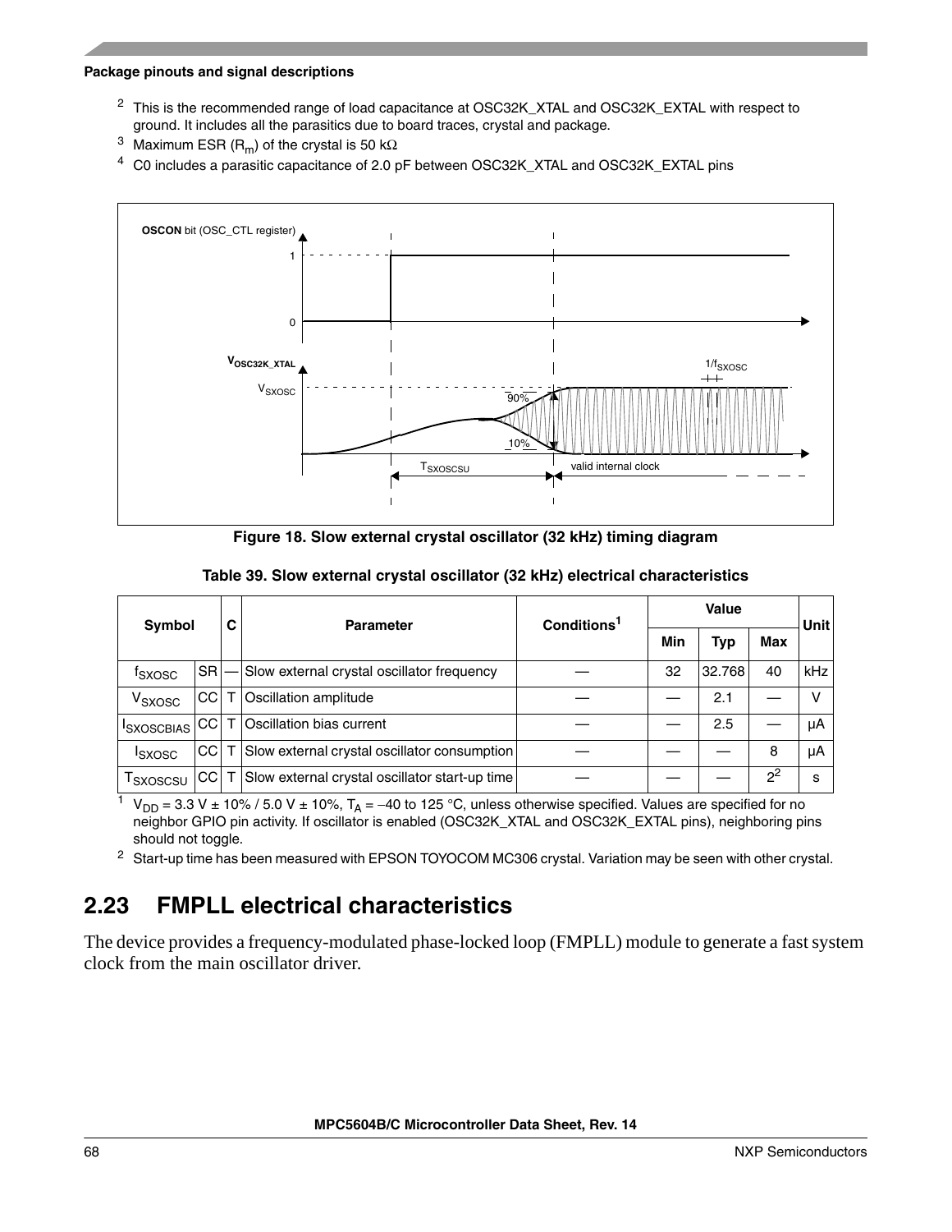2. This is the recommended range of load capacitance at OSC32K_XTAL and OSC32K_EXTAL with respect to ground. It includes all the parasitics due to board traces, crystal and package.
3. Maximum ESR ($R_m$) of the crystal is 50 kΩ
4. C0 includes a parasitic capacitance of 2.0 pF between OSC32K_XTAL and OSC32K_EXTAL pins

**Figure 18. Slow external crystal oscillator (32 kHz) timing diagram**

**Table 39. Slow external crystal oscillator (32 kHz) electrical characteristics**

| Symbol | | C | Parameter | Conditions[1] | Value | | | Unit |
|---|---|---|---|---|---|---|---|---|
| | | | | | Min | Typ | Max | |
| $f_{SXOSC}$ | SR | — | Slow external crystal oscillator frequency | — | 32 | 32.768 | 40 | kHz |
| $V_{SXOSC}$ | CC | T | Oscillation amplitude | — | — | 2.1 | — | V |
| $I_{SXOSCBIAS}$ | CC | T | Oscillation bias current | — | — | 2.5 | — | µA |
| $I_{SXOSC}$ | CC | T | Slow external crystal oscillator consumption | — | — | — | 8 | µA |
| $T_{SXOSCSU}$ | CC | T | Slow external crystal oscillator start-up time | — | — | — | 2[2] | s |

1. $V_{DD}$ = 3.3 V ± 10% / 5.0 V ± 10%, $T_A$ = –40 to 125 °C, unless otherwise specified. Values are specified for no neighbor GPIO pin activity. If oscillator is enabled (OSC32K_XTAL and OSC32K_EXTAL pins), neighboring pins should not toggle.
2. Start-up time has been measured with EPSON TOYOCOM MC306 crystal. Variation may be seen with other crystal.

## 2.23 FMPLL electrical characteristics

The device provides a frequency-modulated phase-locked loop (FMPLL) module to generate a fast system clock from the main oscillator driver.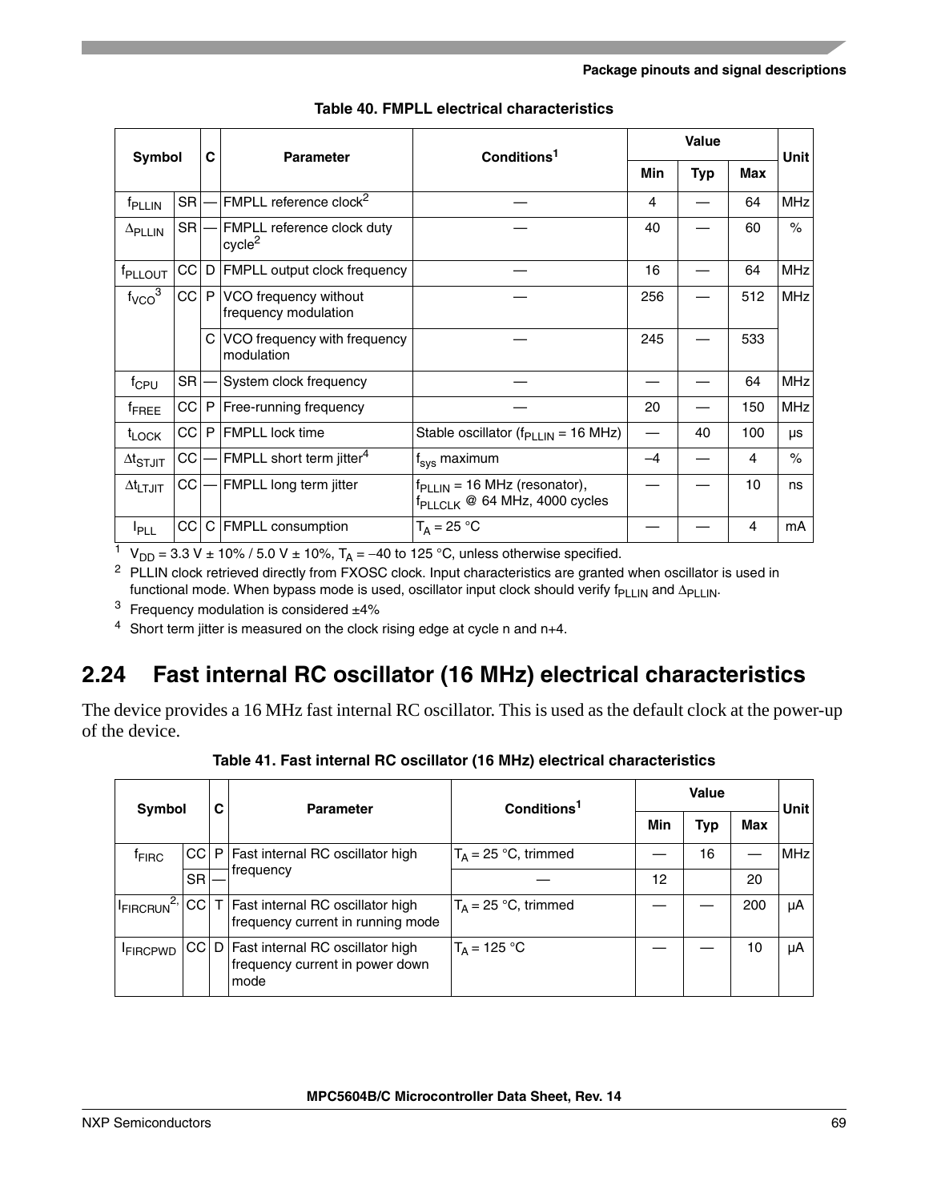**Table 40. FMPLL electrical characteristics**

| Symbol | | C | Parameter | Conditions[1] | Value | | | Unit |
|---|---|---|---|---|---|---|---|---|
| | | | | | Min | Typ | Max | |
| $f_{PLLIN}$ | SR | — | FMPLL reference clock[2] | — | 4 | — | 64 | MHz |
| $\Delta_{PLLIN}$ | SR | — | FMPLL reference clock duty cycle[2] | — | 40 | — | 60 | % |
| $f_{PLLOUT}$ | CC | D | FMPLL output clock frequency | — | 16 | — | 64 | MHz |
| $f_{VCO}$[3] | CC | P | VCO frequency without frequency modulation | — | 256 | — | 512 | MHz |
| | | C | VCO frequency with frequency modulation | — | 245 | — | 533 | |
| $f_{CPU}$ | SR | — | System clock frequency | — | — | — | 64 | MHz |
| $f_{FREE}$ | CC | P | Free-running frequency | — | 20 | — | 150 | MHz |
| $t_{LOCK}$ | CC | P | FMPLL lock time | Stable oscillator ($f_{PLLIN}$ = 16 MHz) | — | 40 | 100 | μs |
| $\Delta t_{STJIT}$ | CC | — | FMPLL short term jitter[4] | $f_{sys}$ maximum | –4 | — | 4 | % |
| $\Delta t_{LTJIT}$ | CC | — | FMPLL long term jitter | $f_{PLLIN}$ = 16 MHz (resonator), $f_{PLLCLK}$ @ 64 MHz, 4000 cycles | — | — | 10 | ns |
| $I_{PLL}$ | CC | C | FMPLL consumption | $T_A$ = 25 °C | — | — | 4 | mA |

1 $V_{DD}$ = 3.3 V ± 10% / 5.0 V ± 10%, $T_A$ = –40 to 125 °C, unless otherwise specified.

2 PLLIN clock retrieved directly from FXOSC clock. Input characteristics are granted when oscillator is used in functional mode. When bypass mode is used, oscillator input clock should verify $f_{PLLIN}$ and $\Delta_{PLLIN}$.

3 Frequency modulation is considered ±4%

4 Short term jitter is measured on the clock rising edge at cycle n and n+4.

## 2.24 Fast internal RC oscillator (16 MHz) electrical characteristics

The device provides a 16 MHz fast internal RC oscillator. This is used as the default clock at the power-up of the device.

**Table 41. Fast internal RC oscillator (16 MHz) electrical characteristics**

| Symbol | | C | Parameter | Conditions[1] | Value | | | Unit |
|---|---|---|---|---|---|---|---|---|
| | | | | | Min | Typ | Max | |
| $f_{FIRC}$ | CC | P | Fast internal RC oscillator high frequency | $T_A$ = 25 °C, trimmed | — | 16 | — | MHz |
| | SR | — | | — | 12 | | 20 | |
| $I_{FIRCRUN}$[2,] | CC | T | Fast internal RC oscillator high frequency current in running mode | $T_A$ = 25 °C, trimmed | — | — | 200 | μA |
| $I_{FIRCPWD}$ | CC | D | Fast internal RC oscillator high frequency current in power down mode | $T_A$ = 125 °C | — | — | 10 | μA |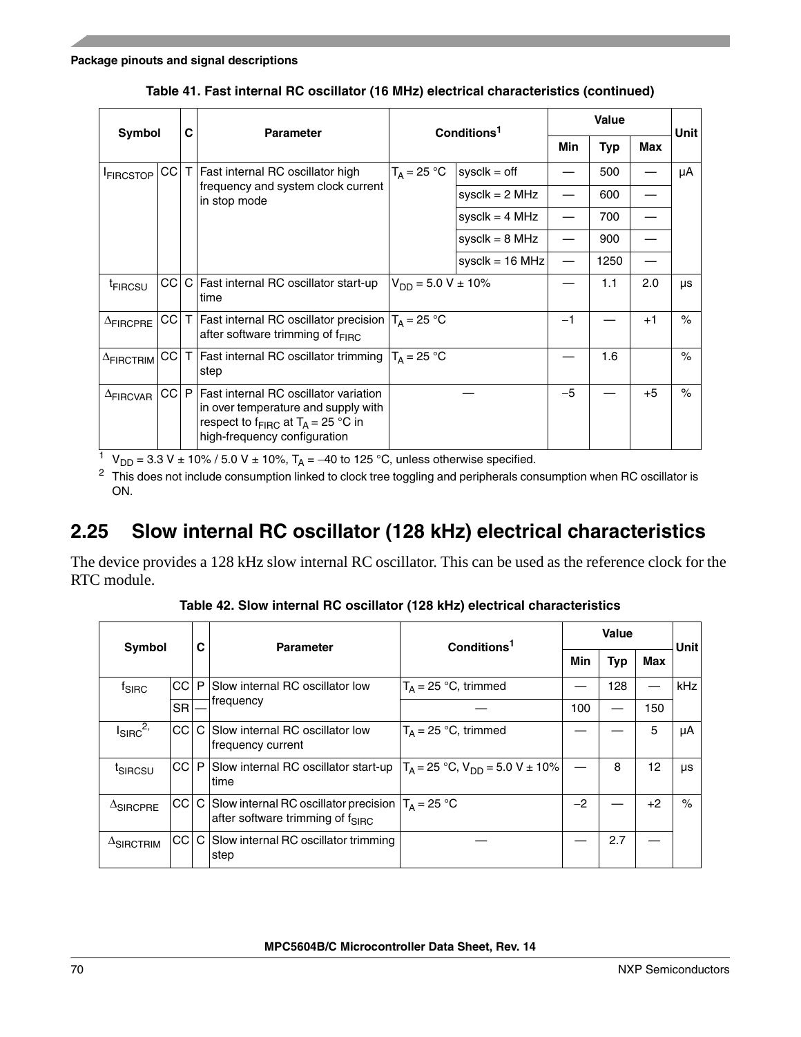**Table 41. Fast internal RC oscillator (16 MHz) electrical characteristics (continued)**

| Symbol | | C | Parameter | Conditions[1] | | Value | | | Unit |
|---|---|---|---|---|---|---|---|---|---|
| | | | | | | Min | Typ | Max | |
| $I_{FIRCSTOP}$ | CC | T | Fast internal RC oscillator high frequency and system clock current in stop mode | $T_A$ = 25 °C | sysclk = off | — | 500 | — | μA |
| | | | | | sysclk = 2 MHz | — | 600 | — | |
| | | | | | sysclk = 4 MHz | — | 700 | — | |
| | | | | | sysclk = 8 MHz | — | 900 | — | |
| | | | | | sysclk = 16 MHz | — | 1250 | — | |
| $t_{FIRCSU}$ | CC | C | Fast internal RC oscillator start-up time | $V_{DD}$ = 5.0 V ± 10% | | — | 1.1 | 2.0 | µs |
| $\Delta_{FIRCPRE}$ | CC | T | Fast internal RC oscillator precision after software trimming of $f_{FIRC}$ | $T_A$ = 25 °C | | –1 | — | +1 | % |
| $\Delta_{FIRCTRIM}$ | CC | T | Fast internal RC oscillator trimming step | $T_A$ = 25 °C | | — | 1.6 | | % |
| $\Delta_{FIRCVAR}$ | CC | P | Fast internal RC oscillator variation in over temperature and supply with respect to $f_{FIRC}$ at $T_A$ = 25 °C in high-frequency configuration | — | | –5 | — | +5 | % |

1 $V_{DD}$ = 3.3 V ± 10% / 5.0 V ± 10%, $T_A$ = –40 to 125 °C, unless otherwise specified.

2 This does not include consumption linked to clock tree toggling and peripherals consumption when RC oscillator is ON.

## 2.25 Slow internal RC oscillator (128 kHz) electrical characteristics

The device provides a 128 kHz slow internal RC oscillator. This can be used as the reference clock for the RTC module.

**Table 42. Slow internal RC oscillator (128 kHz) electrical characteristics**

| Symbol | | C | Parameter | Conditions[1] | Value | | | Unit |
|---|---|---|---|---|---|---|---|---|
| | | | | | Min | Typ | Max | |
| $f_{SIRC}$ | CC | P | Slow internal RC oscillator low frequency | $T_A$ = 25 °C, trimmed | — | 128 | — | kHz |
| | SR | — | | — | 100 | — | 150 | |
| $I_{SIRC}$[2,] | CC | C | Slow internal RC oscillator low frequency current | $T_A$ = 25 °C, trimmed | — | — | 5 | μA |
| $t_{SIRCSU}$ | CC | P | Slow internal RC oscillator start-up time | $T_A$ = 25 °C, $V_{DD}$ = 5.0 V ± 10% | — | 8 | 12 | µs |
| $\Delta_{SIRCPRE}$ | CC | C | Slow internal RC oscillator precision after software trimming of $f_{SIRC}$ | $T_A$ = 25 °C | –2 | — | +2 | % |
| $\Delta_{SIRCTRIM}$ | CC | C | Slow internal RC oscillator trimming step | — | — | 2.7 | — | |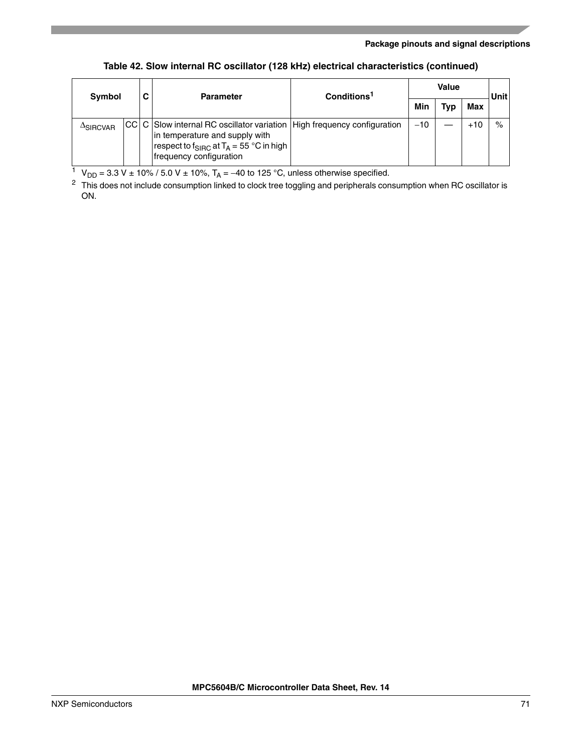**Table 42. Slow internal RC oscillator (128 kHz) electrical characteristics (continued)**

| Symbol | | C | Parameter | Conditions[1] | Value | | | Unit |
|---|---|---|---|---|---|---|---|---|
| | | | | | Min | Typ | Max | |
| $\Delta_{SIRCVAR}$ | CC | C | Slow internal RC oscillator variation in temperature and supply with respect to $f_{SIRC}$ at $T_A$ = 55 °C in high frequency configuration | High frequency configuration | −10 | — | +10 | % |

[1] $V_{DD}$ = 3.3 V ± 10% / 5.0 V ± 10%, $T_A$ = –40 to 125 °C, unless otherwise specified.

[2] This does not include consumption linked to clock tree toggling and peripherals consumption when RC oscillator is ON.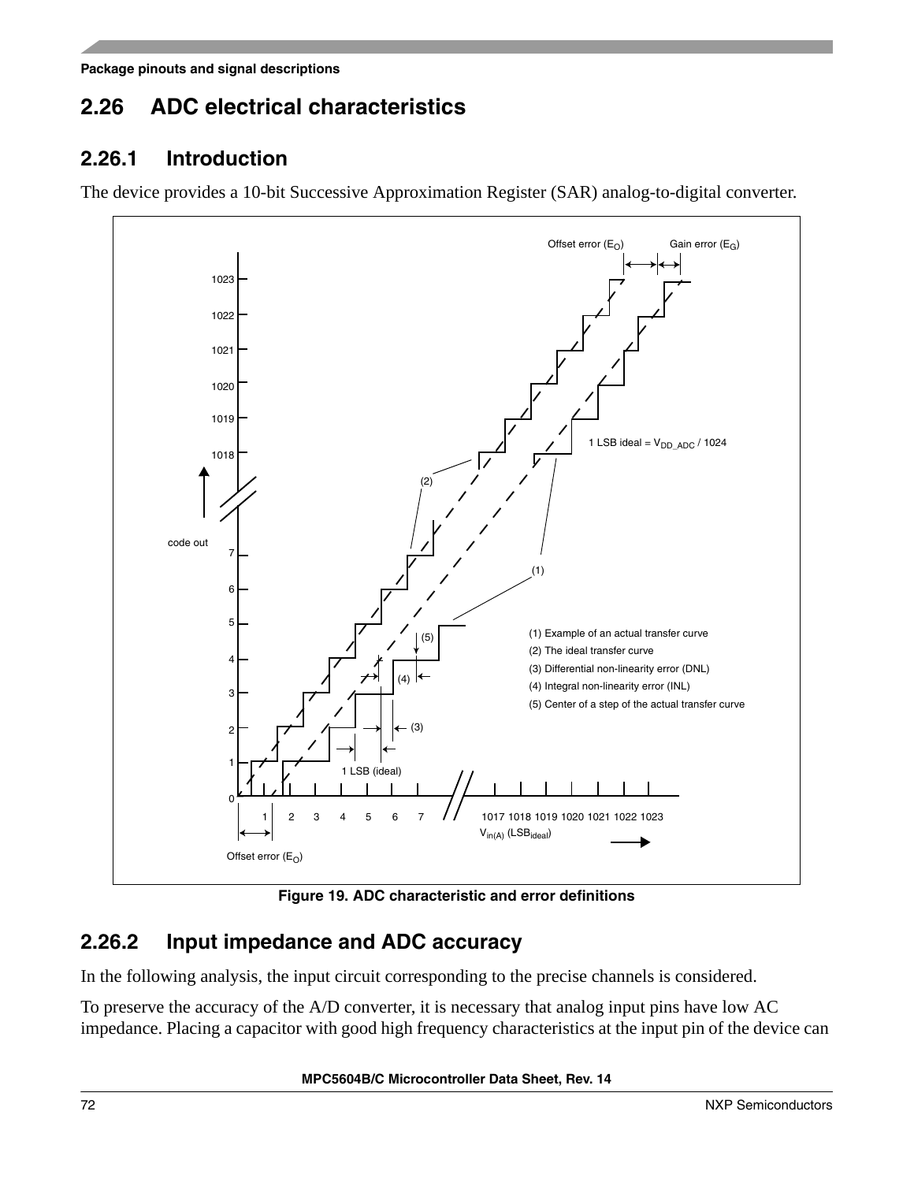## 2.26 ADC electrical characteristics

### 2.26.1 Introduction

The device provides a 10-bit Successive Approximation Register (SAR) analog-to-digital converter.

**Figure 19. ADC characteristic and error definitions**

### 2.26.2 Input impedance and ADC accuracy

In the following analysis, the input circuit corresponding to the precise channels is considered.

To preserve the accuracy of the A/D converter, it is necessary that analog input pins have low AC impedance. Placing a capacitor with good high frequency characteristics at the input pin of the device can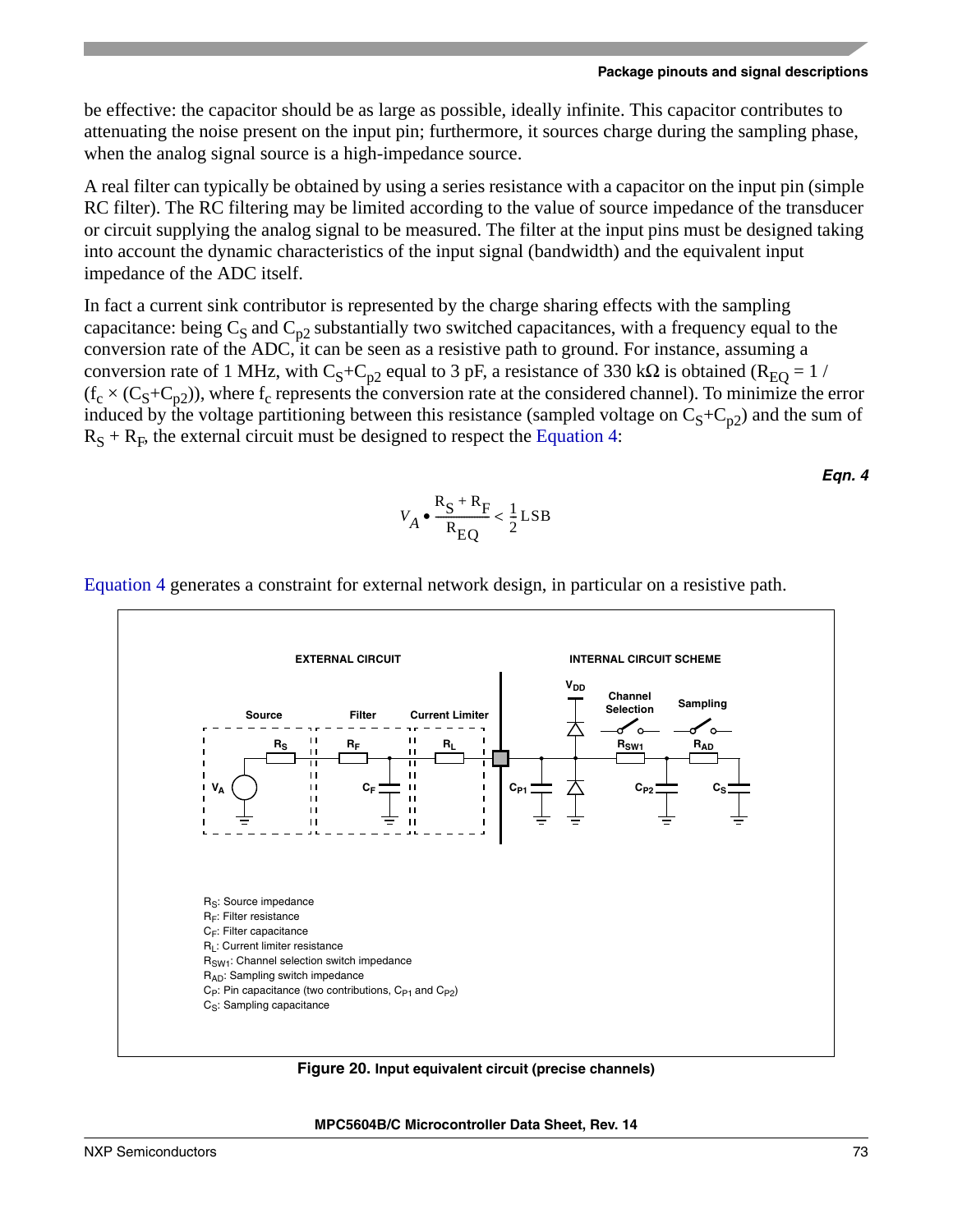be effective: the capacitor should be as large as possible, ideally infinite. This capacitor contributes to attenuating the noise present on the input pin; furthermore, it sources charge during the sampling phase, when the analog signal source is a high-impedance source.

A real filter can typically be obtained by using a series resistance with a capacitor on the input pin (simple RC filter). The RC filtering may be limited according to the value of source impedance of the transducer or circuit supplying the analog signal to be measured. The filter at the input pins must be designed taking into account the dynamic characteristics of the input signal (bandwidth) and the equivalent input impedance of the ADC itself.

In fact a current sink contributor is represented by the charge sharing effects with the sampling capacitance: being $C_S$ and $C_{p2}$ substantially two switched capacitances, with a frequency equal to the conversion rate of the ADC, it can be seen as a resistive path to ground. For instance, assuming a conversion rate of 1 MHz, with $C_S+C_{p2}$ equal to 3 pF, a resistance of 330 kΩ is obtained ($R_{EQ} = 1 / (f_c \times (C_S+C_{p2}))$, where $f_c$ represents the conversion rate at the considered channel). To minimize the error induced by the voltage partitioning between this resistance (sampled voltage on $C_S+C_{p2}$) and the sum of $R_S + R_F$, the external circuit must be designed to respect the Equation 4:

***Eqn. 4***

$$V_A \bullet \frac{R_S + R_F}{R_{EQ}} < \frac{1}{2}\text{LSB}$$

Equation 4 generates a constraint for external network design, in particular on a resistive path.

EXTERNAL CIRCUIT | INTERNAL CIRCUIT SCHEME

Source | Filter | Current Limiter | Channel Selection | Sampling

$R_S$: Source impedance
$R_F$: Filter resistance
$C_F$: Filter capacitance
$R_L$: Current limiter resistance
$R_{SW1}$: Channel selection switch impedance
$R_{AD}$: Sampling switch impedance
$C_P$: Pin capacitance (two contributions, $C_{P1}$ and $C_{P2}$)
$C_S$: Sampling capacitance

**Figure 20. Input equivalent circuit (precise channels)**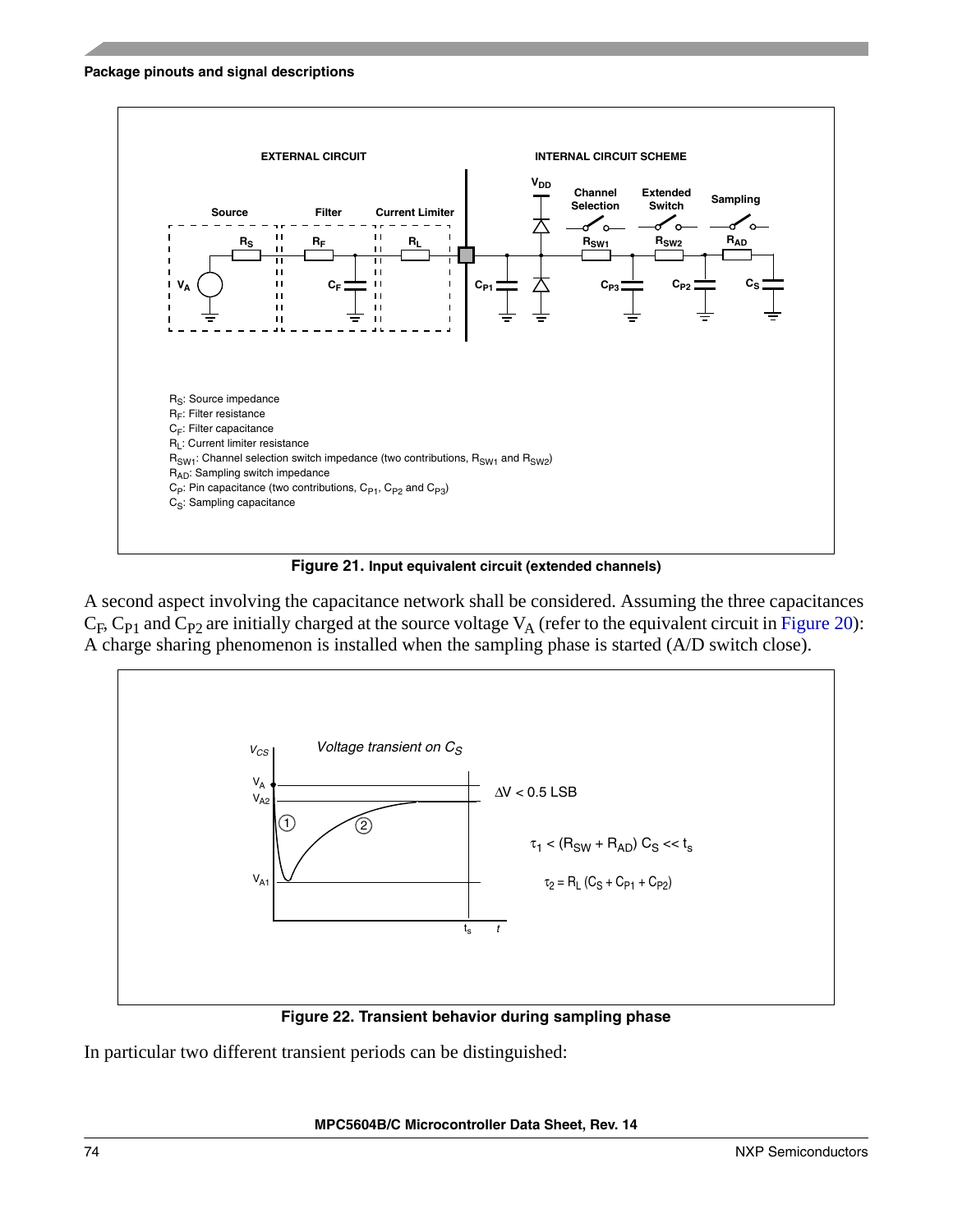$R_S$: Source impedance
$R_F$: Filter resistance
$C_F$: Filter capacitance
$R_L$: Current limiter resistance
$R_{SW1}$: Channel selection switch impedance (two contributions, $R_{SW1}$ and $R_{SW2}$)
$R_{AD}$: Sampling switch impedance
$C_P$: Pin capacitance (two contributions, $C_{P1}$, $C_{P2}$ and $C_{P3}$)
$C_S$: Sampling capacitance

**Figure 21. Input equivalent circuit (extended channels)**

A second aspect involving the capacitance network shall be considered. Assuming the three capacitances $C_F$, $C_{P1}$ and $C_{P2}$ are initially charged at the source voltage $V_A$ (refer to the equivalent circuit in Figure 20): A charge sharing phenomenon is installed when the sampling phase is started (A/D switch close).

$\Delta V < 0.5$ LSB

$\tau_1 < (R_{SW} + R_{AD})\, C_S \ll t_s$

$\tau_2 = R_L\,(C_S + C_{P1} + C_{P2})$

**Figure 22. Transient behavior during sampling phase**

In particular two different transient periods can be distinguished: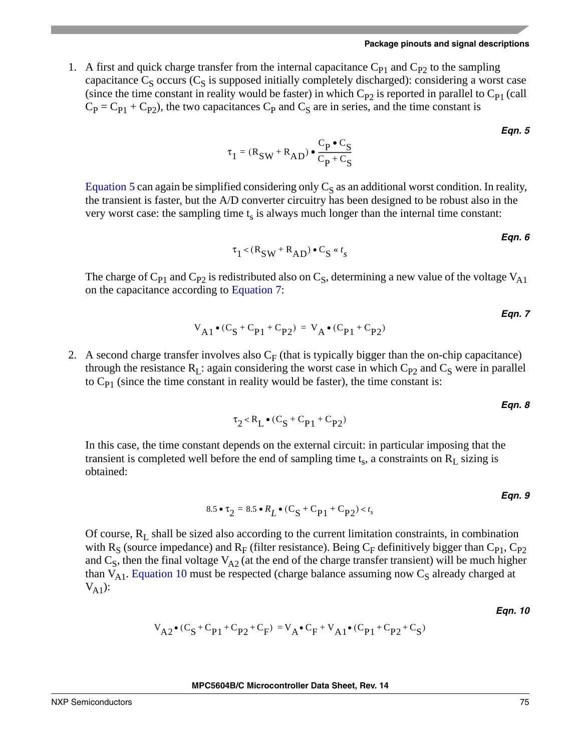1. A first and quick charge transfer from the internal capacitance $C_{P1}$ and $C_{P2}$ to the sampling capacitance $C_S$ occurs ($C_S$ is supposed initially completely discharged): considering a worst case (since the time constant in reality would be faster) in which $C_{P2}$ is reported in parallel to $C_{P1}$ (call $C_P = C_{P1} + C_{P2}$), the two capacitances $C_P$ and $C_S$ are in series, and the time constant is

   ***Eqn. 5***

   $$\tau_1 = (R_{SW} + R_{AD}) \bullet \frac{C_P \bullet C_S}{C_P + C_S}$$

   Equation 5 can again be simplified considering only $C_S$ as an additional worst condition. In reality, the transient is faster, but the A/D converter circuitry has been designed to be robust also in the very worst case: the sampling time $t_s$ is always much longer than the internal time constant:

   ***Eqn. 6***

   $$\tau_1 < (R_{SW} + R_{AD}) \bullet C_S \ll t_s$$

   The charge of $C_{P1}$ and $C_{P2}$ is redistributed also on $C_S$, determining a new value of the voltage $V_{A1}$ on the capacitance according to Equation 7:

   ***Eqn. 7***

   $$V_{A1} \bullet (C_S + C_{P1} + C_{P2}) = V_A \bullet (C_{P1} + C_{P2})$$

2. A second charge transfer involves also $C_F$ (that is typically bigger than the on-chip capacitance) through the resistance $R_L$: again considering the worst case in which $C_{P2}$ and $C_S$ were in parallel to $C_{P1}$ (since the time constant in reality would be faster), the time constant is:

   ***Eqn. 8***

   $$\tau_2 < R_L \bullet (C_S + C_{P1} + C_{P2})$$

   In this case, the time constant depends on the external circuit: in particular imposing that the transient is completed well before the end of sampling time $t_s$, a constraints on $R_L$ sizing is obtained:

   ***Eqn. 9***

   $$8.5 \bullet \tau_2 = 8.5 \bullet R_L \bullet (C_S + C_{P1} + C_{P2}) < t_s$$

   Of course, $R_L$ shall be sized also according to the current limitation constraints, in combination with $R_S$ (source impedance) and $R_F$ (filter resistance). Being $C_F$ definitively bigger than $C_{P1}$, $C_{P2}$ and $C_S$, then the final voltage $V_{A2}$ (at the end of the charge transfer transient) will be much higher than $V_{A1}$. Equation 10 must be respected (charge balance assuming now $C_S$ already charged at $V_{A1}$):

   ***Eqn. 10***

   $$V_{A2} \bullet (C_S + C_{P1} + C_{P2} + C_F) = V_A \bullet C_F + V_{A1} \bullet (C_{P1} + C_{P2} + C_S)$$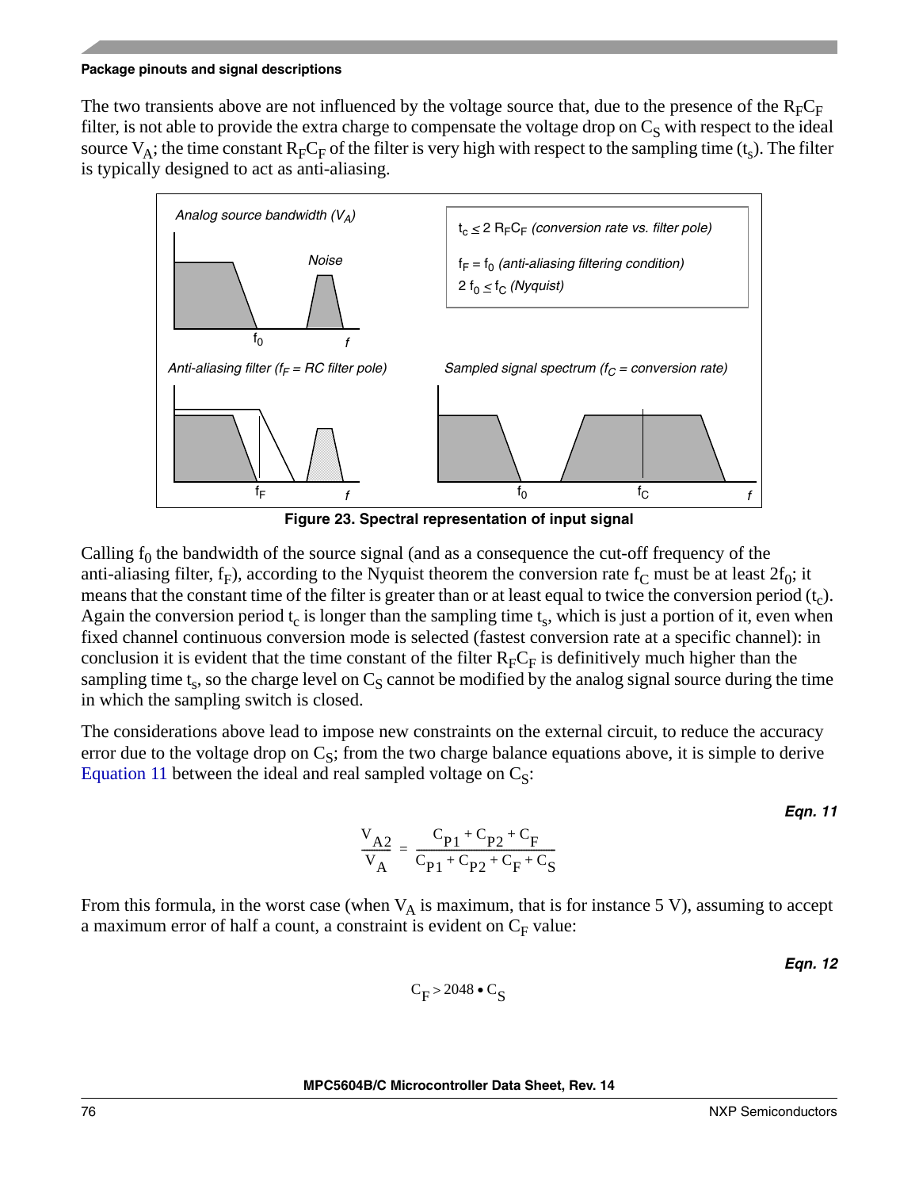The two transients above are not influenced by the voltage source that, due to the presence of the $R_FC_F$ filter, is not able to provide the extra charge to compensate the voltage drop on $C_S$ with respect to the ideal source $V_A$; the time constant $R_FC_F$ of the filter is very high with respect to the sampling time ($t_s$). The filter is typically designed to act as anti-aliasing.

Figure 23. Spectral representation of input signal

Calling $f_0$ the bandwidth of the source signal (and as a consequence the cut-off frequency of the anti-aliasing filter, $f_F$), according to the Nyquist theorem the conversion rate $f_C$ must be at least $2f_0$; it means that the constant time of the filter is greater than or at least equal to twice the conversion period ($t_c$). Again the conversion period $t_c$ is longer than the sampling time $t_s$, which is just a portion of it, even when fixed channel continuous conversion mode is selected (fastest conversion rate at a specific channel): in conclusion it is evident that the time constant of the filter $R_FC_F$ is definitively much higher than the sampling time $t_s$, so the charge level on $C_S$ cannot be modified by the analog signal source during the time in which the sampling switch is closed.

The considerations above lead to impose new constraints on the external circuit, to reduce the accuracy error due to the voltage drop on $C_S$; from the two charge balance equations above, it is simple to derive Equation 11 between the ideal and real sampled voltage on $C_S$:

***Eqn. 11***

$$\frac{V_{A2}}{V_A} = \frac{C_{P1} + C_{P2} + C_F}{C_{P1} + C_{P2} + C_F + C_S}$$

From this formula, in the worst case (when $V_A$ is maximum, that is for instance 5 V), assuming to accept a maximum error of half a count, a constraint is evident on $C_F$ value:

***Eqn. 12***

$$C_F > 2048 \bullet C_S$$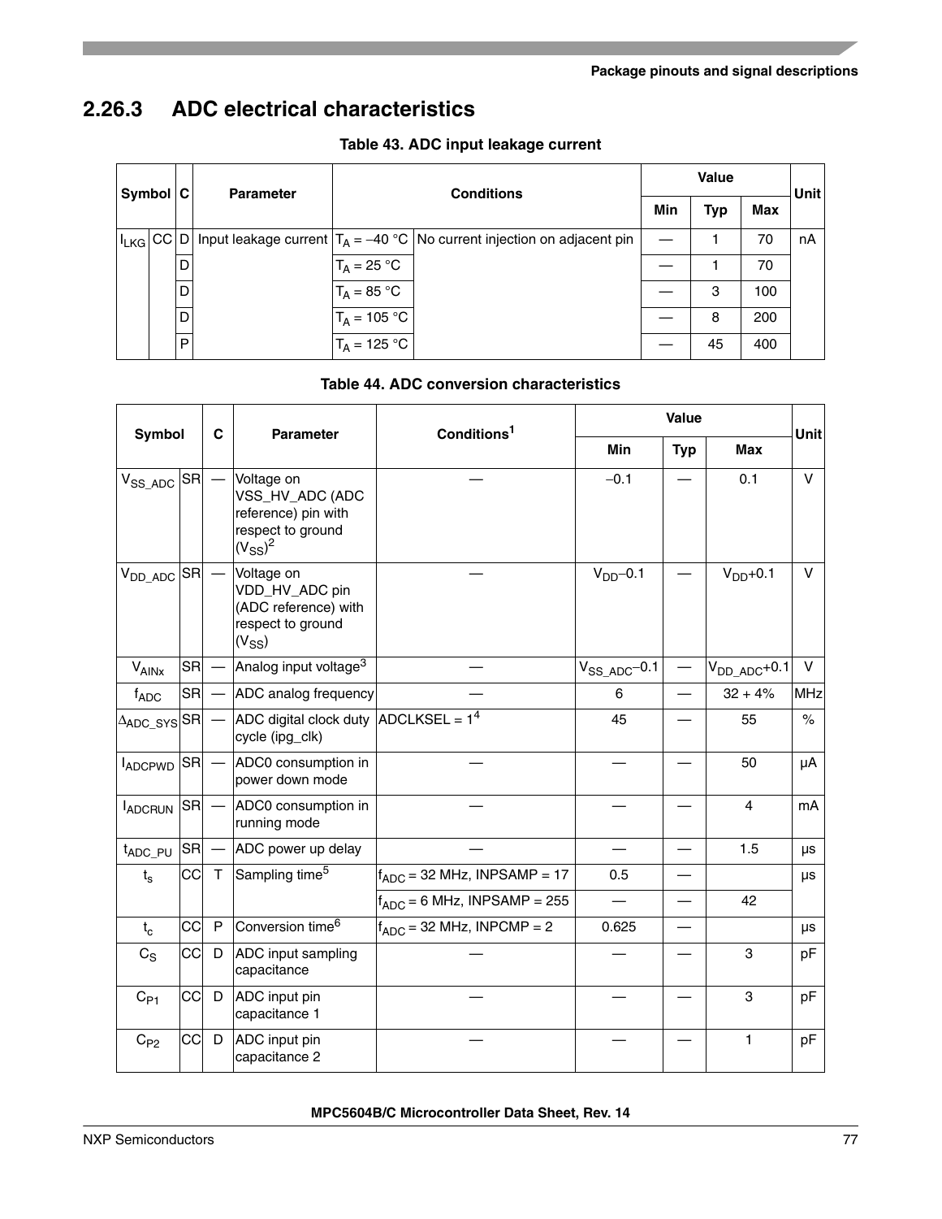## 2.26.3 ADC electrical characteristics

**Table 43. ADC input leakage current**

| Symbol | | C | Parameter | Conditions | | Value | | | Unit |
|---|---|---|---|---|---|---|---|---|---|
| | | | | | | Min | Typ | Max | |
| $I_{LKG}$ | CC | D | Input leakage current | $T_A$ = –40 °C | No current injection on adjacent pin | — | 1 | 70 | nA |
| | | D | | $T_A$ = 25 °C | | — | 1 | 70 | |
| | | D | | $T_A$ = 85 °C | | — | 3 | 100 | |
| | | D | | $T_A$ = 105 °C | | — | 8 | 200 | |
| | | P | | $T_A$ = 125 °C | | — | 45 | 400 | |

**Table 44. ADC conversion characteristics**

| Symbol | | C | Parameter | Conditions[1] | Value | | | Unit |
|---|---|---|---|---|---|---|---|---|
| | | | | | Min | Typ | Max | |
| $V_{SS\_ADC}$ | SR | — | Voltage on VSS_HV_ADC (ADC reference) pin with respect to ground ($V_{SS}$)[2] | — | –0.1 | — | 0.1 | V |
| $V_{DD\_ADC}$ | SR | — | Voltage on VDD_HV_ADC pin (ADC reference) with respect to ground ($V_{SS}$) | — | $V_{DD}$–0.1 | — | $V_{DD}$+0.1 | V |
| $V_{AINx}$ | SR | — | Analog input voltage[3] | — | $V_{SS\_ADC}$–0.1 | — | $V_{DD\_ADC}$+0.1 | V |
| $f_{ADC}$ | SR | — | ADC analog frequency | — | 6 | — | 32 + 4% | MHz |
| $\Delta_{ADC\_SYS}$ | SR | — | ADC digital clock duty cycle (ipg_clk) | ADCLKSEL = 1[4] | 45 | — | 55 | % |
| $I_{ADCPWD}$ | SR | — | ADC0 consumption in power down mode | — | — | — | 50 | µA |
| $I_{ADCRUN}$ | SR | — | ADC0 consumption in running mode | — | — | — | 4 | mA |
| $t_{ADC\_PU}$ | SR | — | ADC power up delay | — | — | — | 1.5 | µs |
| $t_s$ | CC | T | Sampling time[5] | $f_{ADC}$ = 32 MHz, INPSAMP = 17 | 0.5 | — | | µs |
| | | | | $f_{ADC}$ = 6 MHz, INPSAMP = 255 | — | — | 42 | |
| $t_c$ | CC | P | Conversion time[6] | $f_{ADC}$ = 32 MHz, INPCMP = 2 | 0.625 | — | | µs |
| $C_S$ | CC | D | ADC input sampling capacitance | — | — | — | 3 | pF |
| $C_{P1}$ | CC | D | ADC input pin capacitance 1 | — | — | — | 3 | pF |
| $C_{P2}$ | CC | D | ADC input pin capacitance 2 | — | — | — | 1 | pF |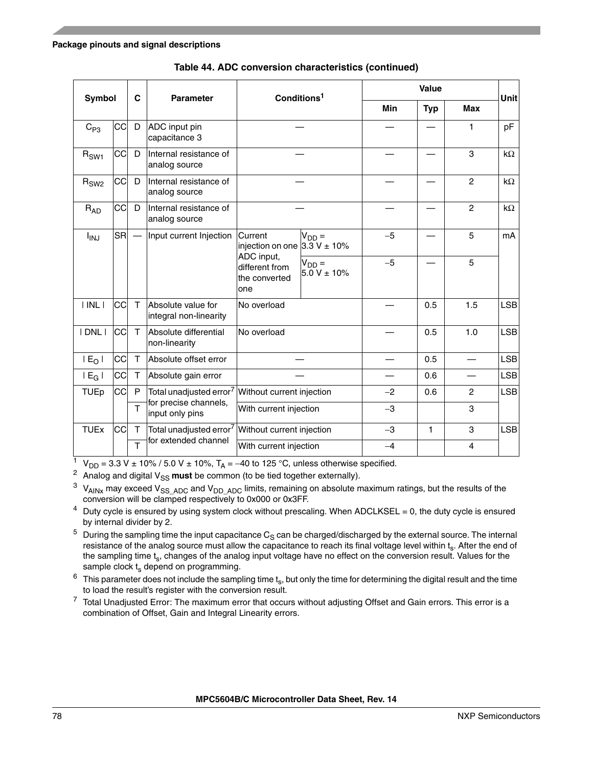**Table 44. ADC conversion characteristics (continued)**

| Symbol | | C | Parameter | Conditions[1] | | Value | | | Unit |
|---|---|---|---|---|---|---|---|---|---|
| | | | | | | Min | Typ | Max | |
| $C_{P3}$ | CC | D | ADC input pin capacitance 3 | — | | — | — | 1 | pF |
| $R_{SW1}$ | CC | D | Internal resistance of analog source | — | | — | — | 3 | kΩ |
| $R_{SW2}$ | CC | D | Internal resistance of analog source | — | | — | — | 2 | kΩ |
| $R_{AD}$ | CC | D | Internal resistance of analog source | — | | — | — | 2 | kΩ |
| $I_{INJ}$ | SR | — | Input current Injection | Current injection on one ADC input, different from the converted one | $V_{DD}$ = 3.3 V ± 10% | –5 | — | 5 | mA |
| | | | | | $V_{DD}$ = 5.0 V ± 10% | –5 | — | 5 | |
| \| INL \| | CC | T | Absolute value for integral non-linearity | No overload | | — | 0.5 | 1.5 | LSB |
| \| DNL \| | CC | T | Absolute differential non-linearity | No overload | | — | 0.5 | 1.0 | LSB |
| \| $E_O$ \| | CC | T | Absolute offset error | — | | — | 0.5 | — | LSB |
| \| $E_G$ \| | CC | T | Absolute gain error | — | | — | 0.6 | — | LSB |
| TUEp | CC | P | Total unadjusted error[7] for precise channels, input only pins | Without current injection | | –2 | 0.6 | 2 | LSB |
| | | T | | With current injection | | –3 | | 3 | |
| TUEx | CC | T | Total unadjusted error[7] for extended channel | Without current injection | | –3 | 1 | 3 | LSB |
| | | T | | With current injection | | –4 | | 4 | |

[1] $V_{DD}$ = 3.3 V ± 10% / 5.0 V ± 10%, $T_A$ = –40 to 125 °C, unless otherwise specified.

[2] Analog and digital $V_{SS}$ **must** be common (to be tied together externally).

[3] $V_{AINx}$ may exceed $V_{SS\_ADC}$ and $V_{DD\_ADC}$ limits, remaining on absolute maximum ratings, but the results of the conversion will be clamped respectively to 0x000 or 0x3FF.

[4] Duty cycle is ensured by using system clock without prescaling. When ADCLKSEL = 0, the duty cycle is ensured by internal divider by 2.

[5] During the sampling time the input capacitance $C_S$ can be charged/discharged by the external source. The internal resistance of the analog source must allow the capacitance to reach its final voltage level within $t_s$. After the end of the sampling time $t_s$, changes of the analog input voltage have no effect on the conversion result. Values for the sample clock $t_s$ depend on programming.

[6] This parameter does not include the sampling time $t_s$, but only the time for determining the digital result and the time to load the result's register with the conversion result.

[7] Total Unadjusted Error: The maximum error that occurs without adjusting Offset and Gain errors. This error is a combination of Offset, Gain and Integral Linearity errors.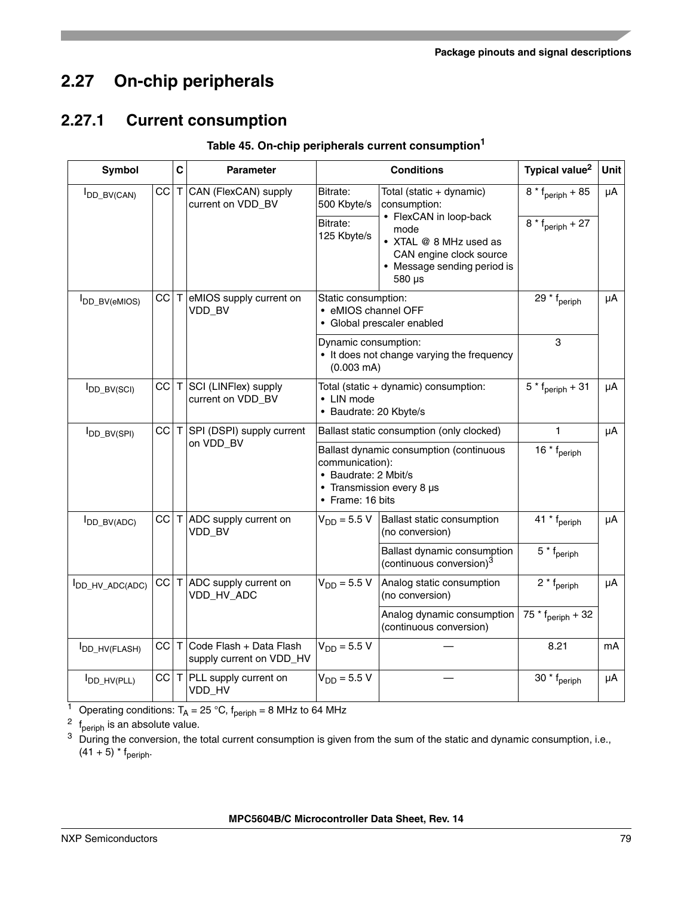## 2.27 On-chip peripherals

### 2.27.1 Current consumption

**Table 45. On-chip peripherals current consumption[1]**

| Symbol | | C | Parameter | Conditions | | Typical value[2] | Unit |
|---|---|---|---|---|---|---|---|
| $I_{DD\_BV(CAN)}$ | CC | T | CAN (FlexCAN) supply current on VDD_BV | Bitrate: 500 Kbyte/s | Total (static + dynamic) consumption:<br>• FlexCAN in loop-back mode<br>• XTAL @ 8 MHz used as CAN engine clock source<br>• Message sending period is 580 µs | 8 * $f_{periph}$ + 85 | µA |
| | | | | Bitrate: 125 Kbyte/s | | 8 * $f_{periph}$ + 27 | |
| $I_{DD\_BV(eMIOS)}$ | CC | T | eMIOS supply current on VDD_BV | Static consumption:<br>• eMIOS channel OFF<br>• Global prescaler enabled | | 29 * $f_{periph}$ | µA |
| | | | | Dynamic consumption:<br>• It does not change varying the frequency (0.003 mA) | | 3 | |
| $I_{DD\_BV(SCI)}$ | CC | T | SCI (LINFlex) supply current on VDD_BV | Total (static + dynamic) consumption:<br>• LIN mode<br>• Baudrate: 20 Kbyte/s | | 5 * $f_{periph}$ + 31 | µA |
| $I_{DD\_BV(SPI)}$ | CC | T | SPI (DSPI) supply current on VDD_BV | Ballast static consumption (only clocked) | | 1 | µA |
| | | | | Ballast dynamic consumption (continuous communication):<br>• Baudrate: 2 Mbit/s<br>• Transmission every 8 µs<br>• Frame: 16 bits | | 16 * $f_{periph}$ | |
| $I_{DD\_BV(ADC)}$ | CC | T | ADC supply current on VDD_BV | $V_{DD}$ = 5.5 V | Ballast static consumption (no conversion) | 41 * $f_{periph}$ | µA |
| | | | | | Ballast dynamic consumption (continuous conversion)[3] | 5 * $f_{periph}$ | |
| $I_{DD\_HV\_ADC(ADC)}$ | CC | T | ADC supply current on VDD_HV_ADC | $V_{DD}$ = 5.5 V | Analog static consumption (no conversion) | 2 * $f_{periph}$ | µA |
| | | | | | Analog dynamic consumption (continuous conversion) | 75 * $f_{periph}$ + 32 | |
| $I_{DD\_HV(FLASH)}$ | CC | T | Code Flash + Data Flash supply current on VDD_HV | $V_{DD}$ = 5.5 V | — | 8.21 | mA |
| $I_{DD\_HV(PLL)}$ | CC | T | PLL supply current on VDD_HV | $V_{DD}$ = 5.5 V | — | 30 * $f_{periph}$ | µA |

1 Operating conditions: $T_A$ = 25 °C, $f_{periph}$ = 8 MHz to 64 MHz

2 $f_{periph}$ is an absolute value.

3 During the conversion, the total current consumption is given from the sum of the static and dynamic consumption, i.e., (41 + 5) * $f_{periph}$.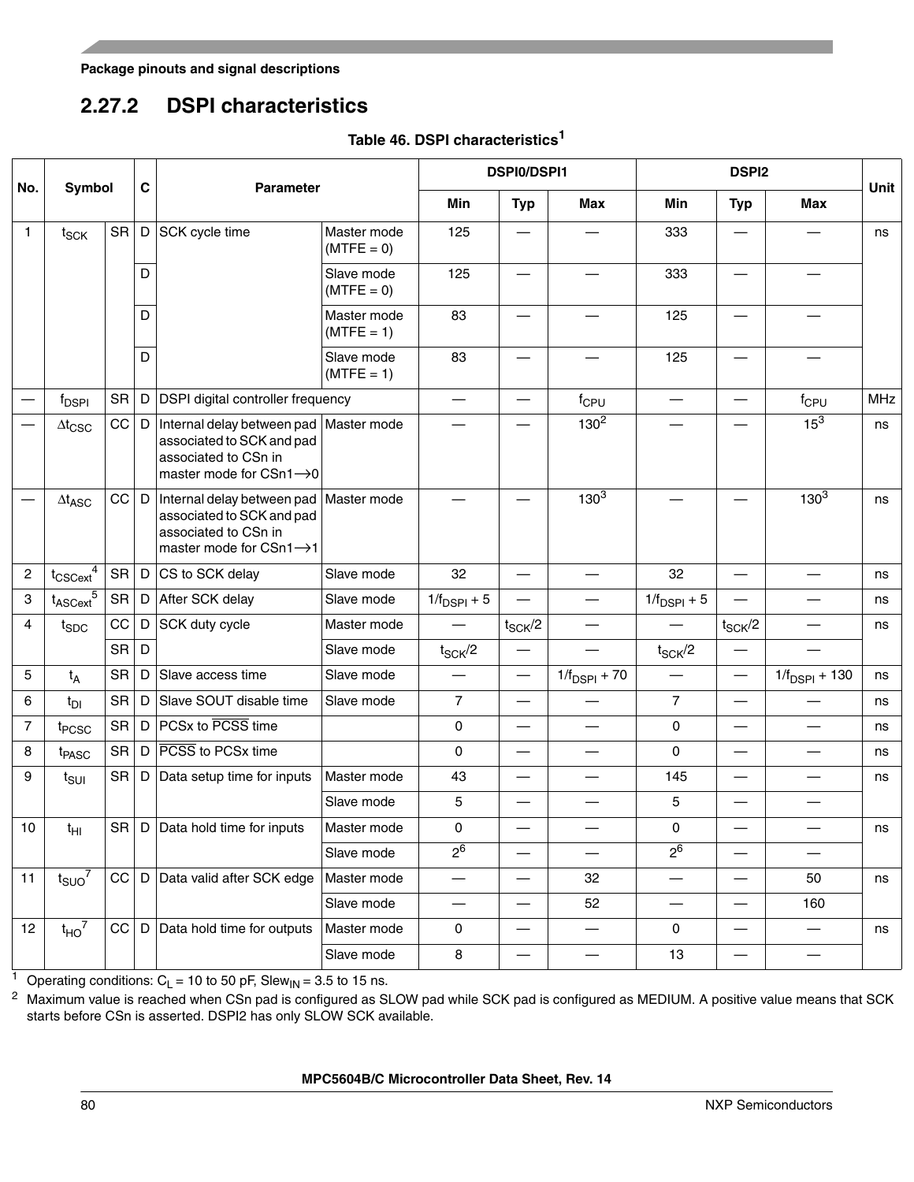### 2.27.2 DSPI characteristics

**Table 46. DSPI characteristics[1]**

| No. | Symbol | | C | Parameter | | DSPI0/DSPI1 | | | DSPI2 | | | Unit |
|---|---|---|---|---|---|---|---|---|---|---|---|---|
| | | | | | | Min | Typ | Max | Min | Typ | Max | |
| 1 | $t_{SCK}$ | SR | D | SCK cycle time | Master mode (MTFE = 0) | 125 | — | — | 333 | — | — | ns |
| | | | D | | Slave mode (MTFE = 0) | 125 | — | — | 333 | — | — | |
| | | | D | | Master mode (MTFE = 1) | 83 | — | — | 125 | — | — | |
| | | | D | | Slave mode (MTFE = 1) | 83 | — | — | 125 | — | — | |
| — | $f_{DSPI}$ | SR | D | DSPI digital controller frequency | | — | — | $f_{CPU}$ | — | — | $f_{CPU}$ | MHz |
| — | $\Delta t_{CSC}$ | CC | D | Internal delay between pad associated to SCK and pad associated to CSn in master mode for CSn1→0 | Master mode | — | — | 130[2] | — | — | 15[3] | ns |
| — | $\Delta t_{ASC}$ | CC | D | Internal delay between pad associated to SCK and pad associated to CSn in master mode for CSn1→1 | Master mode | — | — | 130[3] | — | — | 130[3] | ns |
| 2 | $t_{CSCext}$[4] | SR | D | CS to SCK delay | Slave mode | 32 | — | — | 32 | — | — | ns |
| 3 | $t_{ASCext}$[5] | SR | D | After SCK delay | Slave mode | $1/f_{DSPI} + 5$ | — | — | $1/f_{DSPI} + 5$ | — | — | ns |
| 4 | $t_{SDC}$ | CC | D | SCK duty cycle | Master mode | — | $t_{SCK}/2$ | — | — | $t_{SCK}/2$ | — | ns |
| | | SR | D | | Slave mode | $t_{SCK}/2$ | — | — | $t_{SCK}/2$ | — | — | |
| 5 | $t_A$ | SR | D | Slave access time | Slave mode | — | — | $1/f_{DSPI} + 70$ | — | — | $1/f_{DSPI} + 130$ | ns |
| 6 | $t_{DI}$ | SR | D | Slave SOUT disable time | Slave mode | 7 | — | — | 7 | — | — | ns |
| 7 | $t_{PCSC}$ | SR | D | PCSx to $\overline{PCSS}$ time | | 0 | — | — | 0 | — | — | ns |
| 8 | $t_{PASC}$ | SR | D | $\overline{PCSS}$ to PCSx time | | 0 | — | — | 0 | — | — | ns |
| 9 | $t_{SUI}$ | SR | D | Data setup time for inputs | Master mode | 43 | — | — | 145 | — | — | ns |
| | | | | | Slave mode | 5 | — | — | 5 | — | — | |
| 10 | $t_{HI}$ | SR | D | Data hold time for inputs | Master mode | 0 | — | — | 0 | — | — | ns |
| | | | | | Slave mode | 2[6] | — | — | 2[6] | — | — | |
| 11 | $t_{SUO}$[7] | CC | D | Data valid after SCK edge | Master mode | — | — | 32 | — | — | 50 | ns |
| | | | | | Slave mode | — | — | 52 | — | — | 160 | |
| 12 | $t_{HO}$[7] | CC | D | Data hold time for outputs | Master mode | 0 | — | — | 0 | — | — | ns |
| | | | | | Slave mode | 8 | — | — | 13 | — | — | |

1 Operating conditions: $C_L$ = 10 to 50 pF, $Slew_{IN}$ = 3.5 to 15 ns.

2 Maximum value is reached when CSn pad is configured as SLOW pad while SCK pad is configured as MEDIUM. A positive value means that SCK starts before CSn is asserted. DSPI2 has only SLOW SCK available.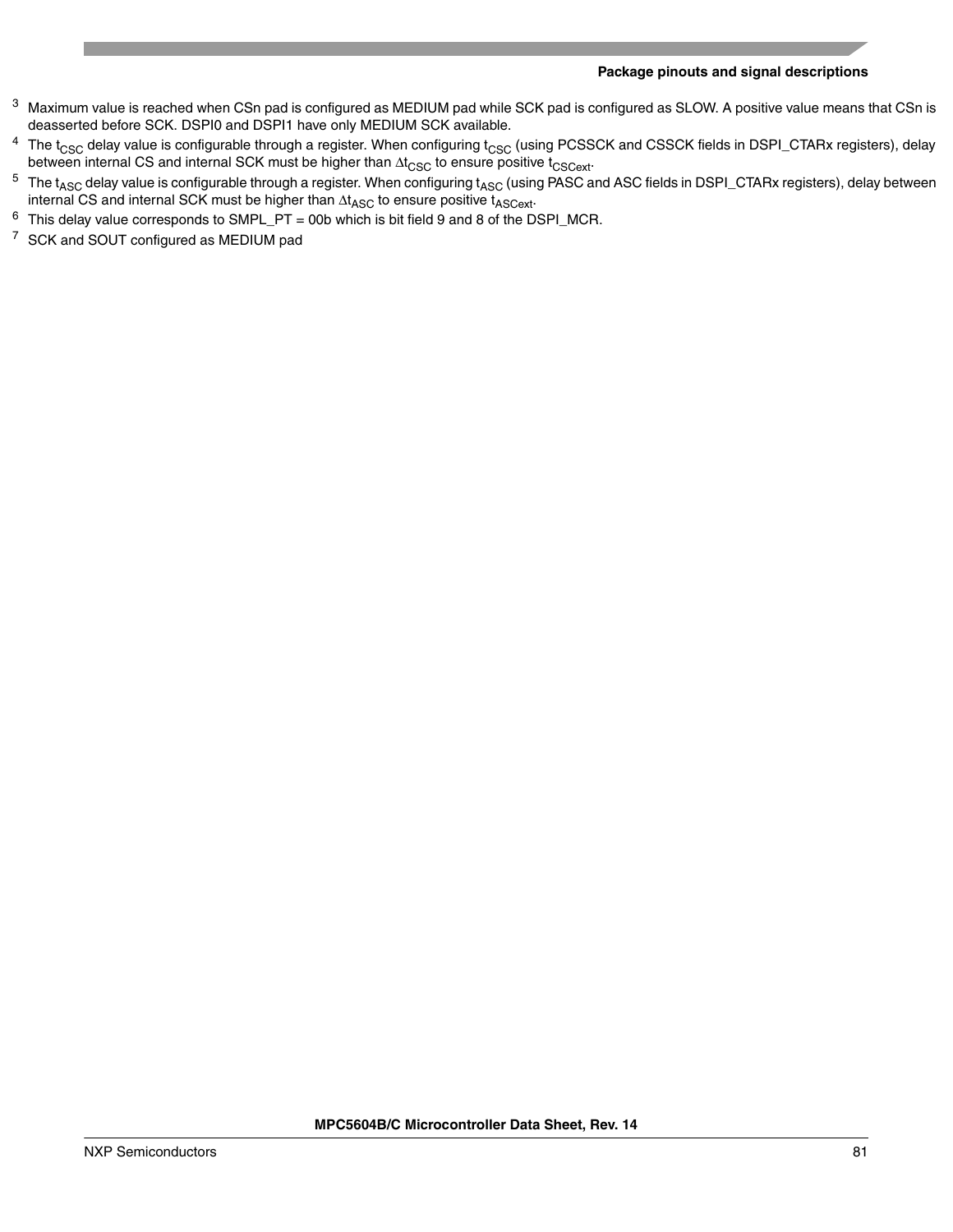[3] Maximum value is reached when CSn pad is configured as MEDIUM pad while SCK pad is configured as SLOW. A positive value means that CSn is deasserted before SCK. DSPI0 and DSPI1 have only MEDIUM SCK available.

[4] The $t_{CSC}$ delay value is configurable through a register. When configuring $t_{CSC}$ (using PCSSCK and CSSCK fields in DSPI_CTARx registers), delay between internal CS and internal SCK must be higher than $\Delta t_{CSC}$ to ensure positive $t_{CSCext}$.

[5] The $t_{ASC}$ delay value is configurable through a register. When configuring $t_{ASC}$ (using PASC and ASC fields in DSPI_CTARx registers), delay between internal CS and internal SCK must be higher than $\Delta t_{ASC}$ to ensure positive $t_{ASCext}$.

[6] This delay value corresponds to SMPL_PT = 00b which is bit field 9 and 8 of the DSPI_MCR.

[7] SCK and SOUT configured as MEDIUM pad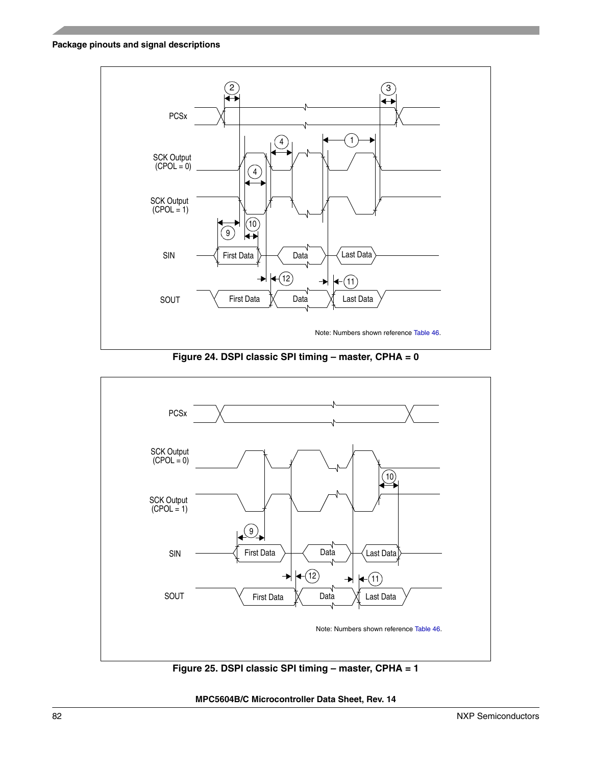Note: Numbers shown reference Table 46.

**Figure 24. DSPI classic SPI timing – master, CPHA = 0**

Note: Numbers shown reference Table 46.

**Figure 25. DSPI classic SPI timing – master, CPHA = 1**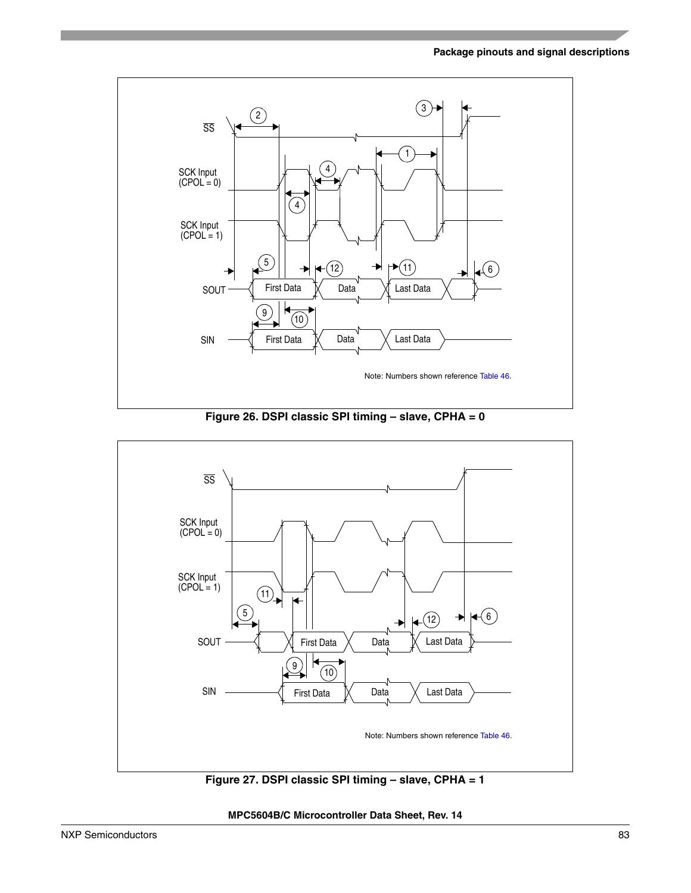Note: Numbers shown reference Table 46.

**Figure 26. DSPI classic SPI timing – slave, CPHA = 0**

Note: Numbers shown reference Table 46.

**Figure 27. DSPI classic SPI timing – slave, CPHA = 1**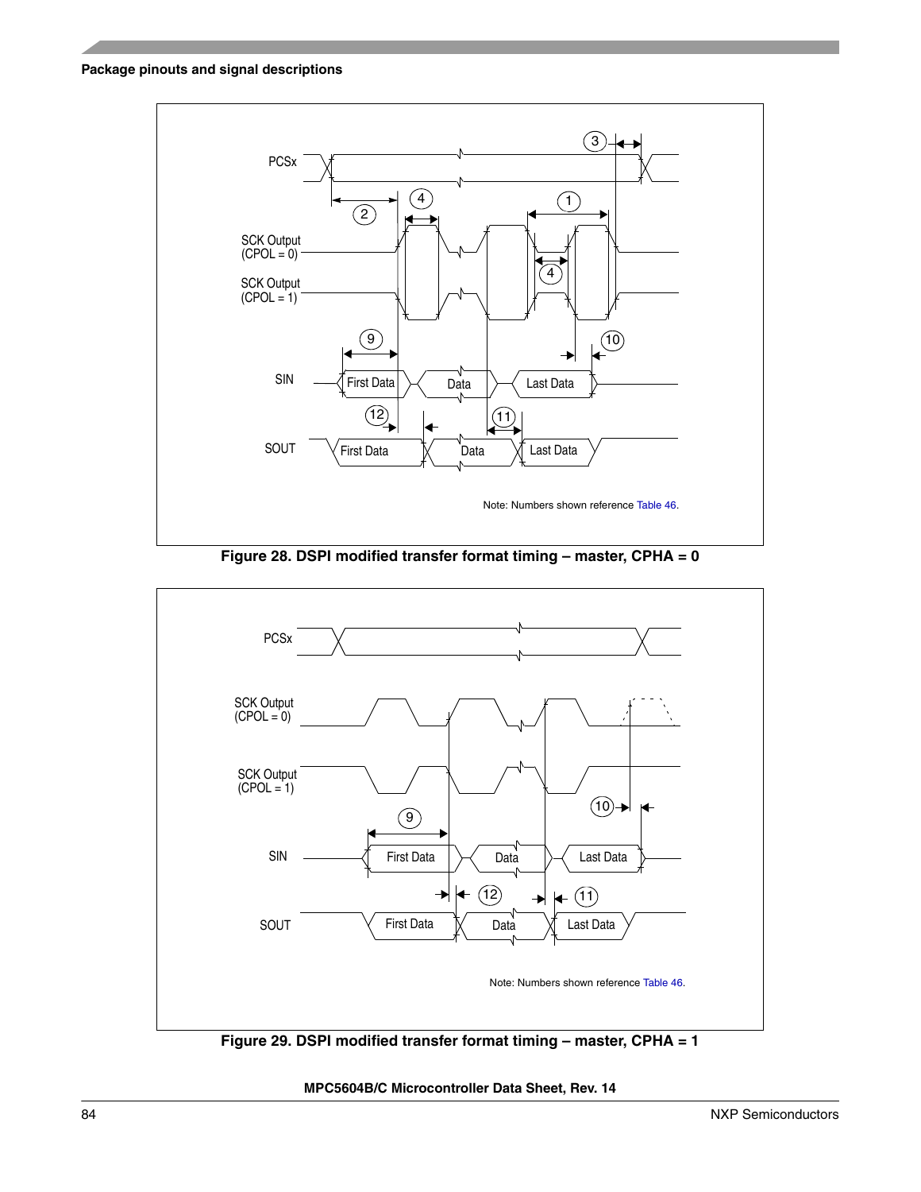PCSx

SCK Output (CPOL = 0)

SCK Output (CPOL = 1)

SIN

SOUT

First Data

Data

Last Data

Note: Numbers shown reference Table 46.

**Figure 28. DSPI modified transfer format timing – master, CPHA = 0**

PCSx

SCK Output (CPOL = 0)

SCK Output (CPOL = 1)

SIN

SOUT

First Data

Data

Last Data

Note: Numbers shown reference Table 46.

**Figure 29. DSPI modified transfer format timing – master, CPHA = 1**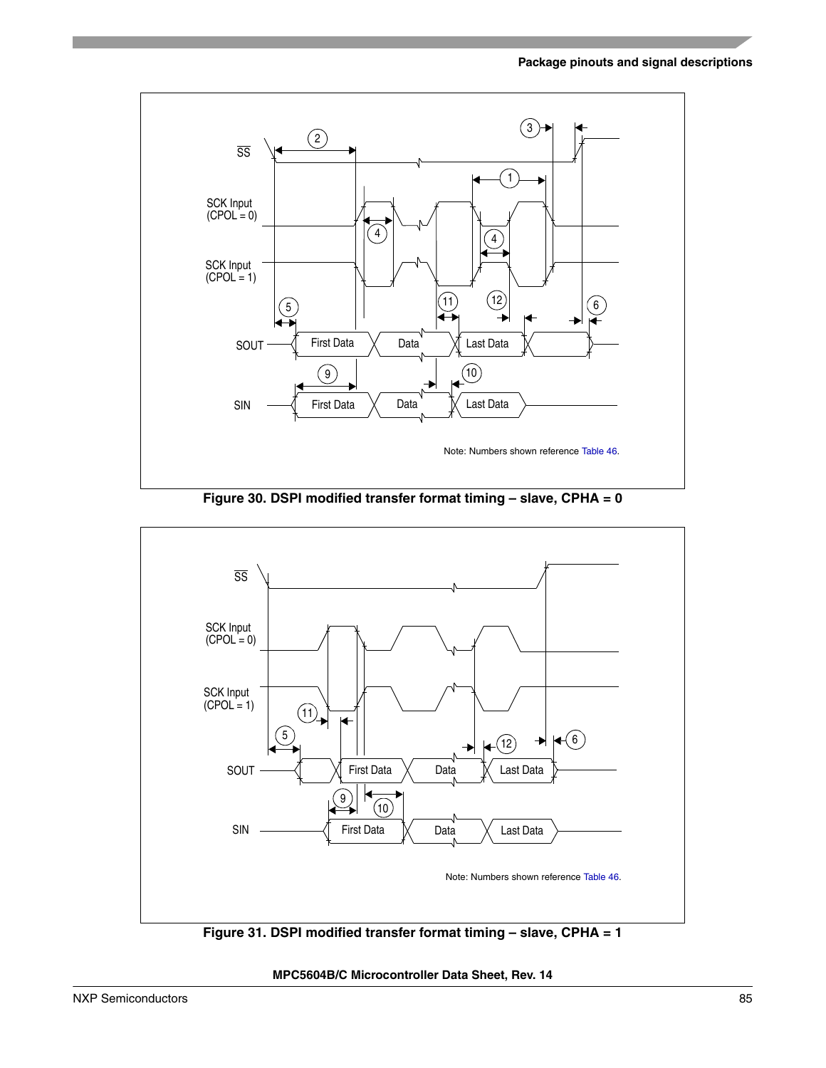SS

SCK Input (CPOL = 0)

SCK Input (CPOL = 1)

SOUT

SIN

First Data | Data | Last Data

Note: Numbers shown reference Table 46.

**Figure 30. DSPI modified transfer format timing – slave, CPHA = 0**

SS

SCK Input (CPOL = 0)

SCK Input (CPOL = 1)

SOUT

SIN

First Data | Data | Last Data

Note: Numbers shown reference Table 46.

**Figure 31. DSPI modified transfer format timing – slave, CPHA = 1**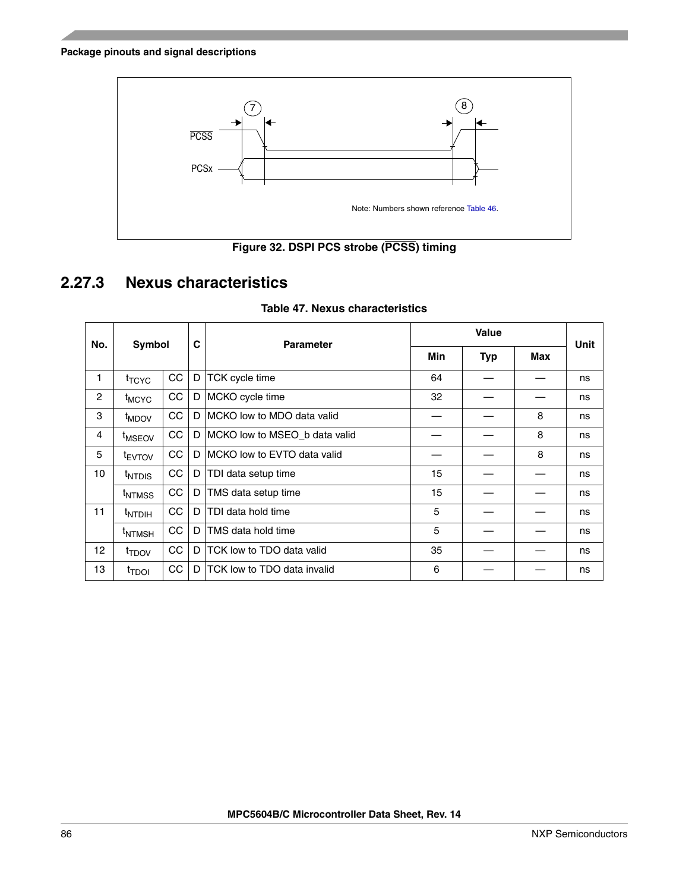PCSS

PCSx

Note: Numbers shown reference Table 46.

**Figure 32. DSPI PCS strobe ($\overline{PCSS}$) timing**

### 2.27.3 Nexus characteristics

**Table 47. Nexus characteristics**

| No. | Symbol | | C | Parameter | Value | | | Unit |
|---|---|---|---|---|---|---|---|---|
| | | | | | Min | Typ | Max | |
| 1 | $t_{TCYC}$ | CC | D | TCK cycle time | 64 | — | — | ns |
| 2 | $t_{MCYC}$ | CC | D | MCKO cycle time | 32 | — | — | ns |
| 3 | $t_{MDOV}$ | CC | D | MCKO low to MDO data valid | — | — | 8 | ns |
| 4 | $t_{MSEOV}$ | CC | D | MCKO low to MSEO_b data valid | — | — | 8 | ns |
| 5 | $t_{EVTOV}$ | CC | D | MCKO low to EVTO data valid | — | — | 8 | ns |
| 10 | $t_{NTDIS}$ | CC | D | TDI data setup time | 15 | — | — | ns |
| | $t_{NTMSS}$ | CC | D | TMS data setup time | 15 | — | — | ns |
| 11 | $t_{NTDIH}$ | CC | D | TDI data hold time | 5 | — | — | ns |
| | $t_{NTMSH}$ | CC | D | TMS data hold time | 5 | — | — | ns |
| 12 | $t_{TDOV}$ | CC | D | TCK low to TDO data valid | 35 | — | — | ns |
| 13 | $t_{TDOI}$ | CC | D | TCK low to TDO data invalid | 6 | — | — | ns |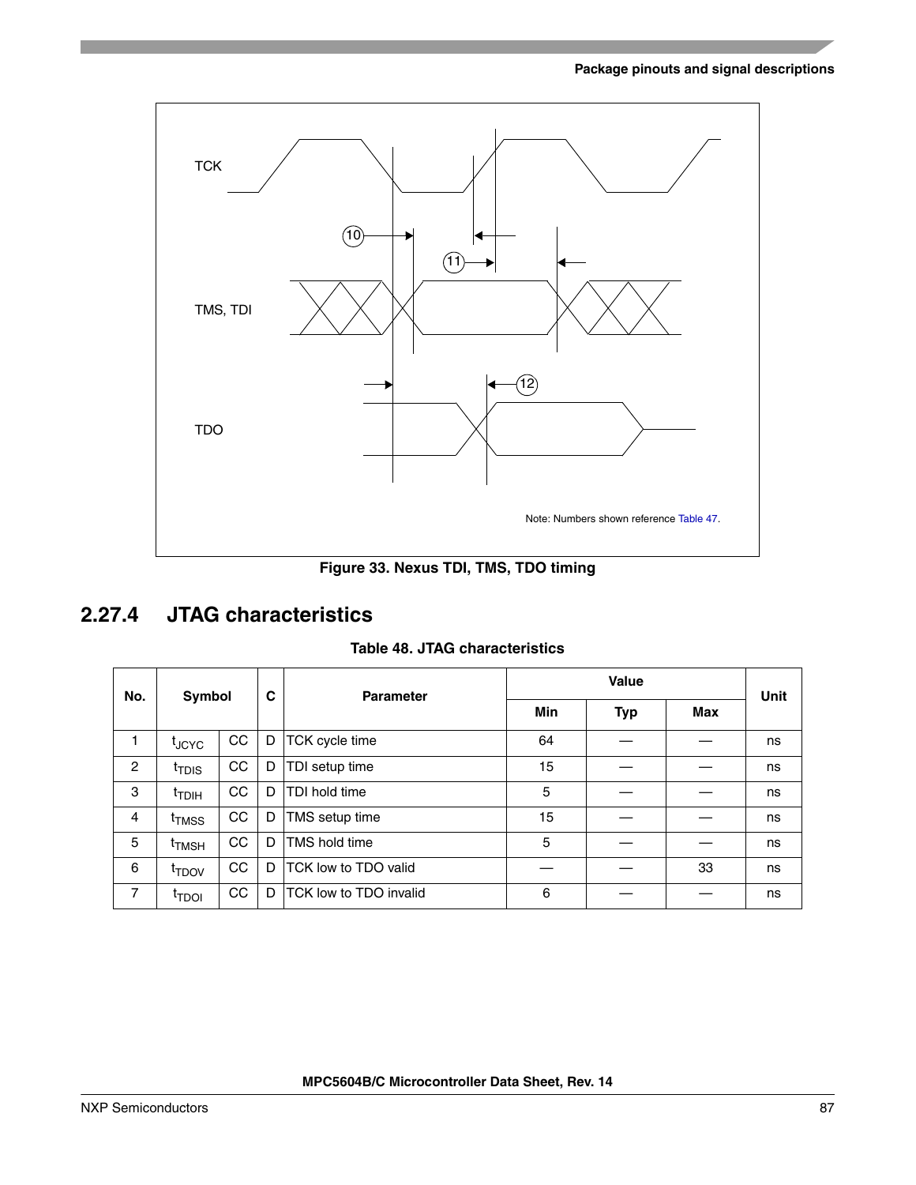Figure 33. Nexus TDI, TMS, TDO timing

## 2.27.4 JTAG characteristics

Table 48. JTAG characteristics

| No. | Symbol | | C | Parameter | Value | | | Unit |
|---|---|---|---|---|---|---|---|---|
| | | | | | Min | Typ | Max | |
| 1 | $t_{JCYC}$ | CC | D | TCK cycle time | 64 | — | — | ns |
| 2 | $t_{TDIS}$ | CC | D | TDI setup time | 15 | — | — | ns |
| 3 | $t_{TDIH}$ | CC | D | TDI hold time | 5 | — | — | ns |
| 4 | $t_{TMSS}$ | CC | D | TMS setup time | 15 | — | — | ns |
| 5 | $t_{TMSH}$ | CC | D | TMS hold time | 5 | — | — | ns |
| 6 | $t_{TDOV}$ | CC | D | TCK low to TDO valid | — | — | 33 | ns |
| 7 | $t_{TDOI}$ | CC | D | TCK low to TDO invalid | 6 | — | — | ns |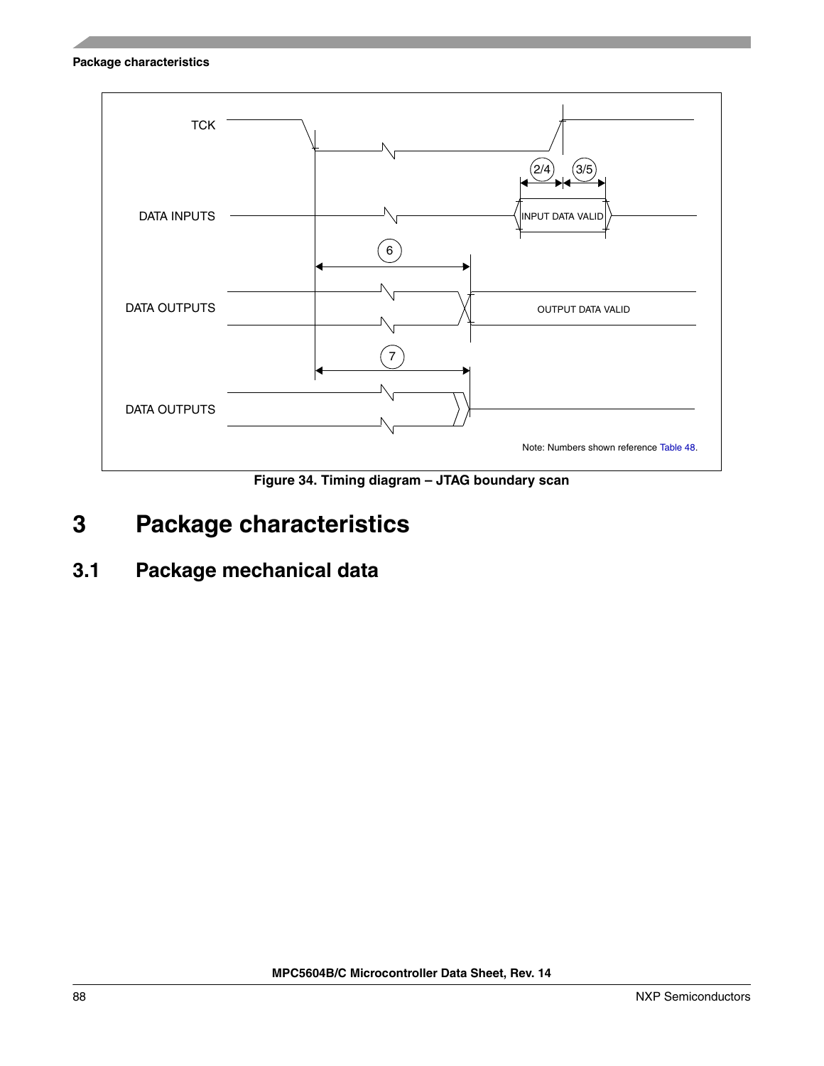TCK

DATA INPUTS

DATA OUTPUTS

DATA OUTPUTS

INPUT DATA VALID

OUTPUT DATA VALID

Note: Numbers shown reference Table 48.

Figure 34. Timing diagram – JTAG boundary scan

# 3 Package characteristics

## 3.1 Package mechanical data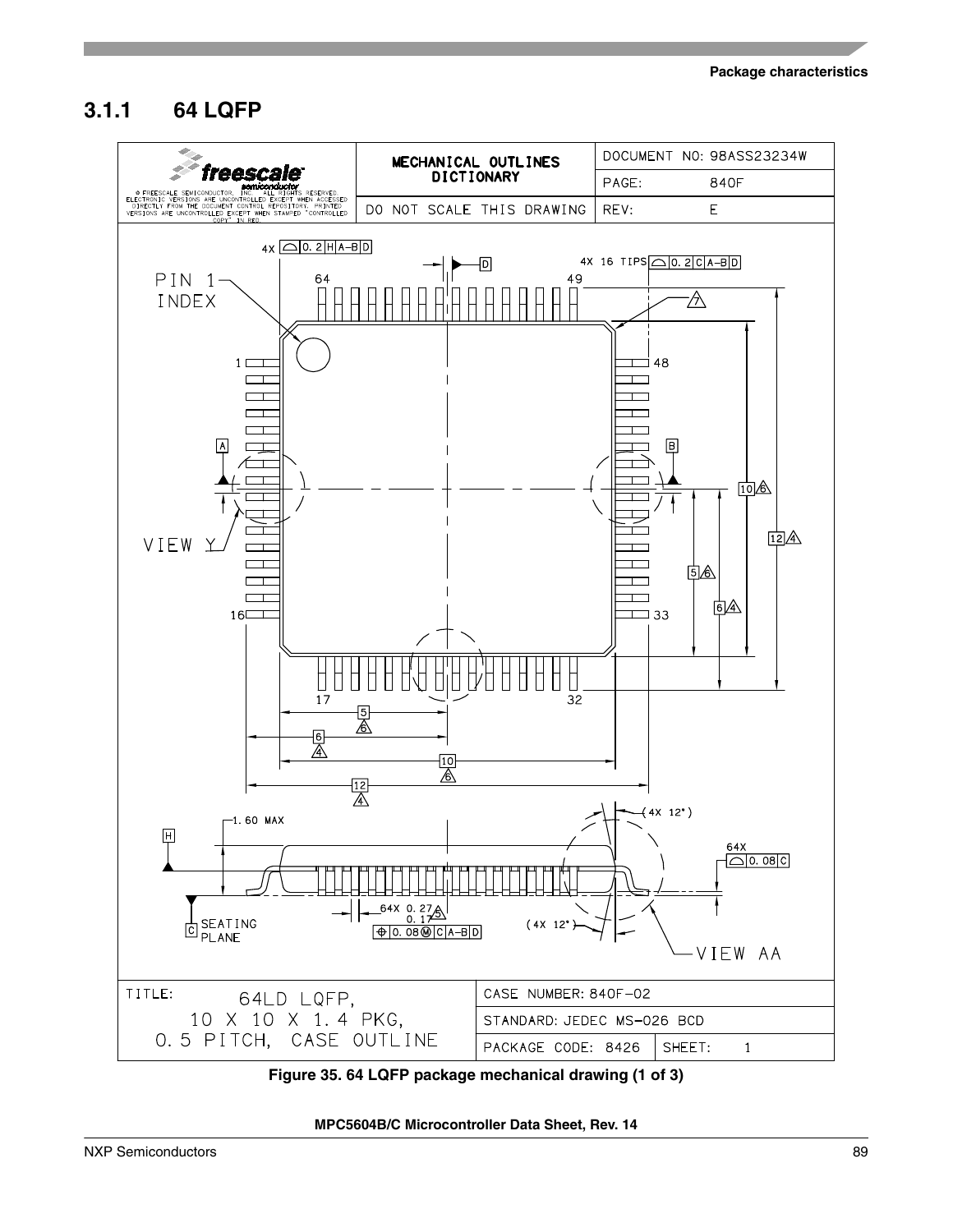### 3.1.1 64 LQFP

| freescale semiconductor | MECHANICAL OUTLINES DICTIONARY | DOCUMENT NO: 98ASS23234W |
|---|---|---|
| © FREESCALE SEMICONDUCTOR, INC. ALL RIGHTS RESERVED. ELECTRONIC VERSIONS ARE UNCONTROLLED EXCEPT WHEN ACCESSED DIRECTLY FROM THE DOCUMENT CONTROL REPOSITORY. PRINTED VERSIONS ARE UNCONTROLLED EXCEPT WHEN STAMPED "CONTROLLED COPY" IN RED. | | PAGE: 840F |
| | DO NOT SCALE THIS DRAWING | REV: E |

| TITLE: 64LD LQFP, 10 X 10 X 1.4 PKG, 0.5 PITCH, CASE OUTLINE | CASE NUMBER: 840F-02 | |
|---|---|---|
| | STANDARD: JEDEC MS-026 BCD | |
| | PACKAGE CODE: 8426 | SHEET: 1 |

**Figure 35. 64 LQFP package mechanical drawing (1 of 3)**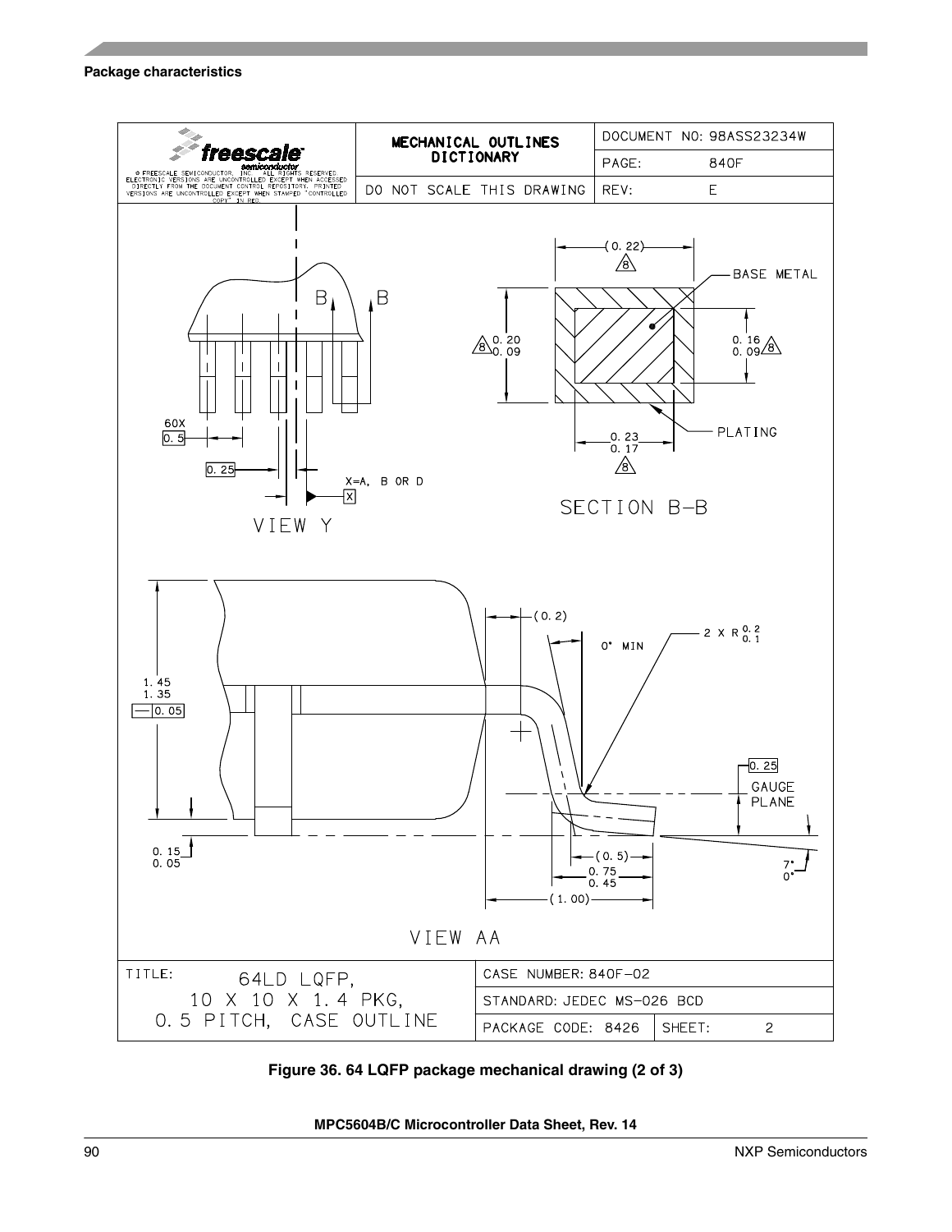Figure 36. 64 LQFP package mechanical drawing (2 of 3)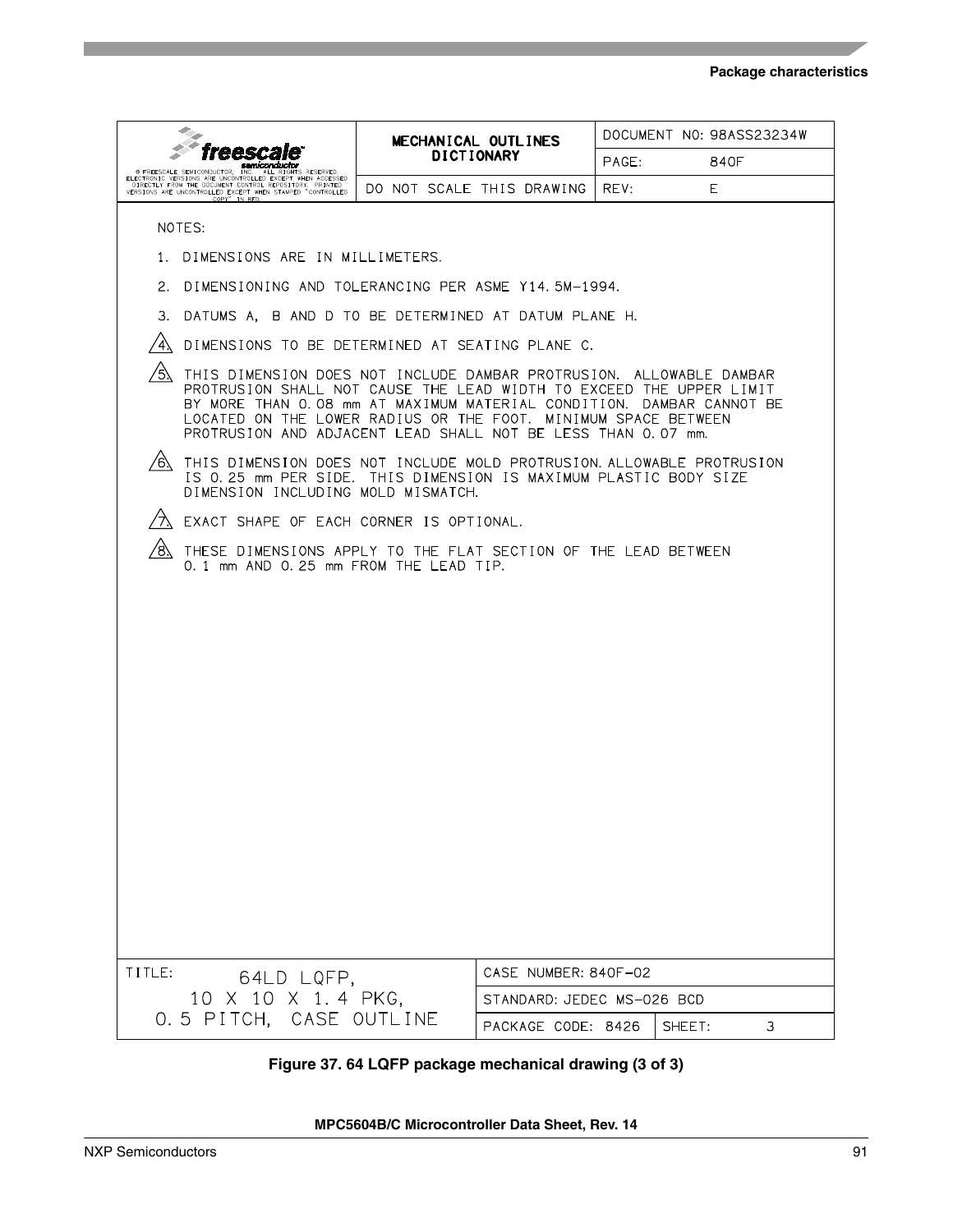| freescale semiconductor © FREESCALE SEMICONDUCTOR, INC. ALL RIGHTS RESERVED. ELECTRONIC VERSIONS ARE UNCONTROLLED EXCEPT WHEN ACCESSED DIRECTLY FROM THE DOCUMENT CONTROL REPOSITORY. PRINTED VERSIONS ARE UNCONTROLLED EXCEPT WHEN STAMPED "CONTROLLED COPY" IN RED. | MECHANICAL OUTLINES DICTIONARY | DOCUMENT NO: 98ASS23234W |
|---|---|---|
| | | PAGE: 840F |
| | DO NOT SCALE THIS DRAWING | REV: E |

NOTES:

1. DIMENSIONS ARE IN MILLIMETERS.
2. DIMENSIONING AND TOLERANCING PER ASME Y14.5M-1994.
3. DATUMS A, B AND D TO BE DETERMINED AT DATUM PLANE H.
4. DIMENSIONS TO BE DETERMINED AT SEATING PLANE C.
5. THIS DIMENSION DOES NOT INCLUDE DAMBAR PROTRUSION. ALLOWABLE DAMBAR PROTRUSION SHALL NOT CAUSE THE LEAD WIDTH TO EXCEED THE UPPER LIMIT BY MORE THAN 0.08 mm AT MAXIMUM MATERIAL CONDITION. DAMBAR CANNOT BE LOCATED ON THE LOWER RADIUS OR THE FOOT. MINIMUM SPACE BETWEEN PROTRUSION AND ADJACENT LEAD SHALL NOT BE LESS THAN 0.07 mm.
6. THIS DIMENSION DOES NOT INCLUDE MOLD PROTRUSION. ALLOWABLE PROTRUSION IS 0.25 mm PER SIDE. THIS DIMENSION IS MAXIMUM PLASTIC BODY SIZE DIMENSION INCLUDING MOLD MISMATCH.
7. EXACT SHAPE OF EACH CORNER IS OPTIONAL.
8. THESE DIMENSIONS APPLY TO THE FLAT SECTION OF THE LEAD BETWEEN 0.1 mm AND 0.25 mm FROM THE LEAD TIP.

| TITLE: 64LD LQFP, 10 X 10 X 1.4 PKG, 0.5 PITCH, CASE OUTLINE | CASE NUMBER: 840F-02 | |
|---|---|---|
| | STANDARD: JEDEC MS-026 BCD | |
| | PACKAGE CODE: 8426 | SHEET: 3 |

**Figure 37. 64 LQFP package mechanical drawing (3 of 3)**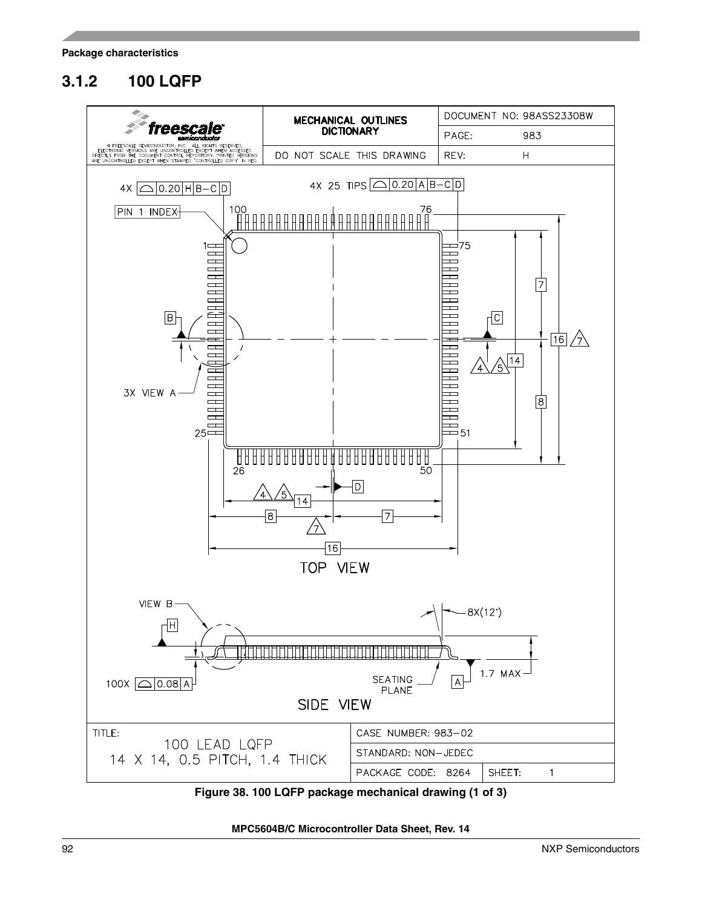### 3.1.2 100 LQFP

| freescale semiconductor — © FREESCALE SEMICONDUCTOR, INC. ALL RIGHTS RESERVED. ELECTRONIC VERSIONS ARE UNCONTROLLED EXCEPT WHEN ACCESSED DIRECTLY FROM THE DOCUMENT CONTROL REPOSITORY. PRINTED VERSIONS ARE UNCONTROLLED EXCEPT WHEN STAMPED "CONTROLLED COPY" IN RED. | MECHANICAL OUTLINES DICTIONARY | DOCUMENT NO: 98ASS23308W |
| --- | --- | --- |
| | | PAGE: 983 |
| | DO NOT SCALE THIS DRAWING | REV: H |

| TITLE: 100 LEAD LQFP 14 X 14, 0.5 PITCH, 1.4 THICK | CASE NUMBER: 983–02 | |
| --- | --- | --- |
| | STANDARD: NON–JEDEC | |
| | PACKAGE CODE: 8264 | SHEET: 1 |

Figure 38. 100 LQFP package mechanical drawing (1 of 3)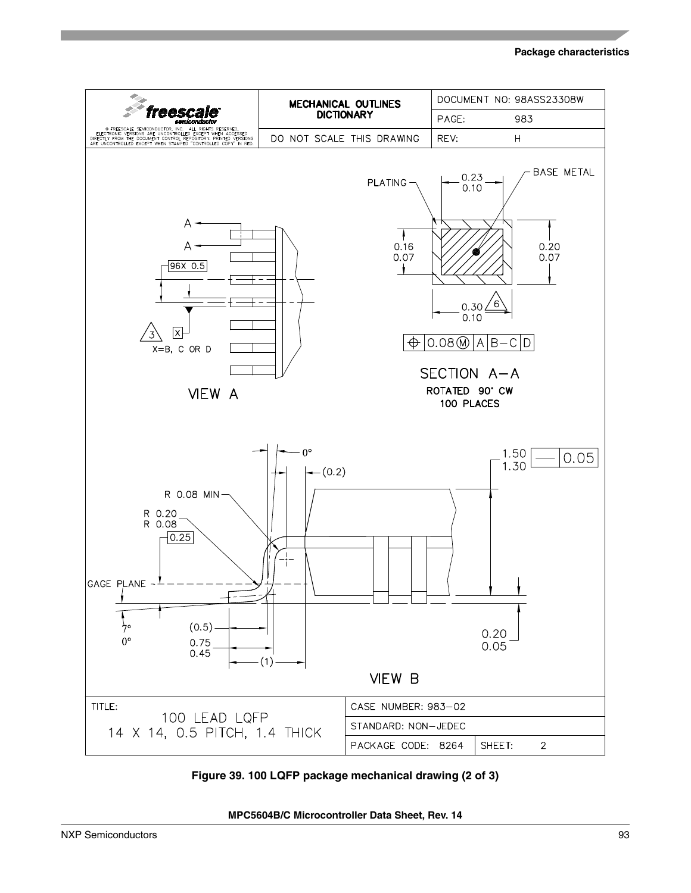| | MECHANICAL OUTLINES DICTIONARY | DOCUMENT NO: 98ASS23308W |
|---|---|---|
| © FREESCALE SEMICONDUCTOR, INC. ALL RIGHTS RESERVED. ELECTRONIC VERSIONS ARE UNCONTROLLED EXCEPT WHEN ACCESSED DIRECTLY FROM THE DOCUMENT CONTROL REPOSITORY. PRINTED VERSIONS ARE UNCONTROLLED EXCEPT WHEN STAMPED "CONTROLLED COPY" IN RED. | | PAGE: 983 |
| | DO NOT SCALE THIS DRAWING | REV: H |

VIEW A

SECTION A–A
ROTATED 90° CW
100 PLACES

VIEW B

| TITLE: 100 LEAD LQFP 14 X 14, 0.5 PITCH, 1.4 THICK | CASE NUMBER: 983–02 | |
|---|---|---|
| | STANDARD: NON–JEDEC | |
| | PACKAGE CODE: 8264 | SHEET: 2 |

**Figure 39. 100 LQFP package mechanical drawing (2 of 3)**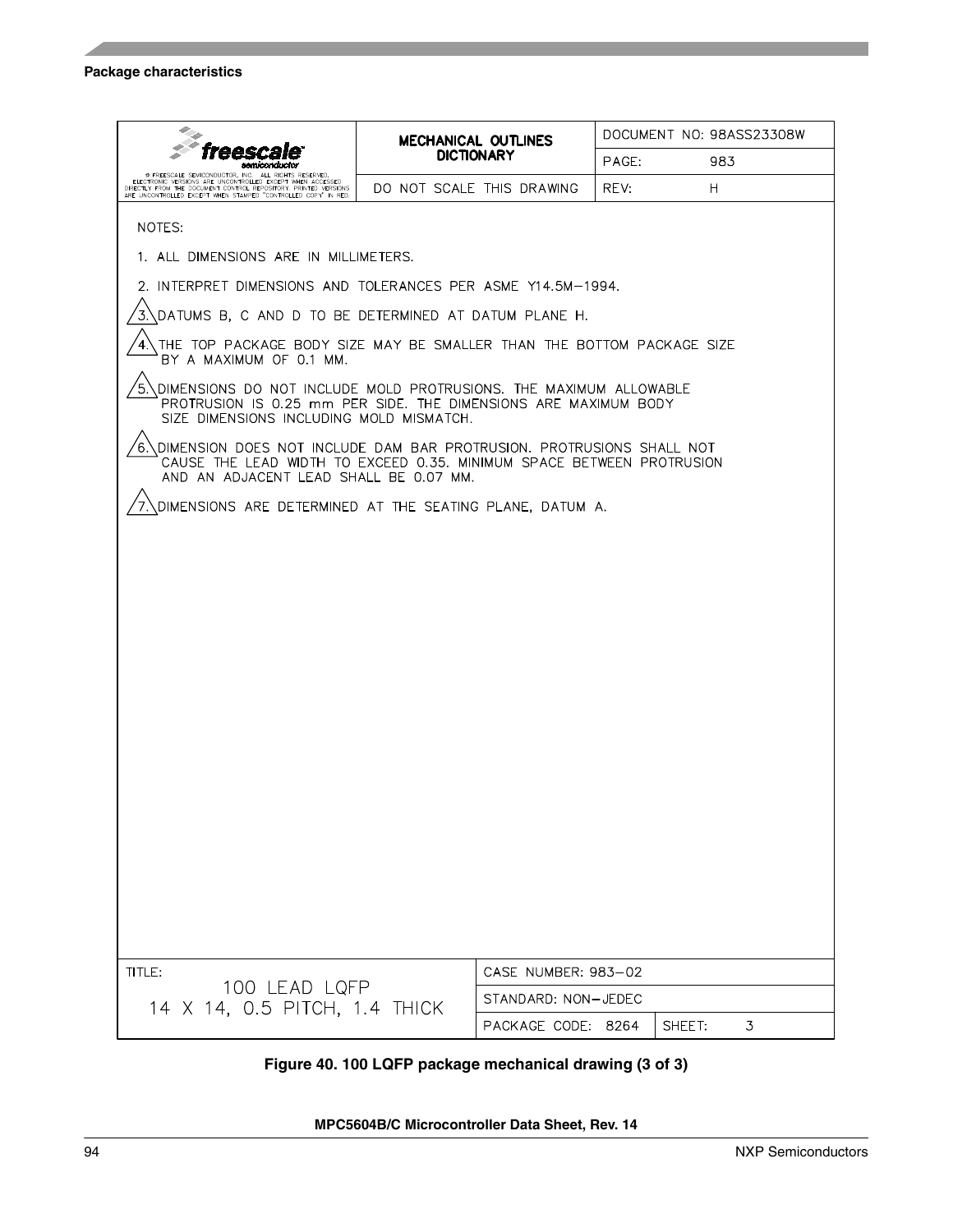| © FREESCALE SEMICONDUCTOR, INC. ALL RIGHTS RESERVED. ELECTRONIC VERSIONS ARE UNCONTROLLED EXCEPT WHEN ACCESSED DIRECTLY FROM THE DOCUMENT CONTROL REPOSITORY. PRINTED VERSIONS ARE UNCONTROLLED EXCEPT WHEN STAMPED "CONTROLLED COPY" IN RED. | MECHANICAL OUTLINES DICTIONARY | DOCUMENT NO: 98ASS23308W |
|---|---|---|
| | | PAGE: 983 |
| | DO NOT SCALE THIS DRAWING | REV: H |

NOTES:

1. ALL DIMENSIONS ARE IN MILLIMETERS.
2. INTERPRET DIMENSIONS AND TOLERANCES PER ASME Y14.5M—1994.
3. DATUMS B, C AND D TO BE DETERMINED AT DATUM PLANE H.
4. THE TOP PACKAGE BODY SIZE MAY BE SMALLER THAN THE BOTTOM PACKAGE SIZE BY A MAXIMUM OF 0.1 MM.
5. DIMENSIONS DO NOT INCLUDE MOLD PROTRUSIONS. THE MAXIMUM ALLOWABLE PROTRUSION IS 0.25 mm PER SIDE. THE DIMENSIONS ARE MAXIMUM BODY SIZE DIMENSIONS INCLUDING MOLD MISMATCH.
6. DIMENSION DOES NOT INCLUDE DAM BAR PROTRUSION. PROTRUSIONS SHALL NOT CAUSE THE LEAD WIDTH TO EXCEED 0.35. MINIMUM SPACE BETWEEN PROTRUSION AND AN ADJACENT LEAD SHALL BE 0.07 MM.
7. DIMENSIONS ARE DETERMINED AT THE SEATING PLANE, DATUM A.

| TITLE: 100 LEAD LQFP 14 X 14, 0.5 PITCH, 1.4 THICK | CASE NUMBER: 983–02 | |
|---|---|---|
| | STANDARD: NON–JEDEC | |
| | PACKAGE CODE: 8264 | SHEET: 3 |

**Figure 40. 100 LQFP package mechanical drawing (3 of 3)**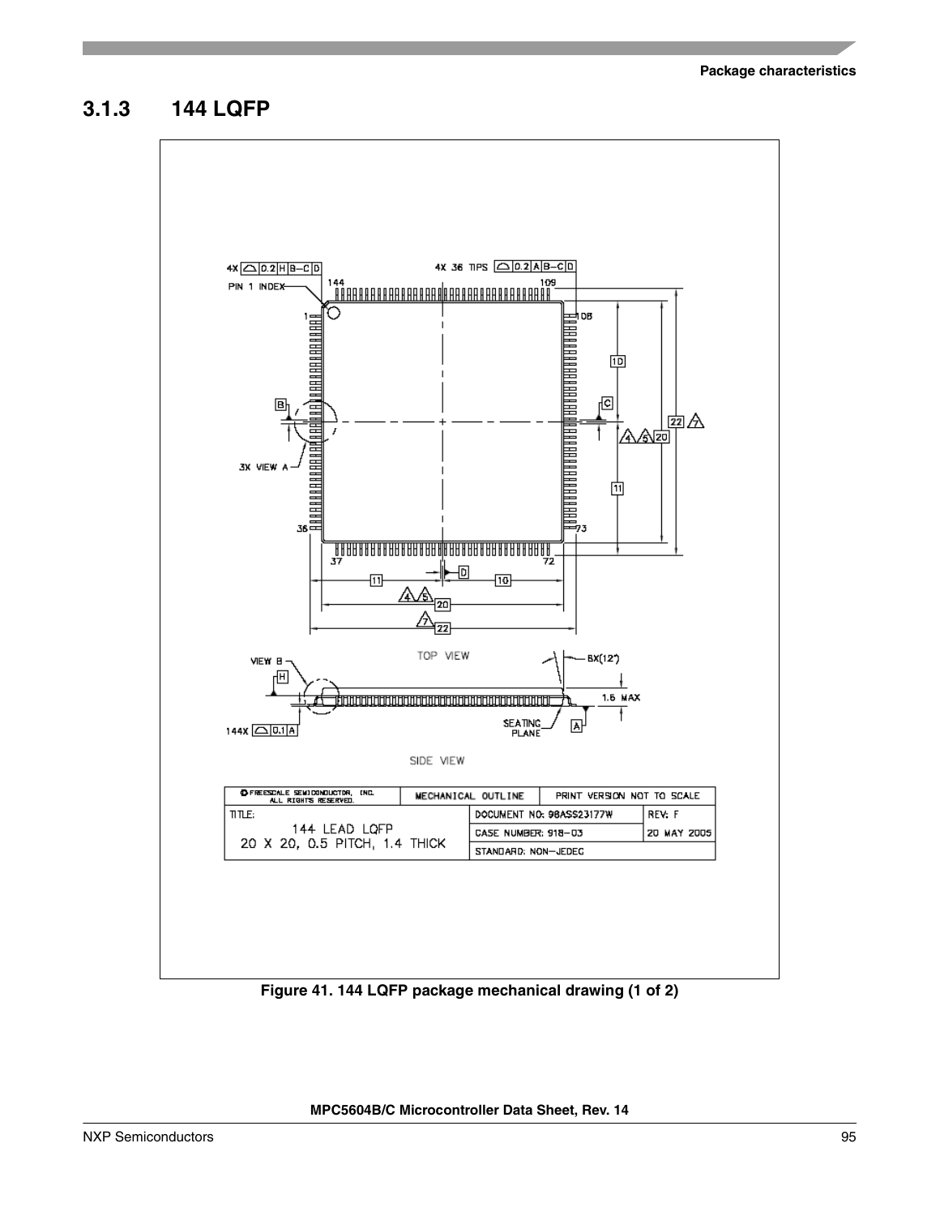### 3.1.3 144 LQFP

| © FREESCALE SEMICONDUCTOR, INC. ALL RIGHTS RESERVED. | MECHANICAL OUTLINE | PRINT VERSION NOT TO SCALE | |
|---|---|---|---|
| TITLE: 144 LEAD LQFP 20 X 20, 0.5 PITCH, 1.4 THICK | | DOCUMENT NO: 98ASS23177W | REV: F |
| | | CASE NUMBER: 918-03 | 20 MAY 2005 |
| | | STANDARD: NON-JEDEC | |

Figure 41. 144 LQFP package mechanical drawing (1 of 2)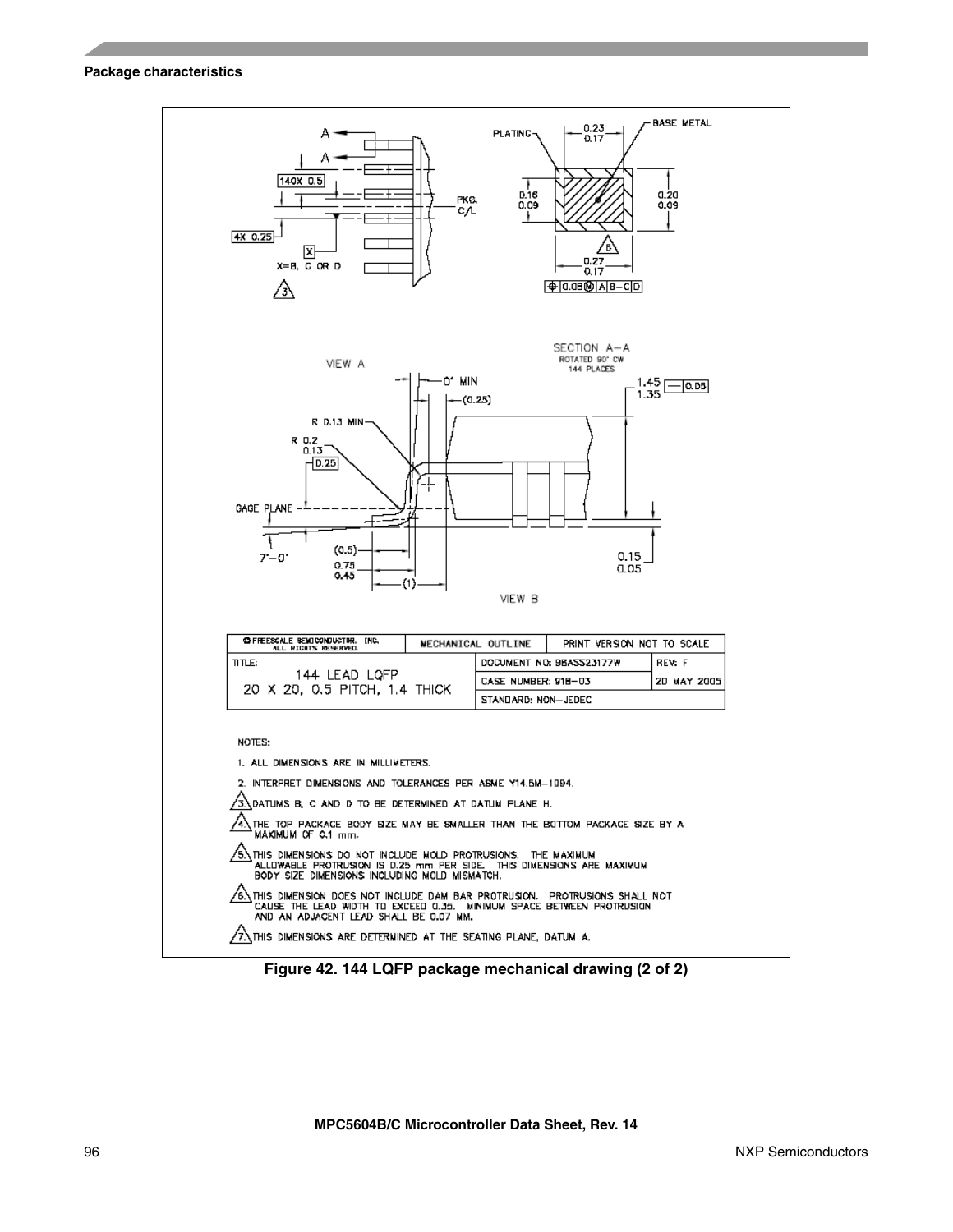| © FREESCALE SEMICONDUCTOR, INC. ALL RIGHTS RESERVED. | MECHANICAL OUTLINE | PRINT VERSION NOT TO SCALE | |
|---|---|---|---|
| TITLE: 144 LEAD LQFP 20 X 20, 0.5 PITCH, 1.4 THICK | | DOCUMENT NO: 98ASS23177W | REV: F |
| | | CASE NUMBER: 918-03 | 20 MAY 2005 |
| | | STANDARD: NON-JEDEC | |

NOTES:

1. ALL DIMENSIONS ARE IN MILLIMETERS.
2. INTERPRET DIMENSIONS AND TOLERANCES PER ASME Y14.5M-1994.
3. DATUMS B, C AND D TO BE DETERMINED AT DATUM PLANE H.
4. THE TOP PACKAGE BODY SIZE MAY BE SMALLER THAN THE BOTTOM PACKAGE SIZE BY A MAXIMUM OF 0.1 mm.
5. THIS DIMENSIONS DO NOT INCLUDE MOLD PROTRUSIONS. THE MAXIMUM ALLOWABLE PROTRUSION IS 0.25 mm PER SIDE. THIS DIMENSIONS ARE MAXIMUM BODY SIZE DIMENSIONS INCLUDING MOLD MISMATCH.
6. THIS DIMENSION DOES NOT INCLUDE DAM BAR PROTRUSION. PROTRUSIONS SHALL NOT CAUSE THE LEAD WIDTH TO EXCEED 0.35. MINIMUM SPACE BETWEEN PROTRUSION AND AN ADJACENT LEAD SHALL BE 0.07 MM.
7. THIS DIMENSIONS ARE DETERMINED AT THE SEATING PLANE, DATUM A.

**Figure 42. 144 LQFP package mechanical drawing (2 of 2)**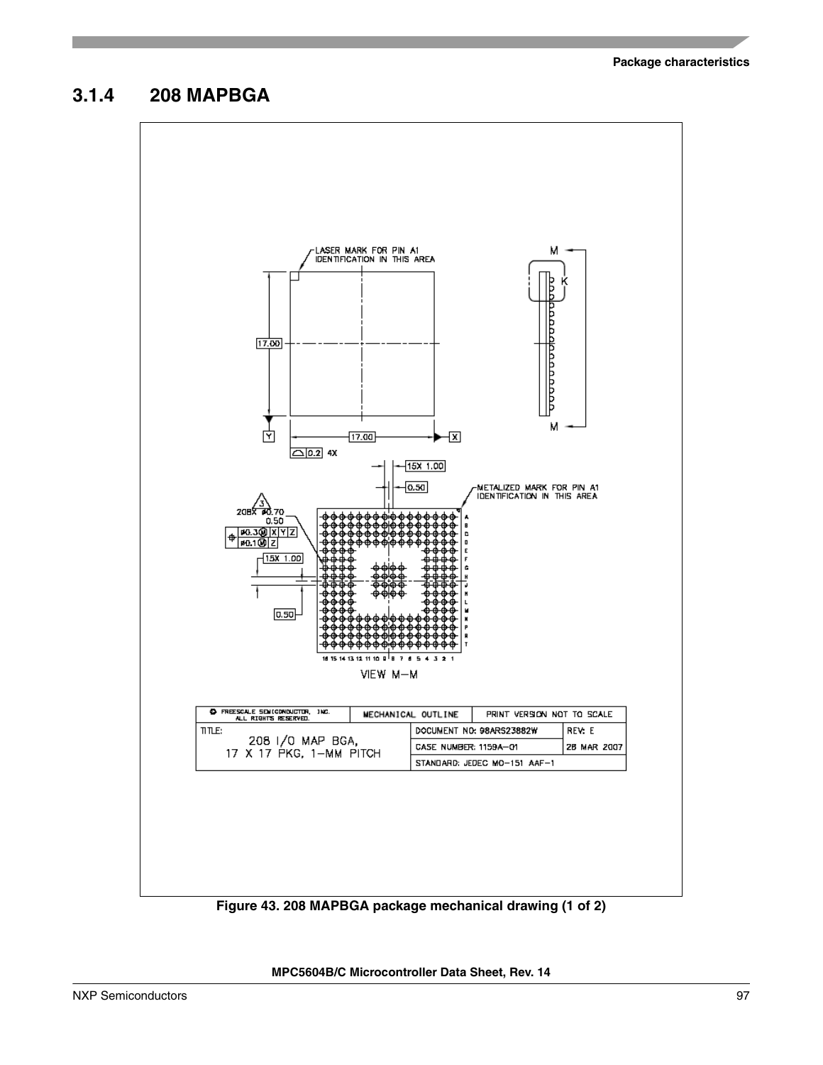### 3.1.4 208 MAPBGA

| FREESCALE SEMICONDUCTOR, INC. ALL RIGHTS RESERVED. | MECHANICAL OUTLINE | PRINT VERSION NOT TO SCALE | |
|---|---|---|---|
| TITLE: 208 I/O MAP BGA, 17 X 17 PKG, 1-MM PITCH | | DOCUMENT NO: 98ARS23882W | REV: E |
| | | CASE NUMBER: 1159A-01 | 28 MAR 2007 |
| | | STANDARD: JEDEC MO-151 AAF-1 | |

Figure 43. 208 MAPBGA package mechanical drawing (1 of 2)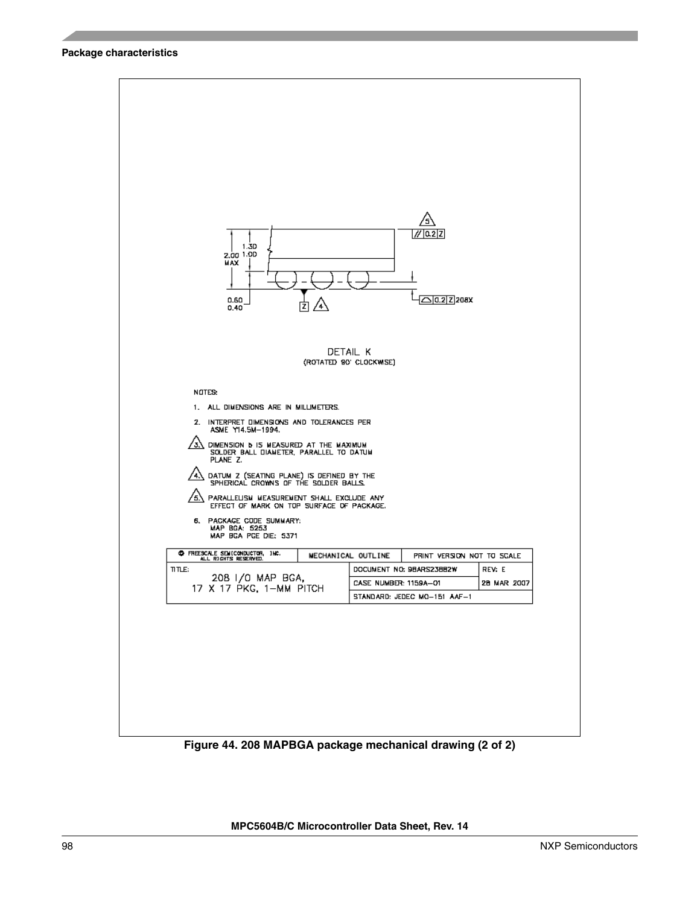DETAIL K
(ROTATED 90° CLOCKWISE)

NOTES:

1. ALL DIMENSIONS ARE IN MILLIMETERS.
2. INTERPRET DIMENSIONS AND TOLERANCES PER ASME Y14.5M–1994.
3. DIMENSION b IS MEASURED AT THE MAXIMUM SOLDER BALL DIAMETER, PARALLEL TO DATUM PLANE Z.
4. DATUM Z (SEATING PLANE) IS DEFINED BY THE SPHERICAL CROWNS OF THE SOLDER BALLS.
5. PARALLELISM MEASUREMENT SHALL EXCLUDE ANY EFFECT OF MARK ON TOP SURFACE OF PACKAGE.
6. PACKAGE CODE SUMMARY:
   MAP BGA: 5253
   MAP BGA PGE DIE: 5371

| © FREESCALE SEMICONDUCTOR, INC. ALL RIGHTS RESERVED. | MECHANICAL OUTLINE | PRINT VERSION NOT TO SCALE | |
|---|---|---|---|
| TITLE: 208 I/O MAP BGA, 17 X 17 PKG, 1-MM PITCH | | DOCUMENT NO: 98ARS23882W | REV: E |
| | | CASE NUMBER: 1159A–01 | 28 MAR 2007 |
| | | STANDARD: JEDEC MO-151 AAF-1 | |

Figure 44. 208 MAPBGA package mechanical drawing (2 of 2)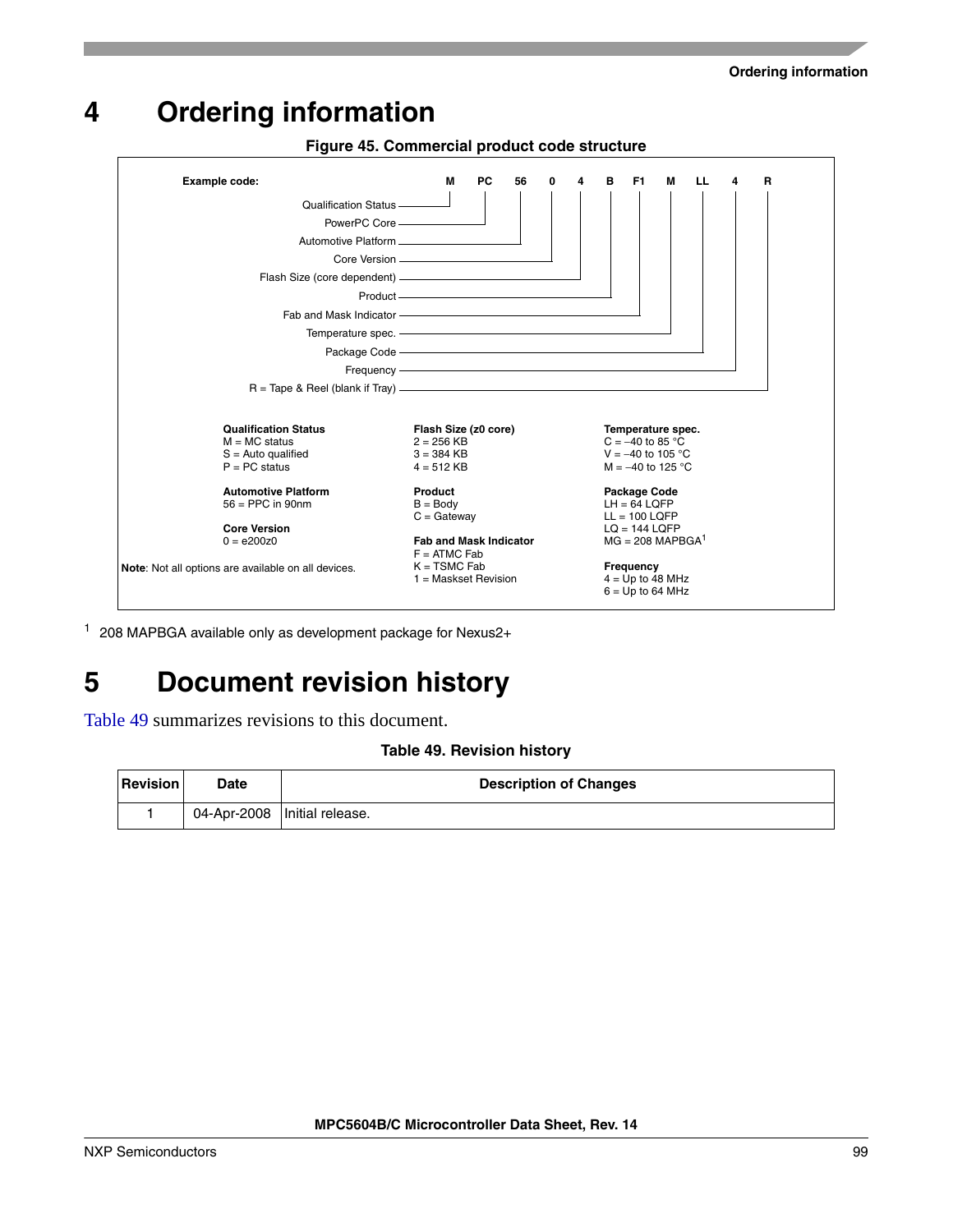# 4 Ordering information

**Figure 45. Commercial product code structure**

Example code: M PC 56 0 4 B F1 M LL 4 R

| Code element | Field |
|---|---|
| M | Qualification Status |
| PC | PowerPC Core |
| 56 | Automotive Platform |
| 0 | Core Version |
| 4 | Flash Size (core dependent) |
| B | Product |
| F1 | Fab and Mask Indicator |
| M | Temperature spec. |
| LL | Package Code |
| 4 | Frequency |
| R | R = Tape & Reel (blank if Tray) |

**Qualification Status**
M = MC status
S = Auto qualified
P = PC status

**Automotive Platform**
56 = PPC in 90nm

**Core Version**
0 = e200z0

**Flash Size (z0 core)**
2 = 256 KB
3 = 384 KB
4 = 512 KB

**Product**
B = Body
C = Gateway

**Fab and Mask Indicator**
F = ATMC Fab
K = TSMC Fab
1 = Maskset Revision

**Temperature spec.**
C = –40 to 85 °C
V = –40 to 105 °C
M = –40 to 125 °C

**Package Code**
LH = 64 LQFP
LL = 100 LQFP
LQ = 144 LQFP
MG = 208 MAPBGA[1]

**Frequency**
4 = Up to 48 MHz
6 = Up to 64 MHz

**Note**: Not all options are available on all devices.

[1] 208 MAPBGA available only as development package for Nexus2+

# 5 Document revision history

Table 49 summarizes revisions to this document.

**Table 49. Revision history**

| Revision | Date | Description of Changes |
|---|---|---|
| 1 | 04-Apr-2008 | Initial release. |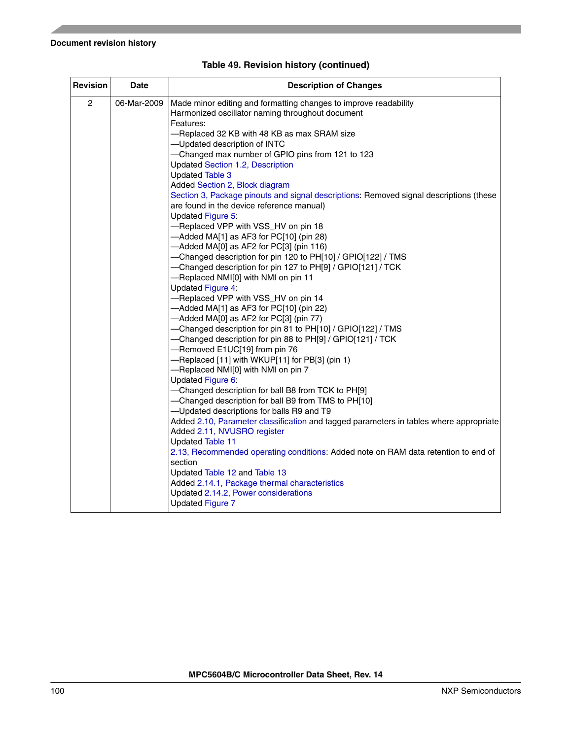**Table 49. Revision history (continued)**

| Revision | Date | Description of Changes |
|---|---|---|
| 2 | 06-Mar-2009 | Made minor editing and formatting changes to improve readability<br>Harmonized oscillator naming throughout document<br>Features:<br>—Replaced 32 KB with 48 KB as max SRAM size<br>—Updated description of INTC<br>—Changed max number of GPIO pins from 121 to 123<br>Updated Section 1.2, Description<br>Updated Table 3<br>Added Section 2, Block diagram<br>Section 3, Package pinouts and signal descriptions: Removed signal descriptions (these are found in the device reference manual)<br>Updated Figure 5:<br>—Replaced VPP with VSS_HV on pin 18<br>—Added MA[1] as AF3 for PC[10] (pin 28)<br>—Added MA[0] as AF2 for PC[3] (pin 116)<br>—Changed description for pin 120 to PH[10] / GPIO[122] / TMS<br>—Changed description for pin 127 to PH[9] / GPIO[121] / TCK<br>—Replaced NMI[0] with NMI on pin 11<br>Updated Figure 4:<br>—Replaced VPP with VSS_HV on pin 14<br>—Added MA[1] as AF3 for PC[10] (pin 22)<br>—Added MA[0] as AF2 for PC[3] (pin 77)<br>—Changed description for pin 81 to PH[10] / GPIO[122] / TMS<br>—Changed description for pin 88 to PH[9] / GPIO[121] / TCK<br>—Removed E1UC[19] from pin 76<br>—Replaced [11] with WKUP[11] for PB[3] (pin 1)<br>—Replaced NMI[0] with NMI on pin 7<br>Updated Figure 6:<br>—Changed description for ball B8 from TCK to PH[9]<br>—Changed description for ball B9 from TMS to PH[10]<br>—Updated descriptions for balls R9 and T9<br>Added 2.10, Parameter classification and tagged parameters in tables where appropriate<br>Added 2.11, NVUSRO register<br>Updated Table 11<br>2.13, Recommended operating conditions: Added note on RAM data retention to end of section<br>Updated Table 12 and Table 13<br>Added 2.14.1, Package thermal characteristics<br>Updated 2.14.2, Power considerations<br>Updated Figure 7 |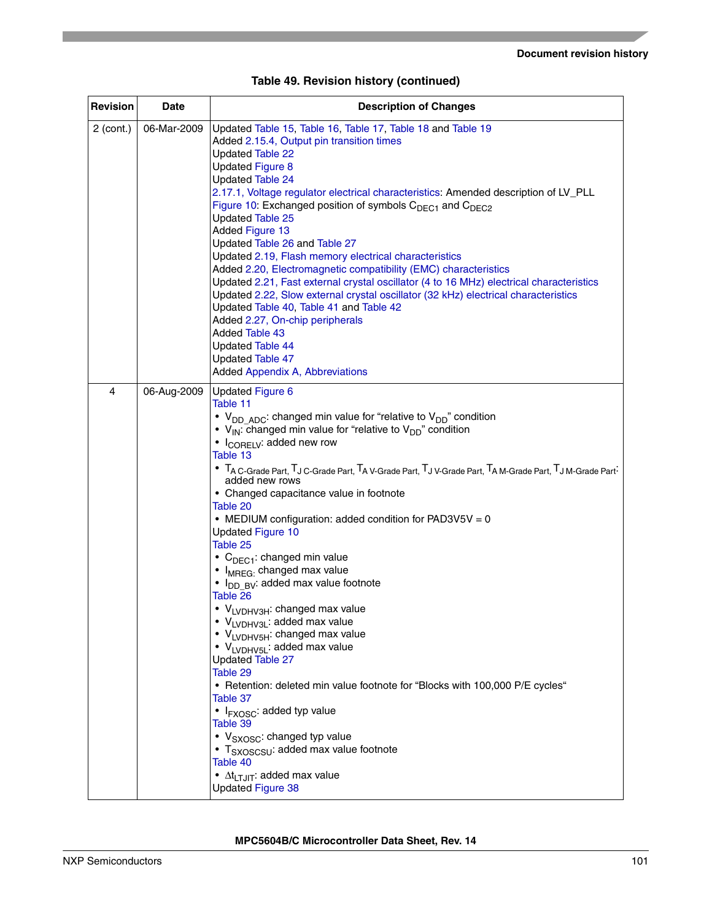**Table 49. Revision history (continued)**

| Revision | Date | Description of Changes |
|---|---|---|
| 2 (cont.) | 06-Mar-2009 | Updated Table 15, Table 16, Table 17, Table 18 and Table 19<br>Added 2.15.4, Output pin transition times<br>Updated Table 22<br>Updated Figure 8<br>Updated Table 24<br>2.17.1, Voltage regulator electrical characteristics: Amended description of LV_PLL<br>Figure 10: Exchanged position of symbols $C_{DEC1}$ and $C_{DEC2}$<br>Updated Table 25<br>Added Figure 13<br>Updated Table 26 and Table 27<br>Updated 2.19, Flash memory electrical characteristics<br>Added 2.20, Electromagnetic compatibility (EMC) characteristics<br>Updated 2.21, Fast external crystal oscillator (4 to 16 MHz) electrical characteristics<br>Updated 2.22, Slow external crystal oscillator (32 kHz) electrical characteristics<br>Updated Table 40, Table 41 and Table 42<br>Added 2.27, On-chip peripherals<br>Added Table 43<br>Updated Table 44<br>Updated Table 47<br>Added Appendix A, Abbreviations |
| 4 | 06-Aug-2009 | Updated Figure 6<br>Table 11<br>• $V_{DD\_ADC}$: changed min value for “relative to $V_{DD}$” condition<br>• $V_{IN}$: changed min value for “relative to $V_{DD}$” condition<br>• $I_{CORELV}$: added new row<br>Table 13<br>• $T_{A\ C\text{-}Grade\ Part}$, $T_{J\ C\text{-}Grade\ Part}$, $T_{A\ V\text{-}Grade\ Part}$, $T_{J\ V\text{-}Grade\ Part}$, $T_{A\ M\text{-}Grade\ Part}$, $T_{J\ M\text{-}Grade\ Part}$: added new rows<br>• Changed capacitance value in footnote<br>Table 20<br>• MEDIUM configuration: added condition for PAD3V5V = 0<br>Updated Figure 10<br>Table 25<br>• $C_{DEC1}$: changed min value<br>• $I_{MREG}$: changed max value<br>• $I_{DD\_BV}$: added max value footnote<br>Table 26<br>• $V_{LVDHV3H}$: changed max value<br>• $V_{LVDHV3L}$: added max value<br>• $V_{LVDHV5H}$: changed max value<br>• $V_{LVDHV5L}$: added max value<br>Updated Table 27<br>Table 29<br>• Retention: deleted min value footnote for “Blocks with 100,000 P/E cycles“<br>Table 37<br>• $I_{FXOSC}$: added typ value<br>Table 39<br>• $V_{SXOSC}$: changed typ value<br>• $T_{SXOSCSU}$: added max value footnote<br>Table 40<br>• $\Delta t_{LTJIT}$: added max value<br>Updated Figure 38 |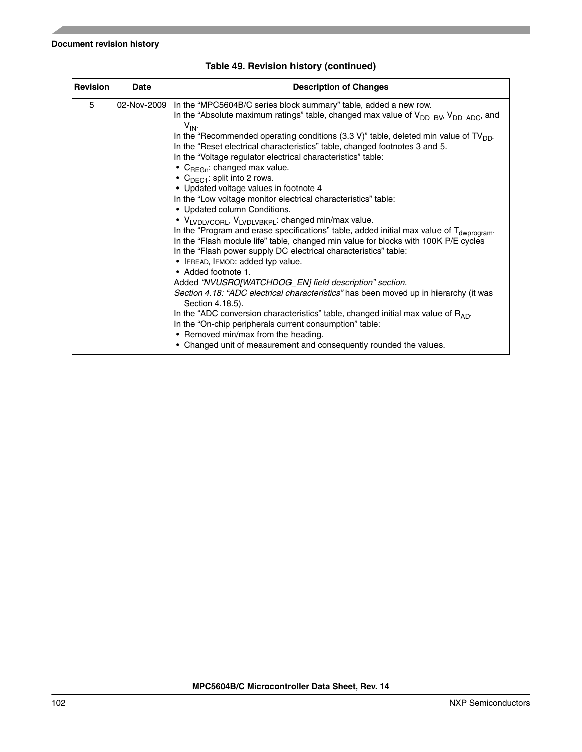Table 49. Revision history (continued)

| Revision | Date | Description of Changes |
|---|---|---|
| 5 | 02-Nov-2009 | In the "MPC5604B/C series block summary" table, added a new row.<br>In the "Absolute maximum ratings" table, changed max value of $V_{DD\_BV}$, $V_{DD\_ADC}$, and $V_{IN}$.<br>In the "Recommended operating conditions (3.3 V)" table, deleted min value of $TV_{DD}$.<br>In the "Reset electrical characteristics" table, changed footnotes 3 and 5.<br>In the "Voltage regulator electrical characteristics" table:<br>• $C_{REGn}$: changed max value.<br>• $C_{DEC1}$: split into 2 rows.<br>• Updated voltage values in footnote 4<br>In the "Low voltage monitor electrical characteristics" table:<br>• Updated column Conditions.<br>• $V_{LVDLVCORL}$, $V_{LVDLVBKPL}$: changed min/max value.<br>In the "Program and erase specifications" table, added initial max value of $T_{dwprogram}$.<br>In the "Flash module life" table, changed min value for blocks with 100K P/E cycles<br>In the "Flash power supply DC electrical characteristics" table:<br>• IFREAD, IFMOD: added typ value.<br>• Added footnote 1.<br>Added *"NVUSRO[WATCHDOG_EN] field description" section.*<br>*Section 4.18: "ADC electrical characteristics"* has been moved up in hierarchy (it was Section 4.18.5).<br>In the "ADC conversion characteristics" table, changed initial max value of $R_{AD}$.<br>In the "On-chip peripherals current consumption" table:<br>• Removed min/max from the heading.<br>• Changed unit of measurement and consequently rounded the values. |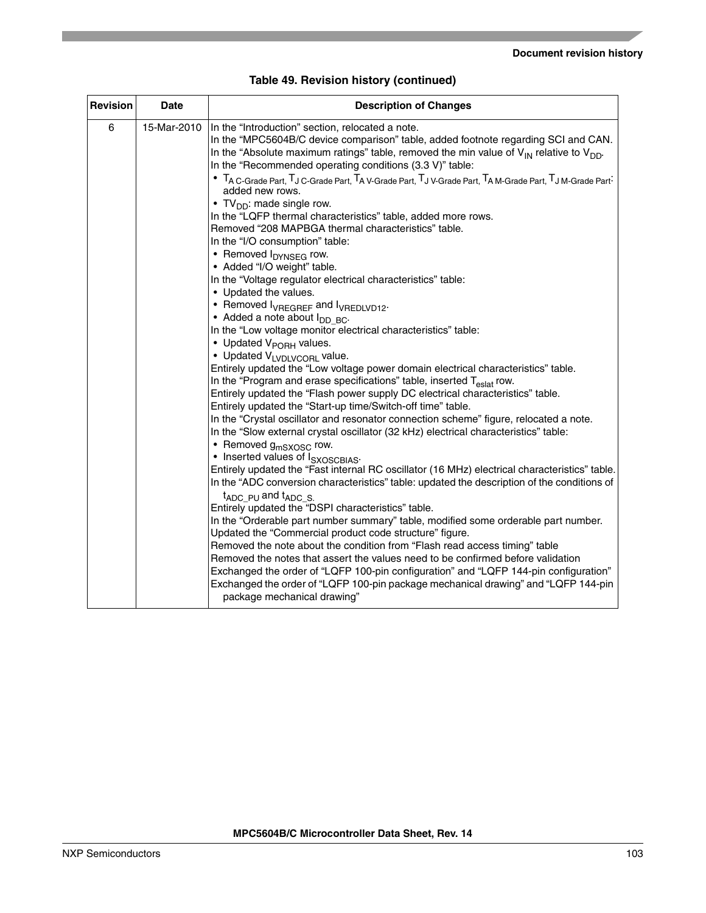**Table 49. Revision history (continued)**

| Revision | Date | Description of Changes |
|---|---|---|
| 6 | 15-Mar-2010 | In the “Introduction” section, relocated a note.<br>In the “MPC5604B/C device comparison” table, added footnote regarding SCI and CAN.<br>In the “Absolute maximum ratings” table, removed the min value of $V_{IN}$ relative to $V_{DD}$.<br>In the “Recommended operating conditions (3.3 V)” table:<br>• $T_{A\ C\text{-}Grade\ Part}$, $T_{J\ C\text{-}Grade\ Part}$, $T_{A\ V\text{-}Grade\ Part}$, $T_{J\ V\text{-}Grade\ Part}$, $T_{A\ M\text{-}Grade\ Part}$, $T_{J\ M\text{-}Grade\ Part}$: added new rows.<br>• $TV_{DD}$: made single row.<br>In the “LQFP thermal characteristics” table, added more rows.<br>Removed “208 MAPBGA thermal characteristics” table.<br>In the “I/O consumption” table:<br>• Removed $I_{DYNSEG}$ row.<br>• Added “I/O weight” table.<br>In the “Voltage regulator electrical characteristics” table:<br>• Updated the values.<br>• Removed $I_{VREGREF}$ and $I_{VREDLVD12}$.<br>• Added a note about $I_{DD\_BC}$.<br>In the “Low voltage monitor electrical characteristics” table:<br>• Updated $V_{PORH}$ values.<br>• Updated $V_{LVDLVCORL}$ value.<br>Entirely updated the “Low voltage power domain electrical characteristics” table.<br>In the “Program and erase specifications” table, inserted $T_{eslat}$ row.<br>Entirely updated the “Flash power supply DC electrical characteristics” table.<br>Entirely updated the “Start-up time/Switch-off time” table.<br>In the “Crystal oscillator and resonator connection scheme” figure, relocated a note.<br>In the “Slow external crystal oscillator (32 kHz) electrical characteristics” table:<br>• Removed $g_{mSXOSC}$ row.<br>• Inserted values of $I_{SXOSCBIAS}$.<br>Entirely updated the “Fast internal RC oscillator (16 MHz) electrical characteristics” table.<br>In the “ADC conversion characteristics” table: updated the description of the conditions of $t_{ADC\_PU}$ and $t_{ADC\_S}$.<br>Entirely updated the “DSPI characteristics” table.<br>In the “Orderable part number summary” table, modified some orderable part number.<br>Updated the “Commercial product code structure” figure.<br>Removed the note about the condition from “Flash read access timing” table<br>Removed the notes that assert the values need to be confirmed before validation<br>Exchanged the order of “LQFP 100-pin configuration” and “LQFP 144-pin configuration”<br>Exchanged the order of “LQFP 100-pin package mechanical drawing” and “LQFP 144-pin package mechanical drawing” |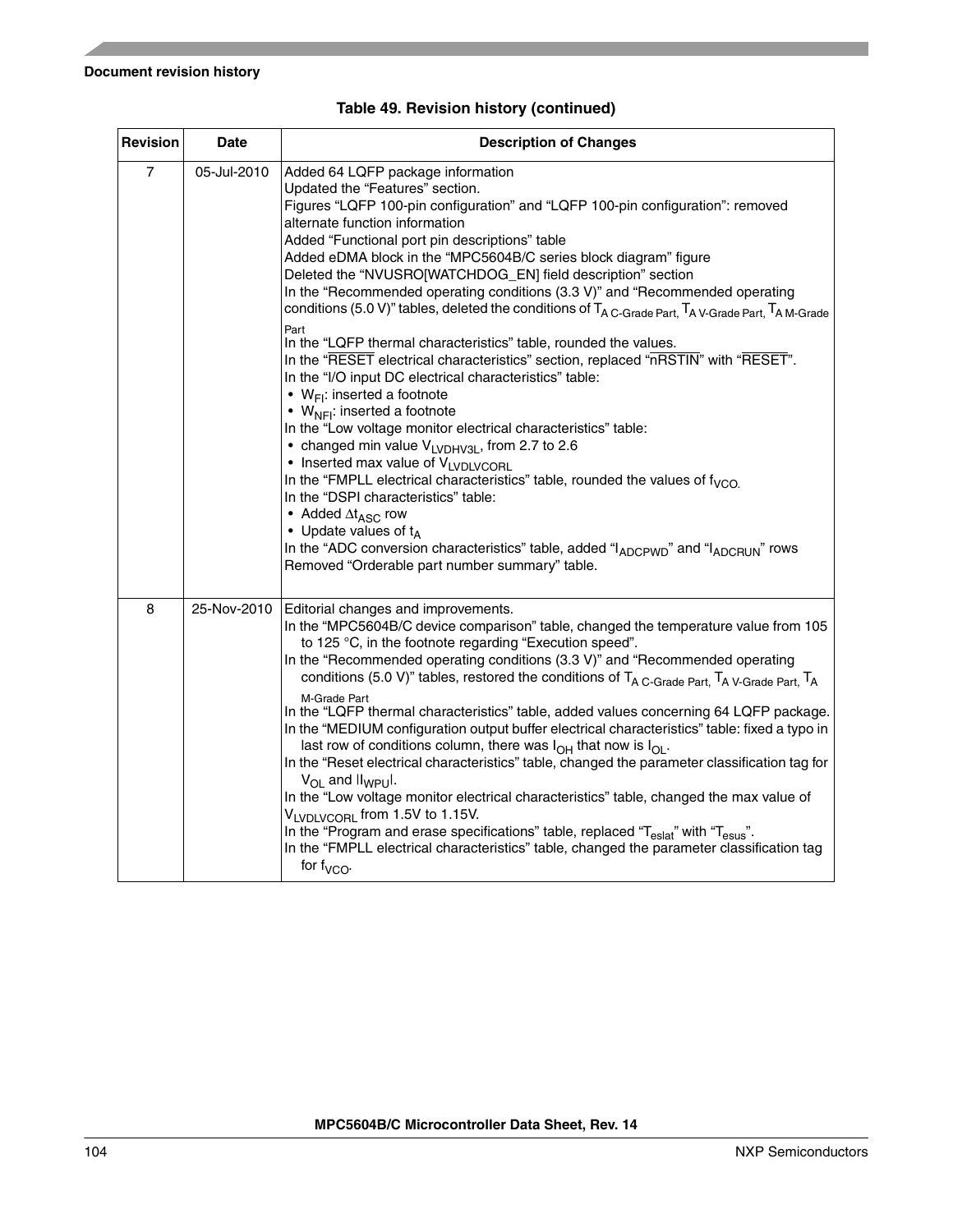Table 49. Revision history (continued)

| Revision | Date | Description of Changes |
|---|---|---|
| 7 | 05-Jul-2010 | Added 64 LQFP package information<br>Updated the “Features” section.<br>Figures “LQFP 100-pin configuration” and “LQFP 100-pin configuration”: removed alternate function information<br>Added “Functional port pin descriptions” table<br>Added eDMA block in the “MPC5604B/C series block diagram” figure<br>Deleted the “NVUSRO[WATCHDOG_EN] field description” section<br>In the “Recommended operating conditions (3.3 V)” and “Recommended operating conditions (5.0 V)” tables, deleted the conditions of $T_{A\ C\text{-}Grade\ Part}$, $T_{A\ V\text{-}Grade\ Part}$, $T_{A\ M\text{-}Grade\ Part}$<br>In the “LQFP thermal characteristics” table, rounded the values.<br>In the “$\overline{RESET}$ electrical characteristics” section, replaced “$\overline{nRSTIN}$” with “$\overline{RESET}$”.<br>In the “I/O input DC electrical characteristics” table:<br>• $W_{FI}$: inserted a footnote<br>• $W_{NFI}$: inserted a footnote<br>In the “Low voltage monitor electrical characteristics” table:<br>• changed min value $V_{LVDHV3L}$, from 2.7 to 2.6<br>• Inserted max value of $V_{LVDLVCORL}$<br>In the “FMPLL electrical characteristics” table, rounded the values of $f_{VCO}$.<br>In the “DSPI characteristics” table:<br>• Added $\Delta t_{ASC}$ row<br>• Update values of $t_A$<br>In the “ADC conversion characteristics” table, added “$I_{ADCPWD}$” and “$I_{ADCRUN}$” rows<br>Removed “Orderable part number summary” table. |
| 8 | 25-Nov-2010 | Editorial changes and improvements.<br>In the “MPC5604B/C device comparison” table, changed the temperature value from 105 to 125 °C, in the footnote regarding “Execution speed”.<br>In the “Recommended operating conditions (3.3 V)” and “Recommended operating conditions (5.0 V)” tables, restored the conditions of $T_{A\ C\text{-}Grade\ Part}$, $T_{A\ V\text{-}Grade\ Part}$, $T_{A\ M\text{-}Grade\ Part}$<br>In the “LQFP thermal characteristics” table, added values concerning 64 LQFP package.<br>In the “MEDIUM configuration output buffer electrical characteristics” table: fixed a typo in last row of conditions column, there was $I_{OH}$ that now is $I_{OL}$.<br>In the “Reset electrical characteristics” table, changed the parameter classification tag for $V_{OL}$ and $\|I_{WPU}\|$.<br>In the “Low voltage monitor electrical characteristics” table, changed the max value of $V_{LVDLVCORL}$ from 1.5V to 1.15V.<br>In the “Program and erase specifications” table, replaced “$T_{eslat}$” with “$T_{esus}$”.<br>In the “FMPLL electrical characteristics” table, changed the parameter classification tag for $f_{VCO}$. |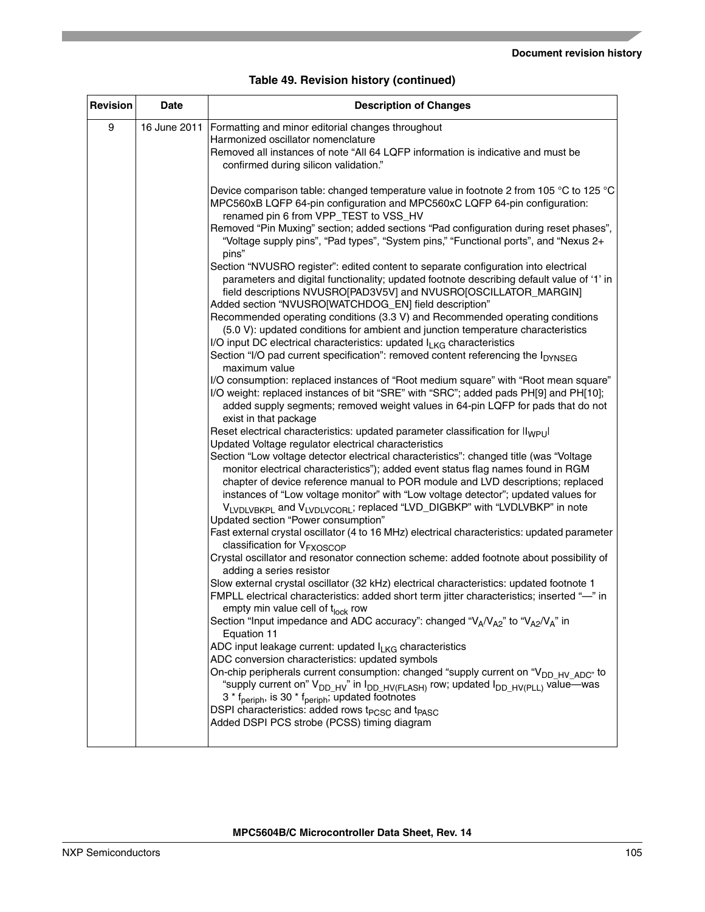**Table 49. Revision history (continued)**

| Revision | Date | Description of Changes |
|---|---|---|
| 9 | 16 June 2011 | Formatting and minor editorial changes throughout<br>Harmonized oscillator nomenclature<br>Removed all instances of note “All 64 LQFP information is indicative and must be confirmed during silicon validation.”<br><br>Device comparison table: changed temperature value in footnote 2 from 105 °C to 125 °C<br>MPC560xB LQFP 64-pin configuration and MPC560xC LQFP 64-pin configuration: renamed pin 6 from VPP_TEST to VSS_HV<br>Removed “Pin Muxing” section; added sections “Pad configuration during reset phases”, “Voltage supply pins”, “Pad types”, “System pins,” “Functional ports”, and “Nexus 2+ pins”<br>Section “NVUSRO register”: edited content to separate configuration into electrical parameters and digital functionality; updated footnote describing default value of ‘1’ in field descriptions NVUSRO[PAD3V5V] and NVUSRO[OSCILLATOR_MARGIN]<br>Added section “NVUSRO[WATCHDOG_EN] field description”<br>Recommended operating conditions (3.3 V) and Recommended operating conditions (5.0 V): updated conditions for ambient and junction temperature characteristics<br>I/O input DC electrical characteristics: updated $I_{LKG}$ characteristics<br>Section “I/O pad current specification”: removed content referencing the $I_{DYNSEG}$ maximum value<br>I/O consumption: replaced instances of “Root medium square” with “Root mean square”<br>I/O weight: replaced instances of bit “SRE” with “SRC”; added pads PH[9] and PH[10]; added supply segments; removed weight values in 64-pin LQFP for pads that do not exist in that package<br>Reset electrical characteristics: updated parameter classification for $\|I_{WPU}\|$<br>Updated Voltage regulator electrical characteristics<br>Section “Low voltage detector electrical characteristics”: changed title (was “Voltage monitor electrical characteristics”); added event status flag names found in RGM chapter of device reference manual to POR module and LVD descriptions; replaced instances of “Low voltage monitor” with “Low voltage detector”; updated values for $V_{LVDLVBKPL}$ and $V_{LVDLVCORL}$; replaced “LVD_DIGBKP” with “LVDLVBKP” in note<br>Updated section “Power consumption”<br>Fast external crystal oscillator (4 to 16 MHz) electrical characteristics: updated parameter classification for $V_{FXOSCOP}$<br>Crystal oscillator and resonator connection scheme: added footnote about possibility of adding a series resistor<br>Slow external crystal oscillator (32 kHz) electrical characteristics: updated footnote 1<br>FMPLL electrical characteristics: added short term jitter characteristics; inserted “—” in empty min value cell of $t_{lock}$ row<br>Section “Input impedance and ADC accuracy”: changed “$V_A/V_{A2}$” to “$V_{A2}/V_A$” in Equation 11<br>ADC input leakage current: updated $I_{LKG}$ characteristics<br>ADC conversion characteristics: updated symbols<br>On-chip peripherals current consumption: changed “supply current on “$V_{DD\_HV\_ADC}$” to “supply current on” $V_{DD\_HV}$” in $I_{DD\_HV(FLASH)}$ row; updated $I_{DD\_HV(PLL)}$ value—was 3 * $f_{periph}$, is 30 * $f_{periph}$; updated footnotes<br>DSPI characteristics: added rows $t_{PCSC}$ and $t_{PASC}$<br>Added DSPI PCS strobe (PCSS) timing diagram |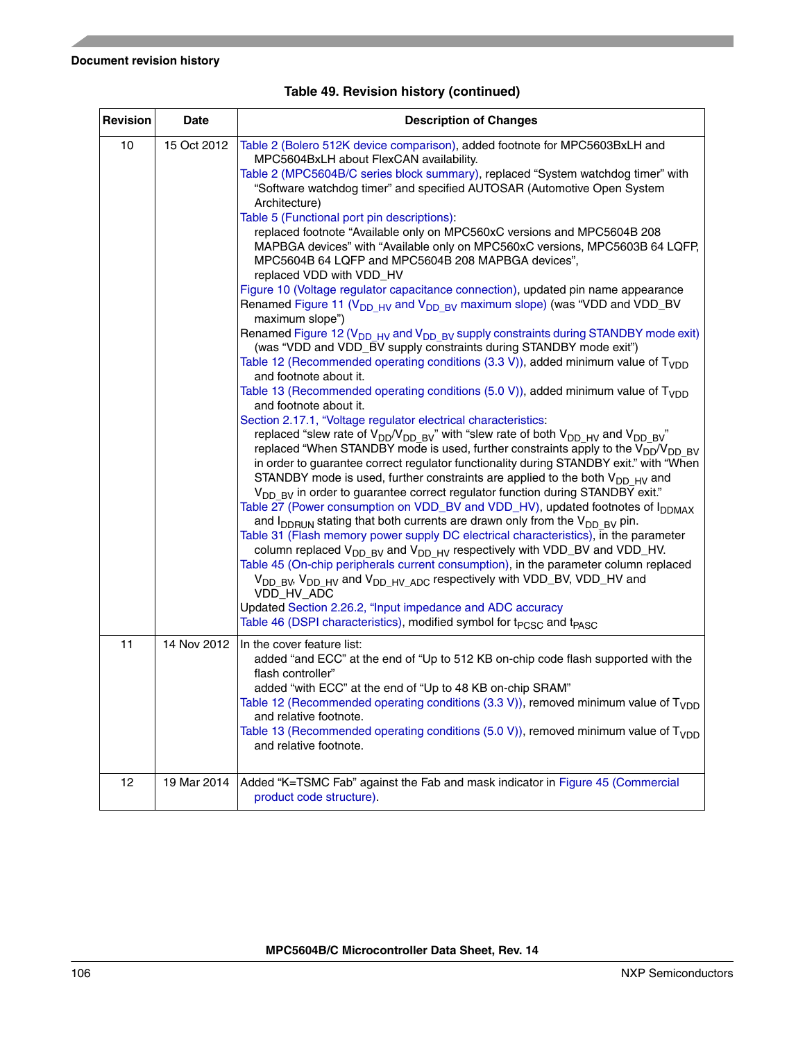**Table 49. Revision history (continued)**

| Revision | Date | Description of Changes |
|---|---|---|
| 10 | 15 Oct 2012 | Table 2 (Bolero 512K device comparison), added footnote for MPC5603BxLH and MPC5604BxLH about FlexCAN availability.<br>Table 2 (MPC5604B/C series block summary), replaced “System watchdog timer” with “Software watchdog timer” and specified AUTOSAR (Automotive Open System Architecture)<br>Table 5 (Functional port pin descriptions):<br>replaced footnote “Available only on MPC560xC versions and MPC5604B 208 MAPBGA devices” with “Available only on MPC560xC versions, MPC5603B 64 LQFP, MPC5604B 64 LQFP and MPC5604B 208 MAPBGA devices”,<br>replaced VDD with VDD_HV<br>Figure 10 (Voltage regulator capacitance connection), updated pin name appearance<br>Renamed Figure 11 ($V_{DD\_HV}$ and $V_{DD\_BV}$ maximum slope) (was “VDD and VDD_BV maximum slope”)<br>Renamed Figure 12 ($V_{DD\_HV}$ and $V_{DD\_BV}$ supply constraints during STANDBY mode exit) (was “VDD and VDD_BV supply constraints during STANDBY mode exit”)<br>Table 12 (Recommended operating conditions (3.3 V)), added minimum value of $T_{VDD}$ and footnote about it.<br>Table 13 (Recommended operating conditions (5.0 V)), added minimum value of $T_{VDD}$ and footnote about it.<br>Section 2.17.1, “Voltage regulator electrical characteristics:<br>replaced “slew rate of $V_{DD}$/$V_{DD\_BV}$” with “slew rate of both $V_{DD\_HV}$ and $V_{DD\_BV}$”<br>replaced “When STANDBY mode is used, further constraints apply to the $V_{DD}$/$V_{DD\_BV}$ in order to guarantee correct regulator functionality during STANDBY exit.” with “When STANDBY mode is used, further constraints are applied to the both $V_{DD\_HV}$ and $V_{DD\_BV}$ in order to guarantee correct regulator function during STANDBY exit.”<br>Table 27 (Power consumption on VDD_BV and VDD_HV), updated footnotes of $I_{DDMAX}$ and $I_{DDRUN}$ stating that both currents are drawn only from the $V_{DD\_BV}$ pin.<br>Table 31 (Flash memory power supply DC electrical characteristics), in the parameter column replaced $V_{DD\_BV}$ and $V_{DD\_HV}$ respectively with VDD_BV and VDD_HV.<br>Table 45 (On-chip peripherals current consumption), in the parameter column replaced $V_{DD\_BV}$, $V_{DD\_HV}$ and $V_{DD\_HV\_ADC}$ respectively with VDD_BV, VDD_HV and VDD_HV_ADC<br>Updated Section 2.26.2, “Input impedance and ADC accuracy<br>Table 46 (DSPI characteristics), modified symbol for $t_{PCSC}$ and $t_{PASC}$ |
| 11 | 14 Nov 2012 | In the cover feature list:<br>added “and ECC” at the end of “Up to 512 KB on-chip code flash supported with the flash controller”<br>added “with ECC” at the end of “Up to 48 KB on-chip SRAM”<br>Table 12 (Recommended operating conditions (3.3 V)), removed minimum value of $T_{VDD}$ and relative footnote.<br>Table 13 (Recommended operating conditions (5.0 V)), removed minimum value of $T_{VDD}$ and relative footnote. |
| 12 | 19 Mar 2014 | Added “K=TSMC Fab” against the Fab and mask indicator in Figure 45 (Commercial product code structure). |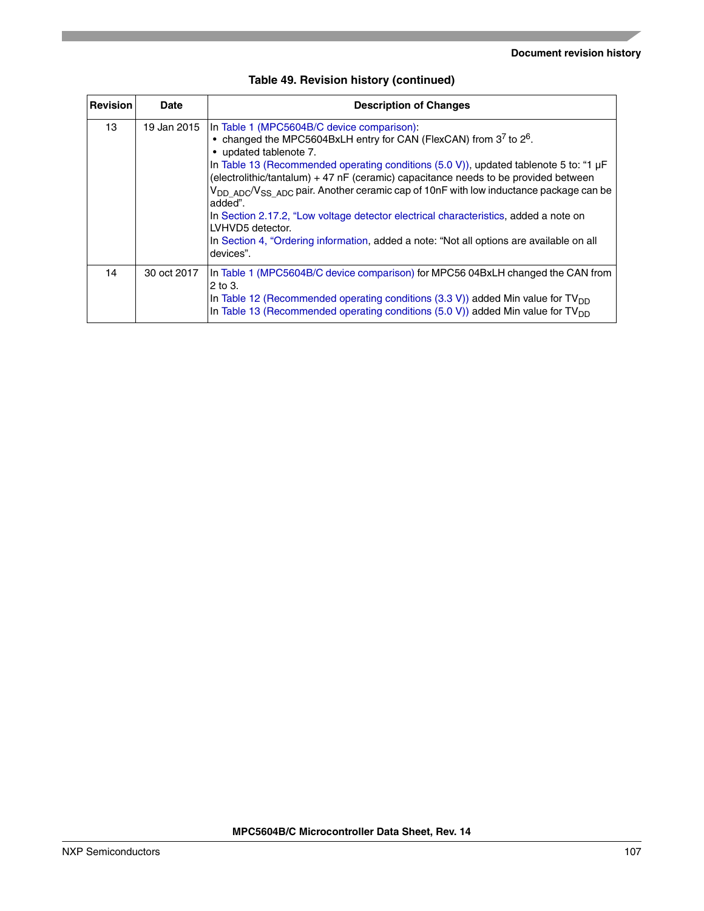Table 49. Revision history (continued)

| Revision | Date | Description of Changes |
|---|---|---|
| 13 | 19 Jan 2015 | In Table 1 (MPC5604B/C device comparison): <br>• changed the MPC5604BxLH entry for CAN (FlexCAN) from 3[7] to 2[6]. <br>• updated tablenote 7. <br>In Table 13 (Recommended operating conditions (5.0 V)), updated tablenote 5 to: "1 µF (electrolithic/tantalum) + 47 nF (ceramic) capacitance needs to be provided between $V_{DD\_ADC}$/$V_{SS\_ADC}$ pair. Another ceramic cap of 10nF with low inductance package can be added". <br>In Section 2.17.2, "Low voltage detector electrical characteristics, added a note on LVHVD5 detector. <br>In Section 4, "Ordering information, added a note: "Not all options are available on all devices". |
| 14 | 30 oct 2017 | In Table 1 (MPC5604B/C device comparison) for MPC56 04BxLH changed the CAN from 2 to 3. <br>In Table 12 (Recommended operating conditions (3.3 V)) added Min value for $TV_{DD}$ <br>In Table 13 (Recommended operating conditions (5.0 V)) added Min value for $TV_{DD}$ |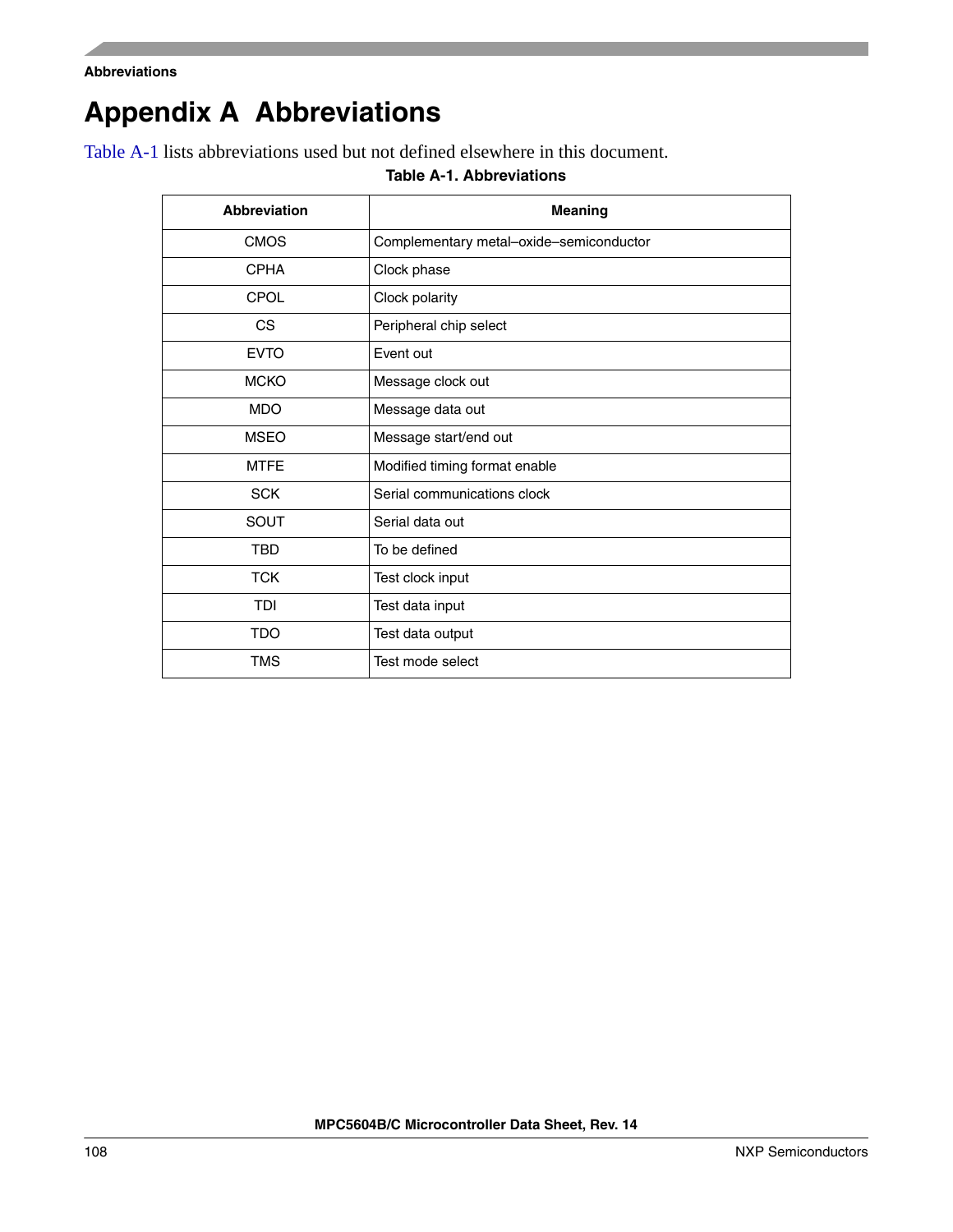# Appendix A Abbreviations

Table A-1 lists abbreviations used but not defined elsewhere in this document.

**Table A-1. Abbreviations**

| Abbreviation | Meaning |
|---|---|
| CMOS | Complementary metal–oxide–semiconductor |
| CPHA | Clock phase |
| CPOL | Clock polarity |
| CS | Peripheral chip select |
| EVTO | Event out |
| MCKO | Message clock out |
| MDO | Message data out |
| MSEO | Message start/end out |
| MTFE | Modified timing format enable |
| SCK | Serial communications clock |
| SOUT | Serial data out |
| TBD | To be defined |
| TCK | Test clock input |
| TDI | Test data input |
| TDO | Test data output |
| TMS | Test mode select |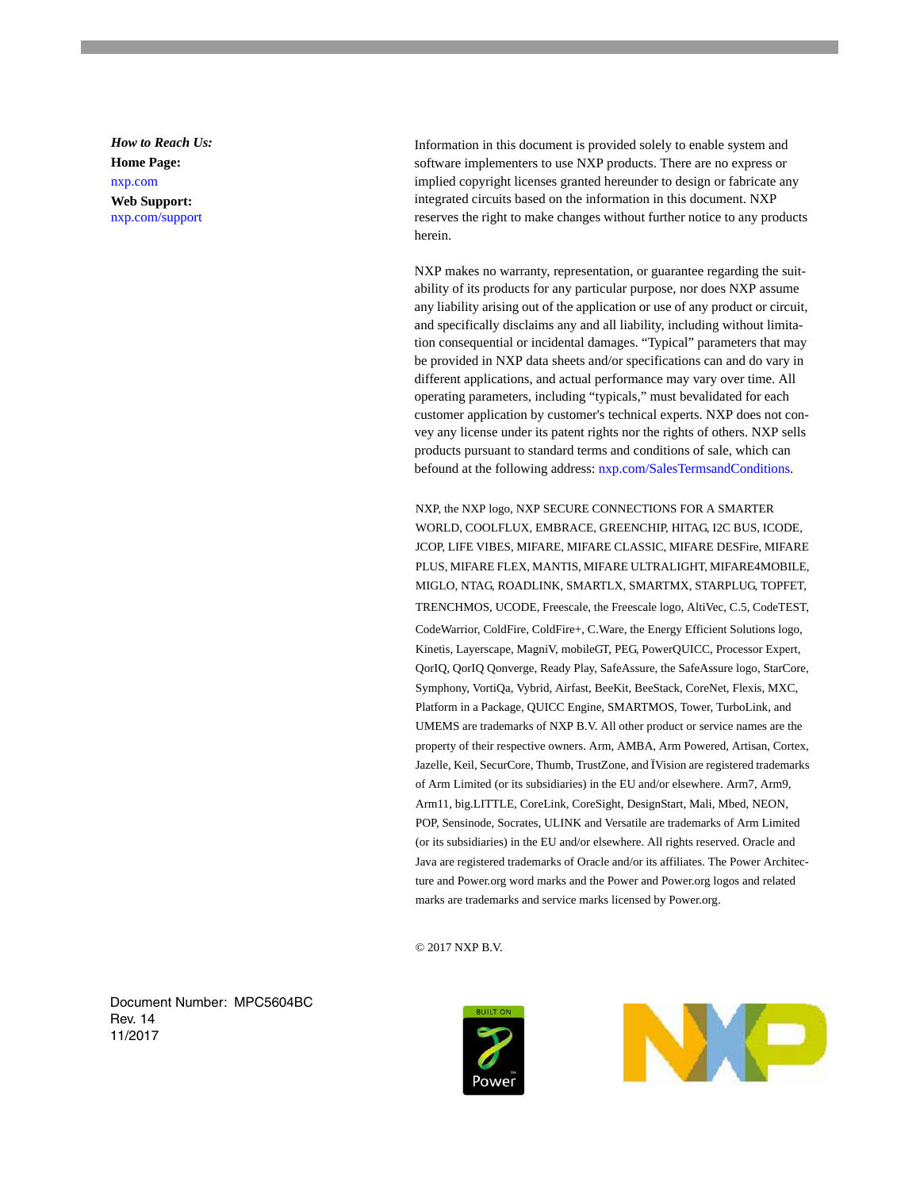*How to Reach Us:*

**Home Page:**

nxp.com

**Web Support:**

nxp.com/support

Information in this document is provided solely to enable system and software implementers to use NXP products. There are no express or implied copyright licenses granted hereunder to design or fabricate any integrated circuits based on the information in this document. NXP reserves the right to make changes without further notice to any products herein.

NXP makes no warranty, representation, or guarantee regarding the suitability of its products for any particular purpose, nor does NXP assume any liability arising out of the application or use of any product or circuit, and specifically disclaims any and all liability, including without limitation consequential or incidental damages. “Typical” parameters that may be provided in NXP data sheets and/or specifications can and do vary in different applications, and actual performance may vary over time. All operating parameters, including “typicals,” must bevalidated for each customer application by customer's technical experts. NXP does not convey any license under its patent rights nor the rights of others. NXP sells products pursuant to standard terms and conditions of sale, which can befound at the following address: nxp.com/SalesTermsandConditions.

NXP, the NXP logo, NXP SECURE CONNECTIONS FOR A SMARTER WORLD, COOLFLUX, EMBRACE, GREENCHIP, HITAG, I2C BUS, ICODE, JCOP, LIFE VIBES, MIFARE, MIFARE CLASSIC, MIFARE DESFire, MIFARE PLUS, MIFARE FLEX, MANTIS, MIFARE ULTRALIGHT, MIFARE4MOBILE, MIGLO, NTAG, ROADLINK, SMARTLX, SMARTMX, STARPLUG, TOPFET, TRENCHMOS, UCODE, Freescale, the Freescale logo, AltiVec, C.5, CodeTEST, CodeWarrior, ColdFire, ColdFire+, C.Ware, the Energy Efficient Solutions logo, Kinetis, Layerscape, MagniV, mobileGT, PEG, PowerQUICC, Processor Expert, QorIQ, QorIQ Qonverge, Ready Play, SafeAssure, the SafeAssure logo, StarCore, Symphony, VortiQa, Vybrid, Airfast, BeeKit, BeeStack, CoreNet, Flexis, MXC, Platform in a Package, QUICC Engine, SMARTMOS, Tower, TurboLink, and UMEMS are trademarks of NXP B.V. All other product or service names are the property of their respective owners. Arm, AMBA, Arm Powered, Artisan, Cortex, Jazelle, Keil, SecurCore, Thumb, TrustZone, and ÏVision are registered trademarks of Arm Limited (or its subsidiaries) in the EU and/or elsewhere. Arm7, Arm9, Arm11, big.LITTLE, CoreLink, CoreSight, DesignStart, Mali, Mbed, NEON, POP, Sensinode, Socrates, ULINK and Versatile are trademarks of Arm Limited (or its subsidiaries) in the EU and/or elsewhere. All rights reserved. Oracle and Java are registered trademarks of Oracle and/or its affiliates. The Power Architecture and Power.org word marks and the Power and Power.org logos and related marks are trademarks and service marks licensed by Power.org.

© 2017 NXP B.V.

Document Number: MPC5604BC
Rev. 14
11/2017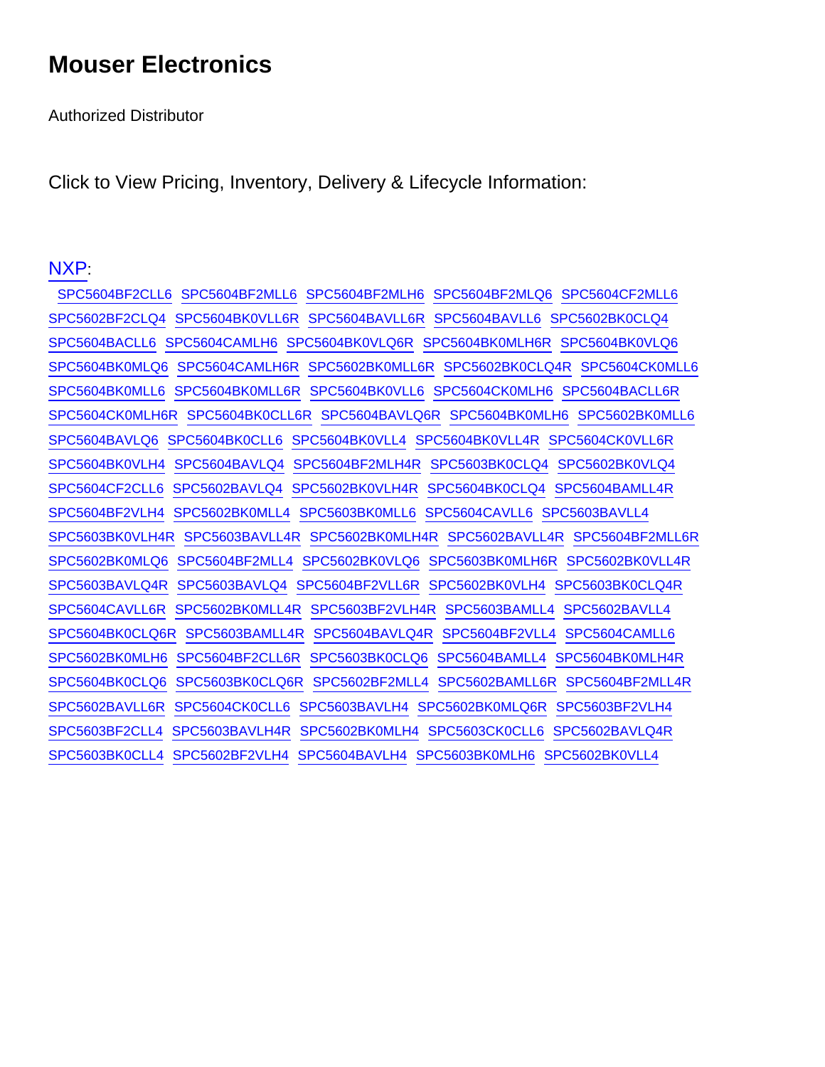# Mouser Electronics

Authorized Distributor

Click to View Pricing, Inventory, Delivery & Lifecycle Information:

NXP:

SPC5604BF2CLL6 SPC5604BF2MLL6 SPC5604BF2MLH6 SPC5604BF2MLQ6 SPC5604CF2MLL6
SPC5602BF2CLQ4 SPC5604BK0VLL6R SPC5604BAVLL6R SPC5604BAVLL6 SPC5602BK0CLQ4
SPC5604BACLL6 SPC5604CAMLH6 SPC5604BK0VLQ6R SPC5604BK0MLH6R SPC5604BK0VLQ6
SPC5604BK0MLQ6 SPC5604CAMLH6R SPC5602BK0MLL6R SPC5602BK0CLQ4R SPC5604CK0MLL6
SPC5604BK0MLL6 SPC5604BK0MLL6R SPC5604BK0VLL6 SPC5604CK0MLH6 SPC5604BACLL6R
SPC5604CK0MLH6R SPC5604BK0CLL6R SPC5604BAVLQ6R SPC5604BK0MLH6 SPC5602BK0MLL6
SPC5604BAVLQ6 SPC5604BK0CLL6 SPC5604BK0VLL4 SPC5604BK0VLL4R SPC5604CK0VLL6R
SPC5604BK0VLH4 SPC5604BAVLQ4 SPC5604BF2MLH4R SPC5603BK0CLQ4 SPC5602BK0VLQ4
SPC5604CF2CLL6 SPC5602BAVLQ4 SPC5602BK0VLH4R SPC5604BK0CLQ4 SPC5604BAMLL4R
SPC5604BF2VLH4 SPC5602BK0MLL4 SPC5603BK0MLL6 SPC5604CAVLL6 SPC5603BAVLL4
SPC5603BK0VLH4R SPC5603BAVLL4R SPC5602BK0MLH4R SPC5602BAVLL4R SPC5604BF2MLL6R
SPC5602BK0MLQ6 SPC5604BF2MLL4 SPC5602BK0VLQ6 SPC5603BK0MLH6R SPC5602BK0VLL4R
SPC5603BAVLQ4R SPC5603BAVLQ4 SPC5604BF2VLL6R SPC5602BK0VLH4 SPC5603BK0CLQ4R
SPC5604CAVLL6R SPC5602BK0MLL4R SPC5603BF2VLH4R SPC5603BAMLL4 SPC5602BAVLL4
SPC5604BK0CLQ6R SPC5603BAMLL4R SPC5604BAVLQ4R SPC5604BF2VLL4 SPC5604CAMLL6
SPC5602BK0MLH6 SPC5604BF2CLL6R SPC5603BK0CLQ6 SPC5604BAMLL4 SPC5604BK0MLH4R
SPC5604BK0CLQ6 SPC5603BK0CLQ6R SPC5602BF2MLL4 SPC5602BAMLL6R SPC5604BF2MLL4R
SPC5602BAVLL6R SPC5604CK0CLL6 SPC5603BAVLH4 SPC5602BK0MLQ6R SPC5603BF2VLH4
SPC5603BF2CLL4 SPC5603BAVLH4R SPC5602BK0MLH4 SPC5603CK0CLL6 SPC5602BAVLQ4R
SPC5603BK0CLL4 SPC5602BF2VLH4 SPC5604BAVLH4 SPC5603BK0MLH6 SPC5602BK0VLL4